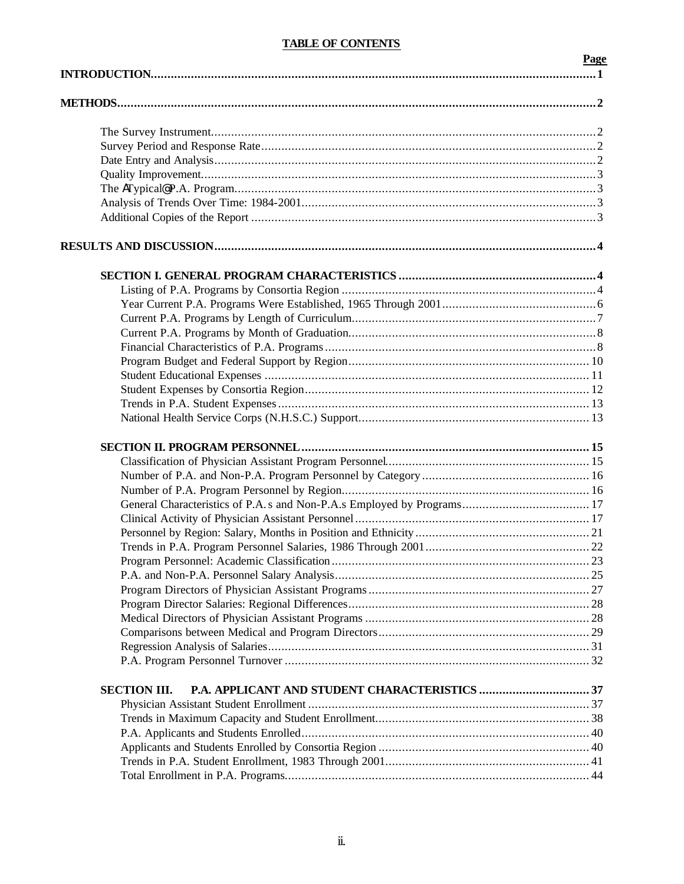# TABLE OF CONTENTS

| | Page |
|---|---|
| **INTRODUCTION** | **1** |
| **METHODS** | **2** |
| The Survey Instrument | 2 |
| Survey Period and Response Rate | 2 |
| Date Entry and Analysis | 2 |
| Quality Improvement | 3 |
| The ATypical@ P.A. Program | 3 |
| Analysis of Trends Over Time: 1984-2001 | 3 |
| Additional Copies of the Report | 3 |
| **RESULTS AND DISCUSSION** | **4** |
| **SECTION I. GENERAL PROGRAM CHARACTERISTICS** | **4** |
| Listing of P.A. Programs by Consortia Region | 4 |
| Year Current P.A. Programs Were Established, 1965 Through 2001 | 6 |
| Current P.A. Programs by Length of Curriculum | 7 |
| Current P.A. Programs by Month of Graduation | 8 |
| Financial Characteristics of P.A. Programs | 8 |
| Program Budget and Federal Support by Region | 10 |
| Student Educational Expenses | 11 |
| Student Expenses by Consortia Region | 12 |
| Trends in P.A. Student Expenses | 13 |
| National Health Service Corps (N.H.S.C.) Support | 13 |
| **SECTION II. PROGRAM PERSONNEL** | **15** |
| Classification of Physician Assistant Program Personnel | 15 |
| Number of P.A. and Non-P.A. Program Personnel by Category | 16 |
| Number of P.A. Program Personnel by Region | 16 |
| General Characteristics of P.A. s and Non-P.A.s Employed by Programs | 17 |
| Clinical Activity of Physician Assistant Personnel | 17 |
| Personnel by Region: Salary, Months in Position and Ethnicity | 21 |
| Trends in P.A. Program Personnel Salaries, 1986 Through 2001 | 22 |
| Program Personnel: Academic Classification | 23 |
| P.A. and Non-P.A. Personnel Salary Analysis | 25 |
| Program Directors of Physician Assistant Programs | 27 |
| Program Director Salaries: Regional Differences | 28 |
| Medical Directors of Physician Assistant Programs | 28 |
| Comparisons between Medical and Program Directors | 29 |
| Regression Analysis of Salaries | 31 |
| P.A. Program Personnel Turnover | 32 |
| **SECTION III. P.A. APPLICANT AND STUDENT CHARACTERISTICS** | **37** |
| Physician Assistant Student Enrollment | 37 |
| Trends in Maximum Capacity and Student Enrollment | 38 |
| P.A. Applicants and Students Enrolled | 40 |
| Applicants and Students Enrolled by Consortia Region | 40 |
| Trends in P.A. Student Enrollment, 1983 Through 2001 | 41 |
| Total Enrollment in P.A. Programs | 44 |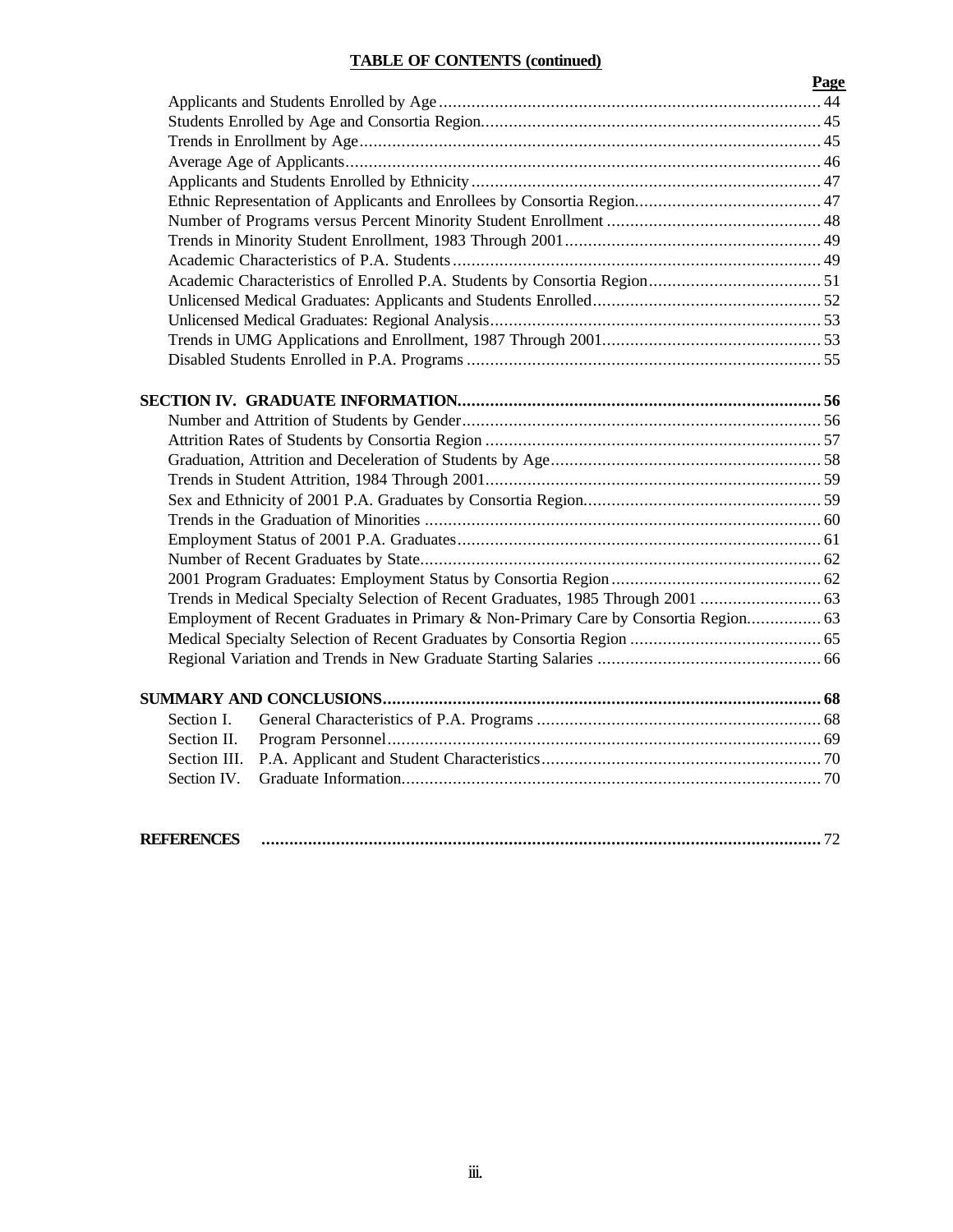**TABLE OF CONTENTS (continued)**

| | Page |
|---|---|
| Applicants and Students Enrolled by Age | 44 |
| Students Enrolled by Age and Consortia Region | 45 |
| Trends in Enrollment by Age | 45 |
| Average Age of Applicants | 46 |
| Applicants and Students Enrolled by Ethnicity | 47 |
| Ethnic Representation of Applicants and Enrollees by Consortia Region | 47 |
| Number of Programs versus Percent Minority Student Enrollment | 48 |
| Trends in Minority Student Enrollment, 1983 Through 2001 | 49 |
| Academic Characteristics of P.A. Students | 49 |
| Academic Characteristics of Enrolled P.A. Students by Consortia Region | 51 |
| Unlicensed Medical Graduates: Applicants and Students Enrolled | 52 |
| Unlicensed Medical Graduates: Regional Analysis | 53 |
| Trends in UMG Applications and Enrollment, 1987 Through 2001 | 53 |
| Disabled Students Enrolled in P.A. Programs | 55 |
| **SECTION IV. GRADUATE INFORMATION** | **56** |
| Number and Attrition of Students by Gender | 56 |
| Attrition Rates of Students by Consortia Region | 57 |
| Graduation, Attrition and Deceleration of Students by Age | 58 |
| Trends in Student Attrition, 1984 Through 2001 | 59 |
| Sex and Ethnicity of 2001 P.A. Graduates by Consortia Region | 59 |
| Trends in the Graduation of Minorities | 60 |
| Employment Status of 2001 P.A. Graduates | 61 |
| Number of Recent Graduates by State | 62 |
| 2001 Program Graduates: Employment Status by Consortia Region | 62 |
| Trends in Medical Specialty Selection of Recent Graduates, 1985 Through 2001 | 63 |
| Employment of Recent Graduates in Primary & Non-Primary Care by Consortia Region | 63 |
| Medical Specialty Selection of Recent Graduates by Consortia Region | 65 |
| Regional Variation and Trends in New Graduate Starting Salaries | 66 |
| **SUMMARY AND CONCLUSIONS** | **68** |
| Section I. General Characteristics of P.A. Programs | 68 |
| Section II. Program Personnel | 69 |
| Section III. P.A. Applicant and Student Characteristics | 70 |
| Section IV. Graduate Information | 70 |
| **REFERENCES** | 72 |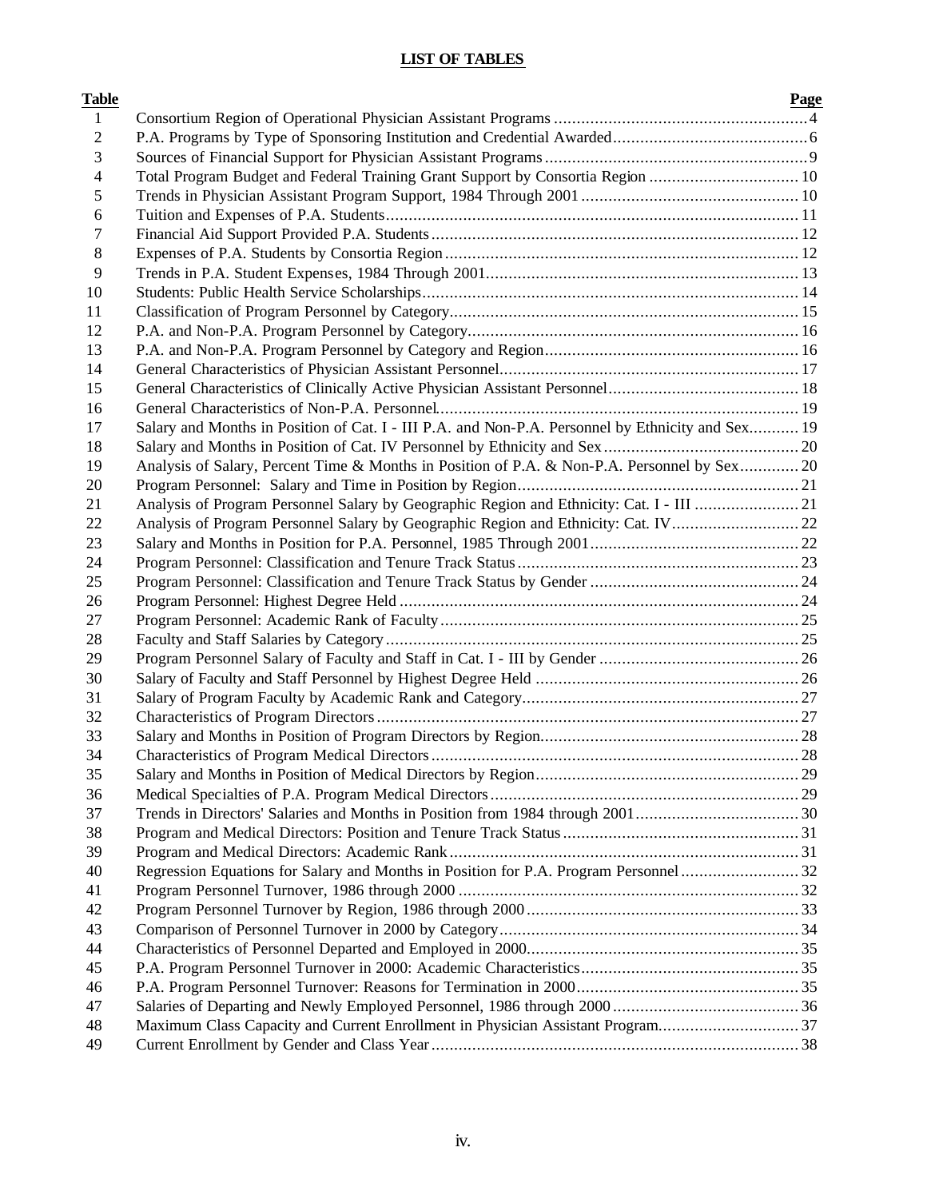## LIST OF TABLES

| Table | | Page |
|---|---|---|
| 1 | Consortium Region of Operational Physician Assistant Programs | 4 |
| 2 | P.A. Programs by Type of Sponsoring Institution and Credential Awarded | 6 |
| 3 | Sources of Financial Support for Physician Assistant Programs | 9 |
| 4 | Total Program Budget and Federal Training Grant Support by Consortia Region | 10 |
| 5 | Trends in Physician Assistant Program Support, 1984 Through 2001 | 10 |
| 6 | Tuition and Expenses of P.A. Students | 11 |
| 7 | Financial Aid Support Provided P.A. Students | 12 |
| 8 | Expenses of P.A. Students by Consortia Region | 12 |
| 9 | Trends in P.A. Student Expenses, 1984 Through 2001 | 13 |
| 10 | Students: Public Health Service Scholarships | 14 |
| 11 | Classification of Program Personnel by Category | 15 |
| 12 | P.A. and Non-P.A. Program Personnel by Category | 16 |
| 13 | P.A. and Non-P.A. Program Personnel by Category and Region | 16 |
| 14 | General Characteristics of Physician Assistant Personnel | 17 |
| 15 | General Characteristics of Clinically Active Physician Assistant Personnel | 18 |
| 16 | General Characteristics of Non-P.A. Personnel | 19 |
| 17 | Salary and Months in Position of Cat. I - III P.A. and Non-P.A. Personnel by Ethnicity and Sex | 19 |
| 18 | Salary and Months in Position of Cat. IV Personnel by Ethnicity and Sex | 20 |
| 19 | Analysis of Salary, Percent Time & Months in Position of P.A. & Non-P.A. Personnel by Sex | 20 |
| 20 | Program Personnel: Salary and Time in Position by Region | 21 |
| 21 | Analysis of Program Personnel Salary by Geographic Region and Ethnicity: Cat. I - III | 21 |
| 22 | Analysis of Program Personnel Salary by Geographic Region and Ethnicity: Cat. IV | 22 |
| 23 | Salary and Months in Position for P.A. Personnel, 1985 Through 2001 | 22 |
| 24 | Program Personnel: Classification and Tenure Track Status | 23 |
| 25 | Program Personnel: Classification and Tenure Track Status by Gender | 24 |
| 26 | Program Personnel: Highest Degree Held | 24 |
| 27 | Program Personnel: Academic Rank of Faculty | 25 |
| 28 | Faculty and Staff Salaries by Category | 25 |
| 29 | Program Personnel Salary of Faculty and Staff in Cat. I - III by Gender | 26 |
| 30 | Salary of Faculty and Staff Personnel by Highest Degree Held | 26 |
| 31 | Salary of Program Faculty by Academic Rank and Category | 27 |
| 32 | Characteristics of Program Directors | 27 |
| 33 | Salary and Months in Position of Program Directors by Region | 28 |
| 34 | Characteristics of Program Medical Directors | 28 |
| 35 | Salary and Months in Position of Medical Directors by Region | 29 |
| 36 | Medical Specialties of P.A. Program Medical Directors | 29 |
| 37 | Trends in Directors' Salaries and Months in Position from 1984 through 2001 | 30 |
| 38 | Program and Medical Directors: Position and Tenure Track Status | 31 |
| 39 | Program and Medical Directors: Academic Rank | 31 |
| 40 | Regression Equations for Salary and Months in Position for P.A. Program Personnel | 32 |
| 41 | Program Personnel Turnover, 1986 through 2000 | 32 |
| 42 | Program Personnel Turnover by Region, 1986 through 2000 | 33 |
| 43 | Comparison of Personnel Turnover in 2000 by Category | 34 |
| 44 | Characteristics of Personnel Departed and Employed in 2000 | 35 |
| 45 | P.A. Program Personnel Turnover in 2000: Academic Characteristics | 35 |
| 46 | P.A. Program Personnel Turnover: Reasons for Termination in 2000 | 35 |
| 47 | Salaries of Departing and Newly Employed Personnel, 1986 through 2000 | 36 |
| 48 | Maximum Class Capacity and Current Enrollment in Physician Assistant Program | 37 |
| 49 | Current Enrollment by Gender and Class Year | 38 |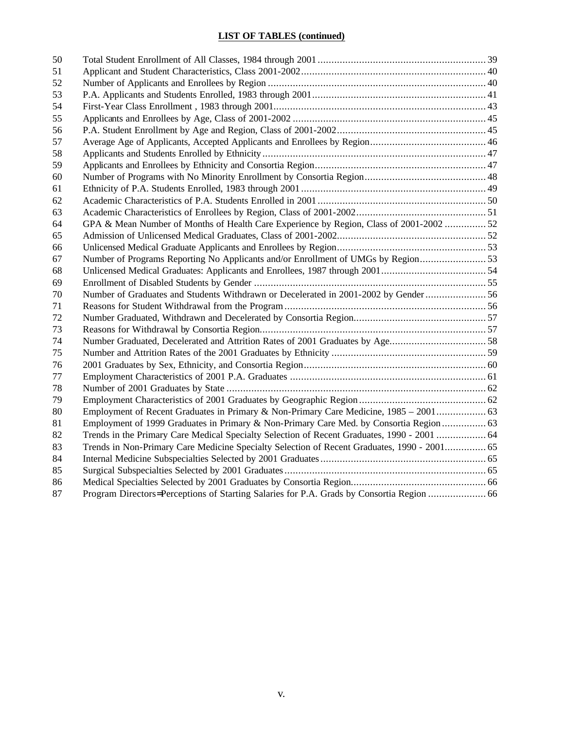## LIST OF TABLES (continued)

| | | |
|---|---|---|
| 50 | Total Student Enrollment of All Classes, 1984 through 2001 | 39 |
| 51 | Applicant and Student Characteristics, Class 2001-2002 | 40 |
| 52 | Number of Applicants and Enrollees by Region | 40 |
| 53 | P.A. Applicants and Students Enrolled, 1983 through 2001 | 41 |
| 54 | First-Year Class Enrollment , 1983 through 2001 | 43 |
| 55 | Applicants and Enrollees by Age, Class of 2001-2002 | 45 |
| 56 | P.A. Student Enrollment by Age and Region, Class of 2001-2002 | 45 |
| 57 | Average Age of Applicants, Accepted Applicants and Enrollees by Region | 46 |
| 58 | Applicants and Students Enrolled by Ethnicity | 47 |
| 59 | Applicants and Enrollees by Ethnicity and Consortia Region | 47 |
| 60 | Number of Programs with No Minority Enrollment by Consortia Region | 48 |
| 61 | Ethnicity of P.A. Students Enrolled, 1983 through 2001 | 49 |
| 62 | Academic Characteristics of P.A. Students Enrolled in 2001 | 50 |
| 63 | Academic Characteristics of Enrollees by Region, Class of 2001-2002 | 51 |
| 64 | GPA & Mean Number of Months of Health Care Experience by Region, Class of 2001-2002 | 52 |
| 65 | Admission of Unlicensed Medical Graduates, Class of 2001-2002 | 52 |
| 66 | Unlicensed Medical Graduate Applicants and Enrollees by Region | 53 |
| 67 | Number of Programs Reporting No Applicants and/or Enrollment of UMGs by Region | 53 |
| 68 | Unlicensed Medical Graduates: Applicants and Enrollees, 1987 through 2001 | 54 |
| 69 | Enrollment of Disabled Students by Gender | 55 |
| 70 | Number of Graduates and Students Withdrawn or Decelerated in 2001-2002 by Gender | 56 |
| 71 | Reasons for Student Withdrawal from the Program | 56 |
| 72 | Number Graduated, Withdrawn and Decelerated by Consortia Region | 57 |
| 73 | Reasons for Withdrawal by Consortia Region | 57 |
| 74 | Number Graduated, Decelerated and Attrition Rates of 2001 Graduates by Age | 58 |
| 75 | Number and Attrition Rates of the 2001 Graduates by Ethnicity | 59 |
| 76 | 2001 Graduates by Sex, Ethnicity, and Consortia Region | 60 |
| 77 | Employment Characteristics of 2001 P.A. Graduates | 61 |
| 78 | Number of 2001 Graduates by State | 62 |
| 79 | Employment Characteristics of 2001 Graduates by Geographic Region | 62 |
| 80 | Employment of Recent Graduates in Primary & Non-Primary Care Medicine, 1985 – 2001 | 63 |
| 81 | Employment of 1999 Graduates in Primary & Non-Primary Care Med. by Consortia Region | 63 |
| 82 | Trends in the Primary Care Medical Specialty Selection of Recent Graduates, 1990 - 2001 | 64 |
| 83 | Trends in Non-Primary Care Medicine Specialty Selection of Recent Graduates, 1990 - 2001 | 65 |
| 84 | Internal Medicine Subspecialties Selected by 2001 Graduates | 65 |
| 85 | Surgical Subspecialties Selected by 2001 Graduates | 65 |
| 86 | Medical Specialties Selected by 2001 Graduates by Consortia Region | 66 |
| 87 | Program Directors=Perceptions of Starting Salaries for P.A. Grads by Consortia Region | 66 |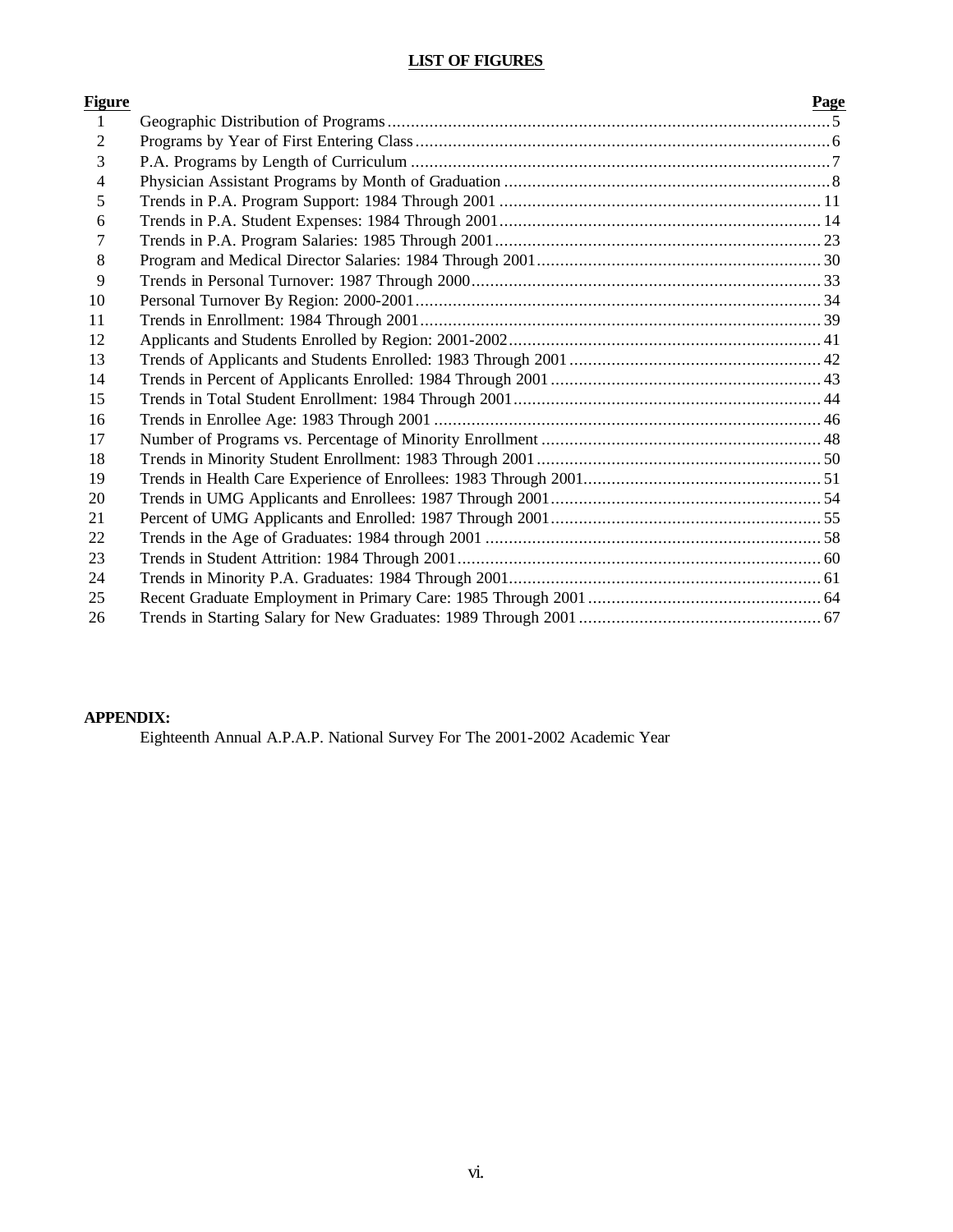## LIST OF FIGURES

| Figure | | Page |
|---|---|---|
| 1 | Geographic Distribution of Programs | 5 |
| 2 | Programs by Year of First Entering Class | 6 |
| 3 | P.A. Programs by Length of Curriculum | 7 |
| 4 | Physician Assistant Programs by Month of Graduation | 8 |
| 5 | Trends in P.A. Program Support: 1984 Through 2001 | 11 |
| 6 | Trends in P.A. Student Expenses: 1984 Through 2001 | 14 |
| 7 | Trends in P.A. Program Salaries: 1985 Through 2001 | 23 |
| 8 | Program and Medical Director Salaries: 1984 Through 2001 | 30 |
| 9 | Trends in Personal Turnover: 1987 Through 2000 | 33 |
| 10 | Personal Turnover By Region: 2000-2001 | 34 |
| 11 | Trends in Enrollment: 1984 Through 2001 | 39 |
| 12 | Applicants and Students Enrolled by Region: 2001-2002 | 41 |
| 13 | Trends of Applicants and Students Enrolled: 1983 Through 2001 | 42 |
| 14 | Trends in Percent of Applicants Enrolled: 1984 Through 2001 | 43 |
| 15 | Trends in Total Student Enrollment: 1984 Through 2001 | 44 |
| 16 | Trends in Enrollee Age: 1983 Through 2001 | 46 |
| 17 | Number of Programs vs. Percentage of Minority Enrollment | 48 |
| 18 | Trends in Minority Student Enrollment: 1983 Through 2001 | 50 |
| 19 | Trends in Health Care Experience of Enrollees: 1983 Through 2001 | 51 |
| 20 | Trends in UMG Applicants and Enrollees: 1987 Through 2001 | 54 |
| 21 | Percent of UMG Applicants and Enrolled: 1987 Through 2001 | 55 |
| 22 | Trends in the Age of Graduates: 1984 through 2001 | 58 |
| 23 | Trends in Student Attrition: 1984 Through 2001 | 60 |
| 24 | Trends in Minority P.A. Graduates: 1984 Through 2001 | 61 |
| 25 | Recent Graduate Employment in Primary Care: 1985 Through 2001 | 64 |
| 26 | Trends in Starting Salary for New Graduates: 1989 Through 2001 | 67 |

**APPENDIX:**

Eighteenth Annual A.P.A.P. National Survey For The 2001-2002 Academic Year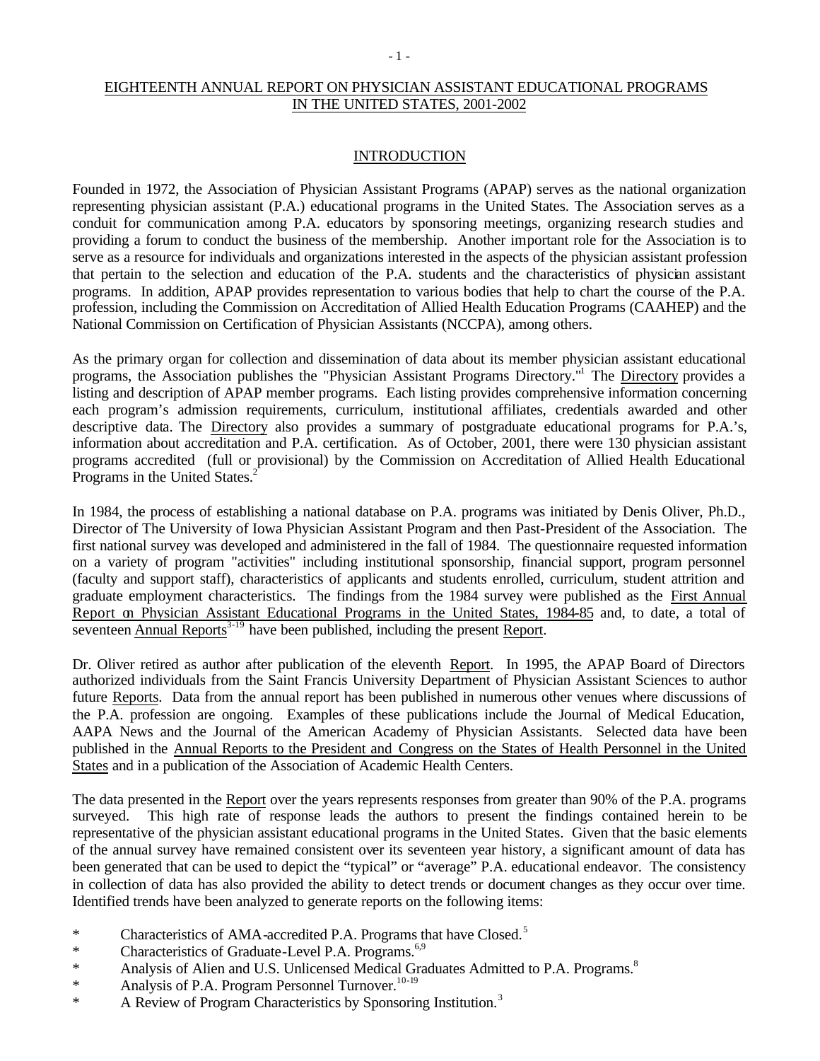# EIGHTEENTH ANNUAL REPORT ON PHYSICIAN ASSISTANT EDUCATIONAL PROGRAMS IN THE UNITED STATES, 2001-2002

## INTRODUCTION

Founded in 1972, the Association of Physician Assistant Programs (APAP) serves as the national organization representing physician assistant (P.A.) educational programs in the United States. The Association serves as a conduit for communication among P.A. educators by sponsoring meetings, organizing research studies and providing a forum to conduct the business of the membership. Another important role for the Association is to serve as a resource for individuals and organizations interested in the aspects of the physician assistant profession that pertain to the selection and education of the P.A. students and the characteristics of physician assistant programs. In addition, APAP provides representation to various bodies that help to chart the course of the P.A. profession, including the Commission on Accreditation of Allied Health Education Programs (CAAHEP) and the National Commission on Certification of Physician Assistants (NCCPA), among others.

As the primary organ for collection and dissemination of data about its member physician assistant educational programs, the Association publishes the "Physician Assistant Programs Directory."[1] The Directory provides a listing and description of APAP member programs. Each listing provides comprehensive information concerning each program's admission requirements, curriculum, institutional affiliates, credentials awarded and other descriptive data. The Directory also provides a summary of postgraduate educational programs for P.A.'s, information about accreditation and P.A. certification. As of October, 2001, there were 130 physician assistant programs accredited (full or provisional) by the Commission on Accreditation of Allied Health Educational Programs in the United States.[2]

In 1984, the process of establishing a national database on P.A. programs was initiated by Denis Oliver, Ph.D., Director of The University of Iowa Physician Assistant Program and then Past-President of the Association. The first national survey was developed and administered in the fall of 1984. The questionnaire requested information on a variety of program "activities" including institutional sponsorship, financial support, program personnel (faculty and support staff), characteristics of applicants and students enrolled, curriculum, student attrition and graduate employment characteristics. The findings from the 1984 survey were published as the First Annual Report on Physician Assistant Educational Programs in the United States, 1984-85 and, to date, a total of seventeen Annual Reports[3-19] have been published, including the present Report.

Dr. Oliver retired as author after publication of the eleventh Report. In 1995, the APAP Board of Directors authorized individuals from the Saint Francis University Department of Physician Assistant Sciences to author future Reports. Data from the annual report has been published in numerous other venues where discussions of the P.A. profession are ongoing. Examples of these publications include the Journal of Medical Education, AAPA News and the Journal of the American Academy of Physician Assistants. Selected data have been published in the Annual Reports to the President and Congress on the States of Health Personnel in the United States and in a publication of the Association of Academic Health Centers.

The data presented in the Report over the years represents responses from greater than 90% of the P.A. programs surveyed. This high rate of response leads the authors to present the findings contained herein to be representative of the physician assistant educational programs in the United States. Given that the basic elements of the annual survey have remained consistent over its seventeen year history, a significant amount of data has been generated that can be used to depict the "typical" or "average" P.A. educational endeavor. The consistency in collection of data has also provided the ability to detect trends or document changes as they occur over time. Identified trends have been analyzed to generate reports on the following items:

* Characteristics of AMA-accredited P.A. Programs that have Closed.[5]
* Characteristics of Graduate-Level P.A. Programs.[6,9]
* Analysis of Alien and U.S. Unlicensed Medical Graduates Admitted to P.A. Programs.[8]
* Analysis of P.A. Program Personnel Turnover.[10-19]
* A Review of Program Characteristics by Sponsoring Institution.[3]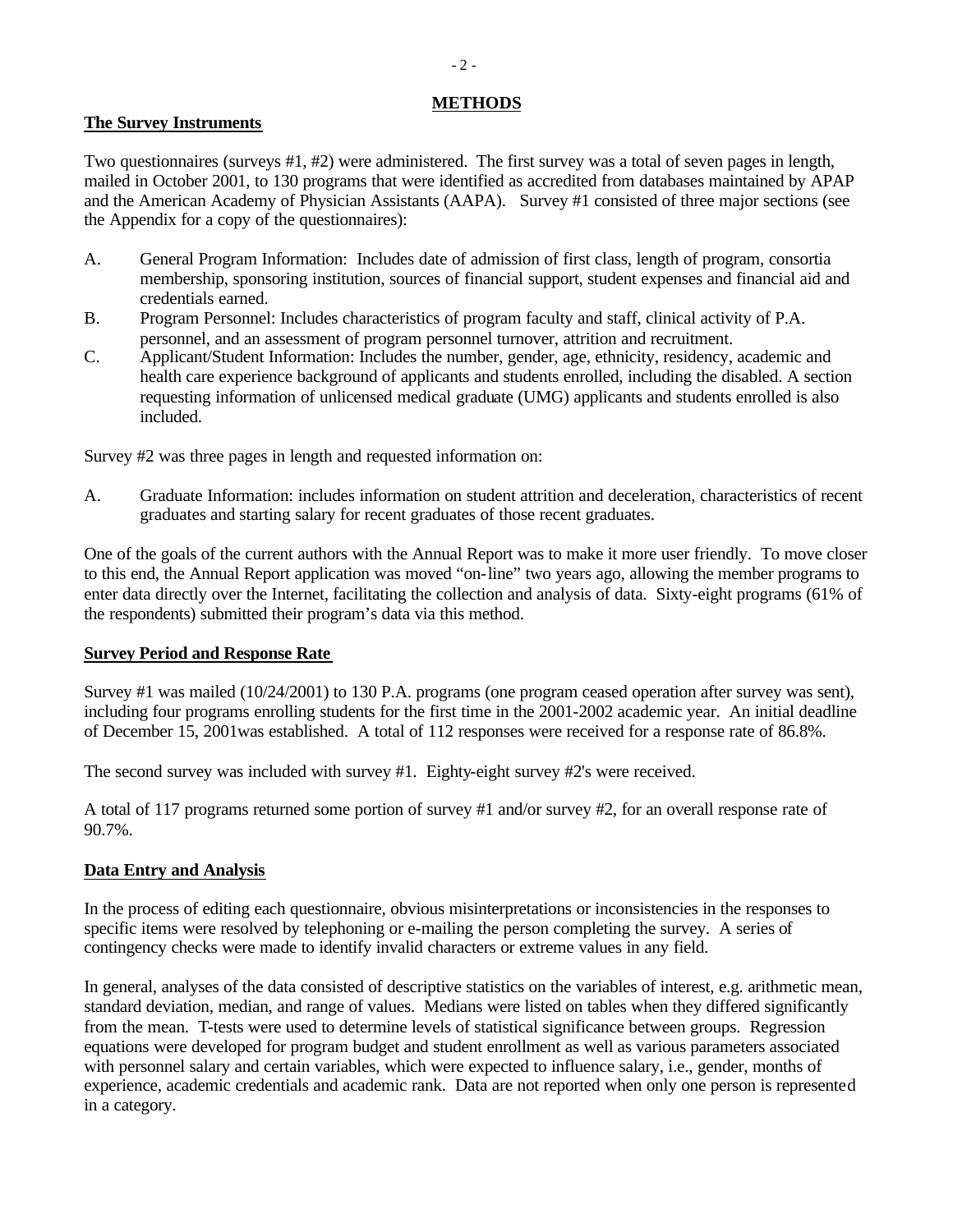# METHODS

## The Survey Instruments

Two questionnaires (surveys #1, #2) were administered. The first survey was a total of seven pages in length, mailed in October 2001, to 130 programs that were identified as accredited from databases maintained by APAP and the American Academy of Physician Assistants (AAPA). Survey #1 consisted of three major sections (see the Appendix for a copy of the questionnaires):

A. General Program Information: Includes date of admission of first class, length of program, consortia membership, sponsoring institution, sources of financial support, student expenses and financial aid and credentials earned.

B. Program Personnel: Includes characteristics of program faculty and staff, clinical activity of P.A. personnel, and an assessment of program personnel turnover, attrition and recruitment.

C. Applicant/Student Information: Includes the number, gender, age, ethnicity, residency, academic and health care experience background of applicants and students enrolled, including the disabled. A section requesting information of unlicensed medical graduate (UMG) applicants and students enrolled is also included.

Survey #2 was three pages in length and requested information on:

A. Graduate Information: includes information on student attrition and deceleration, characteristics of recent graduates and starting salary for recent graduates of those recent graduates.

One of the goals of the current authors with the Annual Report was to make it more user friendly. To move closer to this end, the Annual Report application was moved "on-line" two years ago, allowing the member programs to enter data directly over the Internet, facilitating the collection and analysis of data. Sixty-eight programs (61% of the respondents) submitted their program's data via this method.

## Survey Period and Response Rate

Survey #1 was mailed (10/24/2001) to 130 P.A. programs (one program ceased operation after survey was sent), including four programs enrolling students for the first time in the 2001-2002 academic year. An initial deadline of December 15, 2001was established. A total of 112 responses were received for a response rate of 86.8%.

The second survey was included with survey #1. Eighty-eight survey #2's were received.

A total of 117 programs returned some portion of survey #1 and/or survey #2, for an overall response rate of 90.7%.

## Data Entry and Analysis

In the process of editing each questionnaire, obvious misinterpretations or inconsistencies in the responses to specific items were resolved by telephoning or e-mailing the person completing the survey. A series of contingency checks were made to identify invalid characters or extreme values in any field.

In general, analyses of the data consisted of descriptive statistics on the variables of interest, e.g. arithmetic mean, standard deviation, median, and range of values. Medians were listed on tables when they differed significantly from the mean. T-tests were used to determine levels of statistical significance between groups. Regression equations were developed for program budget and student enrollment as well as various parameters associated with personnel salary and certain variables, which were expected to influence salary, i.e., gender, months of experience, academic credentials and academic rank. Data are not reported when only one person is represented in a category.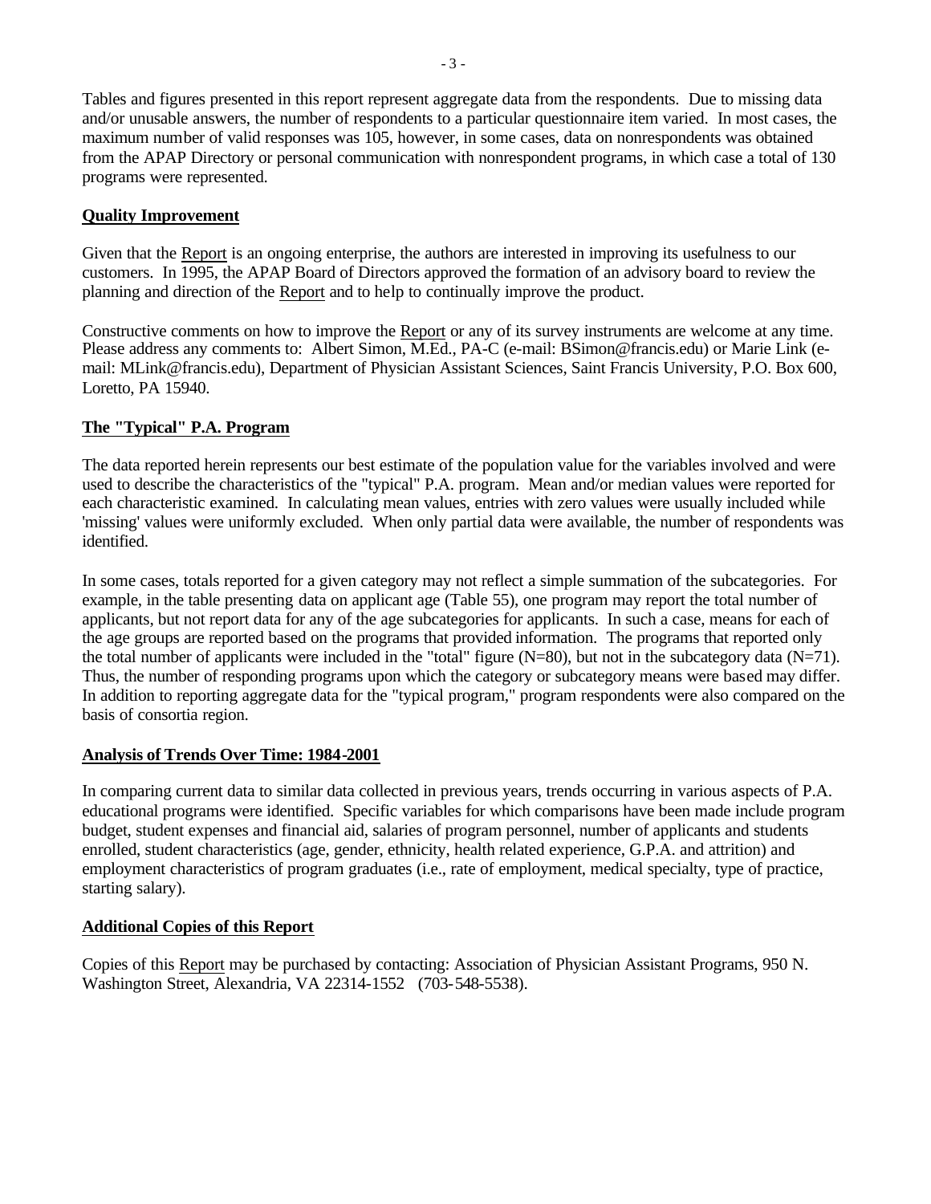Tables and figures presented in this report represent aggregate data from the respondents. Due to missing data and/or unusable answers, the number of respondents to a particular questionnaire item varied. In most cases, the maximum number of valid responses was 105, however, in some cases, data on nonrespondents was obtained from the APAP Directory or personal communication with nonrespondent programs, in which case a total of 130 programs were represented.

## Quality Improvement

Given that the Report is an ongoing enterprise, the authors are interested in improving its usefulness to our customers. In 1995, the APAP Board of Directors approved the formation of an advisory board to review the planning and direction of the Report and to help to continually improve the product.

Constructive comments on how to improve the Report or any of its survey instruments are welcome at any time. Please address any comments to: Albert Simon, M.Ed., PA-C (e-mail: BSimon@francis.edu) or Marie Link (e-mail: MLink@francis.edu), Department of Physician Assistant Sciences, Saint Francis University, P.O. Box 600, Loretto, PA 15940.

## The "Typical" P.A. Program

The data reported herein represents our best estimate of the population value for the variables involved and were used to describe the characteristics of the "typical" P.A. program. Mean and/or median values were reported for each characteristic examined. In calculating mean values, entries with zero values were usually included while 'missing' values were uniformly excluded. When only partial data were available, the number of respondents was identified.

In some cases, totals reported for a given category may not reflect a simple summation of the subcategories. For example, in the table presenting data on applicant age (Table 55), one program may report the total number of applicants, but not report data for any of the age subcategories for applicants. In such a case, means for each of the age groups are reported based on the programs that provided information. The programs that reported only the total number of applicants were included in the "total" figure (N=80), but not in the subcategory data (N=71). Thus, the number of responding programs upon which the category or subcategory means were based may differ. In addition to reporting aggregate data for the "typical program," program respondents were also compared on the basis of consortia region.

## Analysis of Trends Over Time: 1984-2001

In comparing current data to similar data collected in previous years, trends occurring in various aspects of P.A. educational programs were identified. Specific variables for which comparisons have been made include program budget, student expenses and financial aid, salaries of program personnel, number of applicants and students enrolled, student characteristics (age, gender, ethnicity, health related experience, G.P.A. and attrition) and employment characteristics of program graduates (i.e., rate of employment, medical specialty, type of practice, starting salary).

## Additional Copies of this Report

Copies of this Report may be purchased by contacting: Association of Physician Assistant Programs, 950 N. Washington Street, Alexandria, VA 22314-1552 (703-548-5538).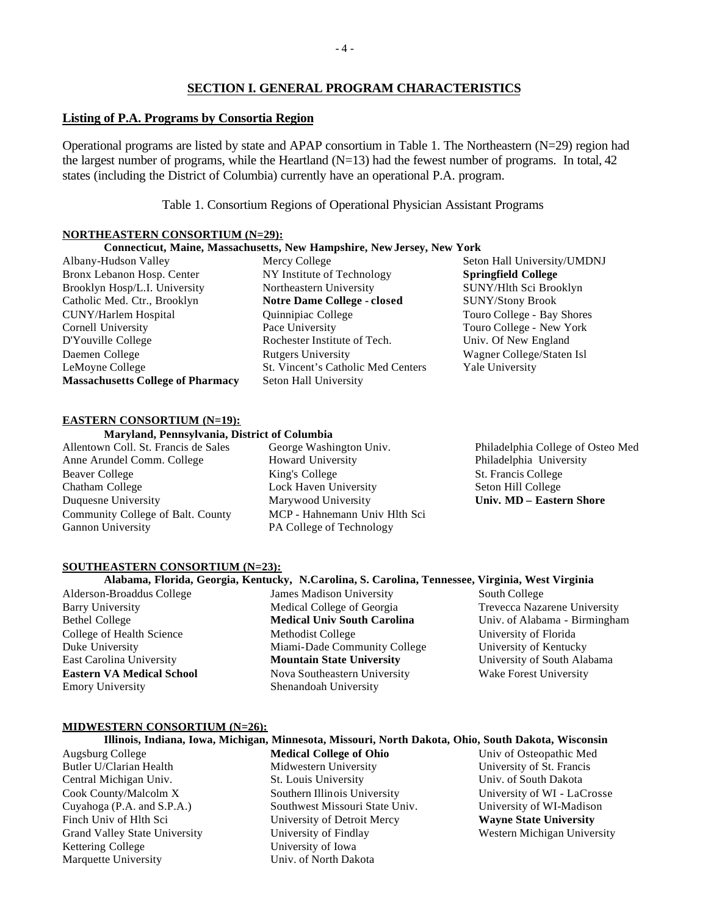## SECTION I. GENERAL PROGRAM CHARACTERISTICS

### Listing of P.A. Programs by Consortia Region

Operational programs are listed by state and APAP consortium in Table 1. The Northeastern (N=29) region had the largest number of programs, while the Heartland (N=13) had the fewest number of programs. In total, 42 states (including the District of Columbia) currently have an operational P.A. program.

Table 1. Consortium Regions of Operational Physician Assistant Programs

**NORTHEASTERN CONSORTIUM (N=29):**

**Connecticut, Maine, Massachusetts, New Hampshire, New Jersey, New York**

| | | |
|---|---|---|
| Albany-Hudson Valley | Mercy College | Seton Hall University/UMDNJ |
| Bronx Lebanon Hosp. Center | NY Institute of Technology | **Springfield College** |
| Brooklyn Hosp/L.I. University | Northeastern University | SUNY/Hlth Sci Brooklyn |
| Catholic Med. Ctr., Brooklyn | **Notre Dame College - closed** | SUNY/Stony Brook |
| CUNY/Harlem Hospital | Quinnipiac College | Touro College - Bay Shores |
| Cornell University | Pace University | Touro College - New York |
| D'Youville College | Rochester Institute of Tech. | Univ. Of New England |
| Daemen College | Rutgers University | Wagner College/Staten Isl |
| LeMoyne College | St. Vincent's Catholic Med Centers | Yale University |
| **Massachusetts College of Pharmacy** | Seton Hall University | |

**EASTERN CONSORTIUM (N=19):**

**Maryland, Pennsylvania, District of Columbia**

| | | |
|---|---|---|
| Allentown Coll. St. Francis de Sales | George Washington Univ. | Philadelphia College of Osteo Med |
| Anne Arundel Comm. College | Howard University | Philadelphia University |
| Beaver College | King's College | St. Francis College |
| Chatham College | Lock Haven University | Seton Hill College |
| Duquesne University | Marywood University | **Univ. MD – Eastern Shore** |
| Community College of Balt. County | MCP - Hahnemann Univ Hlth Sci | |
| Gannon University | PA College of Technology | |

**SOUTHEASTERN CONSORTIUM (N=23):**

**Alabama, Florida, Georgia, Kentucky, N.Carolina, S. Carolina, Tennessee, Virginia, West Virginia**

| | | |
|---|---|---|
| Alderson-Broaddus College | James Madison University | South College |
| Barry University | Medical College of Georgia | Trevecca Nazarene University |
| Bethel College | **Medical Univ South Carolina** | Univ. of Alabama - Birmingham |
| College of Health Science | Methodist College | University of Florida |
| Duke University | Miami-Dade Community College | University of Kentucky |
| East Carolina University | **Mountain State University** | University of South Alabama |
| **Eastern VA Medical School** | Nova Southeastern University | Wake Forest University |
| Emory University | Shenandoah University | |

**MIDWESTERN CONSORTIUM (N=26):**

**Illinois, Indiana, Iowa, Michigan, Minnesota, Missouri, North Dakota, Ohio, South Dakota, Wisconsin**

| | | |
|---|---|---|
| Augsburg College | **Medical College of Ohio** | Univ of Osteopathic Med |
| Butler U/Clarian Health | Midwestern University | University of St. Francis |
| Central Michigan Univ. | St. Louis University | Univ. of South Dakota |
| Cook County/Malcolm X | Southern Illinois University | University of WI - LaCrosse |
| Cuyahoga (P.A. and S.P.A.) | Southwest Missouri State Univ. | University of WI-Madison |
| Finch Univ of Hlth Sci | University of Detroit Mercy | **Wayne State University** |
| Grand Valley State University | University of Findlay | Western Michigan University |
| Kettering College | University of Iowa | |
| Marquette University | Univ. of North Dakota | |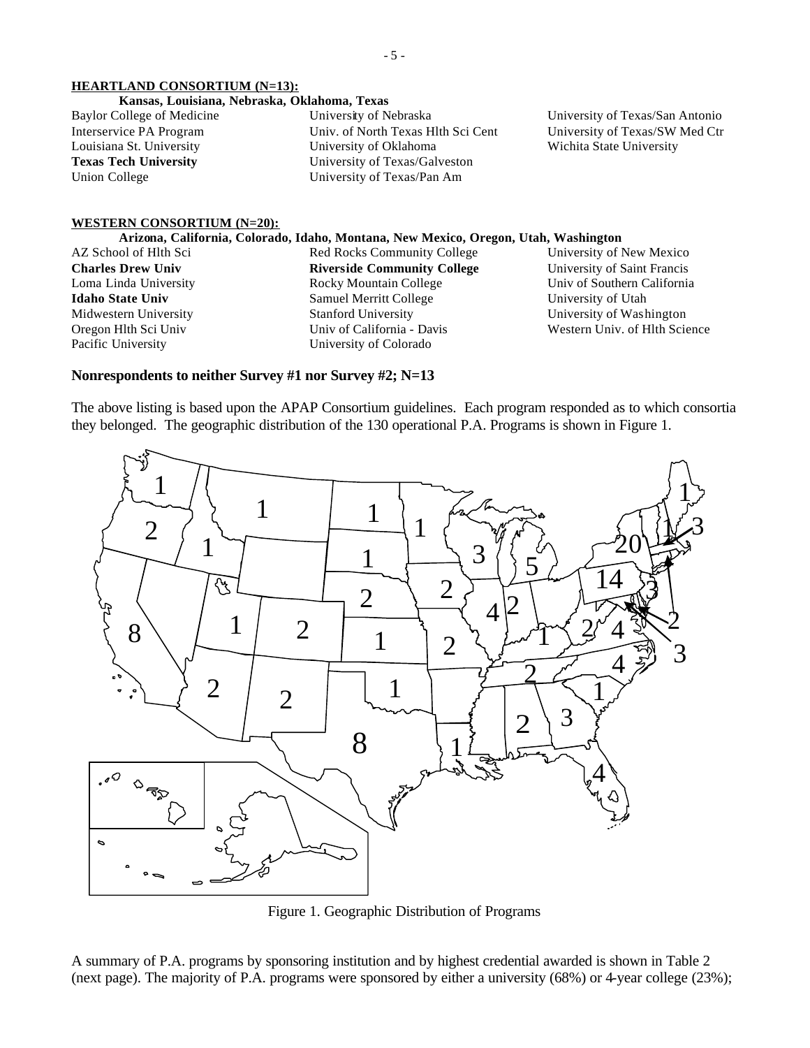**HEARTLAND CONSORTIUM (N=13):**

**Kansas, Louisiana, Nebraska, Oklahoma, Texas**

| | | |
|---|---|---|
| Baylor College of Medicine | University of Nebraska | University of Texas/San Antonio |
| Interservice PA Program | Univ. of North Texas Hlth Sci Cent | University of Texas/SW Med Ctr |
| Louisiana St. University | University of Oklahoma | Wichita State University |
| **Texas Tech University** | University of Texas/Galveston | |
| Union College | University of Texas/Pan Am | |

**WESTERN CONSORTIUM (N=20):**

**Arizona, California, Colorado, Idaho, Montana, New Mexico, Oregon, Utah, Washington**

| | | |
|---|---|---|
| AZ School of Hlth Sci | Red Rocks Community College | University of New Mexico |
| **Charles Drew Univ** | **Riverside Community College** | University of Saint Francis |
| Loma Linda University | Rocky Mountain College | Univ of Southern California |
| **Idaho State Univ** | Samuel Merritt College | University of Utah |
| Midwestern University | Stanford University | University of Washington |
| Oregon Hlth Sci Univ | Univ of California - Davis | Western Univ. of Hlth Science |
| Pacific University | University of Colorado | |

**Nonrespondents to neither Survey #1 nor Survey #2; N=13**

The above listing is based upon the APAP Consortium guidelines. Each program responded as to which consortia they belonged. The geographic distribution of the 130 operational P.A. Programs is shown in Figure 1.

Figure 1. Geographic Distribution of Programs

A summary of P.A. programs by sponsoring institution and by highest credential awarded is shown in Table 2 (next page). The majority of P.A. programs were sponsored by either a university (68%) or 4-year college (23%);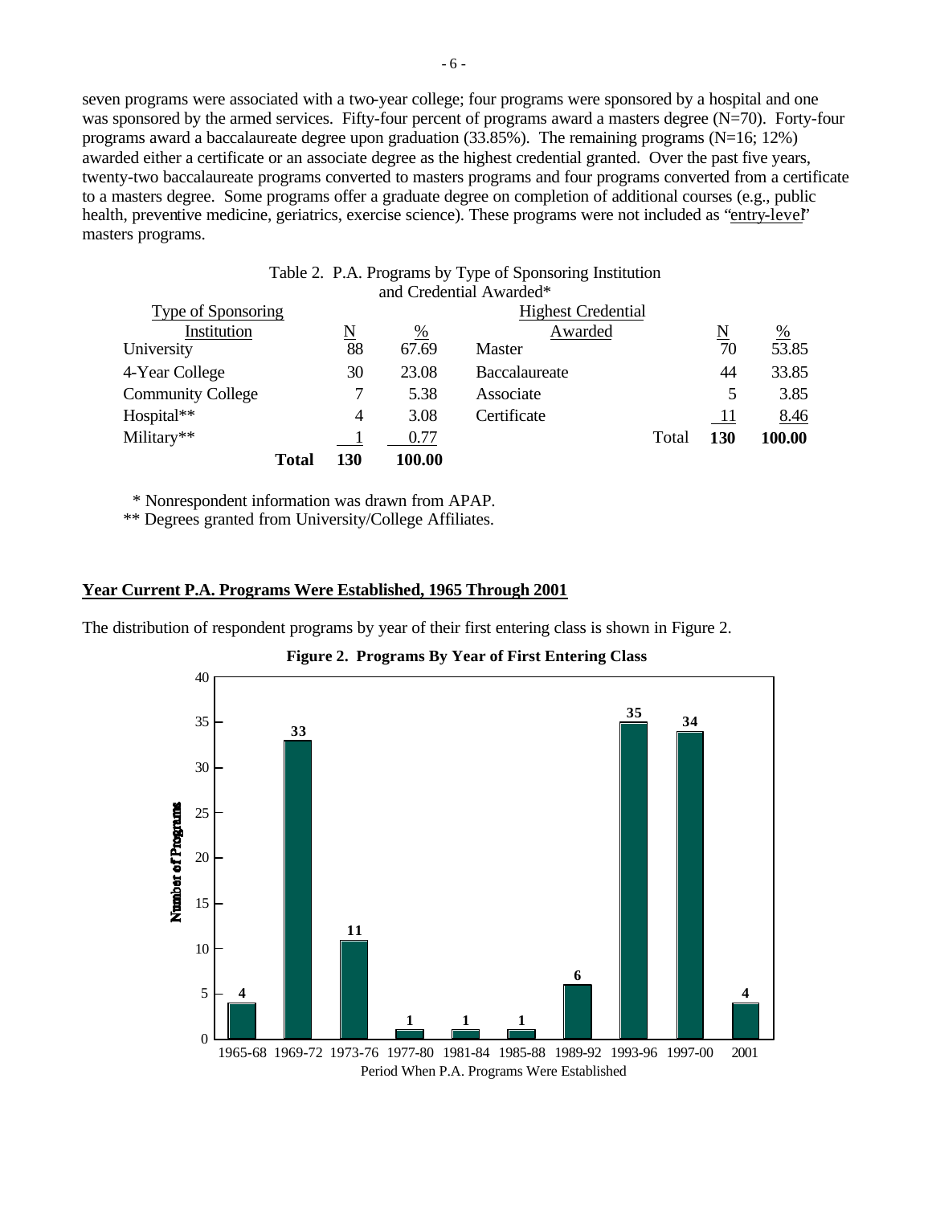seven programs were associated with a two-year college; four programs were sponsored by a hospital and one was sponsored by the armed services. Fifty-four percent of programs award a masters degree (N=70). Forty-four programs award a baccalaureate degree upon graduation (33.85%). The remaining programs (N=16; 12%) awarded either a certificate or an associate degree as the highest credential granted. Over the past five years, twenty-two baccalaureate programs converted to masters programs and four programs converted from a certificate to a masters degree. Some programs offer a graduate degree on completion of additional courses (e.g., public health, preventive medicine, geriatrics, exercise science). These programs were not included as "entry-level" masters programs.

Table 2. P.A. Programs by Type of Sponsoring Institution and Credential Awarded*

| Type of Sponsoring Institution | N | % | Highest Credential Awarded | N | % |
|---|---|---|---|---|---|
| University | 88 | 67.69 | Master | 70 | 53.85 |
| 4-Year College | 30 | 23.08 | Baccalaureate | 44 | 33.85 |
| Community College | 7 | 5.38 | Associate | 5 | 3.85 |
| Hospital** | 4 | 3.08 | Certificate | 11 | 8.46 |
| Military** | 1 | 0.77 | Total | **130** | **100.00** |
| **Total** | **130** | **100.00** | | | |

\* Nonrespondent information was drawn from APAP.

\** Degrees granted from University/College Affiliates.

## Year Current P.A. Programs Were Established, 1965 Through 2001

The distribution of respondent programs by year of their first entering class is shown in Figure 2.

**Figure 2. Programs By Year of First Entering Class**

| Period When P.A. Programs Were Established | Number of Programs |
|---|---|
| 1965-68 | 4 |
| 1969-72 | 33 |
| 1973-76 | 11 |
| 1977-80 | 1 |
| 1981-84 | 1 |
| 1985-88 | 1 |
| 1989-92 | 6 |
| 1993-96 | 35 |
| 1997-00 | 34 |
| 2001 | 4 |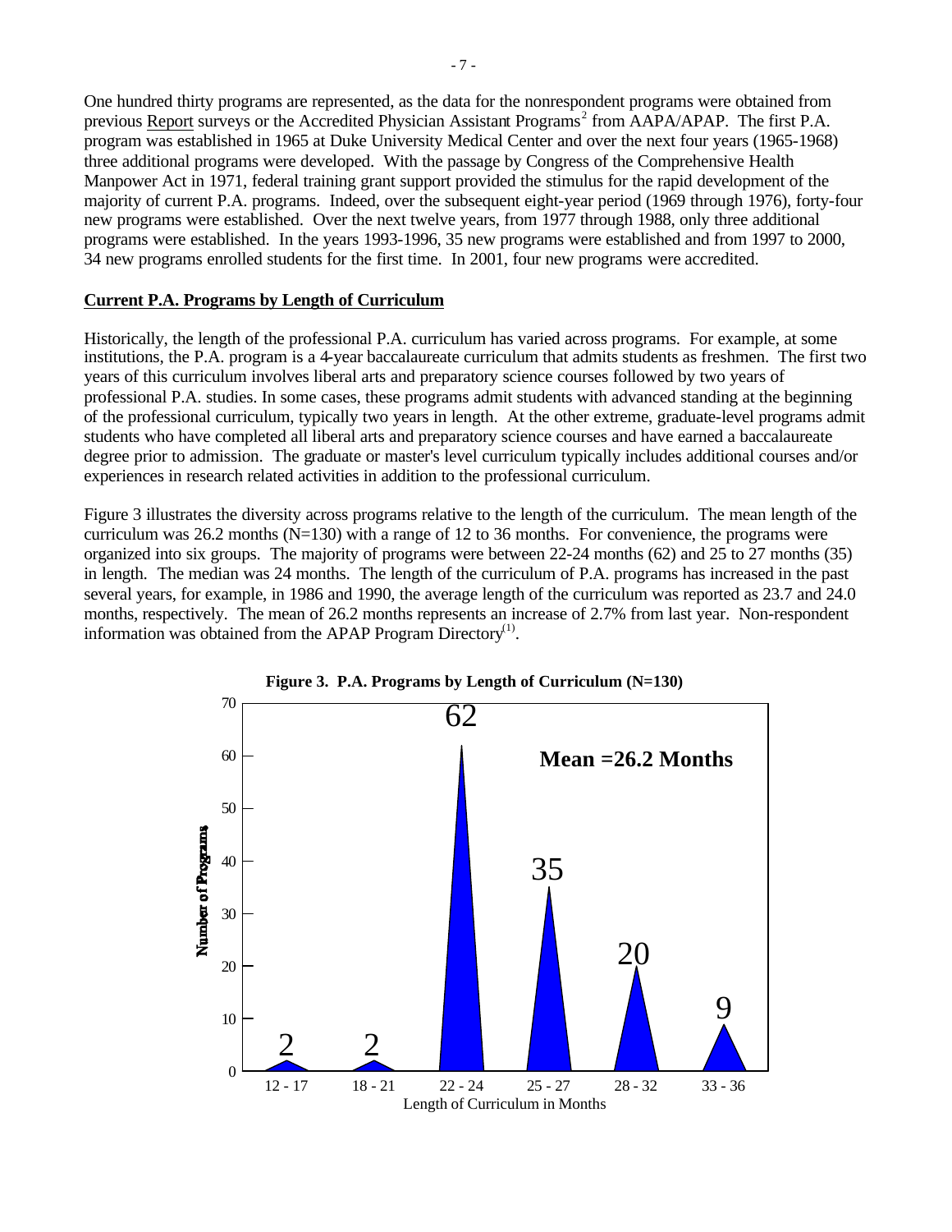One hundred thirty programs are represented, as the data for the nonrespondent programs were obtained from previous Report surveys or the Accredited Physician Assistant Programs[2] from AAPA/APAP. The first P.A. program was established in 1965 at Duke University Medical Center and over the next four years (1965-1968) three additional programs were developed. With the passage by Congress of the Comprehensive Health Manpower Act in 1971, federal training grant support provided the stimulus for the rapid development of the majority of current P.A. programs. Indeed, over the subsequent eight-year period (1969 through 1976), forty-four new programs were established. Over the next twelve years, from 1977 through 1988, only three additional programs were established. In the years 1993-1996, 35 new programs were established and from 1997 to 2000, 34 new programs enrolled students for the first time. In 2001, four new programs were accredited.

## Current P.A. Programs by Length of Curriculum

Historically, the length of the professional P.A. curriculum has varied across programs. For example, at some institutions, the P.A. program is a 4-year baccalaureate curriculum that admits students as freshmen. The first two years of this curriculum involves liberal arts and preparatory science courses followed by two years of professional P.A. studies. In some cases, these programs admit students with advanced standing at the beginning of the professional curriculum, typically two years in length. At the other extreme, graduate-level programs admit students who have completed all liberal arts and preparatory science courses and have earned a baccalaureate degree prior to admission. The graduate or master's level curriculum typically includes additional courses and/or experiences in research related activities in addition to the professional curriculum.

Figure 3 illustrates the diversity across programs relative to the length of the curriculum. The mean length of the curriculum was 26.2 months (N=130) with a range of 12 to 36 months. For convenience, the programs were organized into six groups. The majority of programs were between 22-24 months (62) and 25 to 27 months (35) in length. The median was 24 months. The length of the curriculum of P.A. programs has increased in the past several years, for example, in 1986 and 1990, the average length of the curriculum was reported as 23.7 and 24.0 months, respectively. The mean of 26.2 months represents an increase of 2.7% from last year. Non-respondent information was obtained from the APAP Program Directory[1].

**Figure 3. P.A. Programs by Length of Curriculum (N=130)**

| Length of Curriculum in Months | Number of Programs |
|---|---|
| 12 - 17 | 2 |
| 18 - 21 | 2 |
| 22 - 24 | 62 |
| 25 - 27 | 35 |
| 28 - 32 | 20 |
| 33 - 36 | 9 |

Mean =26.2 Months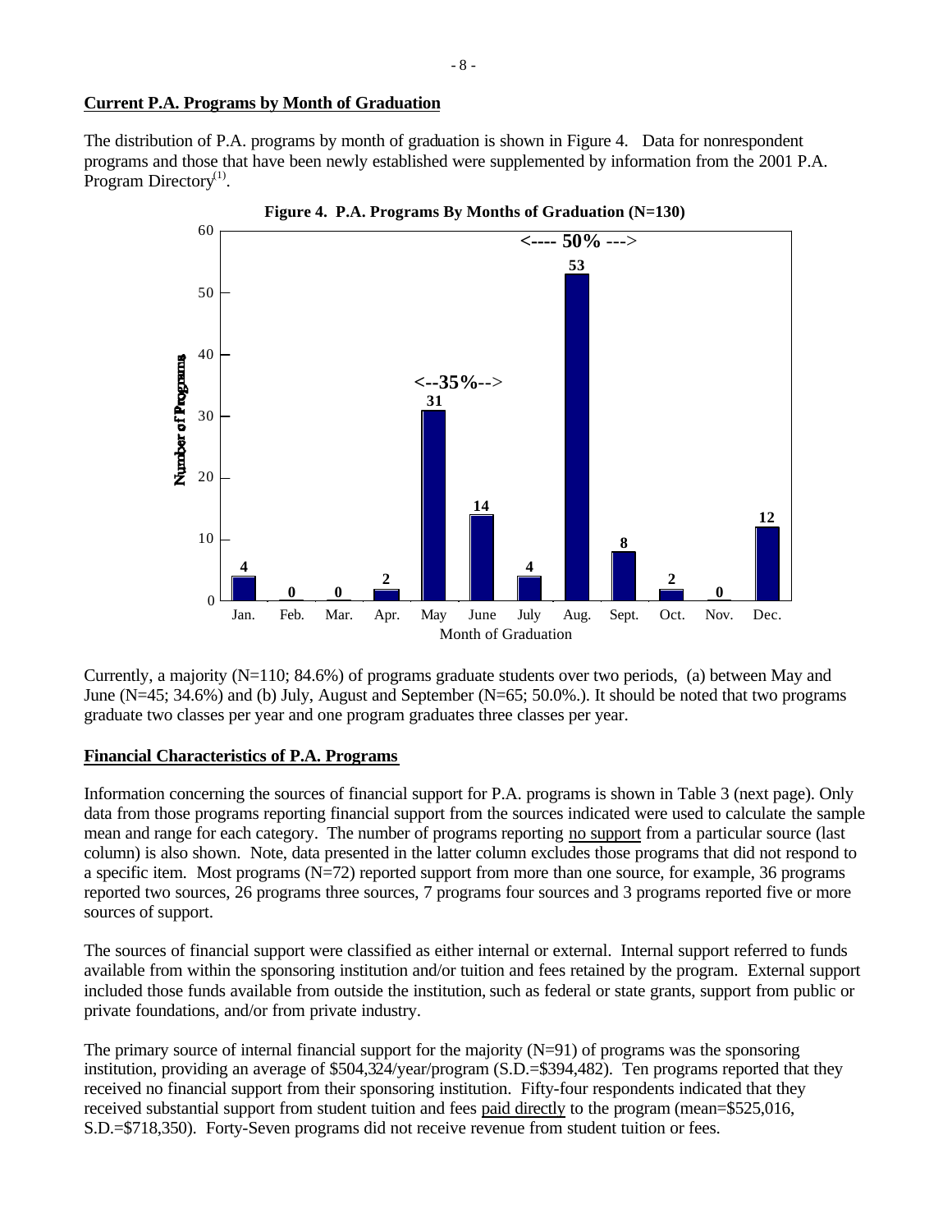## Current P.A. Programs by Month of Graduation

The distribution of P.A. programs by month of graduation is shown in Figure 4. Data for nonrespondent programs and those that have been newly established were supplemented by information from the 2001 P.A. Program Directory[1].

**Figure 4. P.A. Programs By Months of Graduation (N=130)**

| Month of Graduation | Number of Programs |
|---|---|
| Jan. | 4 |
| Feb. | 0 |
| Mar. | 0 |
| Apr. | 2 |
| May | 31 |
| June | 14 |
| July | 4 |
| Aug. | 53 |
| Sept. | 8 |
| Oct. | 2 |
| Nov. | 0 |
| Dec. | 12 |

<--35%--> (May–June) ; <---- 50% ---> (July–September)

Currently, a majority (N=110; 84.6%) of programs graduate students over two periods, (a) between May and June (N=45; 34.6%) and (b) July, August and September (N=65; 50.0%.). It should be noted that two programs graduate two classes per year and one program graduates three classes per year.

## Financial Characteristics of P.A. Programs

Information concerning the sources of financial support for P.A. programs is shown in Table 3 (next page). Only data from those programs reporting financial support from the sources indicated were used to calculate the sample mean and range for each category. The number of programs reporting no support from a particular source (last column) is also shown. Note, data presented in the latter column excludes those programs that did not respond to a specific item. Most programs (N=72) reported support from more than one source, for example, 36 programs reported two sources, 26 programs three sources, 7 programs four sources and 3 programs reported five or more sources of support.

The sources of financial support were classified as either internal or external. Internal support referred to funds available from within the sponsoring institution and/or tuition and fees retained by the program. External support included those funds available from outside the institution, such as federal or state grants, support from public or private foundations, and/or from private industry.

The primary source of internal financial support for the majority (N=91) of programs was the sponsoring institution, providing an average of $504,324/year/program (S.D.=$394,482). Ten programs reported that they received no financial support from their sponsoring institution. Fifty-four respondents indicated that they received substantial support from student tuition and fees paid directly to the program (mean=$525,016, S.D.=$718,350). Forty-Seven programs did not receive revenue from student tuition or fees.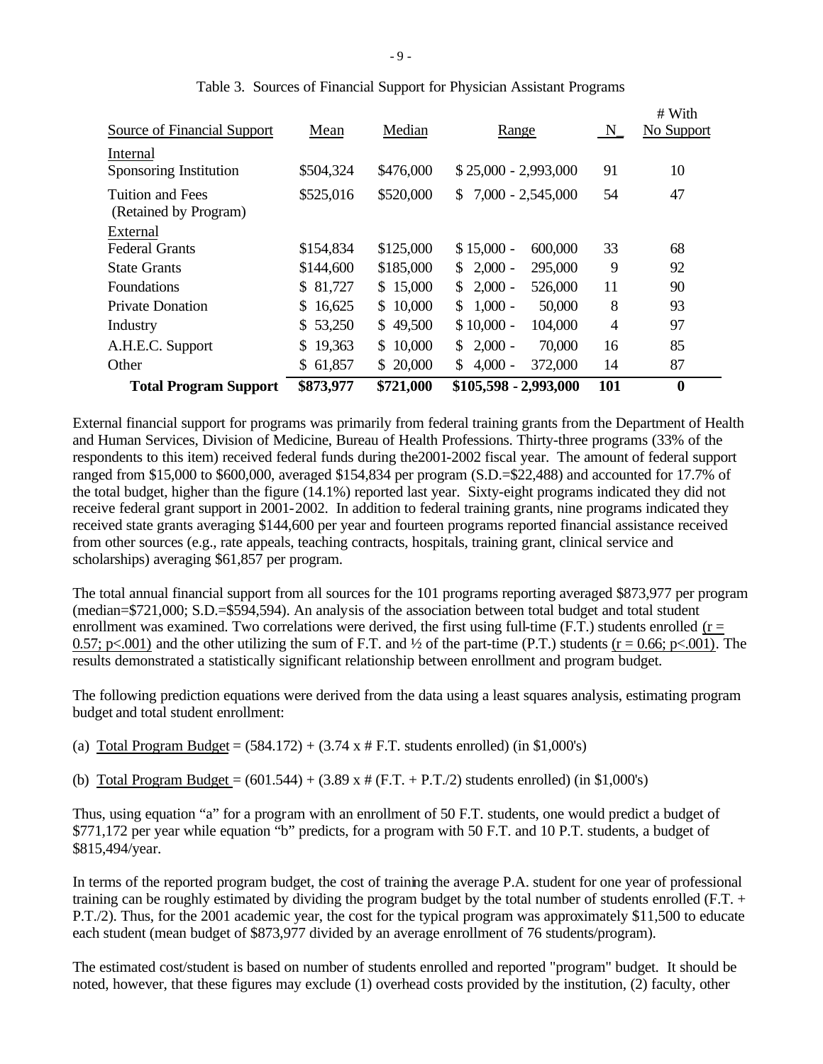Table 3. Sources of Financial Support for Physician Assistant Programs

| Source of Financial Support | Mean | Median | Range | N | # With No Support |
|---|---|---|---|---|---|
| Internal | | | | | |
| Sponsoring Institution | $504,324 | $476,000 | $ 25,000 - 2,993,000 | 91 | 10 |
| Tuition and Fees (Retained by Program) | $525,016 | $520,000 | $ 7,000 - 2,545,000 | 54 | 47 |
| External | | | | | |
| Federal Grants | $154,834 | $125,000 | $ 15,000 - 600,000 | 33 | 68 |
| State Grants | $144,600 | $185,000 | $ 2,000 - 295,000 | 9 | 92 |
| Foundations | $ 81,727 | $ 15,000 | $ 2,000 - 526,000 | 11 | 90 |
| Private Donation | $ 16,625 | $ 10,000 | $ 1,000 - 50,000 | 8 | 93 |
| Industry | $ 53,250 | $ 49,500 | $ 10,000 - 104,000 | 4 | 97 |
| A.H.E.C. Support | $ 19,363 | $ 10,000 | $ 2,000 - 70,000 | 16 | 85 |
| Other | $ 61,857 | $ 20,000 | $ 4,000 - 372,000 | 14 | 87 |
| **Total Program Support** | **$873,977** | **$721,000** | **$105,598 - 2,993,000** | **101** | **0** |

External financial support for programs was primarily from federal training grants from the Department of Health and Human Services, Division of Medicine, Bureau of Health Professions. Thirty-three programs (33% of the respondents to this item) received federal funds during the2001-2002 fiscal year. The amount of federal support ranged from $15,000 to $600,000, averaged $154,834 per program (S.D.=$22,488) and accounted for 17.7% of the total budget, higher than the figure (14.1%) reported last year. Sixty-eight programs indicated they did not receive federal grant support in 2001-2002. In addition to federal training grants, nine programs indicated they received state grants averaging $144,600 per year and fourteen programs reported financial assistance received from other sources (e.g., rate appeals, teaching contracts, hospitals, training grant, clinical service and scholarships) averaging $61,857 per program.

The total annual financial support from all sources for the 101 programs reporting averaged $873,977 per program (median=$721,000; S.D.=$594,594). An analysis of the association between total budget and total student enrollment was examined. Two correlations were derived, the first using full-time (F.T.) students enrolled ($r = 0.57$; $p<.001$) and the other utilizing the sum of F.T. and ½ of the part-time (P.T.) students ($r = 0.66$; $p<.001$). The results demonstrated a statistically significant relationship between enrollment and program budget.

The following prediction equations were derived from the data using a least squares analysis, estimating program budget and total student enrollment:

(a) Total Program Budget = (584.172) + (3.74 x # F.T. students enrolled) (in $1,000's)

(b) Total Program Budget = (601.544) + (3.89 x # (F.T. + P.T./2) students enrolled) (in $1,000's)

Thus, using equation "a" for a program with an enrollment of 50 F.T. students, one would predict a budget of $771,172 per year while equation "b" predicts, for a program with 50 F.T. and 10 P.T. students, a budget of $815,494/year.

In terms of the reported program budget, the cost of training the average P.A. student for one year of professional training can be roughly estimated by dividing the program budget by the total number of students enrolled (F.T. + P.T./2). Thus, for the 2001 academic year, the cost for the typical program was approximately $11,500 to educate each student (mean budget of $873,977 divided by an average enrollment of 76 students/program).

The estimated cost/student is based on number of students enrolled and reported "program" budget. It should be noted, however, that these figures may exclude (1) overhead costs provided by the institution, (2) faculty, other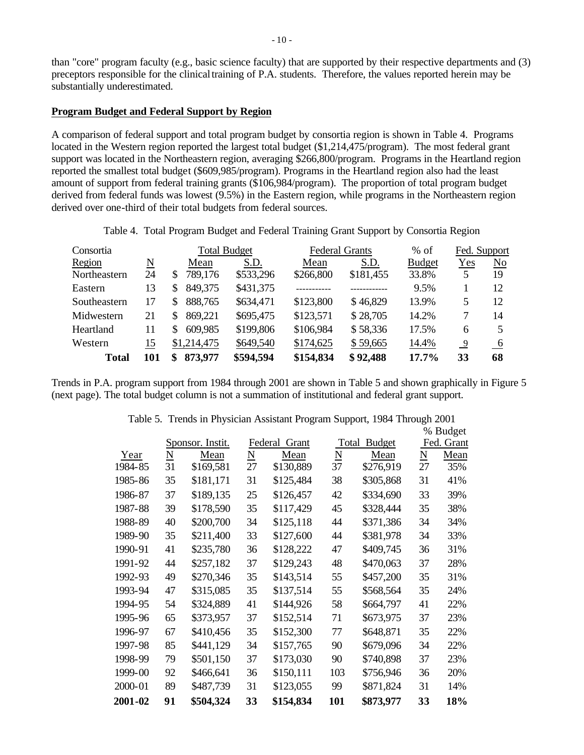than "core" program faculty (e.g., basic science faculty) that are supported by their respective departments and (3) preceptors responsible for the clinical training of P.A. students. Therefore, the values reported herein may be substantially underestimated.

## Program Budget and Federal Support by Region

A comparison of federal support and total program budget by consortia region is shown in Table 4. Programs located in the Western region reported the largest total budget ($1,214,475/program). The most federal grant support was located in the Northeastern region, averaging $266,800/program. Programs in the Heartland region reported the smallest total budget ($609,985/program). Programs in the Heartland region also had the least amount of support from federal training grants ($106,984/program). The proportion of total program budget derived from federal funds was lowest (9.5%) in the Eastern region, while programs in the Northeastern region derived over one-third of their total budgets from federal sources.

Table 4. Total Program Budget and Federal Training Grant Support by Consortia Region

| Consortia | | Total Budget | | Federal Grants | | % of | Fed. Support | |
|---|---|---|---|---|---|---|---|---|
| Region | N | Mean | S.D. | Mean | S.D. | Budget | Yes | No |
| Northeastern | 24 | $ 789,176 | $533,296 | $266,800 | $181,455 | 33.8% | 5 | 19 |
| Eastern | 13 | $ 849,375 | $431,375 | ----------- | ------------ | 9.5% | 1 | 12 |
| Southeastern | 17 | $ 888,765 | $634,471 | $123,800 | $ 46,829 | 13.9% | 5 | 12 |
| Midwestern | 21 | $ 869,221 | $695,475 | $123,571 | $ 28,705 | 14.2% | 7 | 14 |
| Heartland | 11 | $ 609,985 | $199,806 | $106,984 | $ 58,336 | 17.5% | 6 | 5 |
| Western | 15 | $1,214,475 | $649,540 | $174,625 | $ 59,665 | 14.4% | 9 | 6 |
| **Total** | **101** | **$ 873,977** | **$594,594** | **$154,834** | **$ 92,488** | **17.7%** | **33** | **68** |

Trends in P.A. program support from 1984 through 2001 are shown in Table 5 and shown graphically in Figure 5 (next page). The total budget column is not a summation of institutional and federal grant support.

Table 5. Trends in Physician Assistant Program Support, 1984 Through 2001

| | Sponsor. Instit. | | Federal Grant | | Total Budget | | % Budget Fed. Grant | |
|---|---|---|---|---|---|---|---|---|
| Year | N | Mean | N | Mean | N | Mean | N | Mean |
| 1984-85 | 31 | $169,581 | 27 | $130,889 | 37 | $276,919 | 27 | 35% |
| 1985-86 | 35 | $181,171 | 31 | $125,484 | 38 | $305,868 | 31 | 41% |
| 1986-87 | 37 | $189,135 | 25 | $126,457 | 42 | $334,690 | 33 | 39% |
| 1987-88 | 39 | $178,590 | 35 | $117,429 | 45 | $328,444 | 35 | 38% |
| 1988-89 | 40 | $200,700 | 34 | $125,118 | 44 | $371,386 | 34 | 34% |
| 1989-90 | 35 | $211,400 | 33 | $127,600 | 44 | $381,978 | 34 | 33% |
| 1990-91 | 41 | $235,780 | 36 | $128,222 | 47 | $409,745 | 36 | 31% |
| 1991-92 | 44 | $257,182 | 37 | $129,243 | 48 | $470,063 | 37 | 28% |
| 1992-93 | 49 | $270,346 | 35 | $143,514 | 55 | $457,200 | 35 | 31% |
| 1993-94 | 47 | $315,085 | 35 | $137,514 | 55 | $568,564 | 35 | 24% |
| 1994-95 | 54 | $324,889 | 41 | $144,926 | 58 | $664,797 | 41 | 22% |
| 1995-96 | 65 | $373,957 | 37 | $152,514 | 71 | $673,975 | 37 | 23% |
| 1996-97 | 67 | $410,456 | 35 | $152,300 | 77 | $648,871 | 35 | 22% |
| 1997-98 | 85 | $441,129 | 34 | $157,765 | 90 | $679,096 | 34 | 22% |
| 1998-99 | 79 | $501,150 | 37 | $173,030 | 90 | $740,898 | 37 | 23% |
| 1999-00 | 92 | $466,641 | 36 | $150,111 | 103 | $756,946 | 36 | 20% |
| 2000-01 | 89 | $487,739 | 31 | $123,055 | 99 | $871,824 | 31 | 14% |
| **2001-02** | **91** | **$504,324** | **33** | **$154,834** | **101** | **$873,977** | **33** | **18%** |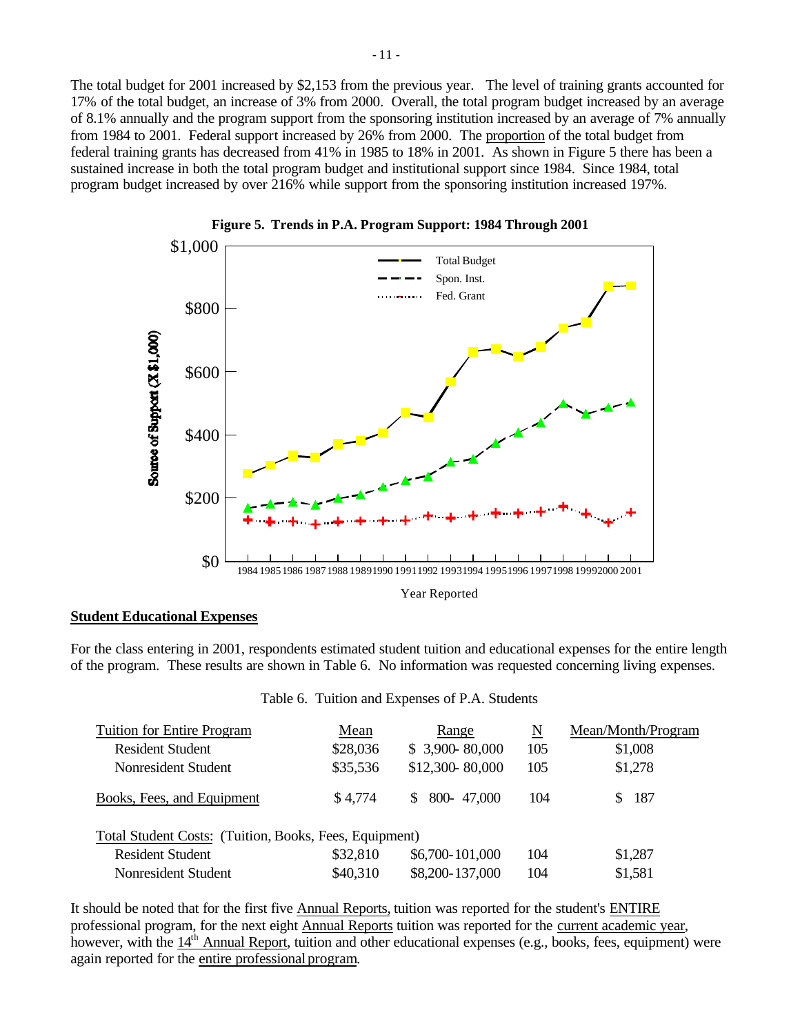The total budget for 2001 increased by $2,153 from the previous year. The level of training grants accounted for 17% of the total budget, an increase of 3% from 2000. Overall, the total program budget increased by an average of 8.1% annually and the program support from the sponsoring institution increased by an average of 7% annually from 1984 to 2001. Federal support increased by 26% from 2000. The proportion of the total budget from federal training grants has decreased from 41% in 1985 to 18% in 2001. As shown in Figure 5 there has been a sustained increase in both the total program budget and institutional support since 1984. Since 1984, total program budget increased by over 216% while support from the sponsoring institution increased 197%.

**Figure 5. Trends in P.A. Program Support: 1984 Through 2001**

## Student Educational Expenses

For the class entering in 2001, respondents estimated student tuition and educational expenses for the entire length of the program. These results are shown in Table 6. No information was requested concerning living expenses.

Table 6. Tuition and Expenses of P.A. Students

| Tuition for Entire Program | Mean | Range | N | Mean/Month/Program |
|---|---|---|---|---|
| Resident Student | $28,036 | $ 3,900- 80,000 | 105 | $1,008 |
| Nonresident Student | $35,536 | $12,300- 80,000 | 105 | $1,278 |
| Books, Fees, and Equipment | $ 4,774 | $ 800- 47,000 | 104 | $ 187 |
| Total Student Costs: (Tuition, Books, Fees, Equipment) | | | | |
| Resident Student | $32,810 | $6,700-101,000 | 104 | $1,287 |
| Nonresident Student | $40,310 | $8,200-137,000 | 104 | $1,581 |

It should be noted that for the first five Annual Reports, tuition was reported for the student's ENTIRE professional program, for the next eight Annual Reports tuition was reported for the current academic year, however, with the 14th Annual Report, tuition and other educational expenses (e.g., books, fees, equipment) were again reported for the entire professional program.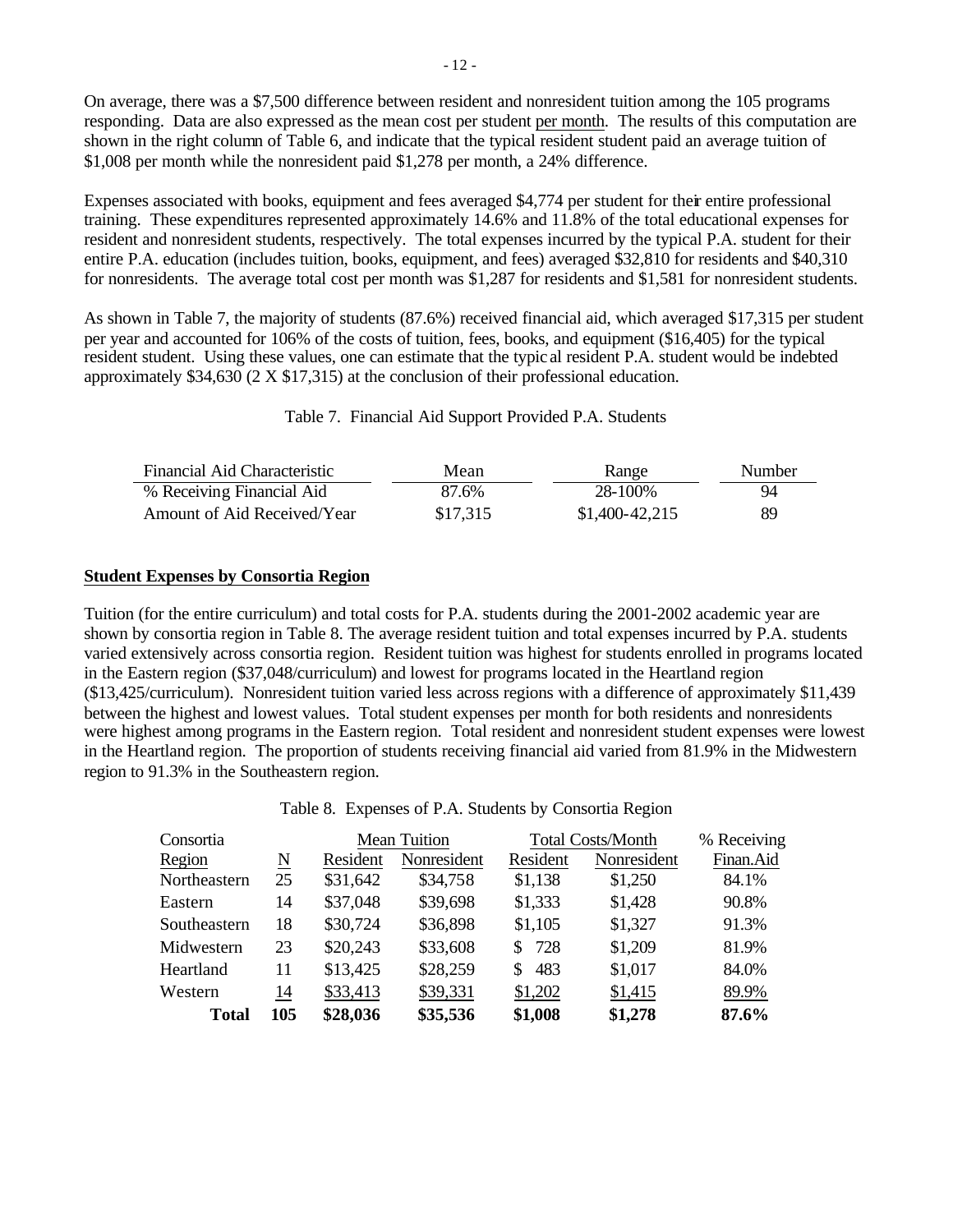On average, there was a $7,500 difference between resident and nonresident tuition among the 105 programs responding. Data are also expressed as the mean cost per student per month. The results of this computation are shown in the right column of Table 6, and indicate that the typical resident student paid an average tuition of $1,008 per month while the nonresident paid $1,278 per month, a 24% difference.

Expenses associated with books, equipment and fees averaged $4,774 per student for their entire professional training. These expenditures represented approximately 14.6% and 11.8% of the total educational expenses for resident and nonresident students, respectively. The total expenses incurred by the typical P.A. student for their entire P.A. education (includes tuition, books, equipment, and fees) averaged $32,810 for residents and $40,310 for nonresidents. The average total cost per month was $1,287 for residents and $1,581 for nonresident students.

As shown in Table 7, the majority of students (87.6%) received financial aid, which averaged $17,315 per student per year and accounted for 106% of the costs of tuition, fees, books, and equipment ($16,405) for the typical resident student. Using these values, one can estimate that the typical resident P.A. student would be indebted approximately $34,630 (2 X $17,315) at the conclusion of their professional education.

Table 7. Financial Aid Support Provided P.A. Students

| Financial Aid Characteristic | Mean | Range | Number |
|---|---|---|---|
| % Receiving Financial Aid | 87.6% | 28-100% | 94 |
| Amount of Aid Received/Year | $17,315 | $1,400-42,215 | 89 |

**Student Expenses by Consortia Region**

Tuition (for the entire curriculum) and total costs for P.A. students during the 2001-2002 academic year are shown by consortia region in Table 8. The average resident tuition and total expenses incurred by P.A. students varied extensively across consortia region. Resident tuition was highest for students enrolled in programs located in the Eastern region ($37,048/curriculum) and lowest for programs located in the Heartland region ($13,425/curriculum). Nonresident tuition varied less across regions with a difference of approximately $11,439 between the highest and lowest values. Total student expenses per month for both residents and nonresidents were highest among programs in the Eastern region. Total resident and nonresident student expenses were lowest in the Heartland region. The proportion of students receiving financial aid varied from 81.9% in the Midwestern region to 91.3% in the Southeastern region.

Table 8. Expenses of P.A. Students by Consortia Region

| Consortia | | Mean Tuition | | Total Costs/Month | | % Receiving |
|---|---|---|---|---|---|---|
| Region | N | Resident | Nonresident | Resident | Nonresident | Finan.Aid |
| Northeastern | 25 | $31,642 | $34,758 | $1,138 | $1,250 | 84.1% |
| Eastern | 14 | $37,048 | $39,698 | $1,333 | $1,428 | 90.8% |
| Southeastern | 18 | $30,724 | $36,898 | $1,105 | $1,327 | 91.3% |
| Midwestern | 23 | $20,243 | $33,608 | $ 728 | $1,209 | 81.9% |
| Heartland | 11 | $13,425 | $28,259 | $ 483 | $1,017 | 84.0% |
| Western | 14 | $33,413 | $39,331 | $1,202 | $1,415 | 89.9% |
| **Total** | **105** | **$28,036** | **$35,536** | **$1,008** | **$1,278** | **87.6%** |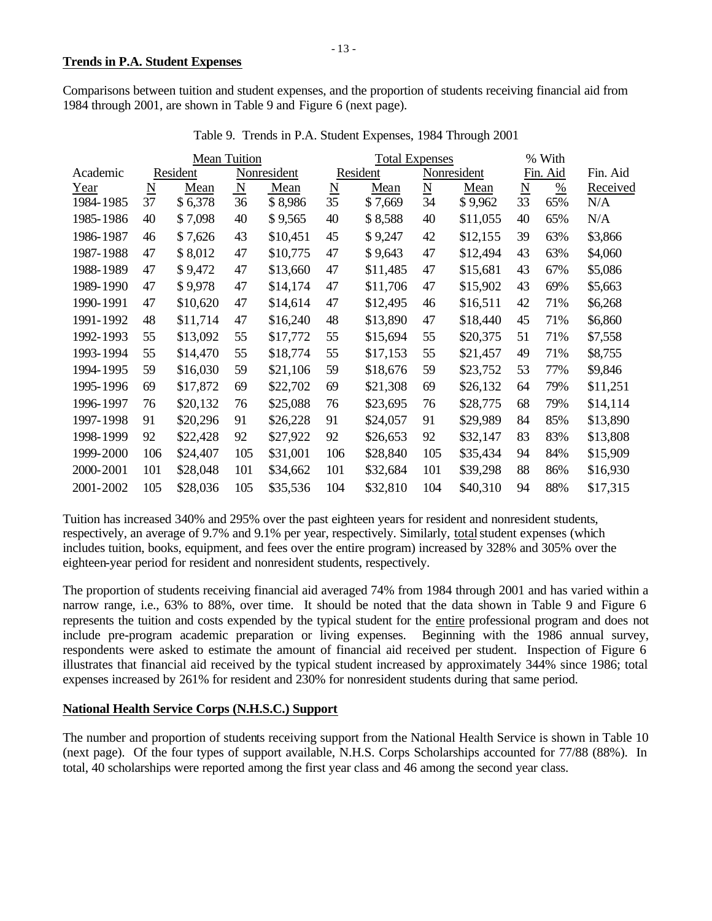## Trends in P.A. Student Expenses

Comparisons between tuition and student expenses, and the proportion of students receiving financial aid from 1984 through 2001, are shown in Table 9 and Figure 6 (next page).

Table 9. Trends in P.A. Student Expenses, 1984 Through 2001

| | Mean Tuition | | | | Total Expenses | | | | % With | | |
|---|---|---|---|---|---|---|---|---|---|---|---|
| Academic | Resident | | Nonresident | | Resident | | Nonresident | | Fin. Aid | | Fin. Aid |
| Year | N | Mean | N | Mean | N | Mean | N | Mean | N | % | Received |
| 1984-1985 | 37 | $ 6,378 | 36 | $ 8,986 | 35 | $ 7,669 | 34 | $ 9,962 | 33 | 65% | N/A |
| 1985-1986 | 40 | $ 7,098 | 40 | $ 9,565 | 40 | $ 8,588 | 40 | $11,055 | 40 | 65% | N/A |
| 1986-1987 | 46 | $ 7,626 | 43 | $10,451 | 45 | $ 9,247 | 42 | $12,155 | 39 | 63% | $3,866 |
| 1987-1988 | 47 | $ 8,012 | 47 | $10,775 | 47 | $ 9,643 | 47 | $12,494 | 43 | 63% | $4,060 |
| 1988-1989 | 47 | $ 9,472 | 47 | $13,660 | 47 | $11,485 | 47 | $15,681 | 43 | 67% | $5,086 |
| 1989-1990 | 47 | $ 9,978 | 47 | $14,174 | 47 | $11,706 | 47 | $15,902 | 43 | 69% | $5,663 |
| 1990-1991 | 47 | $10,620 | 47 | $14,614 | 47 | $12,495 | 46 | $16,511 | 42 | 71% | $6,268 |
| 1991-1992 | 48 | $11,714 | 47 | $16,240 | 48 | $13,890 | 47 | $18,440 | 45 | 71% | $6,860 |
| 1992-1993 | 55 | $13,092 | 55 | $17,772 | 55 | $15,694 | 55 | $20,375 | 51 | 71% | $7,558 |
| 1993-1994 | 55 | $14,470 | 55 | $18,774 | 55 | $17,153 | 55 | $21,457 | 49 | 71% | $8,755 |
| 1994-1995 | 59 | $16,030 | 59 | $21,106 | 59 | $18,676 | 59 | $23,752 | 53 | 77% | $9,846 |
| 1995-1996 | 69 | $17,872 | 69 | $22,702 | 69 | $21,308 | 69 | $26,132 | 64 | 79% | $11,251 |
| 1996-1997 | 76 | $20,132 | 76 | $25,088 | 76 | $23,695 | 76 | $28,775 | 68 | 79% | $14,114 |
| 1997-1998 | 91 | $20,296 | 91 | $26,228 | 91 | $24,057 | 91 | $29,989 | 84 | 85% | $13,890 |
| 1998-1999 | 92 | $22,428 | 92 | $27,922 | 92 | $26,653 | 92 | $32,147 | 83 | 83% | $13,808 |
| 1999-2000 | 106 | $24,407 | 105 | $31,001 | 106 | $28,840 | 105 | $35,434 | 94 | 84% | $15,909 |
| 2000-2001 | 101 | $28,048 | 101 | $34,662 | 101 | $32,684 | 101 | $39,298 | 88 | 86% | $16,930 |
| 2001-2002 | 105 | $28,036 | 105 | $35,536 | 104 | $32,810 | 104 | $40,310 | 94 | 88% | $17,315 |

Tuition has increased 340% and 295% over the past eighteen years for resident and nonresident students, respectively, an average of 9.7% and 9.1% per year, respectively. Similarly, total student expenses (which includes tuition, books, equipment, and fees over the entire program) increased by 328% and 305% over the eighteen-year period for resident and nonresident students, respectively.

The proportion of students receiving financial aid averaged 74% from 1984 through 2001 and has varied within a narrow range, i.e., 63% to 88%, over time. It should be noted that the data shown in Table 9 and Figure 6 represents the tuition and costs expended by the typical student for the entire professional program and does not include pre-program academic preparation or living expenses. Beginning with the 1986 annual survey, respondents were asked to estimate the amount of financial aid received per student. Inspection of Figure 6 illustrates that financial aid received by the typical student increased by approximately 344% since 1986; total expenses increased by 261% for resident and 230% for nonresident students during that same period.

## National Health Service Corps (N.H.S.C.) Support

The number and proportion of students receiving support from the National Health Service is shown in Table 10 (next page). Of the four types of support available, N.H.S. Corps Scholarships accounted for 77/88 (88%). In total, 40 scholarships were reported among the first year class and 46 among the second year class.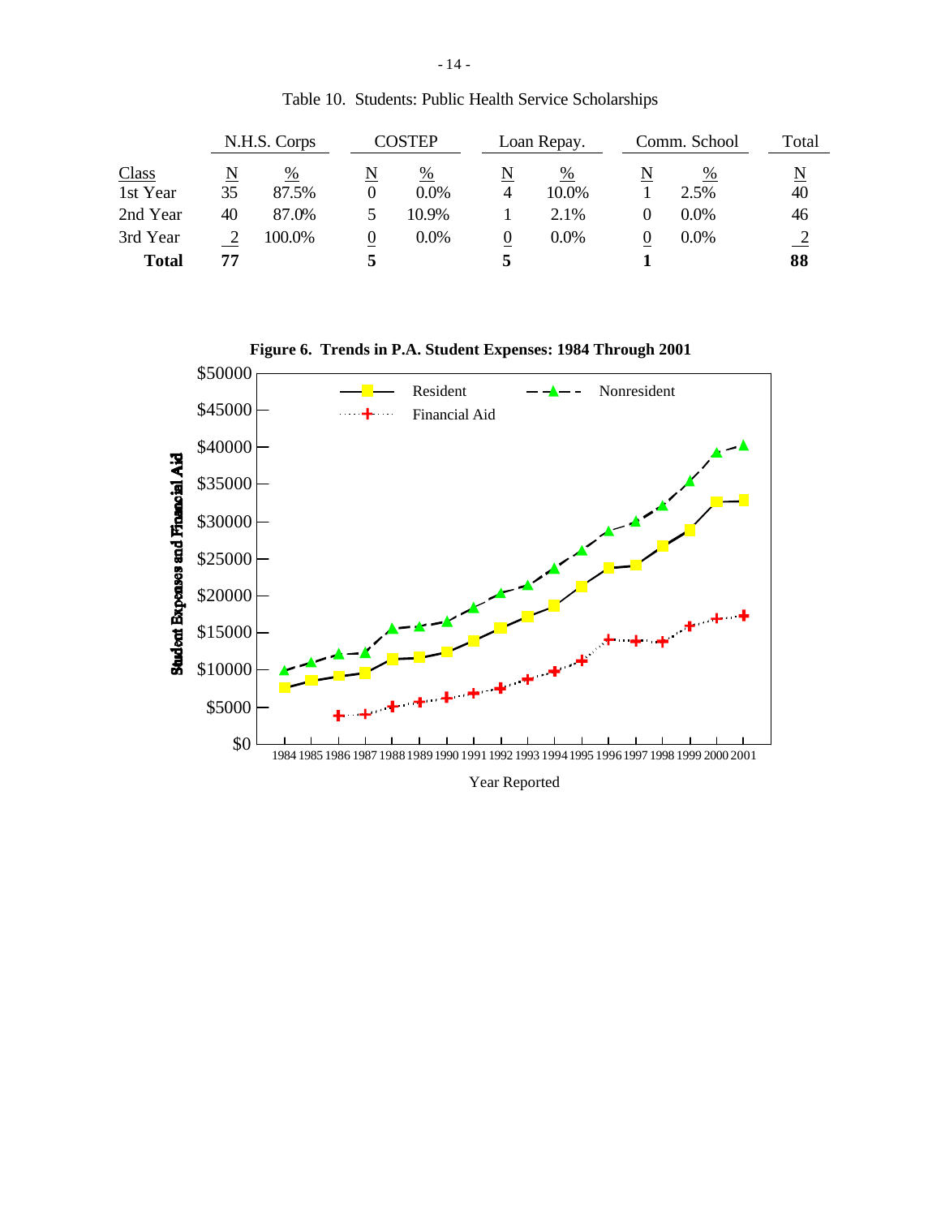Table 10. Students: Public Health Service Scholarships

| Class | N.H.S. Corps | | COSTEP | | Loan Repay. | | Comm. School | | Total |
|---|---|---|---|---|---|---|---|---|---|
| | N | % | N | % | N | % | N | % | N |
| 1st Year | 35 | 87.5% | 0 | 0.0% | 4 | 10.0% | 1 | 2.5% | 40 |
| 2nd Year | 40 | 87.0% | 5 | 10.9% | 1 | 2.1% | 0 | 0.0% | 46 |
| 3rd Year | 2 | 100.0% | 0 | 0.0% | 0 | 0.0% | 0 | 0.0% | 2 |
| **Total** | **77** | | **5** | | **5** | | **1** | | **88** |

**Figure 6. Trends in P.A. Student Expenses: 1984 Through 2001**

Student Expenses and Financial Aid

Resident — Nonresident — Financial Aid

$0, $5000, $10000, $15000, $20000, $25000, $30000, $35000, $40000, $45000, $50000

1984 1985 1986 1987 1988 1989 1990 1991 1992 1993 1994 1995 1996 1997 1998 1999 2000 2001

Year Reported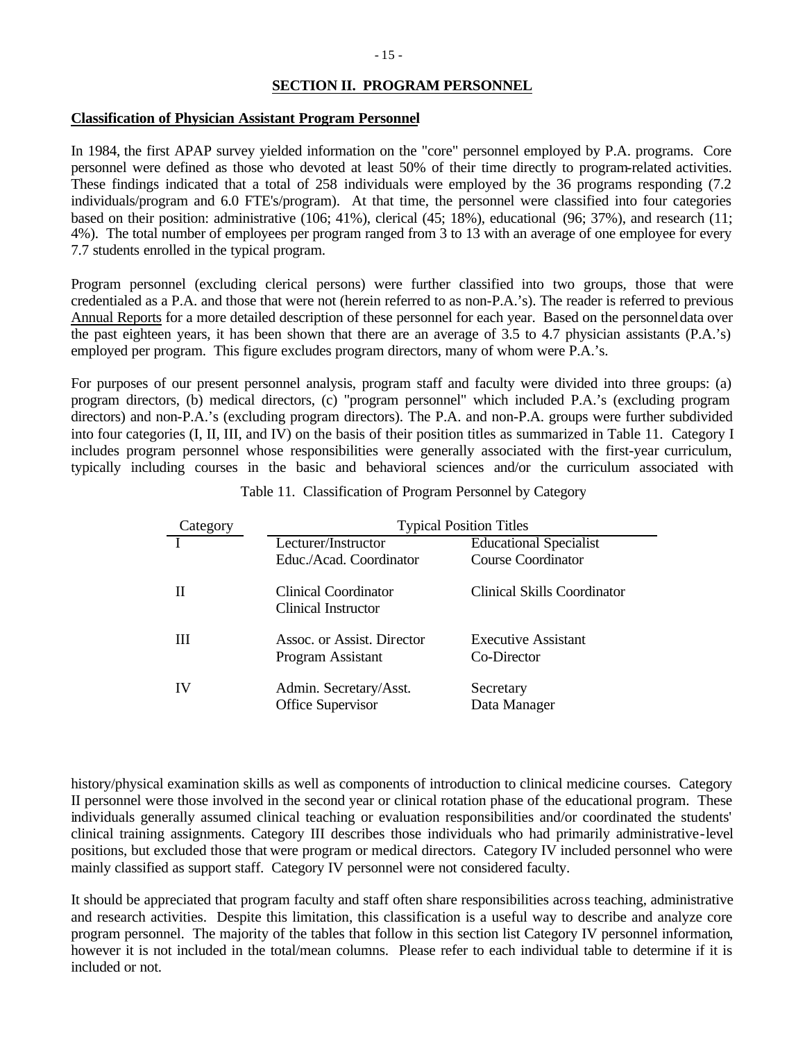## SECTION II. PROGRAM PERSONNEL

### Classification of Physician Assistant Program Personnel

In 1984, the first APAP survey yielded information on the "core" personnel employed by P.A. programs. Core personnel were defined as those who devoted at least 50% of their time directly to program-related activities. These findings indicated that a total of 258 individuals were employed by the 36 programs responding (7.2 individuals/program and 6.0 FTE's/program). At that time, the personnel were classified into four categories based on their position: administrative (106; 41%), clerical (45; 18%), educational (96; 37%), and research (11; 4%). The total number of employees per program ranged from 3 to 13 with an average of one employee for every 7.7 students enrolled in the typical program.

Program personnel (excluding clerical persons) were further classified into two groups, those that were credentialed as a P.A. and those that were not (herein referred to as non-P.A.'s). The reader is referred to previous Annual Reports for a more detailed description of these personnel for each year. Based on the personnel data over the past eighteen years, it has been shown that there are an average of 3.5 to 4.7 physician assistants (P.A.'s) employed per program. This figure excludes program directors, many of whom were P.A.'s.

For purposes of our present personnel analysis, program staff and faculty were divided into three groups: (a) program directors, (b) medical directors, (c) "program personnel" which included P.A.'s (excluding program directors) and non-P.A.'s (excluding program directors). The P.A. and non-P.A. groups were further subdivided into four categories (I, II, III, and IV) on the basis of their position titles as summarized in Table 11. Category I includes program personnel whose responsibilities were generally associated with the first-year curriculum, typically including courses in the basic and behavioral sciences and/or the curriculum associated with history/physical examination skills as well as components of introduction to clinical medicine courses. Category II personnel were those involved in the second year or clinical rotation phase of the educational program. These individuals generally assumed clinical teaching or evaluation responsibilities and/or coordinated the students' clinical training assignments. Category III describes those individuals who had primarily administrative-level positions, but excluded those that were program or medical directors. Category IV included personnel who were mainly classified as support staff. Category IV personnel were not considered faculty.

Table 11. Classification of Program Personnel by Category

| Category | Typical Position Titles | |
|---|---|---|
| I | Lecturer/Instructor<br>Educ./Acad. Coordinator | Educational Specialist<br>Course Coordinator |
| II | Clinical Coordinator<br>Clinical Instructor | Clinical Skills Coordinator |
| III | Assoc. or Assist. Director<br>Program Assistant | Executive Assistant<br>Co-Director |
| IV | Admin. Secretary/Asst.<br>Office Supervisor | Secretary<br>Data Manager |

It should be appreciated that program faculty and staff often share responsibilities across teaching, administrative and research activities. Despite this limitation, this classification is a useful way to describe and analyze core program personnel. The majority of the tables that follow in this section list Category IV personnel information, however it is not included in the total/mean columns. Please refer to each individual table to determine if it is included or not.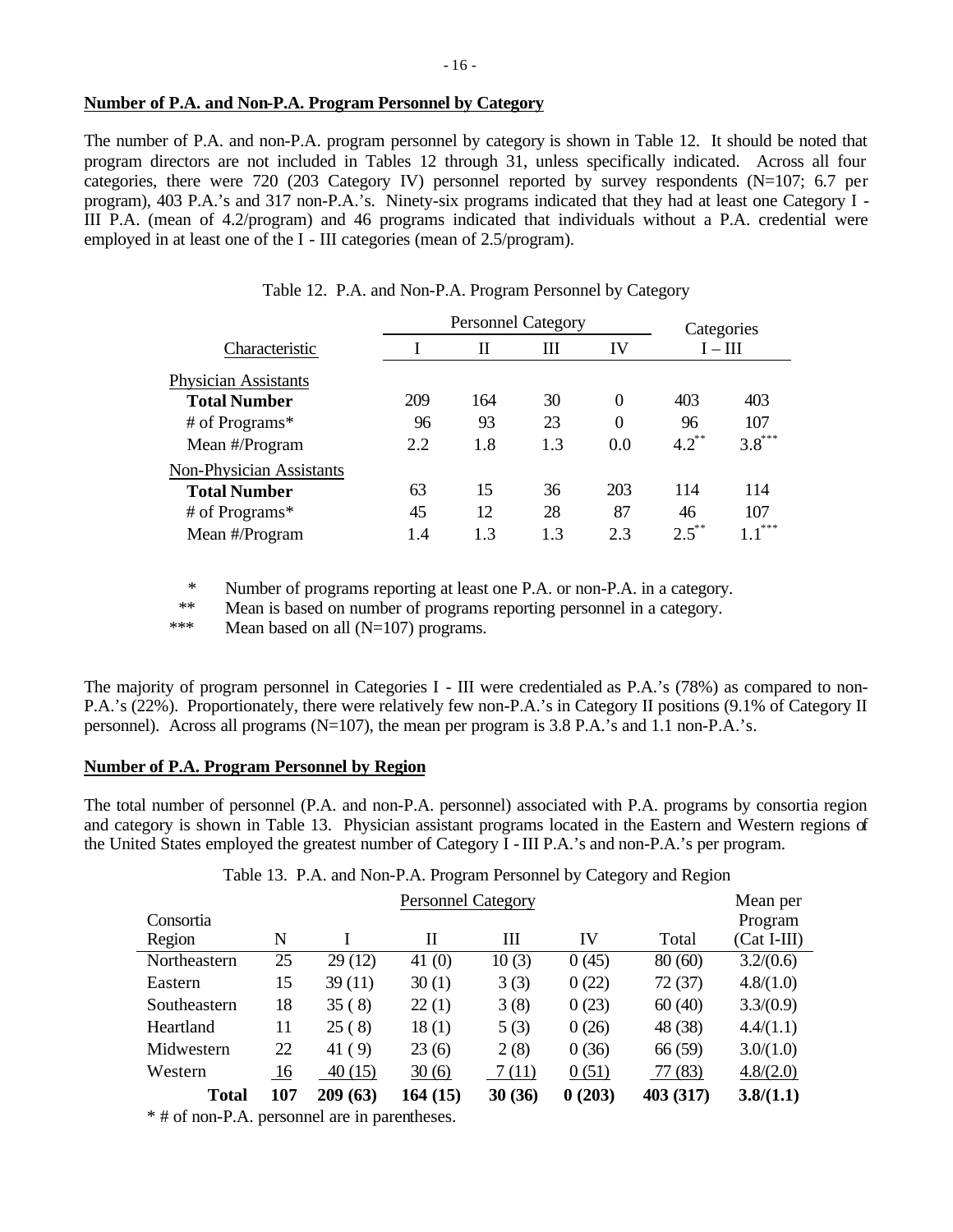## Number of P.A. and Non-P.A. Program Personnel by Category

The number of P.A. and non-P.A. program personnel by category is shown in Table 12. It should be noted that program directors are not included in Tables 12 through 31, unless specifically indicated. Across all four categories, there were 720 (203 Category IV) personnel reported by survey respondents (N=107; 6.7 per program), 403 P.A.'s and 317 non-P.A.'s. Ninety-six programs indicated that they had at least one Category I - III P.A. (mean of 4.2/program) and 46 programs indicated that individuals without a P.A. credential were employed in at least one of the I - III categories (mean of 2.5/program).

Table 12. P.A. and Non-P.A. Program Personnel by Category

| Characteristic | Personnel Category | | | | Categories | |
|---|---|---|---|---|---|---|
| | I | II | III | IV | I – III | |
| Physician Assistants | | | | | | |
| **Total Number** | 209 | 164 | 30 | 0 | 403 | 403 |
| # of Programs* | 96 | 93 | 23 | 0 | 96 | 107 |
| Mean #/Program | 2.2 | 1.8 | 1.3 | 0.0 | 4.2** | 3.8*** |
| Non-Physician Assistants | | | | | | |
| **Total Number** | 63 | 15 | 36 | 203 | 114 | 114 |
| # of Programs* | 45 | 12 | 28 | 87 | 46 | 107 |
| Mean #/Program | 1.4 | 1.3 | 1.3 | 2.3 | 2.5** | 1.1*** |

\* Number of programs reporting at least one P.A. or non-P.A. in a category.
\** Mean is based on number of programs reporting personnel in a category.
\*** Mean based on all (N=107) programs.

The majority of program personnel in Categories I - III were credentialed as P.A.'s (78%) as compared to non-P.A.'s (22%). Proportionately, there were relatively few non-P.A.'s in Category II positions (9.1% of Category II personnel). Across all programs (N=107), the mean per program is 3.8 P.A.'s and 1.1 non-P.A.'s.

## Number of P.A. Program Personnel by Region

The total number of personnel (P.A. and non-P.A. personnel) associated with P.A. programs by consortia region and category is shown in Table 13. Physician assistant programs located in the Eastern and Western regions of the United States employed the greatest number of Category I - III P.A.'s and non-P.A.'s per program.

Table 13. P.A. and Non-P.A. Program Personnel by Category and Region

| Consortia Region | N | Personnel Category | | | | | Mean per Program |
|---|---|---|---|---|---|---|---|
| | | I | II | III | IV | Total | (Cat I-III) |
| Northeastern | 25 | 29 (12) | 41 (0) | 10 (3) | 0 (45) | 80 (60) | 3.2/(0.6) |
| Eastern | 15 | 39 (11) | 30 (1) | 3 (3) | 0 (22) | 72 (37) | 4.8/(1.0) |
| Southeastern | 18 | 35 ( 8) | 22 (1) | 3 (8) | 0 (23) | 60 (40) | 3.3/(0.9) |
| Heartland | 11 | 25 ( 8) | 18 (1) | 5 (3) | 0 (26) | 48 (38) | 4.4/(1.1) |
| Midwestern | 22 | 41 ( 9) | 23 (6) | 2 (8) | 0 (36) | 66 (59) | 3.0/(1.0) |
| Western | 16 | 40 (15) | 30 (6) | 7 (11) | 0 (51) | 77 (83) | 4.8/(2.0) |
| **Total** | **107** | **209 (63)** | **164 (15)** | **30 (36)** | **0 (203)** | **403 (317)** | **3.8/(1.1)** |

\* # of non-P.A. personnel are in parentheses.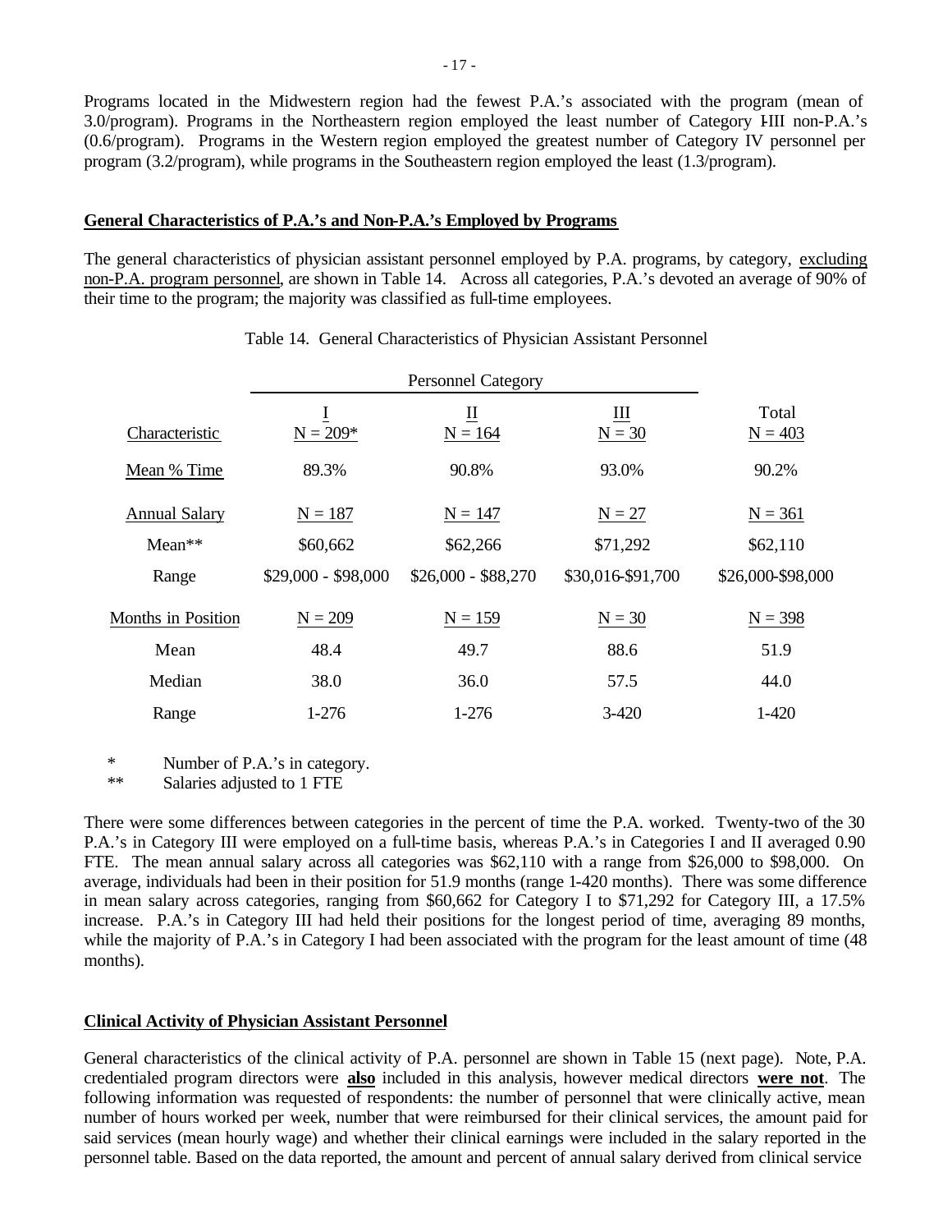Programs located in the Midwestern region had the fewest P.A.'s associated with the program (mean of 3.0/program). Programs in the Northeastern region employed the least number of Category I-III non-P.A.'s (0.6/program). Programs in the Western region employed the greatest number of Category IV personnel per program (3.2/program), while programs in the Southeastern region employed the least (1.3/program).

## General Characteristics of P.A.'s and Non-P.A.'s Employed by Programs

The general characteristics of physician assistant personnel employed by P.A. programs, by category, excluding non-P.A. program personnel, are shown in Table 14. Across all categories, P.A.'s devoted an average of 90% of their time to the program; the majority was classified as full-time employees.

Table 14. General Characteristics of Physician Assistant Personnel

| | Personnel Category | | | |
|---|---|---|---|---|
| Characteristic | I<br>N = 209* | II<br>N = 164 | III<br>N = 30 | Total<br>N = 403 |
| Mean % Time | 89.3% | 90.8% | 93.0% | 90.2% |
| Annual Salary | N = 187 | N = 147 | N = 27 | N = 361 |
| Mean** | $60,662 | $62,266 | $71,292 | $62,110 |
| Range | $29,000 - $98,000 | $26,000 - $88,270 | $30,016-$91,700 | $26,000-$98,000 |
| Months in Position | N = 209 | N = 159 | N = 30 | N = 398 |
| Mean | 48.4 | 49.7 | 88.6 | 51.9 |
| Median | 38.0 | 36.0 | 57.5 | 44.0 |
| Range | 1-276 | 1-276 | 3-420 | 1-420 |

\* Number of P.A.'s in category.
\** Salaries adjusted to 1 FTE

There were some differences between categories in the percent of time the P.A. worked. Twenty-two of the 30 P.A.'s in Category III were employed on a full-time basis, whereas P.A.'s in Categories I and II averaged 0.90 FTE. The mean annual salary across all categories was $62,110 with a range from $26,000 to $98,000. On average, individuals had been in their position for 51.9 months (range 1-420 months). There was some difference in mean salary across categories, ranging from $60,662 for Category I to $71,292 for Category III, a 17.5% increase. P.A.'s in Category III had held their positions for the longest period of time, averaging 89 months, while the majority of P.A.'s in Category I had been associated with the program for the least amount of time (48 months).

## Clinical Activity of Physician Assistant Personnel

General characteristics of the clinical activity of P.A. personnel are shown in Table 15 (next page). Note, P.A. credentialed program directors were **also** included in this analysis, however medical directors **were not**. The following information was requested of respondents: the number of personnel that were clinically active, mean number of hours worked per week, number that were reimbursed for their clinical services, the amount paid for said services (mean hourly wage) and whether their clinical earnings were included in the salary reported in the personnel table. Based on the data reported, the amount and percent of annual salary derived from clinical service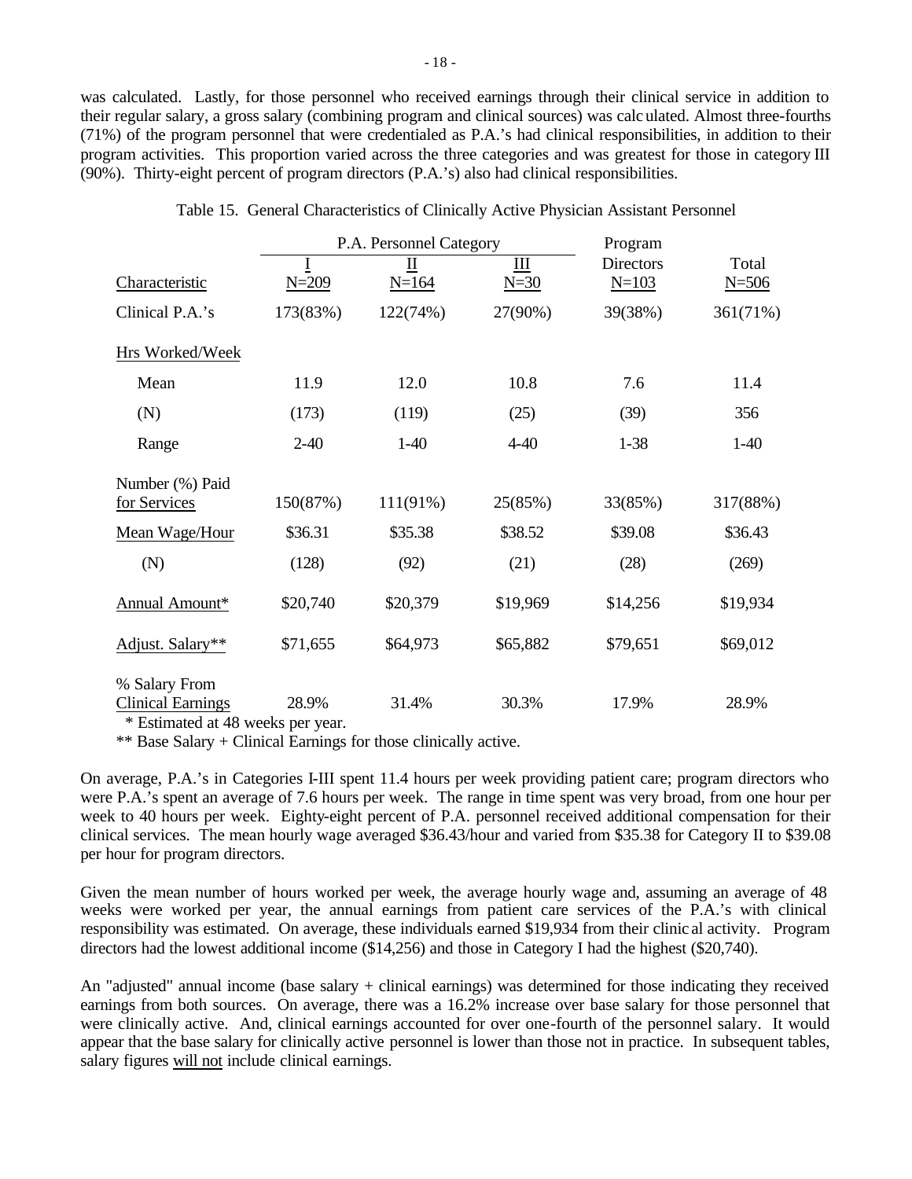was calculated. Lastly, for those personnel who received earnings through their clinical service in addition to their regular salary, a gross salary (combining program and clinical sources) was calculated. Almost three-fourths (71%) of the program personnel that were credentialed as P.A.'s had clinical responsibilities, in addition to their program activities. This proportion varied across the three categories and was greatest for those in category III (90%). Thirty-eight percent of program directors (P.A.'s) also had clinical responsibilities.

Table 15. General Characteristics of Clinically Active Physician Assistant Personnel

| | P.A. Personnel Category | | | Program | |
|---|---|---|---|---|---|
| Characteristic | I N=209 | II N=164 | III N=30 | Directors N=103 | Total N=506 |
| Clinical P.A.'s | 173(83%) | 122(74%) | 27(90%) | 39(38%) | 361(71%) |
| Hrs Worked/Week | | | | | |
| Mean | 11.9 | 12.0 | 10.8 | 7.6 | 11.4 |
| (N) | (173) | (119) | (25) | (39) | 356 |
| Range | 2-40 | 1-40 | 4-40 | 1-38 | 1-40 |
| Number (%) Paid for Services | 150(87%) | 111(91%) | 25(85%) | 33(85%) | 317(88%) |
| Mean Wage/Hour | $36.31 | $35.38 | $38.52 | $39.08 | $36.43 |
| (N) | (128) | (92) | (21) | (28) | (269) |
| Annual Amount* | $20,740 | $20,379 | $19,969 | $14,256 | $19,934 |
| Adjust. Salary** | $71,655 | $64,973 | $65,882 | $79,651 | $69,012 |
| % Salary From Clinical Earnings | 28.9% | 31.4% | 30.3% | 17.9% | 28.9% |

\* Estimated at 48 weeks per year.

\*\* Base Salary + Clinical Earnings for those clinically active.

On average, P.A.'s in Categories I-III spent 11.4 hours per week providing patient care; program directors who were P.A.'s spent an average of 7.6 hours per week. The range in time spent was very broad, from one hour per week to 40 hours per week. Eighty-eight percent of P.A. personnel received additional compensation for their clinical services. The mean hourly wage averaged $36.43/hour and varied from $35.38 for Category II to $39.08 per hour for program directors.

Given the mean number of hours worked per week, the average hourly wage and, assuming an average of 48 weeks were worked per year, the annual earnings from patient care services of the P.A.'s with clinical responsibility was estimated. On average, these individuals earned $19,934 from their clinical activity. Program directors had the lowest additional income ($14,256) and those in Category I had the highest ($20,740).

An "adjusted" annual income (base salary + clinical earnings) was determined for those indicating they received earnings from both sources. On average, there was a 16.2% increase over base salary for those personnel that were clinically active. And, clinical earnings accounted for over one-fourth of the personnel salary. It would appear that the base salary for clinically active personnel is lower than those not in practice. In subsequent tables, salary figures <u>will not</u> include clinical earnings.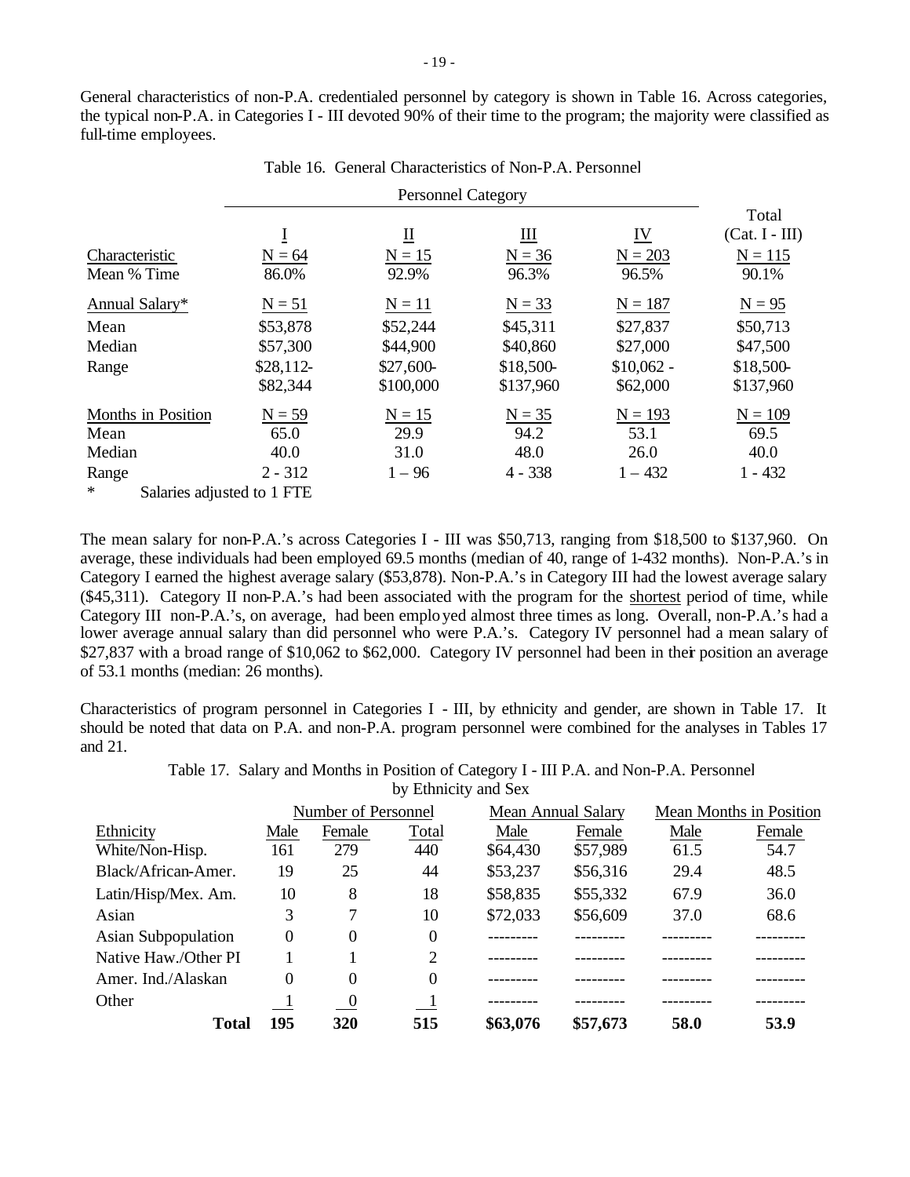General characteristics of non-P.A. credentialed personnel by category is shown in Table 16. Across categories, the typical non-P.A. in Categories I - III devoted 90% of their time to the program; the majority were classified as full-time employees.

Table 16. General Characteristics of Non-P.A. Personnel

| | Personnel Category | | | | |
|---|---|---|---|---|---|
| | I | II | III | IV | Total (Cat. I - III) |
| Characteristic | N = 64 | N = 15 | N = 36 | N = 203 | N = 115 |
| Mean % Time | 86.0% | 92.9% | 96.3% | 96.5% | 90.1% |
| Annual Salary* | N = 51 | N = 11 | N = 33 | N = 187 | N = 95 |
| Mean | $53,878 | $52,244 | $45,311 | $27,837 | $50,713 |
| Median | $57,300 | $44,900 | $40,860 | $27,000 | $47,500 |
| Range | $28,112-$82,344 | $27,600-$100,000 | $18,500-$137,960 | $10,062 - $62,000 | $18,500-$137,960 |
| Months in Position | N = 59 | N = 15 | N = 35 | N = 193 | N = 109 |
| Mean | 65.0 | 29.9 | 94.2 | 53.1 | 69.5 |
| Median | 40.0 | 31.0 | 48.0 | 26.0 | 40.0 |
| Range | 2 - 312 | 1 – 96 | 4 - 338 | 1 – 432 | 1 - 432 |

\* Salaries adjusted to 1 FTE

The mean salary for non-P.A.'s across Categories I - III was $50,713, ranging from $18,500 to $137,960. On average, these individuals had been employed 69.5 months (median of 40, range of 1-432 months). Non-P.A.'s in Category I earned the highest average salary ($53,878). Non-P.A.'s in Category III had the lowest average salary ($45,311). Category II non-P.A.'s had been associated with the program for the shortest period of time, while Category III non-P.A.'s, on average, had been employed almost three times as long. Overall, non-P.A.'s had a lower average annual salary than did personnel who were P.A.'s. Category IV personnel had a mean salary of $27,837 with a broad range of $10,062 to $62,000. Category IV personnel had been in their position an average of 53.1 months (median: 26 months).

Characteristics of program personnel in Categories I - III, by ethnicity and gender, are shown in Table 17. It should be noted that data on P.A. and non-P.A. program personnel were combined for the analyses in Tables 17 and 21.

Table 17. Salary and Months in Position of Category I - III P.A. and Non-P.A. Personnel by Ethnicity and Sex

| | Number of Personnel | | | Mean Annual Salary | | Mean Months in Position | |
|---|---|---|---|---|---|---|---|
| Ethnicity | Male | Female | Total | Male | Female | Male | Female |
| White/Non-Hisp. | 161 | 279 | 440 | $64,430 | $57,989 | 61.5 | 54.7 |
| Black/African-Amer. | 19 | 25 | 44 | $53,237 | $56,316 | 29.4 | 48.5 |
| Latin/Hisp/Mex. Am. | 10 | 8 | 18 | $58,835 | $55,332 | 67.9 | 36.0 |
| Asian | 3 | 7 | 10 | $72,033 | $56,609 | 37.0 | 68.6 |
| Asian Subpopulation | 0 | 0 | 0 | --------- | --------- | --------- | --------- |
| Native Haw./Other PI | 1 | 1 | 2 | --------- | --------- | --------- | --------- |
| Amer. Ind./Alaskan | 0 | 0 | 0 | --------- | --------- | --------- | --------- |
| Other | 1 | 0 | 1 | --------- | --------- | --------- | --------- |
| **Total** | **195** | **320** | **515** | **$63,076** | **$57,673** | **58.0** | **53.9** |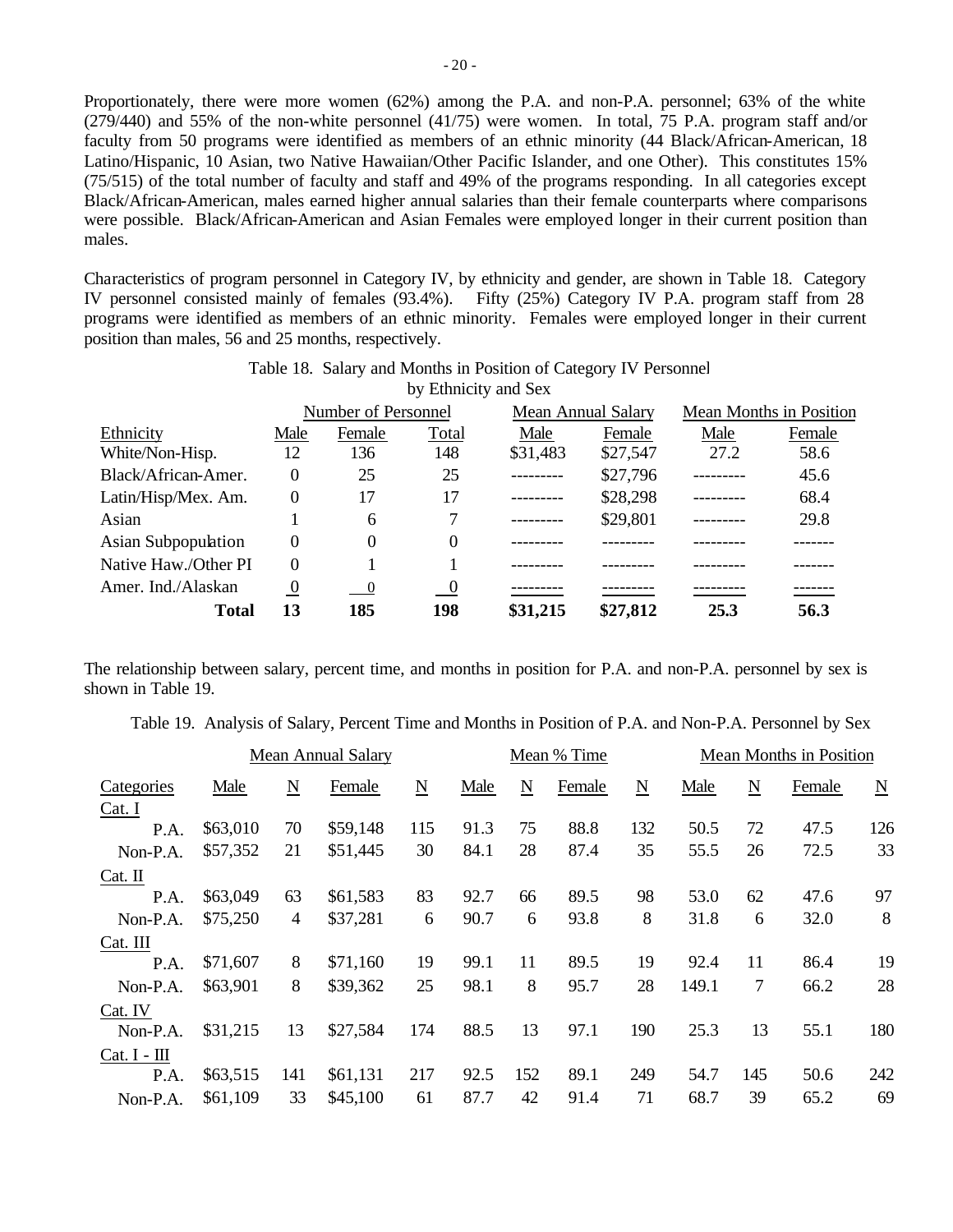Proportionately, there were more women (62%) among the P.A. and non-P.A. personnel; 63% of the white (279/440) and 55% of the non-white personnel (41/75) were women. In total, 75 P.A. program staff and/or faculty from 50 programs were identified as members of an ethnic minority (44 Black/African-American, 18 Latino/Hispanic, 10 Asian, two Native Hawaiian/Other Pacific Islander, and one Other). This constitutes 15% (75/515) of the total number of faculty and staff and 49% of the programs responding. In all categories except Black/African-American, males earned higher annual salaries than their female counterparts where comparisons were possible. Black/African-American and Asian Females were employed longer in their current position than males.

Characteristics of program personnel in Category IV, by ethnicity and gender, are shown in Table 18. Category IV personnel consisted mainly of females (93.4%). Fifty (25%) Category IV P.A. program staff from 28 programs were identified as members of an ethnic minority. Females were employed longer in their current position than males, 56 and 25 months, respectively.

Table 18. Salary and Months in Position of Category IV Personnel by Ethnicity and Sex

| | Number of Personnel | | | Mean Annual Salary | | Mean Months in Position | |
|---|---|---|---|---|---|---|---|
| Ethnicity | Male | Female | Total | Male | Female | Male | Female |
| White/Non-Hisp. | 12 | 136 | 148 | $31,483 | $27,547 | 27.2 | 58.6 |
| Black/African-Amer. | 0 | 25 | 25 | --------- | $27,796 | --------- | 45.6 |
| Latin/Hisp/Mex. Am. | 0 | 17 | 17 | --------- | $28,298 | --------- | 68.4 |
| Asian | 1 | 6 | 7 | --------- | $29,801 | --------- | 29.8 |
| Asian Subpopulation | 0 | 0 | 0 | --------- | --------- | --------- | ------- |
| Native Haw./Other PI | 0 | 1 | 1 | --------- | --------- | --------- | ------- |
| Amer. Ind./Alaskan | 0 | 0 | 0 | --------- | --------- | --------- | ------- |
| **Total** | **13** | **185** | **198** | **$31,215** | **$27,812** | **25.3** | **56.3** |

The relationship between salary, percent time, and months in position for P.A. and non-P.A. personnel by sex is shown in Table 19.

Table 19. Analysis of Salary, Percent Time and Months in Position of P.A. and Non-P.A. Personnel by Sex

| | Mean Annual Salary | | | | Mean % Time | | | | Mean Months in Position | | | |
|---|---|---|---|---|---|---|---|---|---|---|---|---|
| Categories | Male | N | Female | N | Male | N | Female | N | Male | N | Female | N |
| Cat. I | | | | | | | | | | | | |
| P.A. | $63,010 | 70 | $59,148 | 115 | 91.3 | 75 | 88.8 | 132 | 50.5 | 72 | 47.5 | 126 |
| Non-P.A. | $57,352 | 21 | $51,445 | 30 | 84.1 | 28 | 87.4 | 35 | 55.5 | 26 | 72.5 | 33 |
| Cat. II | | | | | | | | | | | | |
| P.A. | $63,049 | 63 | $61,583 | 83 | 92.7 | 66 | 89.5 | 98 | 53.0 | 62 | 47.6 | 97 |
| Non-P.A. | $75,250 | 4 | $37,281 | 6 | 90.7 | 6 | 93.8 | 8 | 31.8 | 6 | 32.0 | 8 |
| Cat. III | | | | | | | | | | | | |
| P.A. | $71,607 | 8 | $71,160 | 19 | 99.1 | 11 | 89.5 | 19 | 92.4 | 11 | 86.4 | 19 |
| Non-P.A. | $63,901 | 8 | $39,362 | 25 | 98.1 | 8 | 95.7 | 28 | 149.1 | 7 | 66.2 | 28 |
| Cat. IV | | | | | | | | | | | | |
| Non-P.A. | $31,215 | 13 | $27,584 | 174 | 88.5 | 13 | 97.1 | 190 | 25.3 | 13 | 55.1 | 180 |
| Cat. I - III | | | | | | | | | | | | |
| P.A. | $63,515 | 141 | $61,131 | 217 | 92.5 | 152 | 89.1 | 249 | 54.7 | 145 | 50.6 | 242 |
| Non-P.A. | $61,109 | 33 | $45,100 | 61 | 87.7 | 42 | 91.4 | 71 | 68.7 | 39 | 65.2 | 69 |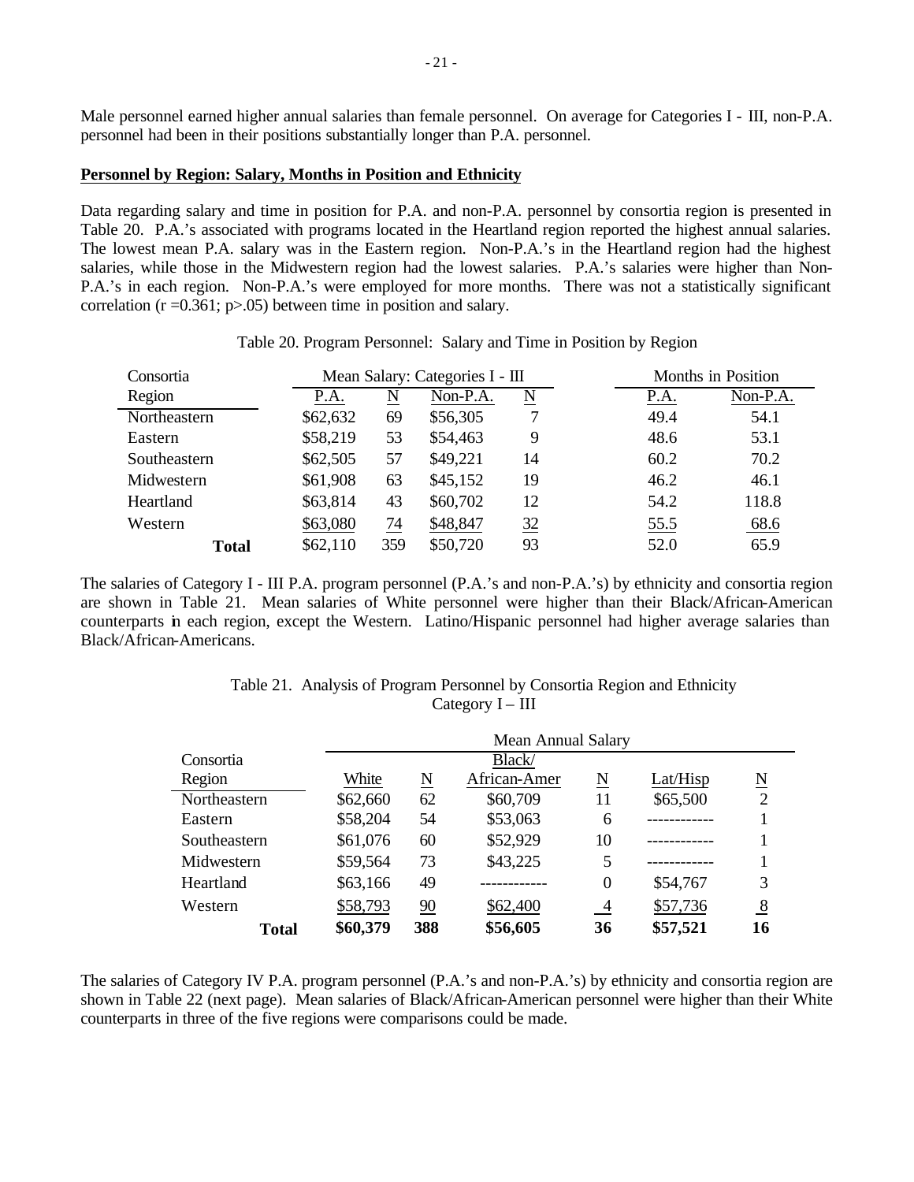Male personnel earned higher annual salaries than female personnel. On average for Categories I - III, non-P.A. personnel had been in their positions substantially longer than P.A. personnel.

**Personnel by Region: Salary, Months in Position and Ethnicity**

Data regarding salary and time in position for P.A. and non-P.A. personnel by consortia region is presented in Table 20. P.A.'s associated with programs located in the Heartland region reported the highest annual salaries. The lowest mean P.A. salary was in the Eastern region. Non-P.A.'s in the Heartland region had the highest salaries, while those in the Midwestern region had the lowest salaries. P.A.'s salaries were higher than Non-P.A.'s in each region. Non-P.A.'s were employed for more months. There was not a statistically significant correlation ($r = 0.361$; $p > .05$) between time in position and salary.

Table 20. Program Personnel: Salary and Time in Position by Region

| Consortia Region | Mean Salary: Categories I - III | | | | Months in Position | |
|---|---|---|---|---|---|---|
| | P.A. | N | Non-P.A. | N | P.A. | Non-P.A. |
| Northeastern | $62,632 | 69 | $56,305 | 7 | 49.4 | 54.1 |
| Eastern | $58,219 | 53 | $54,463 | 9 | 48.6 | 53.1 |
| Southeastern | $62,505 | 57 | $49,221 | 14 | 60.2 | 70.2 |
| Midwestern | $61,908 | 63 | $45,152 | 19 | 46.2 | 46.1 |
| Heartland | $63,814 | 43 | $60,702 | 12 | 54.2 | 118.8 |
| Western | $63,080 | 74 | $48,847 | 32 | 55.5 | 68.6 |
| **Total** | $62,110 | 359 | $50,720 | 93 | 52.0 | 65.9 |

The salaries of Category I - III P.A. program personnel (P.A.'s and non-P.A.'s) by ethnicity and consortia region are shown in Table 21. Mean salaries of White personnel were higher than their Black/African-American counterparts in each region, except the Western. Latino/Hispanic personnel had higher average salaries than Black/African-Americans.

Table 21. Analysis of Program Personnel by Consortia Region and Ethnicity
Category I – III

| Consortia Region | Mean Annual Salary | | | | | |
|---|---|---|---|---|---|---|
| | White | N | Black/ African-Amer | N | Lat/Hisp | N |
| Northeastern | $62,660 | 62 | $60,709 | 11 | $65,500 | 2 |
| Eastern | $58,204 | 54 | $53,063 | 6 | ------------ | 1 |
| Southeastern | $61,076 | 60 | $52,929 | 10 | ------------ | 1 |
| Midwestern | $59,564 | 73 | $43,225 | 5 | ------------ | 1 |
| Heartland | $63,166 | 49 | ------------ | 0 | $54,767 | 3 |
| Western | $58,793 | 90 | $62,400 | 4 | $57,736 | 8 |
| **Total** | **$60,379** | **388** | **$56,605** | **36** | **$57,521** | **16** |

The salaries of Category IV P.A. program personnel (P.A.'s and non-P.A.'s) by ethnicity and consortia region are shown in Table 22 (next page). Mean salaries of Black/African-American personnel were higher than their White counterparts in three of the five regions were comparisons could be made.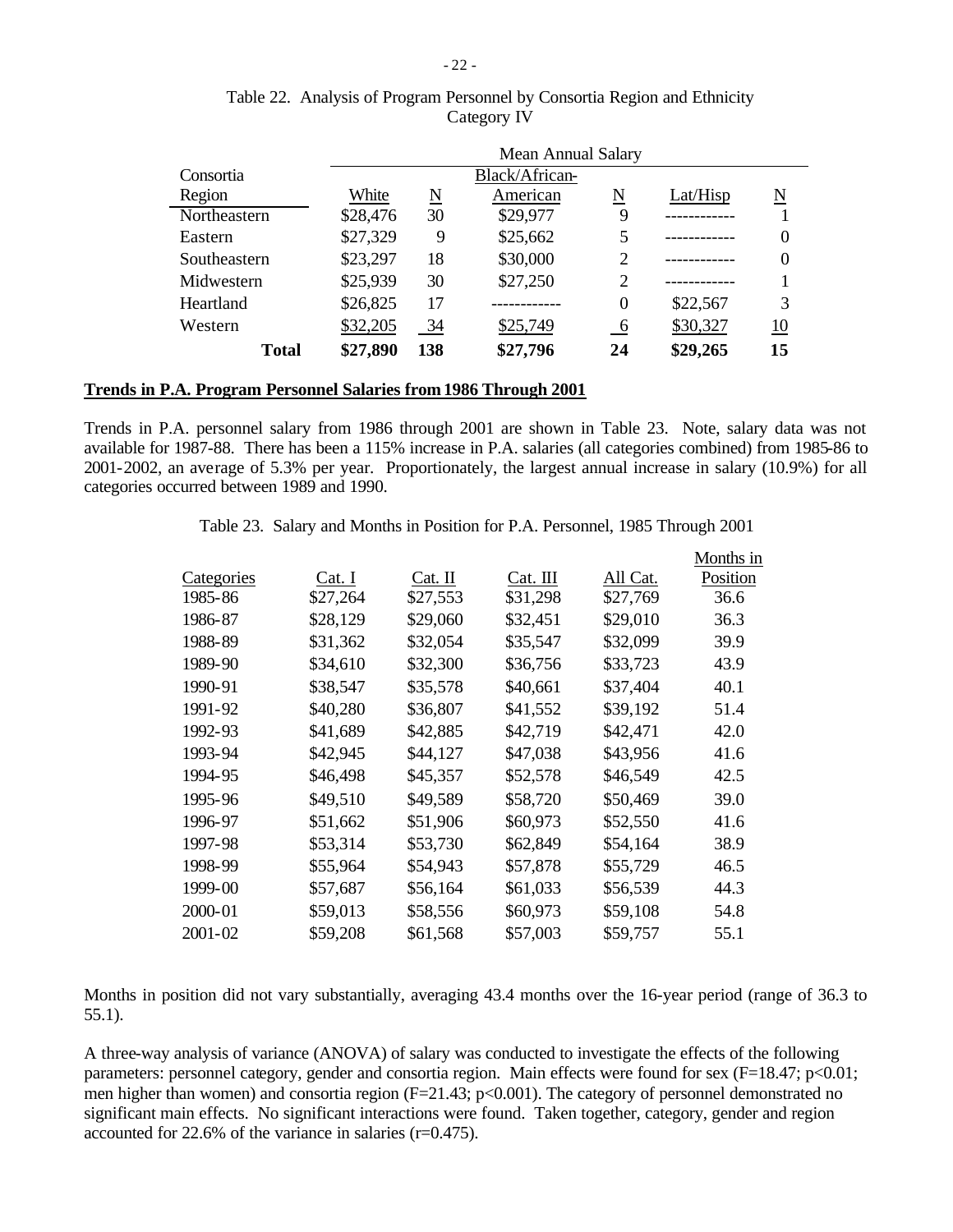Table 22. Analysis of Program Personnel by Consortia Region and Ethnicity
Category IV

| Consortia Region | Mean Annual Salary | | | | | |
|---|---|---|---|---|---|---|
| | White | N | Black/African-American | N | Lat/Hisp | N |
| Northeastern | $28,476 | 30 | $29,977 | 9 | ------------ | 1 |
| Eastern | $27,329 | 9 | $25,662 | 5 | ------------ | 0 |
| Southeastern | $23,297 | 18 | $30,000 | 2 | ------------ | 0 |
| Midwestern | $25,939 | 30 | $27,250 | 2 | ------------ | 1 |
| Heartland | $26,825 | 17 | ------------ | 0 | $22,567 | 3 |
| Western | $32,205 | 34 | $25,749 | 6 | $30,327 | 10 |
| **Total** | **$27,890** | **138** | **$27,796** | **24** | **$29,265** | **15** |

**Trends in P.A. Program Personnel Salaries from 1986 Through 2001**

Trends in P.A. personnel salary from 1986 through 2001 are shown in Table 23. Note, salary data was not available for 1987-88. There has been a 115% increase in P.A. salaries (all categories combined) from 1985-86 to 2001-2002, an average of 5.3% per year. Proportionately, the largest annual increase in salary (10.9%) for all categories occurred between 1989 and 1990.

Table 23. Salary and Months in Position for P.A. Personnel, 1985 Through 2001

| Categories | Cat. I | Cat. II | Cat. III | All Cat. | Months in Position |
|---|---|---|---|---|---|
| 1985-86 | $27,264 | $27,553 | $31,298 | $27,769 | 36.6 |
| 1986-87 | $28,129 | $29,060 | $32,451 | $29,010 | 36.3 |
| 1988-89 | $31,362 | $32,054 | $35,547 | $32,099 | 39.9 |
| 1989-90 | $34,610 | $32,300 | $36,756 | $33,723 | 43.9 |
| 1990-91 | $38,547 | $35,578 | $40,661 | $37,404 | 40.1 |
| 1991-92 | $40,280 | $36,807 | $41,552 | $39,192 | 51.4 |
| 1992-93 | $41,689 | $42,885 | $42,719 | $42,471 | 42.0 |
| 1993-94 | $42,945 | $44,127 | $47,038 | $43,956 | 41.6 |
| 1994-95 | $46,498 | $45,357 | $52,578 | $46,549 | 42.5 |
| 1995-96 | $49,510 | $49,589 | $58,720 | $50,469 | 39.0 |
| 1996-97 | $51,662 | $51,906 | $60,973 | $52,550 | 41.6 |
| 1997-98 | $53,314 | $53,730 | $62,849 | $54,164 | 38.9 |
| 1998-99 | $55,964 | $54,943 | $57,878 | $55,729 | 46.5 |
| 1999-00 | $57,687 | $56,164 | $61,033 | $56,539 | 44.3 |
| 2000-01 | $59,013 | $58,556 | $60,973 | $59,108 | 54.8 |
| 2001-02 | $59,208 | $61,568 | $57,003 | $59,757 | 55.1 |

Months in position did not vary substantially, averaging 43.4 months over the 16-year period (range of 36.3 to 55.1).

A three-way analysis of variance (ANOVA) of salary was conducted to investigate the effects of the following parameters: personnel category, gender and consortia region. Main effects were found for sex ($F=18.47$; $p<0.01$; men higher than women) and consortia region ($F=21.43$; $p<0.001$). The category of personnel demonstrated no significant main effects. No significant interactions were found. Taken together, category, gender and region accounted for 22.6% of the variance in salaries ($r=0.475$).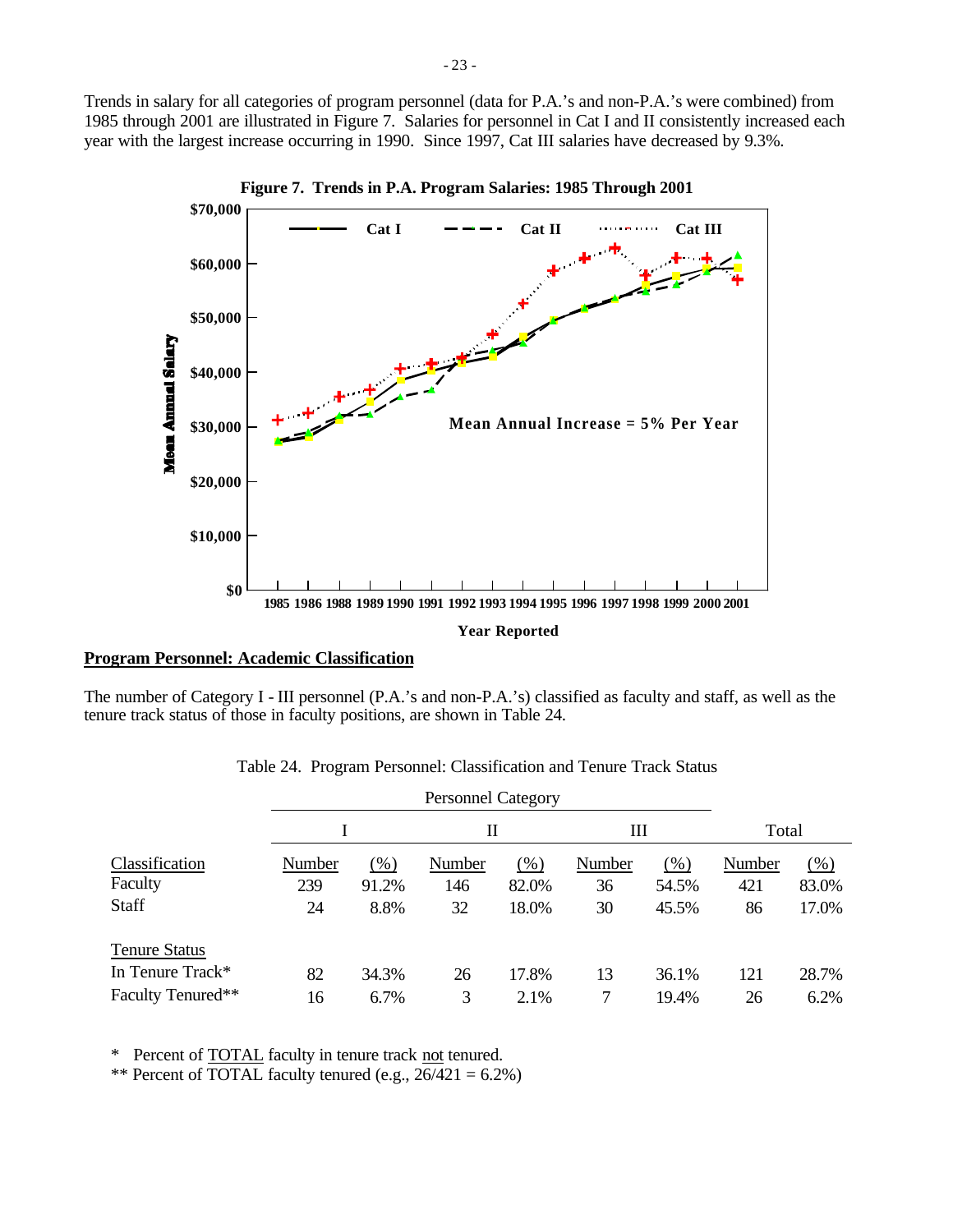Trends in salary for all categories of program personnel (data for P.A.'s and non-P.A.'s were combined) from 1985 through 2001 are illustrated in Figure 7. Salaries for personnel in Cat I and II consistently increased each year with the largest increase occurring in 1990. Since 1997, Cat III salaries have decreased by 9.3%.

**Figure 7. Trends in P.A. Program Salaries: 1985 Through 2001**

## Program Personnel: Academic Classification

The number of Category I - III personnel (P.A.'s and non-P.A.'s) classified as faculty and staff, as well as the tenure track status of those in faculty positions, are shown in Table 24.

Table 24. Program Personnel: Classification and Tenure Track Status

| | Personnel Category | | | | | | | |
|---|---|---|---|---|---|---|---|---|
| | I | | II | | III | | Total | |
| Classification | Number | (%) | Number | (%) | Number | (%) | Number | (%) |
| Faculty | 239 | 91.2% | 146 | 82.0% | 36 | 54.5% | 421 | 83.0% |
| Staff | 24 | 8.8% | 32 | 18.0% | 30 | 45.5% | 86 | 17.0% |
| Tenure Status | | | | | | | | |
| In Tenure Track* | 82 | 34.3% | 26 | 17.8% | 13 | 36.1% | 121 | 28.7% |
| Faculty Tenured** | 16 | 6.7% | 3 | 2.1% | 7 | 19.4% | 26 | 6.2% |

\* Percent of TOTAL faculty in tenure track not tenured.

** Percent of TOTAL faculty tenured (e.g., 26/421 = 6.2%)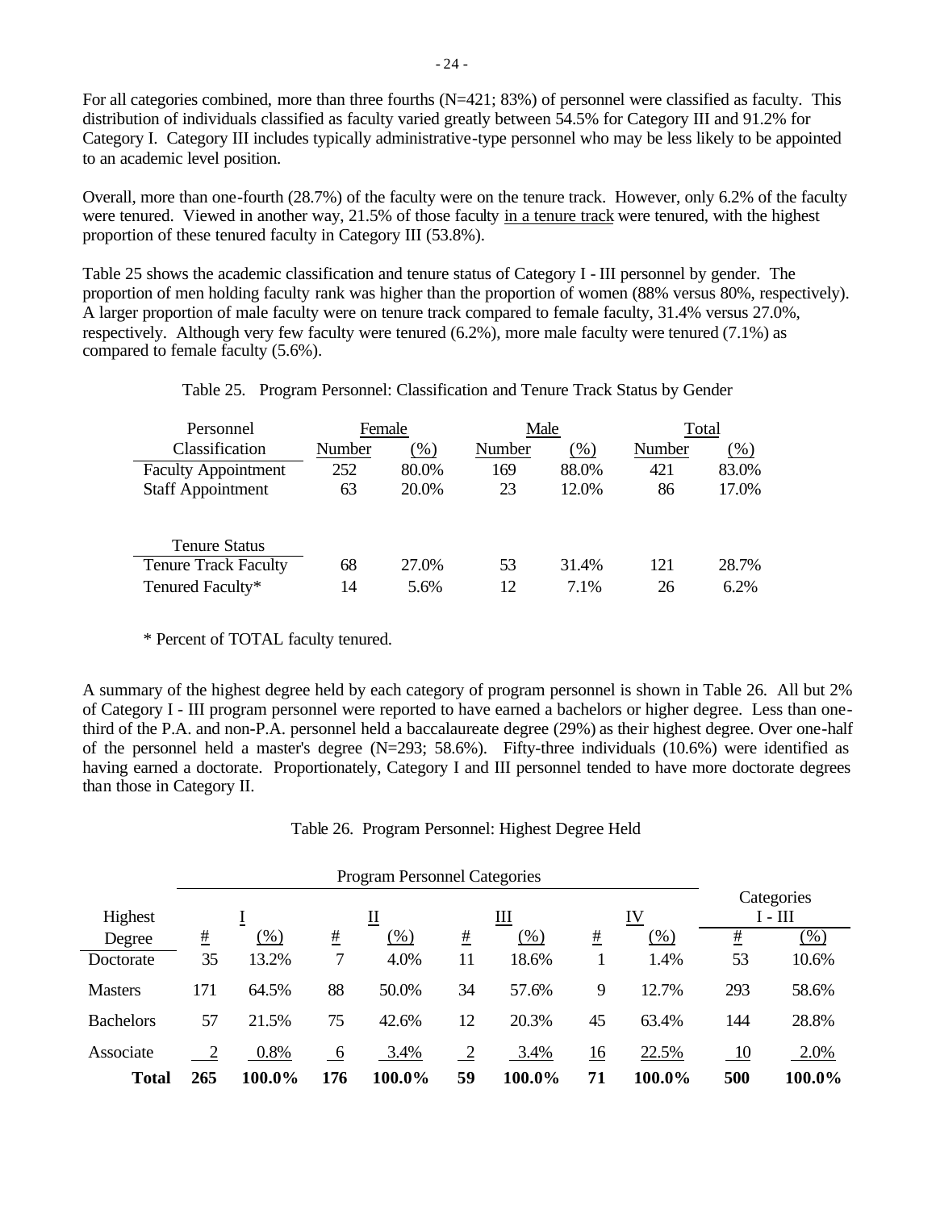For all categories combined, more than three fourths (N=421; 83%) of personnel were classified as faculty. This distribution of individuals classified as faculty varied greatly between 54.5% for Category III and 91.2% for Category I. Category III includes typically administrative-type personnel who may be less likely to be appointed to an academic level position.

Overall, more than one-fourth (28.7%) of the faculty were on the tenure track. However, only 6.2% of the faculty were tenured. Viewed in another way, 21.5% of those faculty in a tenure track were tenured, with the highest proportion of these tenured faculty in Category III (53.8%).

Table 25 shows the academic classification and tenure status of Category I - III personnel by gender. The proportion of men holding faculty rank was higher than the proportion of women (88% versus 80%, respectively). A larger proportion of male faculty were on tenure track compared to female faculty, 31.4% versus 27.0%, respectively. Although very few faculty were tenured (6.2%), more male faculty were tenured (7.1%) as compared to female faculty (5.6%).

Table 25. Program Personnel: Classification and Tenure Track Status by Gender

| Personnel | Female | | Male | | Total | |
|---|---|---|---|---|---|---|
| Classification | Number | (%) | Number | (%) | Number | (%) |
| Faculty Appointment | 252 | 80.0% | 169 | 88.0% | 421 | 83.0% |
| Staff Appointment | 63 | 20.0% | 23 | 12.0% | 86 | 17.0% |
| **Tenure Status** | | | | | | |
| Tenure Track Faculty | 68 | 27.0% | 53 | 31.4% | 121 | 28.7% |
| Tenured Faculty* | 14 | 5.6% | 12 | 7.1% | 26 | 6.2% |

* Percent of TOTAL faculty tenured.

A summary of the highest degree held by each category of program personnel is shown in Table 26. All but 2% of Category I - III program personnel were reported to have earned a bachelors or higher degree. Less than one-third of the P.A. and non-P.A. personnel held a baccalaureate degree (29%) as their highest degree. Over one-half of the personnel held a master's degree (N=293; 58.6%). Fifty-three individuals (10.6%) were identified as having earned a doctorate. Proportionately, Category I and III personnel tended to have more doctorate degrees than those in Category II.

Table 26. Program Personnel: Highest Degree Held

| | Program Personnel Categories | | | | | | | | Categories | |
|---|---|---|---|---|---|---|---|---|---|---|
| Highest | I | | II | | III | | IV | | I - III | |
| Degree | # | (%) | # | (%) | # | (%) | # | (%) | # | (%) |
| Doctorate | 35 | 13.2% | 7 | 4.0% | 11 | 18.6% | 1 | 1.4% | 53 | 10.6% |
| Masters | 171 | 64.5% | 88 | 50.0% | 34 | 57.6% | 9 | 12.7% | 293 | 58.6% |
| Bachelors | 57 | 21.5% | 75 | 42.6% | 12 | 20.3% | 45 | 63.4% | 144 | 28.8% |
| Associate | 2 | 0.8% | 6 | 3.4% | 2 | 3.4% | 16 | 22.5% | 10 | 2.0% |
| **Total** | **265** | **100.0%** | **176** | **100.0%** | **59** | **100.0%** | **71** | **100.0%** | **500** | **100.0%** |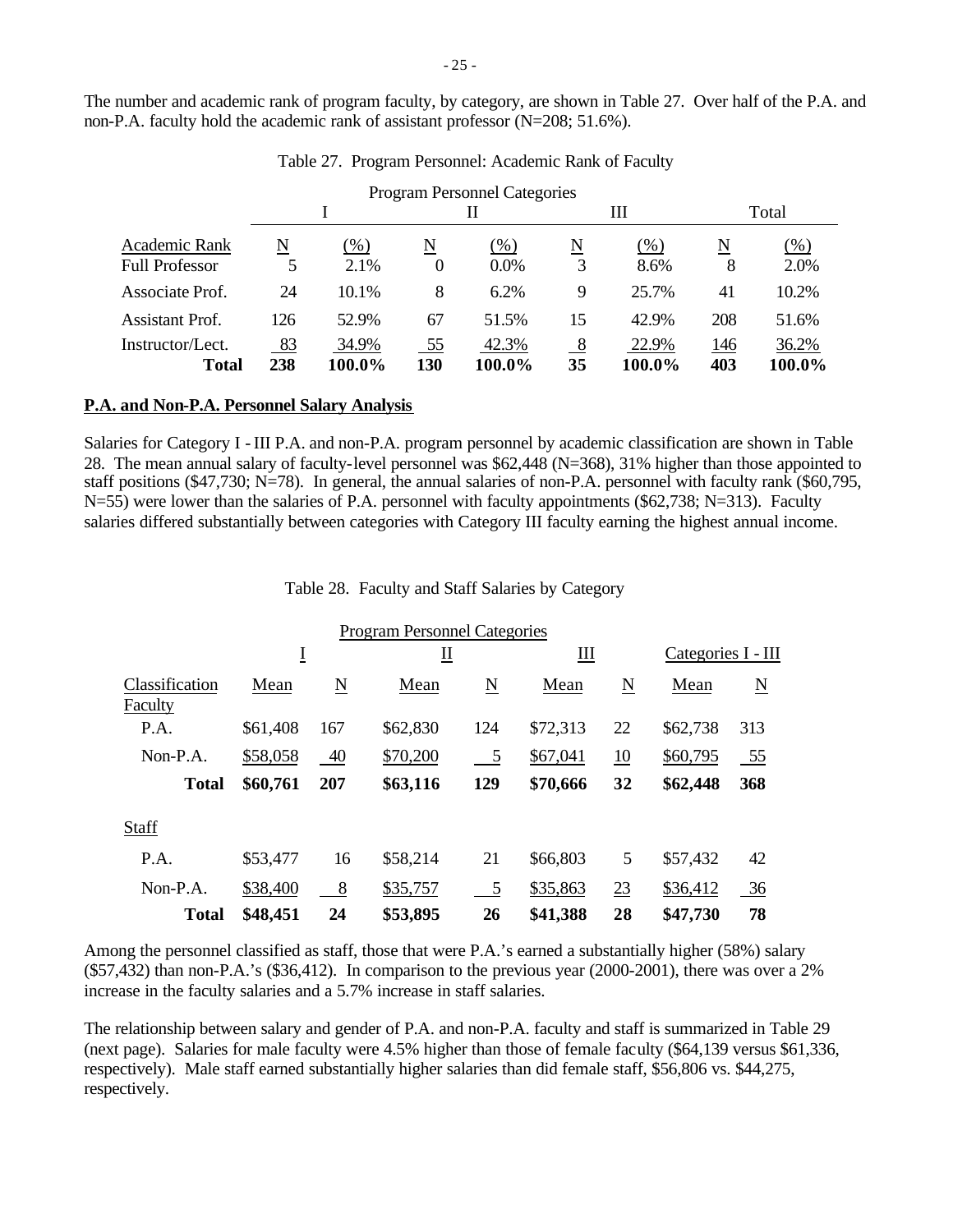The number and academic rank of program faculty, by category, are shown in Table 27. Over half of the P.A. and non-P.A. faculty hold the academic rank of assistant professor (N=208; 51.6%).

Table 27. Program Personnel: Academic Rank of Faculty

| | Program Personnel Categories | | | | | | | |
|---|---|---|---|---|---|---|---|---|
| | I | | II | | III | | Total | |
| Academic Rank | N | (%) | N | (%) | N | (%) | N | (%) |
| Full Professor | 5 | 2.1% | 0 | 0.0% | 3 | 8.6% | 8 | 2.0% |
| Associate Prof. | 24 | 10.1% | 8 | 6.2% | 9 | 25.7% | 41 | 10.2% |
| Assistant Prof. | 126 | 52.9% | 67 | 51.5% | 15 | 42.9% | 208 | 51.6% |
| Instructor/Lect. | 83 | 34.9% | 55 | 42.3% | 8 | 22.9% | 146 | 36.2% |
| **Total** | **238** | **100.0%** | **130** | **100.0%** | **35** | **100.0%** | **403** | **100.0%** |

**P.A. and Non-P.A. Personnel Salary Analysis**

Salaries for Category I - III P.A. and non-P.A. program personnel by academic classification are shown in Table 28. The mean annual salary of faculty-level personnel was $62,448 (N=368), 31% higher than those appointed to staff positions ($47,730; N=78). In general, the annual salaries of non-P.A. personnel with faculty rank ($60,795, N=55) were lower than the salaries of P.A. personnel with faculty appointments ($62,738; N=313). Faculty salaries differed substantially between categories with Category III faculty earning the highest annual income.

Table 28. Faculty and Staff Salaries by Category

| | Program Personnel Categories | | | | | | | |
|---|---|---|---|---|---|---|---|---|
| | I | | II | | III | | Categories I - III | |
| Classification | Mean | N | Mean | N | Mean | N | Mean | N |
| Faculty | | | | | | | | |
| P.A. | $61,408 | 167 | $62,830 | 124 | $72,313 | 22 | $62,738 | 313 |
| Non-P.A. | $58,058 | 40 | $70,200 | 5 | $67,041 | 10 | $60,795 | 55 |
| **Total** | **$60,761** | **207** | **$63,116** | **129** | **$70,666** | **32** | **$62,448** | **368** |
| Staff | | | | | | | | |
| P.A. | $53,477 | 16 | $58,214 | 21 | $66,803 | 5 | $57,432 | 42 |
| Non-P.A. | $38,400 | 8 | $35,757 | 5 | $35,863 | 23 | $36,412 | 36 |
| **Total** | **$48,451** | **24** | **$53,895** | **26** | **$41,388** | **28** | **$47,730** | **78** |

Among the personnel classified as staff, those that were P.A.'s earned a substantially higher (58%) salary ($57,432) than non-P.A.'s ($36,412). In comparison to the previous year (2000-2001), there was over a 2% increase in the faculty salaries and a 5.7% increase in staff salaries.

The relationship between salary and gender of P.A. and non-P.A. faculty and staff is summarized in Table 29 (next page). Salaries for male faculty were 4.5% higher than those of female faculty ($64,139 versus $61,336, respectively). Male staff earned substantially higher salaries than did female staff, $56,806 vs. $44,275, respectively.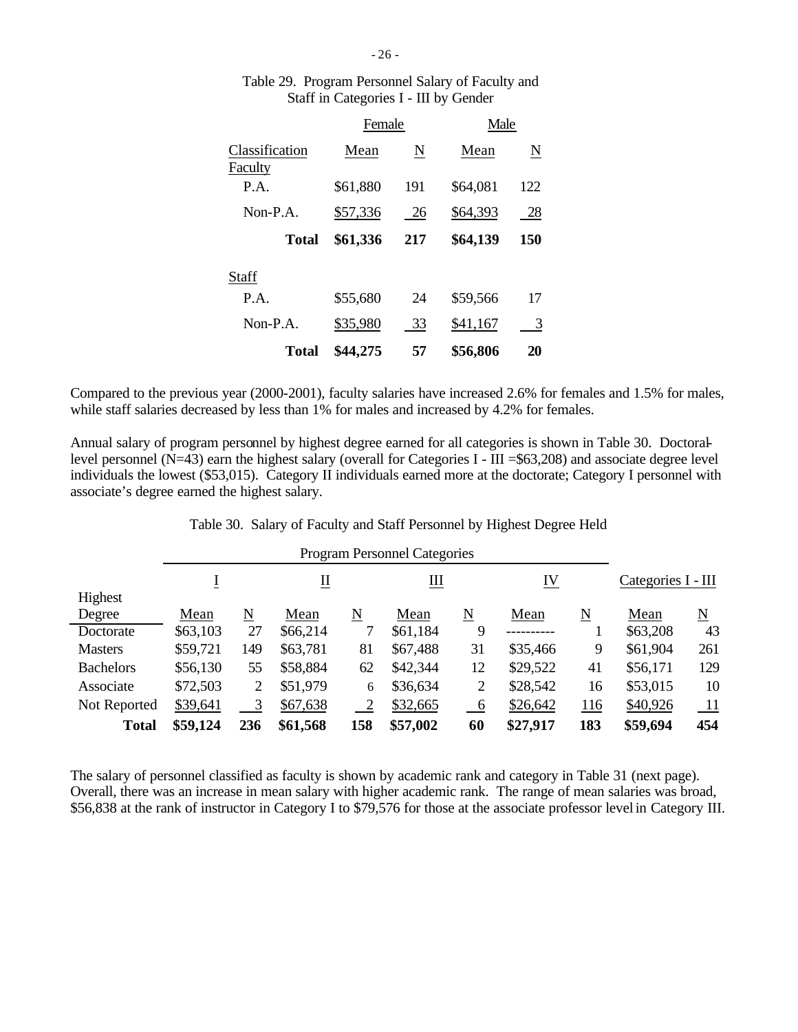Table 29. Program Personnel Salary of Faculty and Staff in Categories I - III by Gender

| | Female | | Male | |
|---|---|---|---|---|
| Classification | Mean | N | Mean | N |
| Faculty | | | | |
| P.A. | $61,880 | 191 | $64,081 | 122 |
| Non-P.A. | $57,336 | 26 | $64,393 | 28 |
| **Total** | **$61,336** | **217** | **$64,139** | **150** |
| Staff | | | | |
| P.A. | $55,680 | 24 | $59,566 | 17 |
| Non-P.A. | $35,980 | 33 | $41,167 | 3 |
| **Total** | **$44,275** | **57** | **$56,806** | **20** |

Compared to the previous year (2000-2001), faculty salaries have increased 2.6% for females and 1.5% for males, while staff salaries decreased by less than 1% for males and increased by 4.2% for females.

Annual salary of program personnel by highest degree earned for all categories is shown in Table 30. Doctoral-level personnel (N=43) earn the highest salary (overall for Categories I - III =$63,208) and associate degree level individuals the lowest ($53,015). Category II individuals earned more at the doctorate; Category I personnel with associate's degree earned the highest salary.

Table 30. Salary of Faculty and Staff Personnel by Highest Degree Held

| | Program Personnel Categories | | | | | | | | | |
|---|---|---|---|---|---|---|---|---|---|---|
| | I | | II | | III | | IV | | Categories I - III | |
| Highest Degree | Mean | N | Mean | N | Mean | N | Mean | N | Mean | N |
| Doctorate | $63,103 | 27 | $66,214 | 7 | $61,184 | 9 | ---------- | 1 | $63,208 | 43 |
| Masters | $59,721 | 149 | $63,781 | 81 | $67,488 | 31 | $35,466 | 9 | $61,904 | 261 |
| Bachelors | $56,130 | 55 | $58,884 | 62 | $42,344 | 12 | $29,522 | 41 | $56,171 | 129 |
| Associate | $72,503 | 2 | $51,979 | 6 | $36,634 | 2 | $28,542 | 16 | $53,015 | 10 |
| Not Reported | $39,641 | 3 | $67,638 | 2 | $32,665 | 6 | $26,642 | 116 | $40,926 | 11 |
| **Total** | **$59,124** | **236** | **$61,568** | **158** | **$57,002** | **60** | **$27,917** | **183** | **$59,694** | **454** |

The salary of personnel classified as faculty is shown by academic rank and category in Table 31 (next page). Overall, there was an increase in mean salary with higher academic rank. The range of mean salaries was broad, $56,838 at the rank of instructor in Category I to $79,576 for those at the associate professor level in Category III.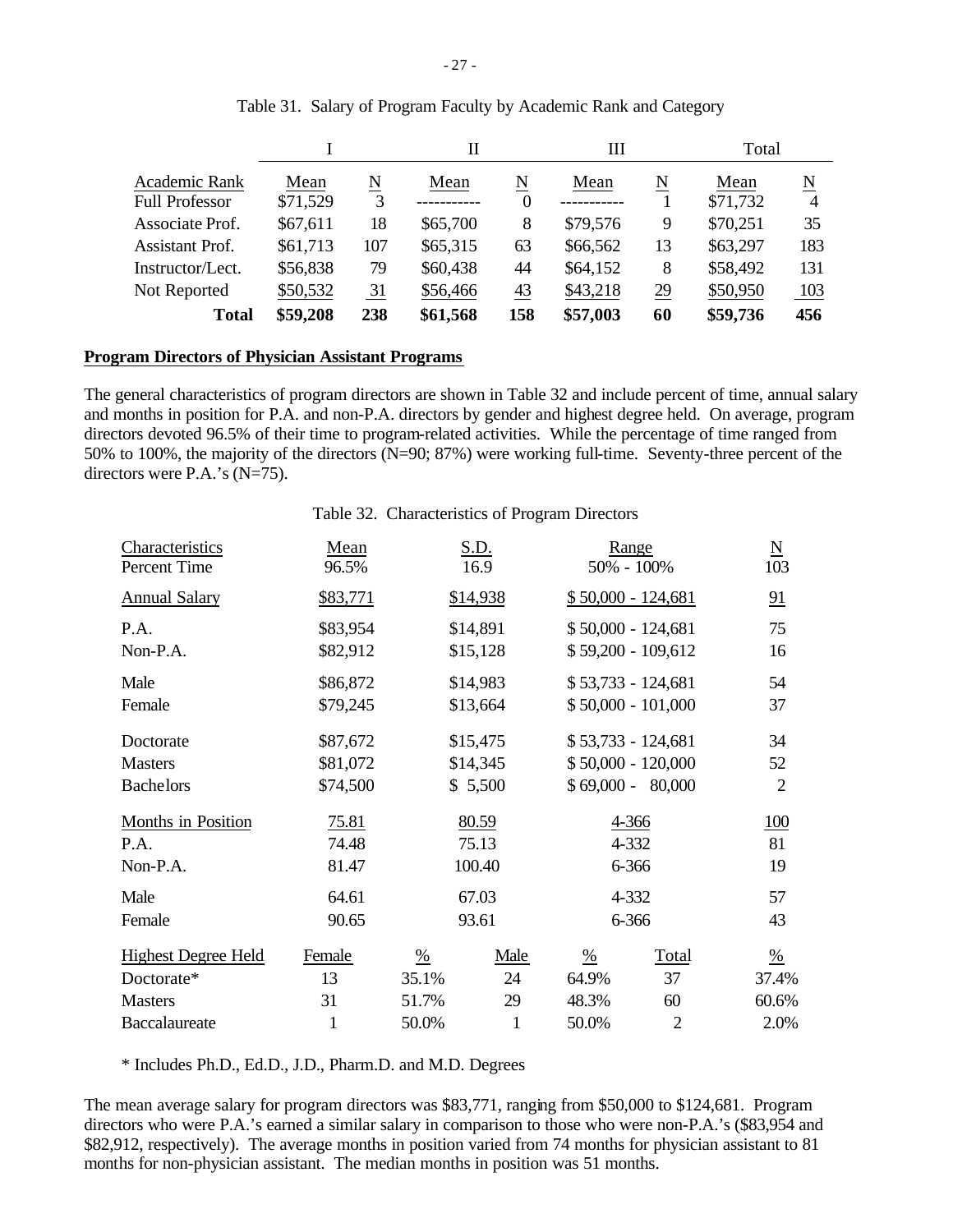Table 31. Salary of Program Faculty by Academic Rank and Category

| | I | | II | | III | | Total | |
|---|---|---|---|---|---|---|---|---|
| Academic Rank | Mean | N | Mean | N | Mean | N | Mean | N |
| Full Professor | $71,529 | 3 | ----------- | 0 | ----------- | 1 | $71,732 | 4 |
| Associate Prof. | $67,611 | 18 | $65,700 | 8 | $79,576 | 9 | $70,251 | 35 |
| Assistant Prof. | $61,713 | 107 | $65,315 | 63 | $66,562 | 13 | $63,297 | 183 |
| Instructor/Lect. | $56,838 | 79 | $60,438 | 44 | $64,152 | 8 | $58,492 | 131 |
| Not Reported | $50,532 | 31 | $56,466 | 43 | $43,218 | 29 | $50,950 | 103 |
| **Total** | **$59,208** | **238** | **$61,568** | **158** | **$57,003** | **60** | **$59,736** | **456** |

**Program Directors of Physician Assistant Programs**

The general characteristics of program directors are shown in Table 32 and include percent of time, annual salary and months in position for P.A. and non-P.A. directors by gender and highest degree held. On average, program directors devoted 96.5% of their time to program-related activities. While the percentage of time ranged from 50% to 100%, the majority of the directors (N=90; 87%) were working full-time. Seventy-three percent of the directors were P.A.'s (N=75).

Table 32. Characteristics of Program Directors

| Characteristics | Mean | S.D. | Range | N |
|---|---|---|---|---|
| Percent Time | 96.5% | 16.9 | 50% - 100% | 103 |
| Annual Salary | $83,771 | $14,938 | $ 50,000 - 124,681 | 91 |
| P.A. | $83,954 | $14,891 | $ 50,000 - 124,681 | 75 |
| Non-P.A. | $82,912 | $15,128 | $ 59,200 - 109,612 | 16 |
| Male | $86,872 | $14,983 | $ 53,733 - 124,681 | 54 |
| Female | $79,245 | $13,664 | $ 50,000 - 101,000 | 37 |
| Doctorate | $87,672 | $15,475 | $ 53,733 - 124,681 | 34 |
| Masters | $81,072 | $14,345 | $ 50,000 - 120,000 | 52 |
| Bachelors | $74,500 | $ 5,500 | $ 69,000 - 80,000 | 2 |
| Months in Position | 75.81 | 80.59 | 4-366 | 100 |
| P.A. | 74.48 | 75.13 | 4-332 | 81 |
| Non-P.A. | 81.47 | 100.40 | 6-366 | 19 |
| Male | 64.61 | 67.03 | 4-332 | 57 |
| Female | 90.65 | 93.61 | 6-366 | 43 |

| Highest Degree Held | Female | % | Male | % | Total | % |
|---|---|---|---|---|---|---|
| Doctorate* | 13 | 35.1% | 24 | 64.9% | 37 | 37.4% |
| Masters | 31 | 51.7% | 29 | 48.3% | 60 | 60.6% |
| Baccalaureate | 1 | 50.0% | 1 | 50.0% | 2 | 2.0% |

\* Includes Ph.D., Ed.D., J.D., Pharm.D. and M.D. Degrees

The mean average salary for program directors was $83,771, ranging from $50,000 to $124,681. Program directors who were P.A.'s earned a similar salary in comparison to those who were non-P.A.'s ($83,954 and $82,912, respectively). The average months in position varied from 74 months for physician assistant to 81 months for non-physician assistant. The median months in position was 51 months.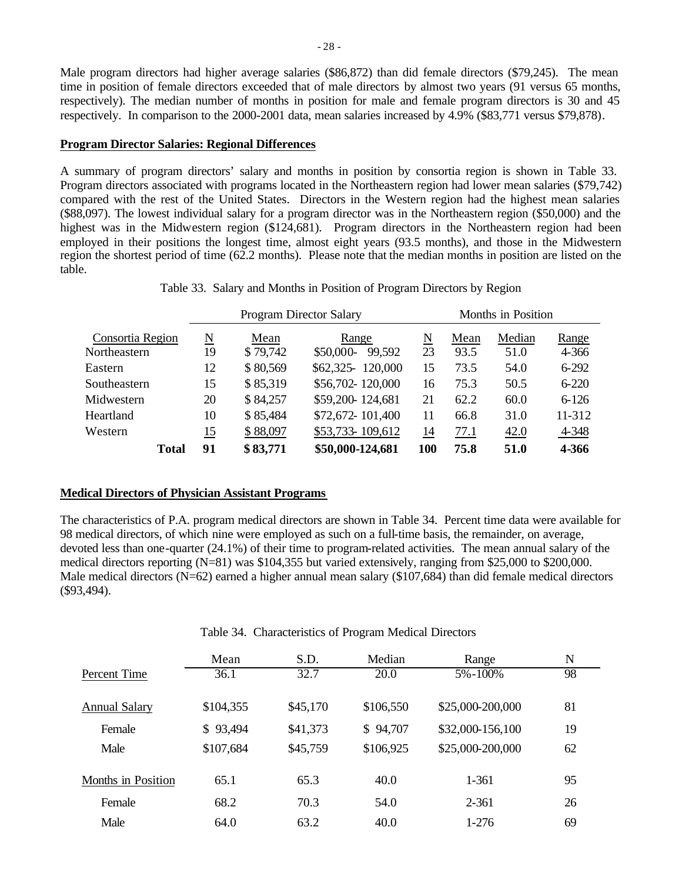Male program directors had higher average salaries ($86,872) than did female directors ($79,245). The mean time in position of female directors exceeded that of male directors by almost two years (91 versus 65 months, respectively). The median number of months in position for male and female program directors is 30 and 45 respectively. In comparison to the 2000-2001 data, mean salaries increased by 4.9% ($83,771 versus $79,878).

## Program Director Salaries: Regional Differences

A summary of program directors' salary and months in position by consortia region is shown in Table 33. Program directors associated with programs located in the Northeastern region had lower mean salaries ($79,742) compared with the rest of the United States. Directors in the Western region had the highest mean salaries ($88,097). The lowest individual salary for a program director was in the Northeastern region ($50,000) and the highest was in the Midwestern region ($124,681). Program directors in the Northeastern region had been employed in their positions the longest time, almost eight years (93.5 months), and those in the Midwestern region the shortest period of time (62.2 months). Please note that the median months in position are listed on the table.

Table 33. Salary and Months in Position of Program Directors by Region

| | Program Director Salary | | | Months in Position | | | |
|---|---|---|---|---|---|---|---|
| Consortia Region | N | Mean | Range | N | Mean | Median | Range |
| Northeastern | 19 | $ 79,742 | $50,000- 99,592 | 23 | 93.5 | 51.0 | 4-366 |
| Eastern | 12 | $ 80,569 | $62,325- 120,000 | 15 | 73.5 | 54.0 | 6-292 |
| Southeastern | 15 | $ 85,319 | $56,702- 120,000 | 16 | 75.3 | 50.5 | 6-220 |
| Midwestern | 20 | $ 84,257 | $59,200- 124,681 | 21 | 62.2 | 60.0 | 6-126 |
| Heartland | 10 | $ 85,484 | $72,672- 101,400 | 11 | 66.8 | 31.0 | 11-312 |
| Western | 15 | $ 88,097 | $53,733- 109,612 | 14 | 77.1 | 42.0 | 4-348 |
| **Total** | **91** | **$ 83,771** | **$50,000-124,681** | **100** | **75.8** | **51.0** | **4-366** |

## Medical Directors of Physician Assistant Programs

The characteristics of P.A. program medical directors are shown in Table 34. Percent time data were available for 98 medical directors, of which nine were employed as such on a full-time basis, the remainder, on average, devoted less than one-quarter (24.1%) of their time to program-related activities. The mean annual salary of the medical directors reporting (N=81) was $104,355 but varied extensively, ranging from $25,000 to $200,000. Male medical directors (N=62) earned a higher annual mean salary ($107,684) than did female medical directors ($93,494).

Table 34. Characteristics of Program Medical Directors

| | Mean | S.D. | Median | Range | N |
|---|---|---|---|---|---|
| Percent Time | 36.1 | 32.7 | 20.0 | 5%-100% | 98 |
| Annual Salary | $104,355 | $45,170 | $106,550 | $25,000-200,000 | 81 |
| Female | $ 93,494 | $41,373 | $ 94,707 | $32,000-156,100 | 19 |
| Male | $107,684 | $45,759 | $106,925 | $25,000-200,000 | 62 |
| Months in Position | 65.1 | 65.3 | 40.0 | 1-361 | 95 |
| Female | 68.2 | 70.3 | 54.0 | 2-361 | 26 |
| Male | 64.0 | 63.2 | 40.0 | 1-276 | 69 |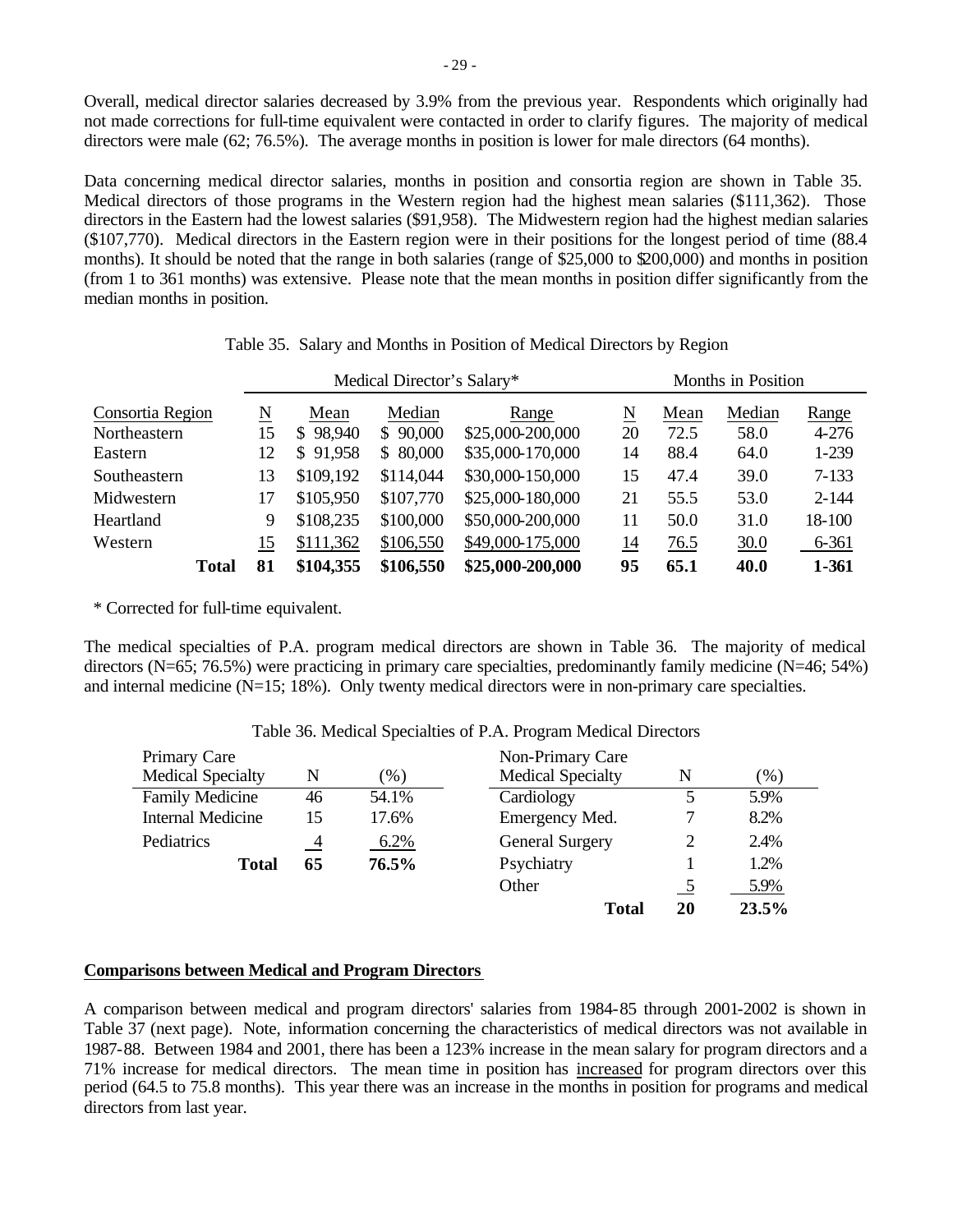Overall, medical director salaries decreased by 3.9% from the previous year. Respondents which originally had not made corrections for full-time equivalent were contacted in order to clarify figures. The majority of medical directors were male (62; 76.5%). The average months in position is lower for male directors (64 months).

Data concerning medical director salaries, months in position and consortia region are shown in Table 35. Medical directors of those programs in the Western region had the highest mean salaries ($111,362). Those directors in the Eastern had the lowest salaries ($91,958). The Midwestern region had the highest median salaries ($107,770). Medical directors in the Eastern region were in their positions for the longest period of time (88.4 months). It should be noted that the range in both salaries (range of $25,000 to $200,000) and months in position (from 1 to 361 months) was extensive. Please note that the mean months in position differ significantly from the median months in position.

Table 35. Salary and Months in Position of Medical Directors by Region

| | Medical Director's Salary* | | | | Months in Position | | | |
|---|---|---|---|---|---|---|---|---|
| Consortia Region | N | Mean | Median | Range | N | Mean | Median | Range |
| Northeastern | 15 | $ 98,940 | $ 90,000 | $25,000-200,000 | 20 | 72.5 | 58.0 | 4-276 |
| Eastern | 12 | $ 91,958 | $ 80,000 | $35,000-170,000 | 14 | 88.4 | 64.0 | 1-239 |
| Southeastern | 13 | $109,192 | $114,044 | $30,000-150,000 | 15 | 47.4 | 39.0 | 7-133 |
| Midwestern | 17 | $105,950 | $107,770 | $25,000-180,000 | 21 | 55.5 | 53.0 | 2-144 |
| Heartland | 9 | $108,235 | $100,000 | $50,000-200,000 | 11 | 50.0 | 31.0 | 18-100 |
| Western | 15 | $111,362 | $106,550 | $49,000-175,000 | 14 | 76.5 | 30.0 | 6-361 |
| **Total** | **81** | **$104,355** | **$106,550** | **$25,000-200,000** | **95** | **65.1** | **40.0** | **1-361** |

\* Corrected for full-time equivalent.

The medical specialties of P.A. program medical directors are shown in Table 36. The majority of medical directors (N=65; 76.5%) were practicing in primary care specialties, predominantly family medicine (N=46; 54%) and internal medicine (N=15; 18%). Only twenty medical directors were in non-primary care specialties.

Table 36. Medical Specialties of P.A. Program Medical Directors

| Primary Care Medical Specialty | N | (%) |
|---|---|---|
| Family Medicine | 46 | 54.1% |
| Internal Medicine | 15 | 17.6% |
| Pediatrics | 4 | 6.2% |
| **Total** | **65** | **76.5%** |

| Non-Primary Care Medical Specialty | N | (%) |
|---|---|---|
| Cardiology | 5 | 5.9% |
| Emergency Med. | 7 | 8.2% |
| General Surgery | 2 | 2.4% |
| Psychiatry | 1 | 1.2% |
| Other | 5 | 5.9% |
| **Total** | **20** | **23.5%** |

## Comparisons between Medical and Program Directors

A comparison between medical and program directors' salaries from 1984-85 through 2001-2002 is shown in Table 37 (next page). Note, information concerning the characteristics of medical directors was not available in 1987-88. Between 1984 and 2001, there has been a 123% increase in the mean salary for program directors and a 71% increase for medical directors. The mean time in position has increased for program directors over this period (64.5 to 75.8 months). This year there was an increase in the months in position for programs and medical directors from last year.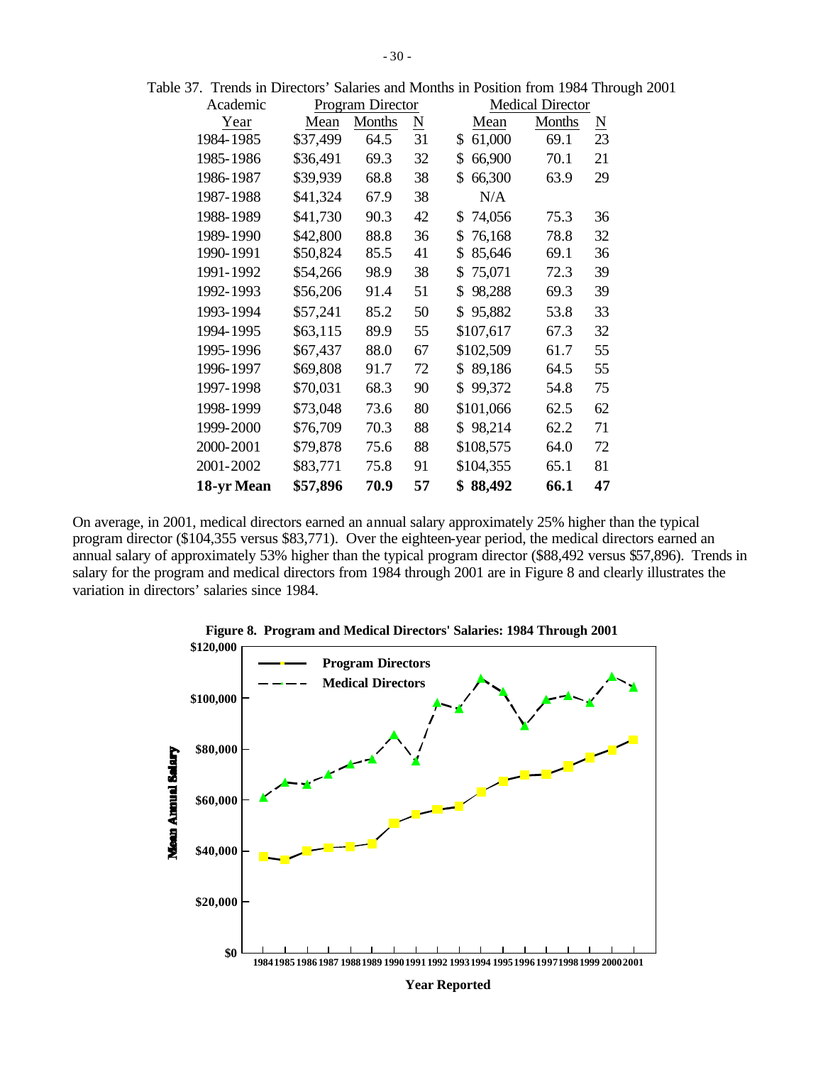Table 37. Trends in Directors' Salaries and Months in Position from 1984 Through 2001

| Academic | Program Director | | | Medical Director | | |
|---|---|---|---|---|---|---|
| Year | Mean | Months | N | Mean | Months | N |
| 1984-1985 | $37,499 | 64.5 | 31 | $ 61,000 | 69.1 | 23 |
| 1985-1986 | $36,491 | 69.3 | 32 | $ 66,900 | 70.1 | 21 |
| 1986-1987 | $39,939 | 68.8 | 38 | $ 66,300 | 63.9 | 29 |
| 1987-1988 | $41,324 | 67.9 | 38 | N/A | | |
| 1988-1989 | $41,730 | 90.3 | 42 | $ 74,056 | 75.3 | 36 |
| 1989-1990 | $42,800 | 88.8 | 36 | $ 76,168 | 78.8 | 32 |
| 1990-1991 | $50,824 | 85.5 | 41 | $ 85,646 | 69.1 | 36 |
| 1991-1992 | $54,266 | 98.9 | 38 | $ 75,071 | 72.3 | 39 |
| 1992-1993 | $56,206 | 91.4 | 51 | $ 98,288 | 69.3 | 39 |
| 1993-1994 | $57,241 | 85.2 | 50 | $ 95,882 | 53.8 | 33 |
| 1994-1995 | $63,115 | 89.9 | 55 | $107,617 | 67.3 | 32 |
| 1995-1996 | $67,437 | 88.0 | 67 | $102,509 | 61.7 | 55 |
| 1996-1997 | $69,808 | 91.7 | 72 | $ 89,186 | 64.5 | 55 |
| 1997-1998 | $70,031 | 68.3 | 90 | $ 99,372 | 54.8 | 75 |
| 1998-1999 | $73,048 | 73.6 | 80 | $101,066 | 62.5 | 62 |
| 1999-2000 | $76,709 | 70.3 | 88 | $ 98,214 | 62.2 | 71 |
| 2000-2001 | $79,878 | 75.6 | 88 | $108,575 | 64.0 | 72 |
| 2001-2002 | $83,771 | 75.8 | 91 | $104,355 | 65.1 | 81 |
| **18-yr Mean** | **$57,896** | **70.9** | **57** | **$ 88,492** | **66.1** | **47** |

On average, in 2001, medical directors earned an annual salary approximately 25% higher than the typical program director ($104,355 versus $83,771). Over the eighteen-year period, the medical directors earned an annual salary of approximately 53% higher than the typical program director ($88,492 versus $57,896). Trends in salary for the program and medical directors from 1984 through 2001 are in Figure 8 and clearly illustrates the variation in directors' salaries since 1984.

**Figure 8. Program and Medical Directors' Salaries: 1984 Through 2001**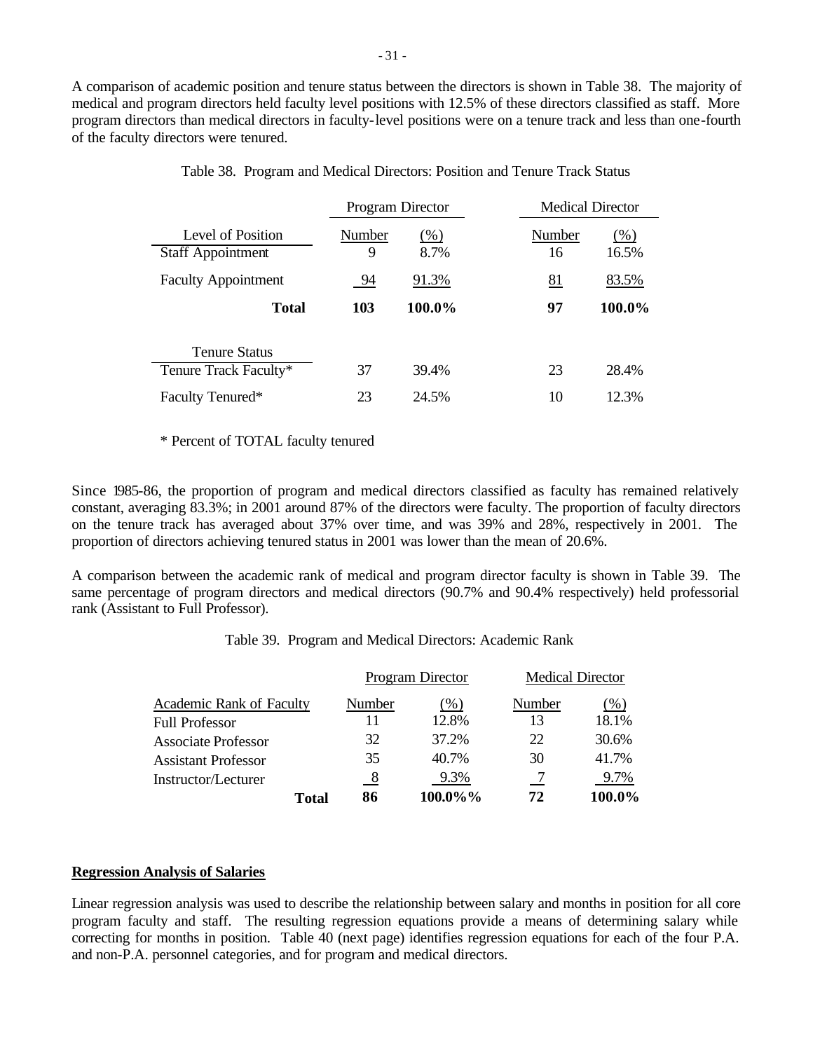A comparison of academic position and tenure status between the directors is shown in Table 38. The majority of medical and program directors held faculty level positions with 12.5% of these directors classified as staff. More program directors than medical directors in faculty-level positions were on a tenure track and less than one-fourth of the faculty directors were tenured.

Table 38. Program and Medical Directors: Position and Tenure Track Status

| | Program Director | | Medical Director | |
|---|---|---|---|---|
| Level of Position | Number | (%) | Number | (%) |
| Staff Appointment | 9 | 8.7% | 16 | 16.5% |
| Faculty Appointment | 94 | 91.3% | 81 | 83.5% |
| **Total** | **103** | **100.0%** | **97** | **100.0%** |
| Tenure Status | | | | |
| Tenure Track Faculty* | 37 | 39.4% | 23 | 28.4% |
| Faculty Tenured* | 23 | 24.5% | 10 | 12.3% |

\* Percent of TOTAL faculty tenured

Since 1985-86, the proportion of program and medical directors classified as faculty has remained relatively constant, averaging 83.3%; in 2001 around 87% of the directors were faculty. The proportion of faculty directors on the tenure track has averaged about 37% over time, and was 39% and 28%, respectively in 2001. The proportion of directors achieving tenured status in 2001 was lower than the mean of 20.6%.

A comparison between the academic rank of medical and program director faculty is shown in Table 39. The same percentage of program directors and medical directors (90.7% and 90.4% respectively) held professorial rank (Assistant to Full Professor).

Table 39. Program and Medical Directors: Academic Rank

| | Program Director | | Medical Director | |
|---|---|---|---|---|
| Academic Rank of Faculty | Number | (%) | Number | (%) |
| Full Professor | 11 | 12.8% | 13 | 18.1% |
| Associate Professor | 32 | 37.2% | 22 | 30.6% |
| Assistant Professor | 35 | 40.7% | 30 | 41.7% |
| Instructor/Lecturer | 8 | 9.3% | 7 | 9.7% |
| **Total** | **86** | **100.0%%** | **72** | **100.0%** |

**Regression Analysis of Salaries**

Linear regression analysis was used to describe the relationship between salary and months in position for all core program faculty and staff. The resulting regression equations provide a means of determining salary while correcting for months in position. Table 40 (next page) identifies regression equations for each of the four P.A. and non-P.A. personnel categories, and for program and medical directors.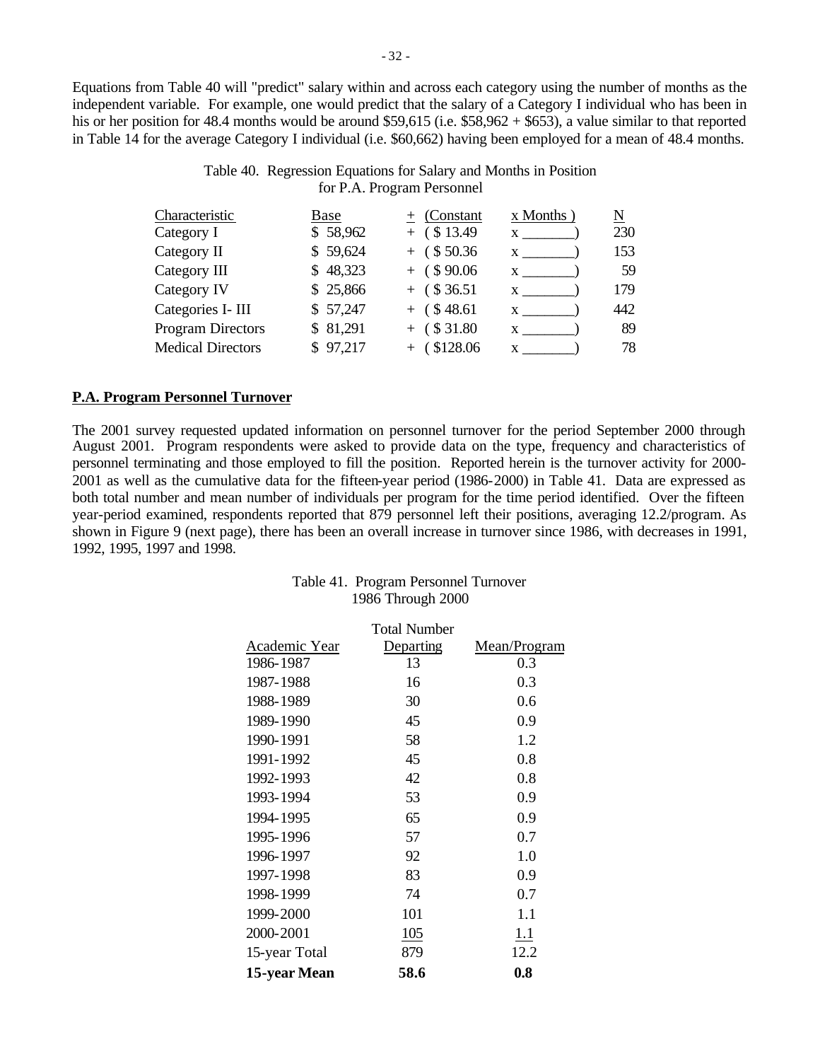Equations from Table 40 will "predict" salary within and across each category using the number of months as the independent variable. For example, one would predict that the salary of a Category I individual who has been in his or her position for 48.4 months would be around $59,615 (i.e. $58,962 + $653), a value similar to that reported in Table 14 for the average Category I individual (i.e. $60,662) having been employed for a mean of 48.4 months.

Table 40. Regression Equations for Salary and Months in Position for P.A. Program Personnel

| Characteristic | Base | ± (Constant | x Months ) | N |
|---|---|---|---|---|
| Category I | $ 58,962 | + ( $ 13.49 | x _______) | 230 |
| Category II | $ 59,624 | + ( $ 50.36 | x _______) | 153 |
| Category III | $ 48,323 | + ( $ 90.06 | x _______) | 59 |
| Category IV | $ 25,866 | + ( $ 36.51 | x _______) | 179 |
| Categories I- III | $ 57,247 | + ( $ 48.61 | x _______) | 442 |
| Program Directors | $ 81,291 | + ( $ 31.80 | x _______) | 89 |
| Medical Directors | $ 97,217 | + ( $128.06 | x _______) | 78 |

**P.A. Program Personnel Turnover**

The 2001 survey requested updated information on personnel turnover for the period September 2000 through August 2001. Program respondents were asked to provide data on the type, frequency and characteristics of personnel terminating and those employed to fill the position. Reported herein is the turnover activity for 2000-2001 as well as the cumulative data for the fifteen-year period (1986-2000) in Table 41. Data are expressed as both total number and mean number of individuals per program for the time period identified. Over the fifteen year-period examined, respondents reported that 879 personnel left their positions, averaging 12.2/program. As shown in Figure 9 (next page), there has been an overall increase in turnover since 1986, with decreases in 1991, 1992, 1995, 1997 and 1998.

Table 41. Program Personnel Turnover 1986 Through 2000

| Academic Year | Total Number Departing | Mean/Program |
|---|---|---|
| 1986-1987 | 13 | 0.3 |
| 1987-1988 | 16 | 0.3 |
| 1988-1989 | 30 | 0.6 |
| 1989-1990 | 45 | 0.9 |
| 1990-1991 | 58 | 1.2 |
| 1991-1992 | 45 | 0.8 |
| 1992-1993 | 42 | 0.8 |
| 1993-1994 | 53 | 0.9 |
| 1994-1995 | 65 | 0.9 |
| 1995-1996 | 57 | 0.7 |
| 1996-1997 | 92 | 1.0 |
| 1997-1998 | 83 | 0.9 |
| 1998-1999 | 74 | 0.7 |
| 1999-2000 | 101 | 1.1 |
| 2000-2001 | 105 | 1.1 |
| 15-year Total | 879 | 12.2 |
| **15-year Mean** | **58.6** | **0.8** |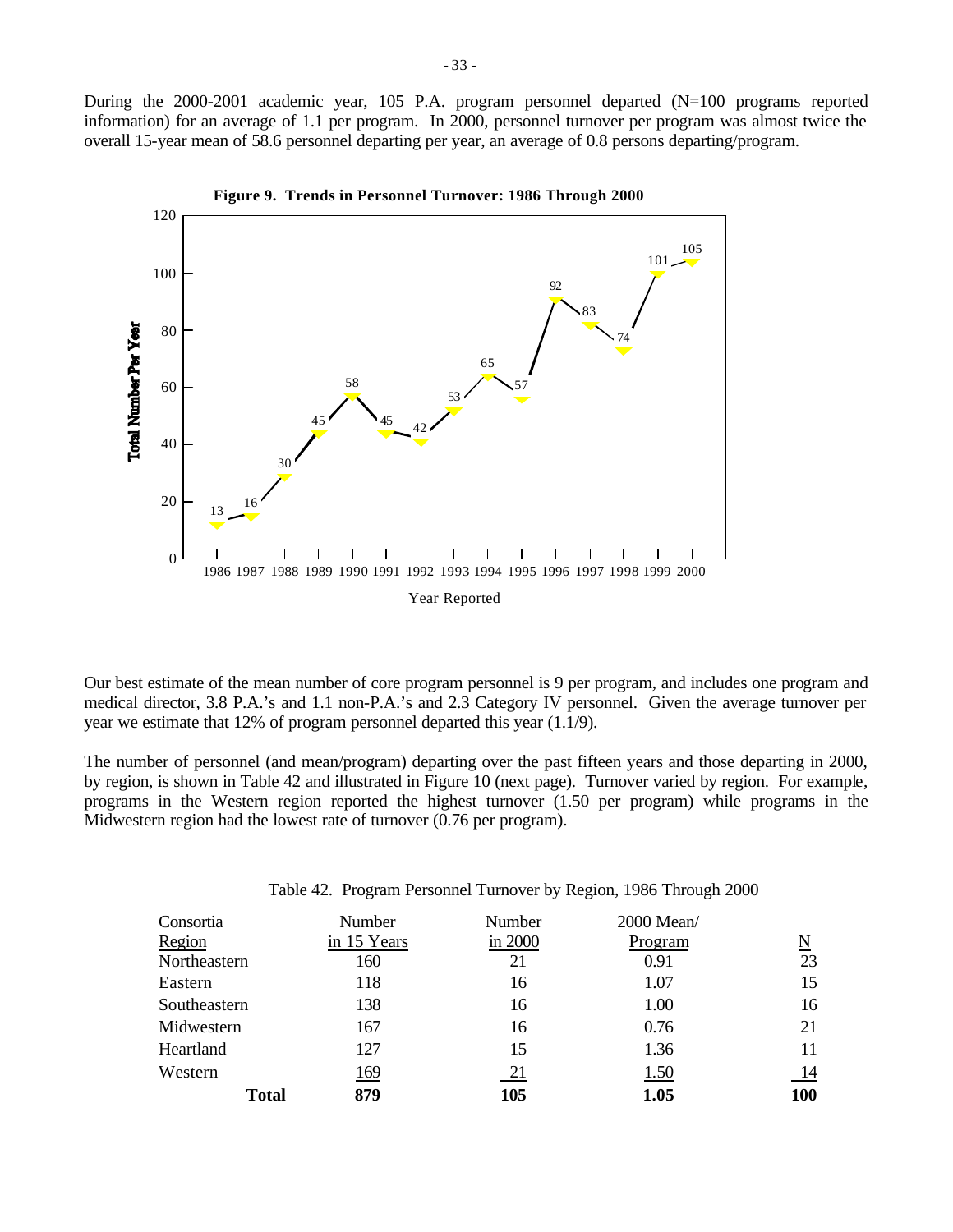During the 2000-2001 academic year, 105 P.A. program personnel departed (N=100 programs reported information) for an average of 1.1 per program. In 2000, personnel turnover per program was almost twice the overall 15-year mean of 58.6 personnel departing per year, an average of 0.8 persons departing/program.

**Figure 9. Trends in Personnel Turnover: 1986 Through 2000**

| Year Reported | 1986 | 1987 | 1988 | 1989 | 1990 | 1991 | 1992 | 1993 | 1994 | 1995 | 1996 | 1997 | 1998 | 1999 | 2000 |
|---|---|---|---|---|---|---|---|---|---|---|---|---|---|---|---|
| Total Number Per Year | 13 | 16 | 30 | 45 | 58 | 45 | 42 | 53 | 65 | 57 | 92 | 83 | 74 | 101 | 105 |

Our best estimate of the mean number of core program personnel is 9 per program, and includes one program and medical director, 3.8 P.A.'s and 1.1 non-P.A.'s and 2.3 Category IV personnel. Given the average turnover per year we estimate that 12% of program personnel departed this year (1.1/9).

The number of personnel (and mean/program) departing over the past fifteen years and those departing in 2000, by region, is shown in Table 42 and illustrated in Figure 10 (next page). Turnover varied by region. For example, programs in the Western region reported the highest turnover (1.50 per program) while programs in the Midwestern region had the lowest rate of turnover (0.76 per program).

Table 42. Program Personnel Turnover by Region, 1986 Through 2000

| Consortia Region | Number in 15 Years | Number in 2000 | 2000 Mean/ Program | N |
|---|---|---|---|---|
| Northeastern | 160 | 21 | 0.91 | 23 |
| Eastern | 118 | 16 | 1.07 | 15 |
| Southeastern | 138 | 16 | 1.00 | 16 |
| Midwestern | 167 | 16 | 0.76 | 21 |
| Heartland | 127 | 15 | 1.36 | 11 |
| Western | 169 | 21 | 1.50 | 14 |
| **Total** | **879** | **105** | **1.05** | **100** |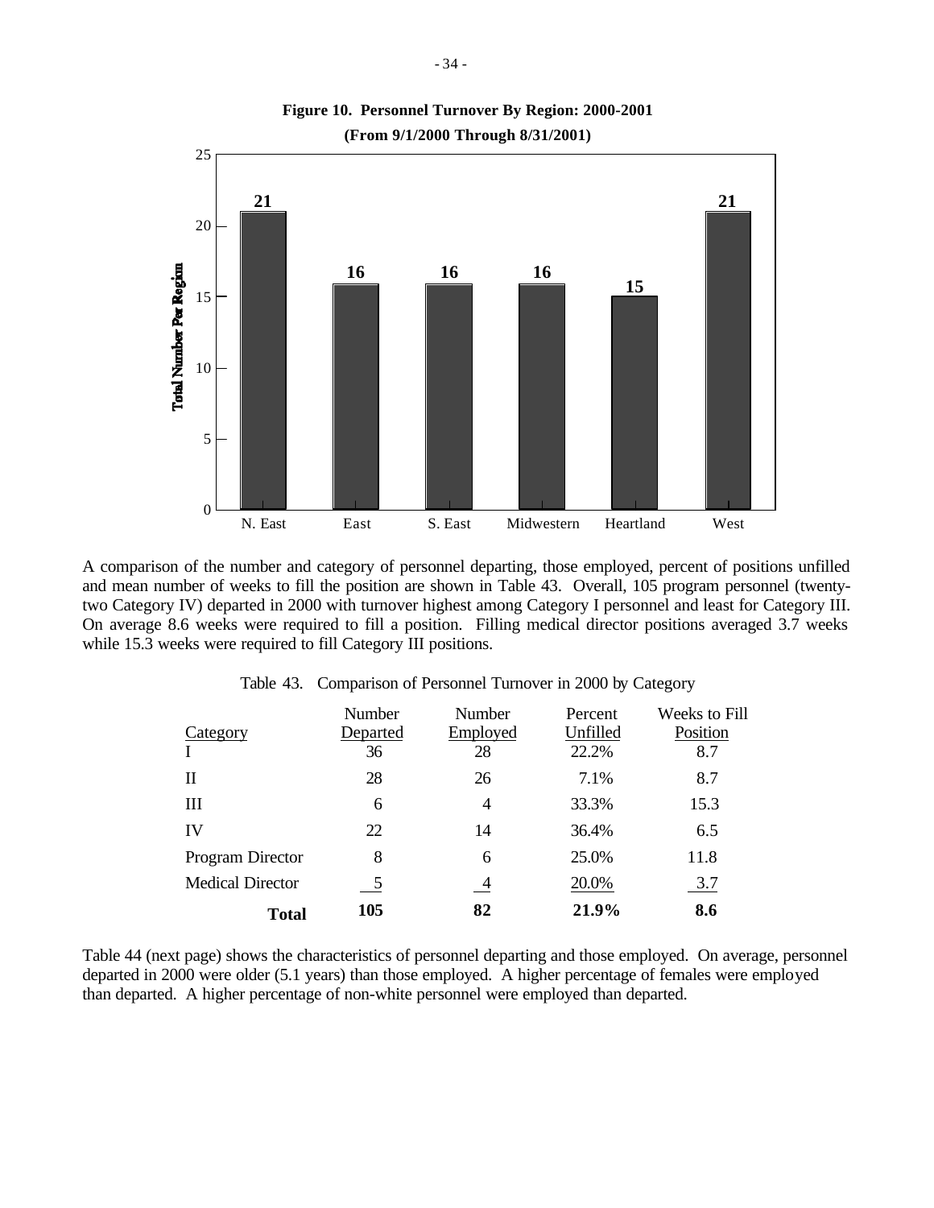**Figure 10. Personnel Turnover By Region: 2000-2001**
**(From 9/1/2000 Through 8/31/2001)**

| Region | Total Number Per Region |
|---|---|
| N. East | 21 |
| East | 16 |
| S. East | 16 |
| Midwestern | 16 |
| Heartland | 15 |
| West | 21 |

A comparison of the number and category of personnel departing, those employed, percent of positions unfilled and mean number of weeks to fill the position are shown in Table 43. Overall, 105 program personnel (twenty-two Category IV) departed in 2000 with turnover highest among Category I personnel and least for Category III. On average 8.6 weeks were required to fill a position. Filling medical director positions averaged 3.7 weeks while 15.3 weeks were required to fill Category III positions.

Table 43. Comparison of Personnel Turnover in 2000 by Category

| Category | Number Departed | Number Employed | Percent Unfilled | Weeks to Fill Position |
|---|---|---|---|---|
| I | 36 | 28 | 22.2% | 8.7 |
| II | 28 | 26 | 7.1% | 8.7 |
| III | 6 | 4 | 33.3% | 15.3 |
| IV | 22 | 14 | 36.4% | 6.5 |
| Program Director | 8 | 6 | 25.0% | 11.8 |
| Medical Director | 5 | 4 | 20.0% | 3.7 |
| **Total** | **105** | **82** | **21.9%** | **8.6** |

Table 44 (next page) shows the characteristics of personnel departing and those employed. On average, personnel departed in 2000 were older (5.1 years) than those employed. A higher percentage of females were employed than departed. A higher percentage of non-white personnel were employed than departed.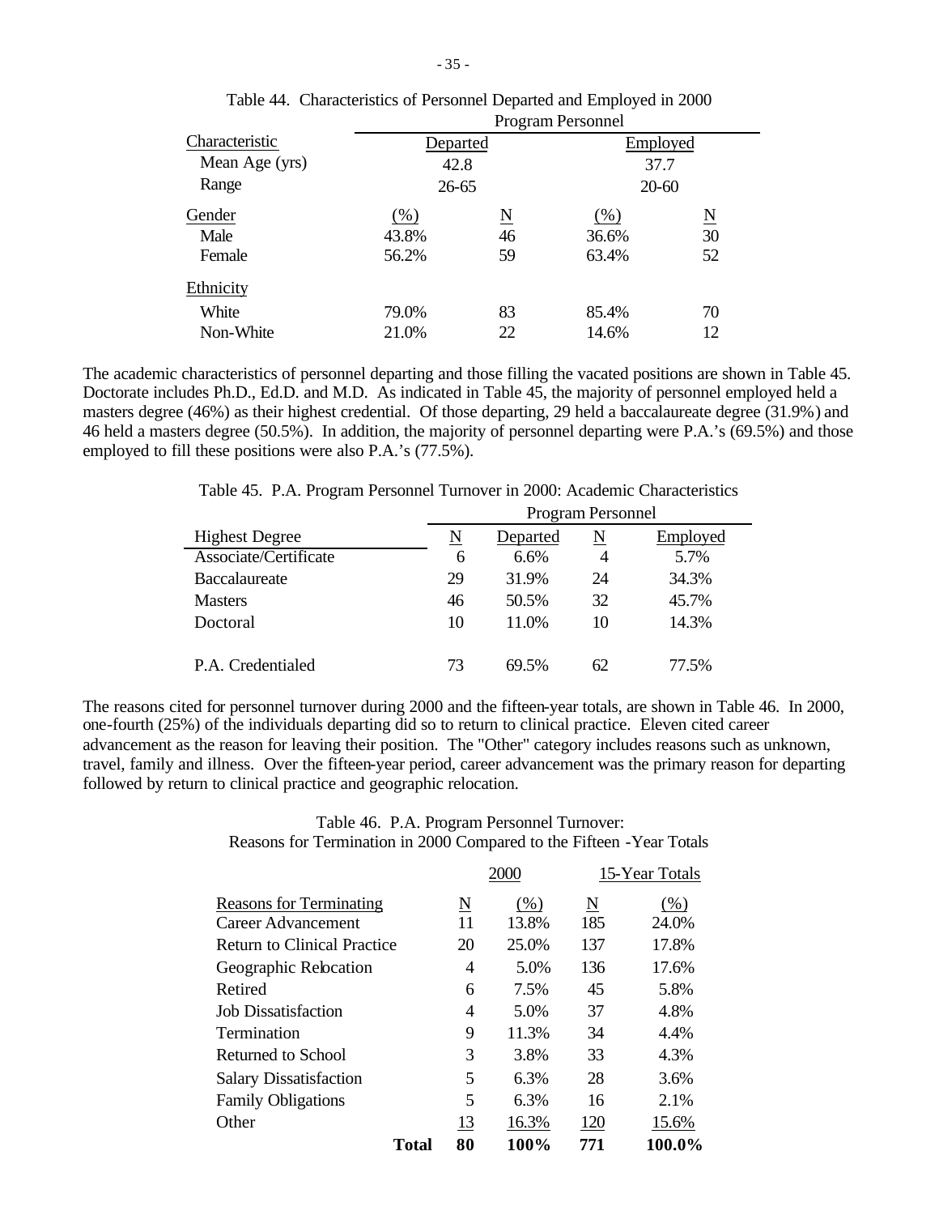Table 44. Characteristics of Personnel Departed and Employed in 2000

| Characteristic | Program Personnel | | | |
|---|---|---|---|---|
| | Departed | | Employed | |
| Mean Age (yrs) | 42.8 | | 37.7 | |
| Range | 26-65 | | 20-60 | |
| Gender | (%) | N | (%) | N |
| Male | 43.8% | 46 | 36.6% | 30 |
| Female | 56.2% | 59 | 63.4% | 52 |
| Ethnicity | | | | |
| White | 79.0% | 83 | 85.4% | 70 |
| Non-White | 21.0% | 22 | 14.6% | 12 |

The academic characteristics of personnel departing and those filling the vacated positions are shown in Table 45. Doctorate includes Ph.D., Ed.D. and M.D. As indicated in Table 45, the majority of personnel employed held a masters degree (46%) as their highest credential. Of those departing, 29 held a baccalaureate degree (31.9%) and 46 held a masters degree (50.5%). In addition, the majority of personnel departing were P.A.'s (69.5%) and those employed to fill these positions were also P.A.'s (77.5%).

Table 45. P.A. Program Personnel Turnover in 2000: Academic Characteristics

| | Program Personnel | | | |
|---|---|---|---|---|
| Highest Degree | N | Departed | N | Employed |
| Associate/Certificate | 6 | 6.6% | 4 | 5.7% |
| Baccalaureate | 29 | 31.9% | 24 | 34.3% |
| Masters | 46 | 50.5% | 32 | 45.7% |
| Doctoral | 10 | 11.0% | 10 | 14.3% |
| P.A. Credentialed | 73 | 69.5% | 62 | 77.5% |

The reasons cited for personnel turnover during 2000 and the fifteen-year totals, are shown in Table 46. In 2000, one-fourth (25%) of the individuals departing did so to return to clinical practice. Eleven cited career advancement as the reason for leaving their position. The "Other" category includes reasons such as unknown, travel, family and illness. Over the fifteen-year period, career advancement was the primary reason for departing followed by return to clinical practice and geographic relocation.

Table 46. P.A. Program Personnel Turnover:
Reasons for Termination in 2000 Compared to the Fifteen -Year Totals

| | 2000 | | 15-Year Totals | |
|---|---|---|---|---|
| Reasons for Terminating | N | (%) | N | (%) |
| Career Advancement | 11 | 13.8% | 185 | 24.0% |
| Return to Clinical Practice | 20 | 25.0% | 137 | 17.8% |
| Geographic Relocation | 4 | 5.0% | 136 | 17.6% |
| Retired | 6 | 7.5% | 45 | 5.8% |
| Job Dissatisfaction | 4 | 5.0% | 37 | 4.8% |
| Termination | 9 | 11.3% | 34 | 4.4% |
| Returned to School | 3 | 3.8% | 33 | 4.3% |
| Salary Dissatisfaction | 5 | 6.3% | 28 | 3.6% |
| Family Obligations | 5 | 6.3% | 16 | 2.1% |
| Other | 13 | 16.3% | 120 | 15.6% |
| **Total** | **80** | **100%** | **771** | **100.0%** |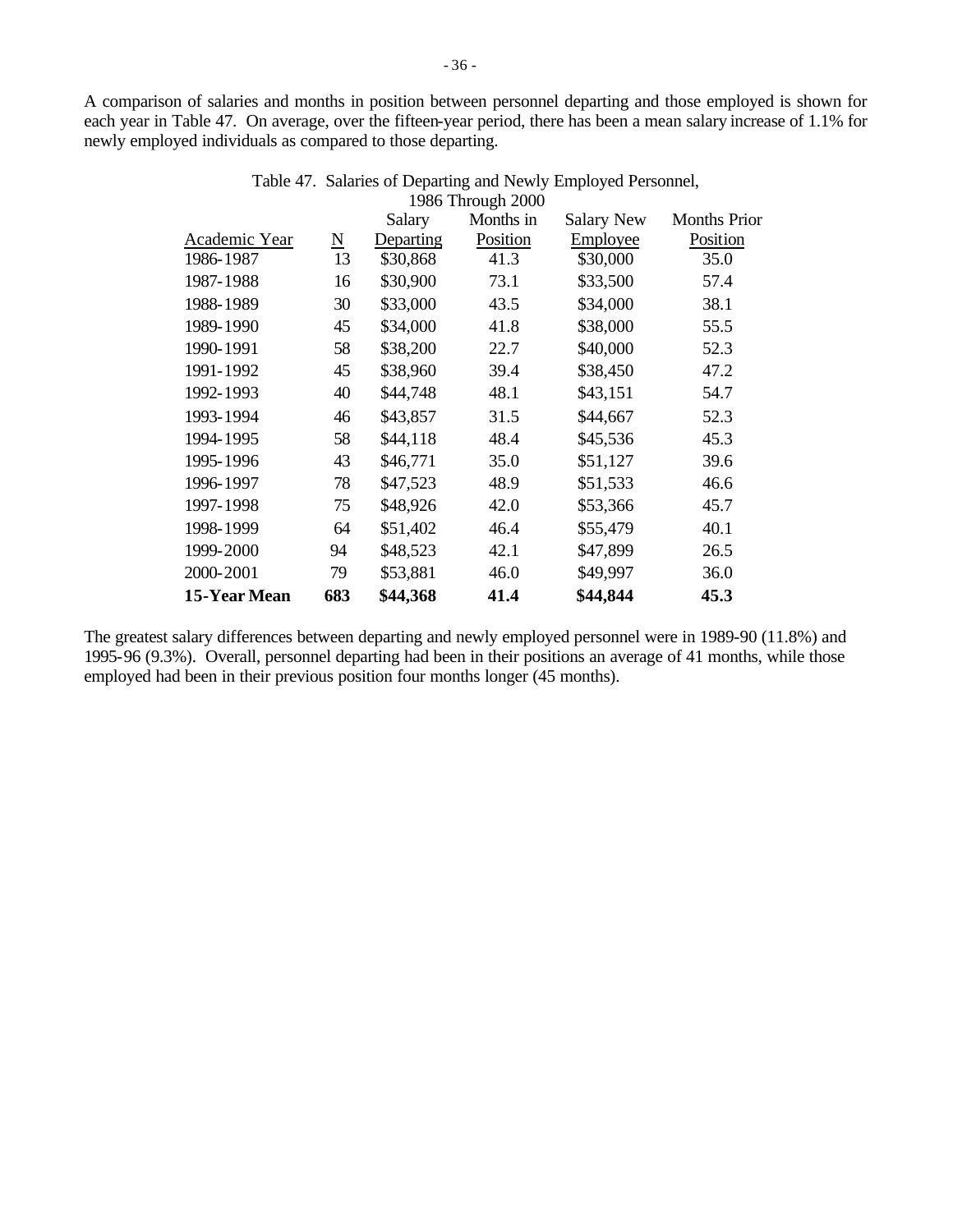A comparison of salaries and months in position between personnel departing and those employed is shown for each year in Table 47. On average, over the fifteen-year period, there has been a mean salary increase of 1.1% for newly employed individuals as compared to those departing.

Table 47. Salaries of Departing and Newly Employed Personnel, 1986 Through 2000

| Academic Year | N | Salary Departing | Months in Position | Salary New Employee | Months Prior Position |
|---|---|---|---|---|---|
| 1986-1987 | 13 | $30,868 | 41.3 | $30,000 | 35.0 |
| 1987-1988 | 16 | $30,900 | 73.1 | $33,500 | 57.4 |
| 1988-1989 | 30 | $33,000 | 43.5 | $34,000 | 38.1 |
| 1989-1990 | 45 | $34,000 | 41.8 | $38,000 | 55.5 |
| 1990-1991 | 58 | $38,200 | 22.7 | $40,000 | 52.3 |
| 1991-1992 | 45 | $38,960 | 39.4 | $38,450 | 47.2 |
| 1992-1993 | 40 | $44,748 | 48.1 | $43,151 | 54.7 |
| 1993-1994 | 46 | $43,857 | 31.5 | $44,667 | 52.3 |
| 1994-1995 | 58 | $44,118 | 48.4 | $45,536 | 45.3 |
| 1995-1996 | 43 | $46,771 | 35.0 | $51,127 | 39.6 |
| 1996-1997 | 78 | $47,523 | 48.9 | $51,533 | 46.6 |
| 1997-1998 | 75 | $48,926 | 42.0 | $53,366 | 45.7 |
| 1998-1999 | 64 | $51,402 | 46.4 | $55,479 | 40.1 |
| 1999-2000 | 94 | $48,523 | 42.1 | $47,899 | 26.5 |
| 2000-2001 | 79 | $53,881 | 46.0 | $49,997 | 36.0 |
| **15-Year Mean** | **683** | **$44,368** | **41.4** | **$44,844** | **45.3** |

The greatest salary differences between departing and newly employed personnel were in 1989-90 (11.8%) and 1995-96 (9.3%). Overall, personnel departing had been in their positions an average of 41 months, while those employed had been in their previous position four months longer (45 months).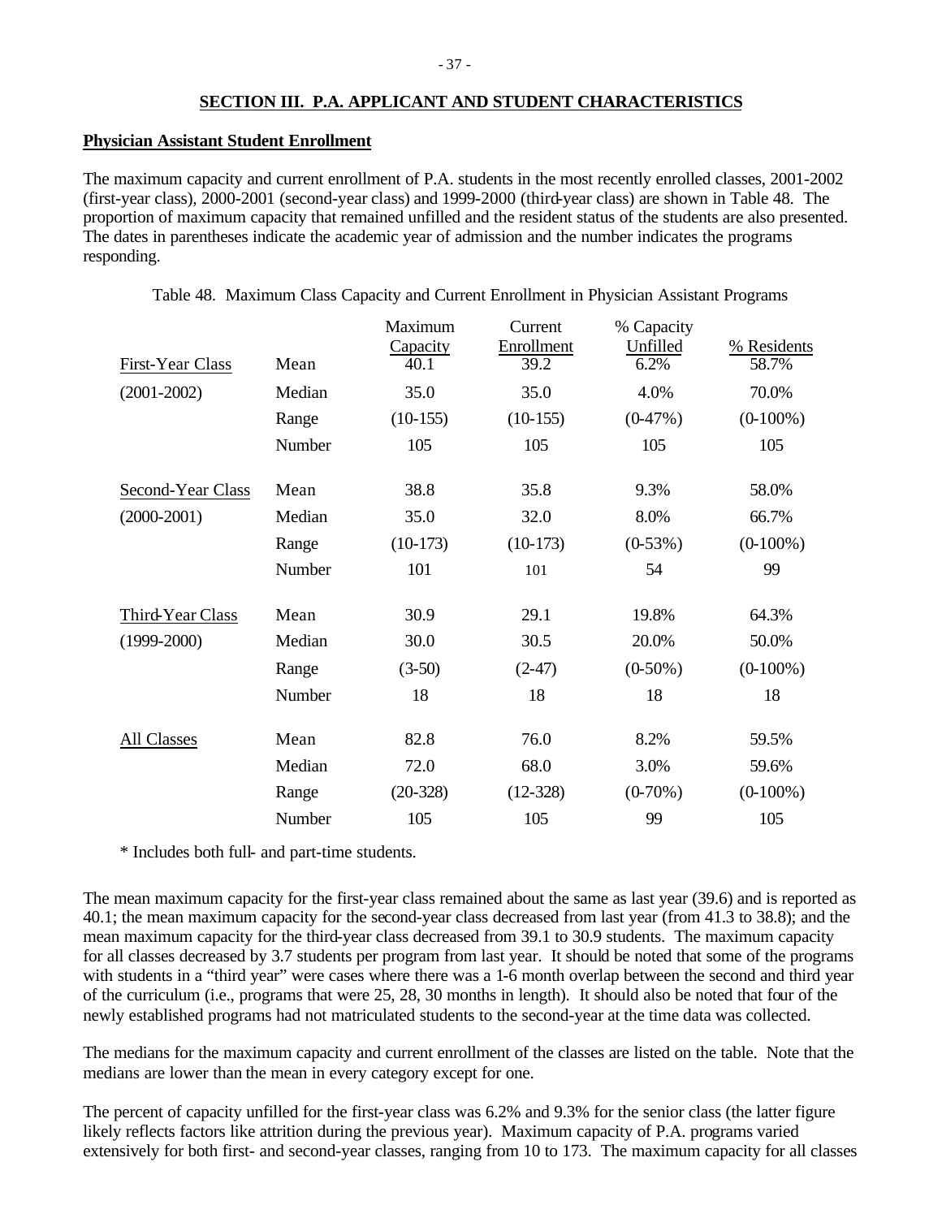## SECTION III. P.A. APPLICANT AND STUDENT CHARACTERISTICS

### Physician Assistant Student Enrollment

The maximum capacity and current enrollment of P.A. students in the most recently enrolled classes, 2001-2002 (first-year class), 2000-2001 (second-year class) and 1999-2000 (third-year class) are shown in Table 48. The proportion of maximum capacity that remained unfilled and the resident status of the students are also presented. The dates in parentheses indicate the academic year of admission and the number indicates the programs responding.

Table 48. Maximum Class Capacity and Current Enrollment in Physician Assistant Programs

| | | Maximum Capacity | Current Enrollment | % Capacity Unfilled | % Residents |
|---|---|---|---|---|---|
| First-Year Class | Mean | 40.1 | 39.2 | 6.2% | 58.7% |
| (2001-2002) | Median | 35.0 | 35.0 | 4.0% | 70.0% |
| | Range | (10-155) | (10-155) | (0-47%) | (0-100%) |
| | Number | 105 | 105 | 105 | 105 |
| Second-Year Class | Mean | 38.8 | 35.8 | 9.3% | 58.0% |
| (2000-2001) | Median | 35.0 | 32.0 | 8.0% | 66.7% |
| | Range | (10-173) | (10-173) | (0-53%) | (0-100%) |
| | Number | 101 | 101 | 54 | 99 |
| Third-Year Class | Mean | 30.9 | 29.1 | 19.8% | 64.3% |
| (1999-2000) | Median | 30.0 | 30.5 | 20.0% | 50.0% |
| | Range | (3-50) | (2-47) | (0-50%) | (0-100%) |
| | Number | 18 | 18 | 18 | 18 |
| All Classes | Mean | 82.8 | 76.0 | 8.2% | 59.5% |
| | Median | 72.0 | 68.0 | 3.0% | 59.6% |
| | Range | (20-328) | (12-328) | (0-70%) | (0-100%) |
| | Number | 105 | 105 | 99 | 105 |

* Includes both full- and part-time students.

The mean maximum capacity for the first-year class remained about the same as last year (39.6) and is reported as 40.1; the mean maximum capacity for the second-year class decreased from last year (from 41.3 to 38.8); and the mean maximum capacity for the third-year class decreased from 39.1 to 30.9 students. The maximum capacity for all classes decreased by 3.7 students per program from last year. It should be noted that some of the programs with students in a "third year" were cases where there was a 1-6 month overlap between the second and third year of the curriculum (i.e., programs that were 25, 28, 30 months in length). It should also be noted that four of the newly established programs had not matriculated students to the second-year at the time data was collected.

The medians for the maximum capacity and current enrollment of the classes are listed on the table. Note that the medians are lower than the mean in every category except for one.

The percent of capacity unfilled for the first-year class was 6.2% and 9.3% for the senior class (the latter figure likely reflects factors like attrition during the previous year). Maximum capacity of P.A. programs varied extensively for both first- and second-year classes, ranging from 10 to 173. The maximum capacity for all classes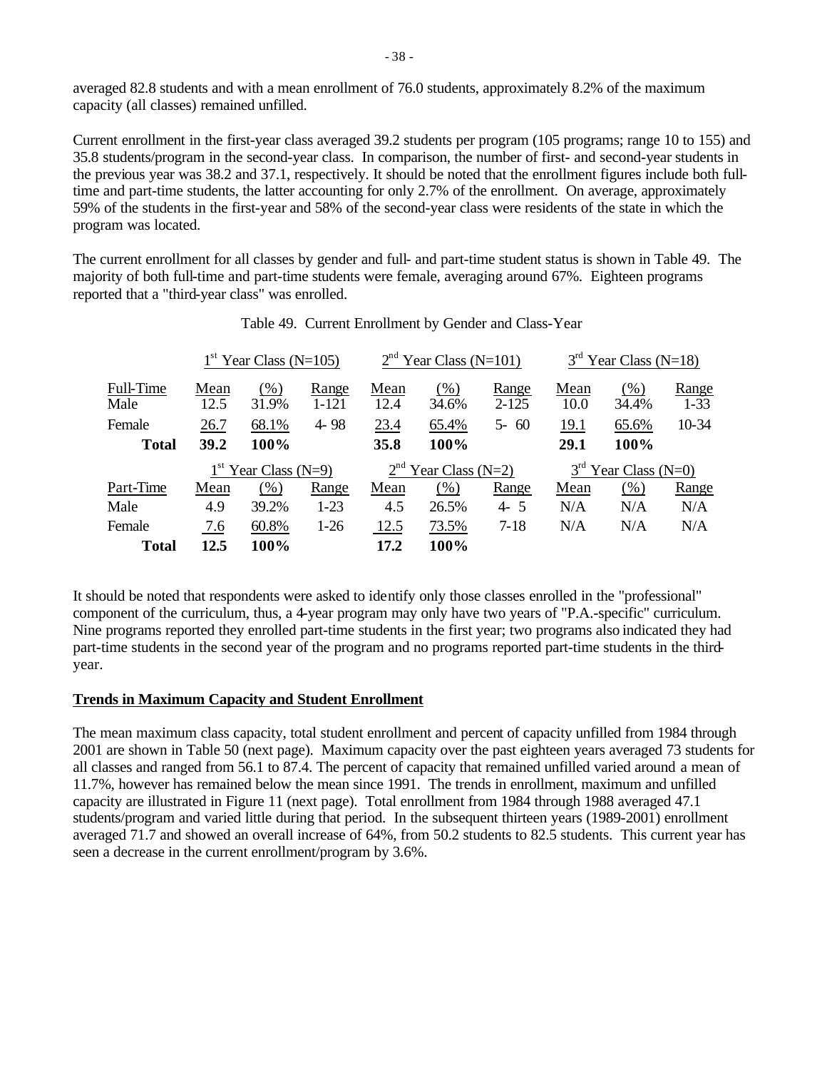averaged 82.8 students and with a mean enrollment of 76.0 students, approximately 8.2% of the maximum capacity (all classes) remained unfilled.

Current enrollment in the first-year class averaged 39.2 students per program (105 programs; range 10 to 155) and 35.8 students/program in the second-year class. In comparison, the number of first- and second-year students in the previous year was 38.2 and 37.1, respectively. It should be noted that the enrollment figures include both full-time and part-time students, the latter accounting for only 2.7% of the enrollment. On average, approximately 59% of the students in the first-year and 58% of the second-year class were residents of the state in which the program was located.

The current enrollment for all classes by gender and full- and part-time student status is shown in Table 49. The majority of both full-time and part-time students were female, averaging around 67%. Eighteen programs reported that a "third-year class" was enrolled.

Table 49. Current Enrollment by Gender and Class-Year

| | 1st Year Class (N=105) | | | 2nd Year Class (N=101) | | | 3rd Year Class (N=18) | | |
|---|---|---|---|---|---|---|---|---|---|
| Full-Time | Mean | (%) | Range | Mean | (%) | Range | Mean | (%) | Range |
| Male | 12.5 | 31.9% | 1-121 | 12.4 | 34.6% | 2-125 | 10.0 | 34.4% | 1-33 |
| Female | 26.7 | 68.1% | 4- 98 | 23.4 | 65.4% | 5- 60 | 19.1 | 65.6% | 10-34 |
| **Total** | **39.2** | **100%** | | **35.8** | **100%** | | **29.1** | **100%** | |
| | 1st Year Class (N=9) | | | 2nd Year Class (N=2) | | | 3rd Year Class (N=0) | | |
| Part-Time | Mean | (%) | Range | Mean | (%) | Range | Mean | (%) | Range |
| Male | 4.9 | 39.2% | 1-23 | 4.5 | 26.5% | 4- 5 | N/A | N/A | N/A |
| Female | 7.6 | 60.8% | 1-26 | 12.5 | 73.5% | 7-18 | N/A | N/A | N/A |
| **Total** | **12.5** | **100%** | | **17.2** | **100%** | | | | |

It should be noted that respondents were asked to identify only those classes enrolled in the "professional" component of the curriculum, thus, a 4-year program may only have two years of "P.A.-specific" curriculum. Nine programs reported they enrolled part-time students in the first year; two programs also indicated they had part-time students in the second year of the program and no programs reported part-time students in the third-year.

## Trends in Maximum Capacity and Student Enrollment

The mean maximum class capacity, total student enrollment and percent of capacity unfilled from 1984 through 2001 are shown in Table 50 (next page). Maximum capacity over the past eighteen years averaged 73 students for all classes and ranged from 56.1 to 87.4. The percent of capacity that remained unfilled varied around a mean of 11.7%, however has remained below the mean since 1991. The trends in enrollment, maximum and unfilled capacity are illustrated in Figure 11 (next page). Total enrollment from 1984 through 1988 averaged 47.1 students/program and varied little during that period. In the subsequent thirteen years (1989-2001) enrollment averaged 71.7 and showed an overall increase of 64%, from 50.2 students to 82.5 students. This current year has seen a decrease in the current enrollment/program by 3.6%.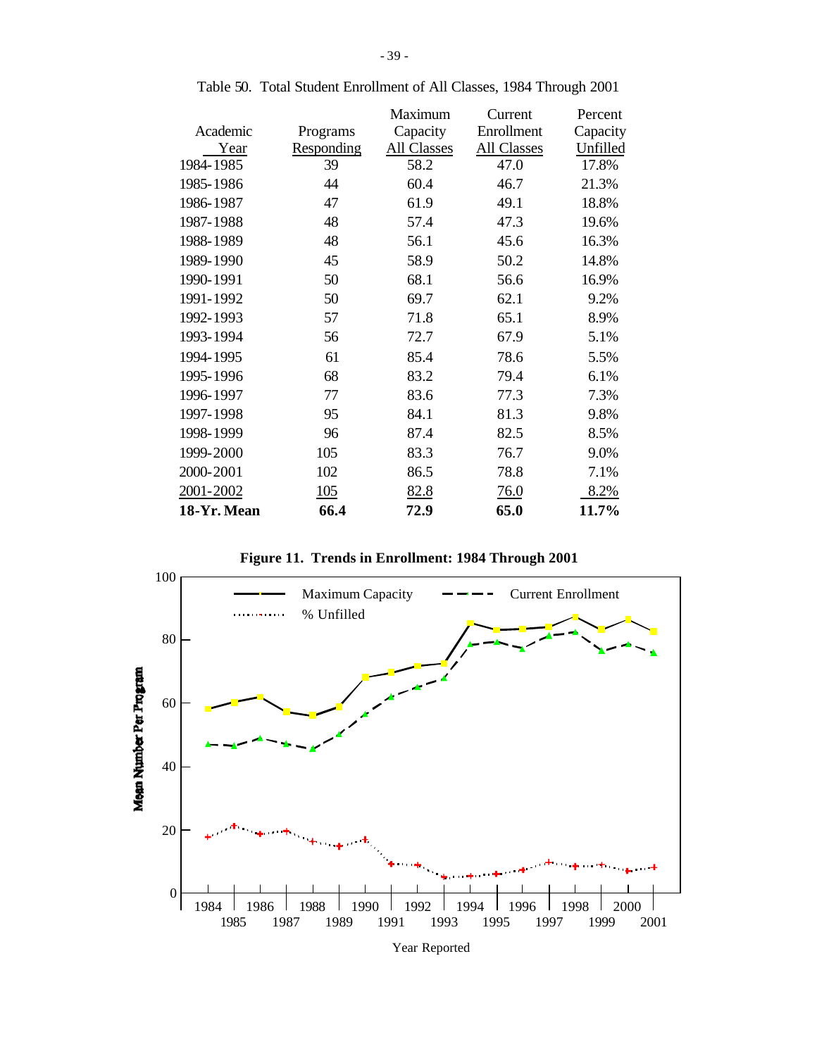Table 50. Total Student Enrollment of All Classes, 1984 Through 2001

| Academic Year | Programs Responding | Maximum Capacity All Classes | Current Enrollment All Classes | Percent Capacity Unfilled |
|---|---|---|---|---|
| 1984-1985 | 39 | 58.2 | 47.0 | 17.8% |
| 1985-1986 | 44 | 60.4 | 46.7 | 21.3% |
| 1986-1987 | 47 | 61.9 | 49.1 | 18.8% |
| 1987-1988 | 48 | 57.4 | 47.3 | 19.6% |
| 1988-1989 | 48 | 56.1 | 45.6 | 16.3% |
| 1989-1990 | 45 | 58.9 | 50.2 | 14.8% |
| 1990-1991 | 50 | 68.1 | 56.6 | 16.9% |
| 1991-1992 | 50 | 69.7 | 62.1 | 9.2% |
| 1992-1993 | 57 | 71.8 | 65.1 | 8.9% |
| 1993-1994 | 56 | 72.7 | 67.9 | 5.1% |
| 1994-1995 | 61 | 85.4 | 78.6 | 5.5% |
| 1995-1996 | 68 | 83.2 | 79.4 | 6.1% |
| 1996-1997 | 77 | 83.6 | 77.3 | 7.3% |
| 1997-1998 | 95 | 84.1 | 81.3 | 9.8% |
| 1998-1999 | 96 | 87.4 | 82.5 | 8.5% |
| 1999-2000 | 105 | 83.3 | 76.7 | 9.0% |
| 2000-2001 | 102 | 86.5 | 78.8 | 7.1% |
| 2001-2002 | 105 | 82.8 | 76.0 | 8.2% |
| **18-Yr. Mean** | **66.4** | **72.9** | **65.0** | **11.7%** |

**Figure 11. Trends in Enrollment: 1984 Through 2001**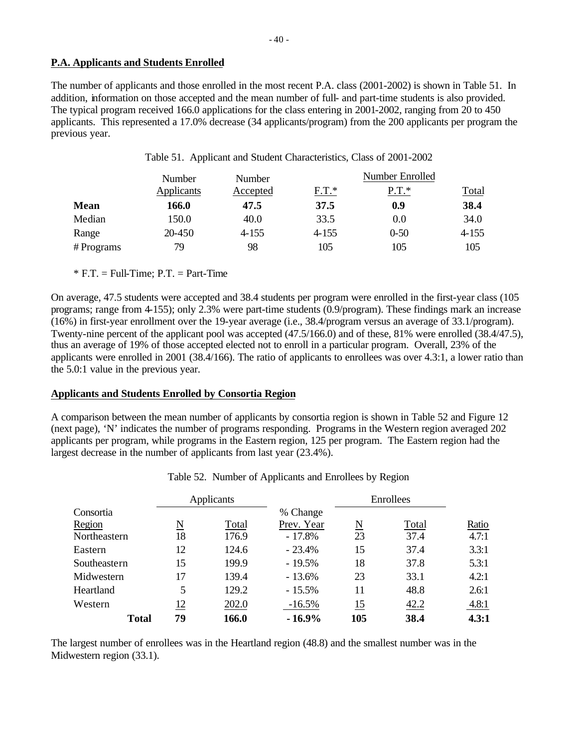**P.A. Applicants and Students Enrolled**

The number of applicants and those enrolled in the most recent P.A. class (2001-2002) is shown in Table 51. In addition, information on those accepted and the mean number of full- and part-time students is also provided. The typical program received 166.0 applications for the class entering in 2001-2002, ranging from 20 to 450 applicants. This represented a 17.0% decrease (34 applicants/program) from the 200 applicants per program the previous year.

Table 51. Applicant and Student Characteristics, Class of 2001-2002

| | Number Applicants | Number Accepted | Number Enrolled F.T.* | Number Enrolled P.T.* | Number Enrolled Total |
|---|---|---|---|---|---|
| **Mean** | **166.0** | **47.5** | **37.5** | **0.9** | **38.4** |
| Median | 150.0 | 40.0 | 33.5 | 0.0 | 34.0 |
| Range | 20-450 | 4-155 | 4-155 | 0-50 | 4-155 |
| # Programs | 79 | 98 | 105 | 105 | 105 |

\* F.T. = Full-Time; P.T. = Part-Time

On average, 47.5 students were accepted and 38.4 students per program were enrolled in the first-year class (105 programs; range from 4-155); only 2.3% were part-time students (0.9/program). These findings mark an increase (16%) in first-year enrollment over the 19-year average (i.e., 38.4/program versus an average of 33.1/program). Twenty-nine percent of the applicant pool was accepted (47.5/166.0) and of these, 81% were enrolled (38.4/47.5), thus an average of 19% of those accepted elected not to enroll in a particular program. Overall, 23% of the applicants were enrolled in 2001 (38.4/166). The ratio of applicants to enrollees was over 4.3:1, a lower ratio than the 5.0:1 value in the previous year.

**Applicants and Students Enrolled by Consortia Region**

A comparison between the mean number of applicants by consortia region is shown in Table 52 and Figure 12 (next page), 'N' indicates the number of programs responding. Programs in the Western region averaged 202 applicants per program, while programs in the Eastern region, 125 per program. The Eastern region had the largest decrease in the number of applicants from last year (23.4%).

Table 52. Number of Applicants and Enrollees by Region

| Consortia Region | Applicants N | Applicants Total | % Change Prev. Year | Enrollees N | Enrollees Total | Ratio |
|---|---|---|---|---|---|---|
| Northeastern | 18 | 176.9 | - 17.8% | 23 | 37.4 | 4.7:1 |
| Eastern | 12 | 124.6 | - 23.4% | 15 | 37.4 | 3.3:1 |
| Southeastern | 15 | 199.9 | - 19.5% | 18 | 37.8 | 5.3:1 |
| Midwestern | 17 | 139.4 | - 13.6% | 23 | 33.1 | 4.2:1 |
| Heartland | 5 | 129.2 | - 15.5% | 11 | 48.8 | 2.6:1 |
| Western | 12 | 202.0 | -16.5% | 15 | 42.2 | 4.8:1 |
| **Total** | **79** | **166.0** | **- 16.9%** | **105** | **38.4** | **4.3:1** |

The largest number of enrollees was in the Heartland region (48.8) and the smallest number was in the Midwestern region (33.1).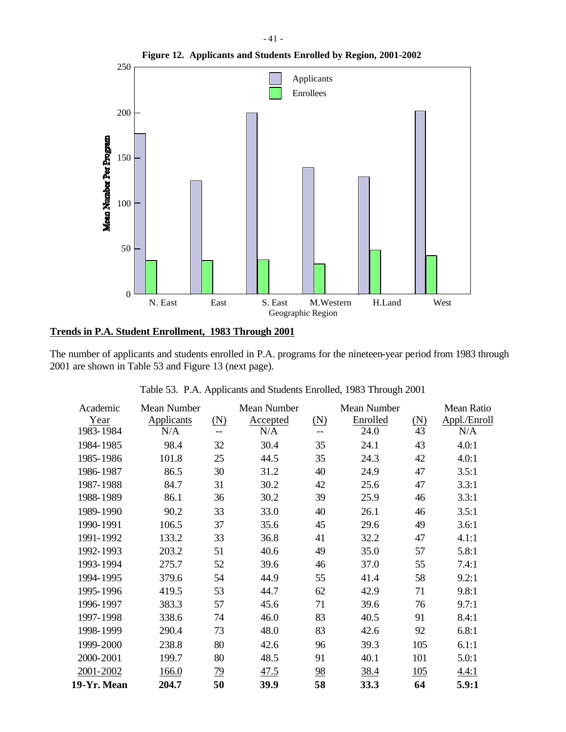**Figure 12. Applicants and Students Enrolled by Region, 2001-2002**

## Trends in P.A. Student Enrollment, 1983 Through 2001

The number of applicants and students enrolled in P.A. programs for the nineteen-year period from 1983 through 2001 are shown in Table 53 and Figure 13 (next page).

Table 53. P.A. Applicants and Students Enrolled, 1983 Through 2001

| Academic Year | Mean Number Applicants | (N) | Mean Number Accepted | (N) | Mean Number Enrolled | (N) | Mean Ratio Appl./Enroll |
|---|---|---|---|---|---|---|---|
| 1983-1984 | N/A | -- | N/A | -- | 24.0 | 43 | N/A |
| 1984-1985 | 98.4 | 32 | 30.4 | 35 | 24.1 | 43 | 4.0:1 |
| 1985-1986 | 101.8 | 25 | 44.5 | 35 | 24.3 | 42 | 4.0:1 |
| 1986-1987 | 86.5 | 30 | 31.2 | 40 | 24.9 | 47 | 3.5:1 |
| 1987-1988 | 84.7 | 31 | 30.2 | 42 | 25.6 | 47 | 3.3:1 |
| 1988-1989 | 86.1 | 36 | 30.2 | 39 | 25.9 | 46 | 3.3:1 |
| 1989-1990 | 90.2 | 33 | 33.0 | 40 | 26.1 | 46 | 3.5:1 |
| 1990-1991 | 106.5 | 37 | 35.6 | 45 | 29.6 | 49 | 3.6:1 |
| 1991-1992 | 133.2 | 33 | 36.8 | 41 | 32.2 | 47 | 4.1:1 |
| 1992-1993 | 203.2 | 51 | 40.6 | 49 | 35.0 | 57 | 5.8:1 |
| 1993-1994 | 275.7 | 52 | 39.6 | 46 | 37.0 | 55 | 7.4:1 |
| 1994-1995 | 379.6 | 54 | 44.9 | 55 | 41.4 | 58 | 9.2:1 |
| 1995-1996 | 419.5 | 53 | 44.7 | 62 | 42.9 | 71 | 9.8:1 |
| 1996-1997 | 383.3 | 57 | 45.6 | 71 | 39.6 | 76 | 9.7:1 |
| 1997-1998 | 338.6 | 74 | 46.0 | 83 | 40.5 | 91 | 8.4:1 |
| 1998-1999 | 290.4 | 73 | 48.0 | 83 | 42.6 | 92 | 6.8:1 |
| 1999-2000 | 238.8 | 80 | 42.6 | 96 | 39.3 | 105 | 6.1:1 |
| 2000-2001 | 199.7 | 80 | 48.5 | 91 | 40.1 | 101 | 5.0:1 |
| 2001-2002 | 166.0 | 79 | 47.5 | 98 | 38.4 | 105 | 4.4:1 |
| **19-Yr. Mean** | **204.7** | **50** | **39.9** | **58** | **33.3** | **64** | **5.9:1** |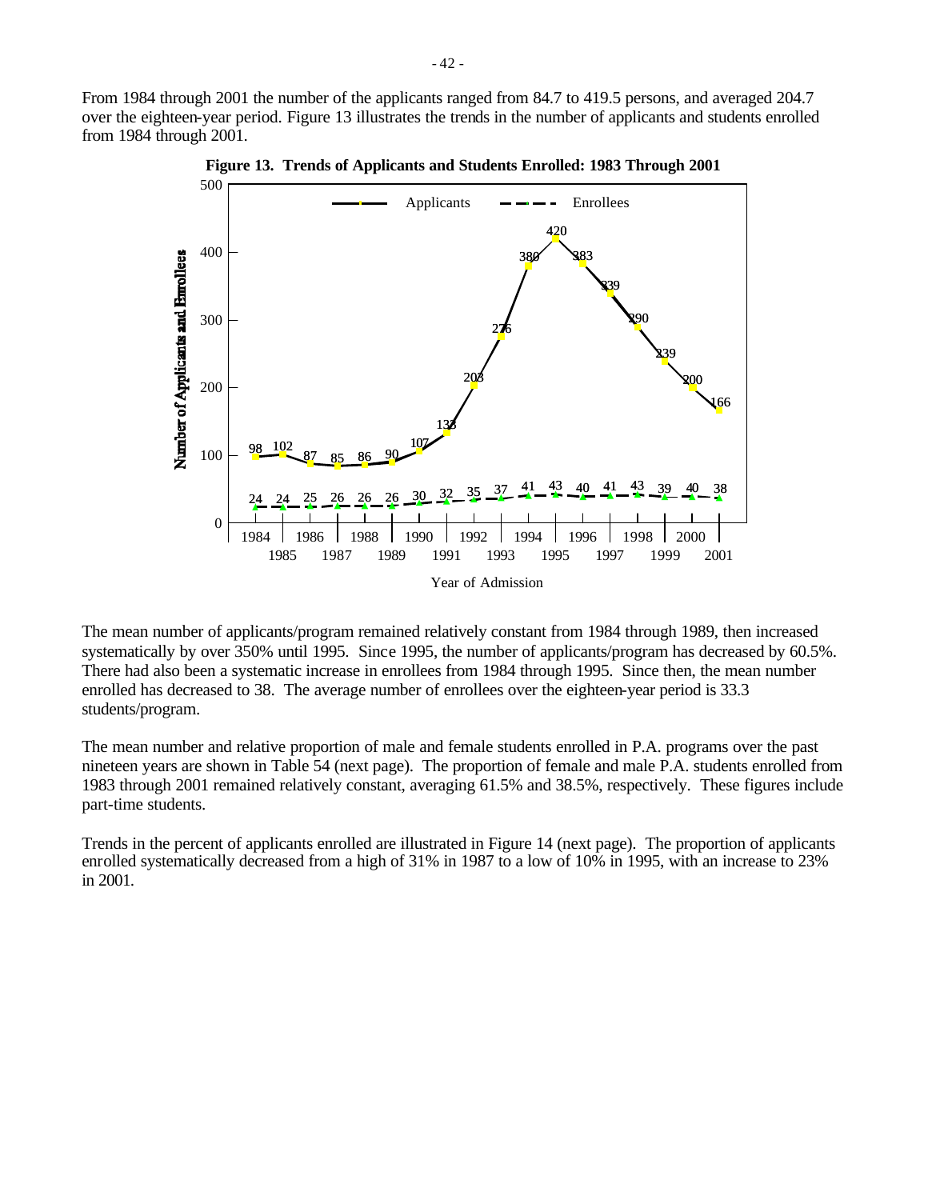From 1984 through 2001 the number of the applicants ranged from 84.7 to 419.5 persons, and averaged 204.7 over the eighteen-year period. Figure 13 illustrates the trends in the number of applicants and students enrolled from 1984 through 2001.

**Figure 13. Trends of Applicants and Students Enrolled: 1983 Through 2001**

| Year of Admission | Applicants | Enrollees |
|---|---|---|
| 1984 | 98 | 24 |
| 1985 | 102 | 24 |
| 1986 | 87 | 25 |
| 1987 | 85 | 26 |
| 1988 | 86 | 26 |
| 1989 | 90 | 26 |
| 1990 | 107 | 30 |
| 1991 | 133 | 32 |
| 1992 | 203 | 35 |
| 1993 | 276 | 37 |
| 1994 | 380 | 41 |
| 1995 | 420 | 43 |
| 1996 | 383 | 40 |
| 1997 | 339 | 41 |
| 1998 | 290 | 43 |
| 1999 | 239 | 39 |
| 2000 | 200 | 40 |
| 2001 | 166 | 38 |

The mean number of applicants/program remained relatively constant from 1984 through 1989, then increased systematically by over 350% until 1995. Since 1995, the number of applicants/program has decreased by 60.5%. There had also been a systematic increase in enrollees from 1984 through 1995. Since then, the mean number enrolled has decreased to 38. The average number of enrollees over the eighteen-year period is 33.3 students/program.

The mean number and relative proportion of male and female students enrolled in P.A. programs over the past nineteen years are shown in Table 54 (next page). The proportion of female and male P.A. students enrolled from 1983 through 2001 remained relatively constant, averaging 61.5% and 38.5%, respectively. These figures include part-time students.

Trends in the percent of applicants enrolled are illustrated in Figure 14 (next page). The proportion of applicants enrolled systematically decreased from a high of 31% in 1987 to a low of 10% in 1995, with an increase to 23% in 2001.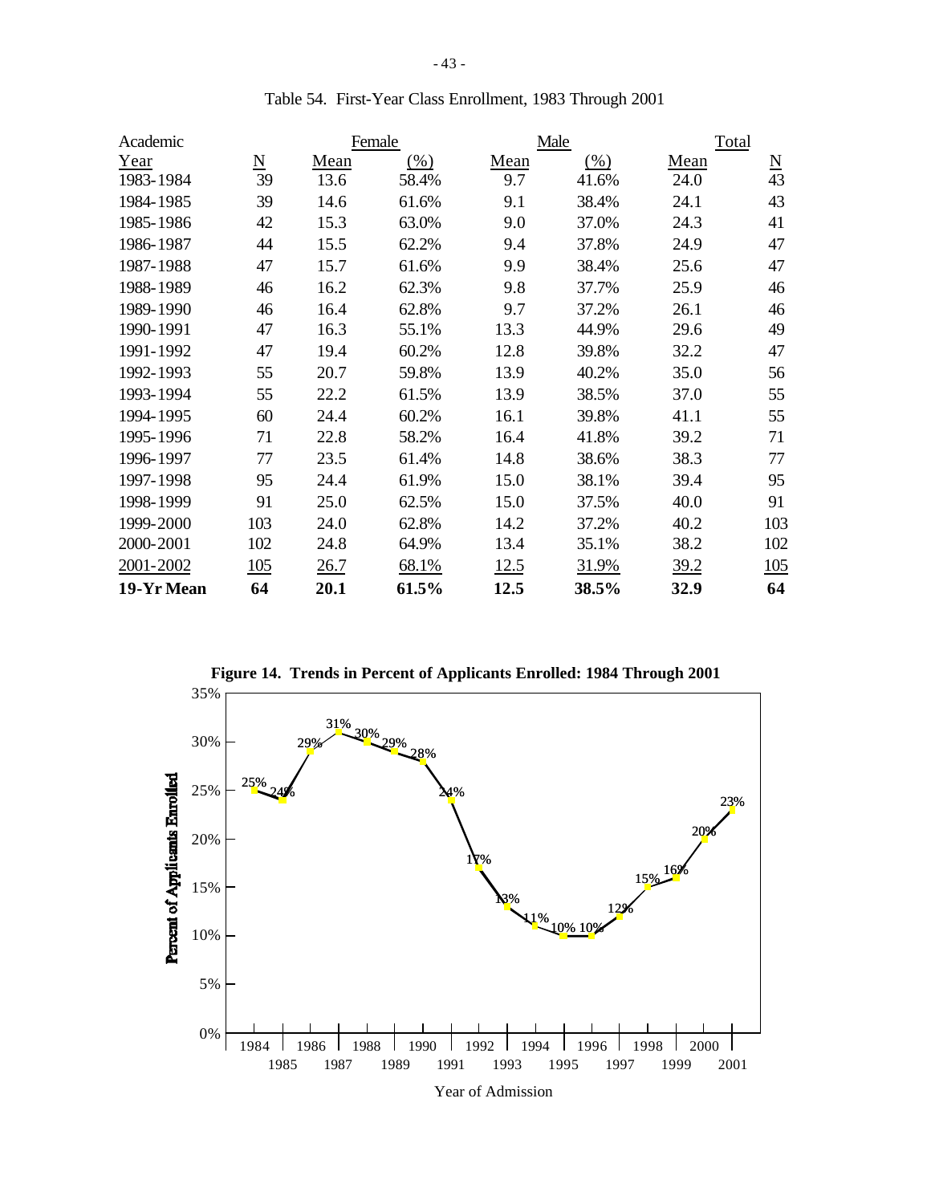Table 54. First-Year Class Enrollment, 1983 Through 2001

| Academic | | Female | | Male | | Total | |
|---|---|---|---|---|---|---|---|
| Year | N | Mean | (%) | Mean | (%) | Mean | N |
| 1983-1984 | 39 | 13.6 | 58.4% | 9.7 | 41.6% | 24.0 | 43 |
| 1984-1985 | 39 | 14.6 | 61.6% | 9.1 | 38.4% | 24.1 | 43 |
| 1985-1986 | 42 | 15.3 | 63.0% | 9.0 | 37.0% | 24.3 | 41 |
| 1986-1987 | 44 | 15.5 | 62.2% | 9.4 | 37.8% | 24.9 | 47 |
| 1987-1988 | 47 | 15.7 | 61.6% | 9.9 | 38.4% | 25.6 | 47 |
| 1988-1989 | 46 | 16.2 | 62.3% | 9.8 | 37.7% | 25.9 | 46 |
| 1989-1990 | 46 | 16.4 | 62.8% | 9.7 | 37.2% | 26.1 | 46 |
| 1990-1991 | 47 | 16.3 | 55.1% | 13.3 | 44.9% | 29.6 | 49 |
| 1991-1992 | 47 | 19.4 | 60.2% | 12.8 | 39.8% | 32.2 | 47 |
| 1992-1993 | 55 | 20.7 | 59.8% | 13.9 | 40.2% | 35.0 | 56 |
| 1993-1994 | 55 | 22.2 | 61.5% | 13.9 | 38.5% | 37.0 | 55 |
| 1994-1995 | 60 | 24.4 | 60.2% | 16.1 | 39.8% | 41.1 | 55 |
| 1995-1996 | 71 | 22.8 | 58.2% | 16.4 | 41.8% | 39.2 | 71 |
| 1996-1997 | 77 | 23.5 | 61.4% | 14.8 | 38.6% | 38.3 | 77 |
| 1997-1998 | 95 | 24.4 | 61.9% | 15.0 | 38.1% | 39.4 | 95 |
| 1998-1999 | 91 | 25.0 | 62.5% | 15.0 | 37.5% | 40.0 | 91 |
| 1999-2000 | 103 | 24.0 | 62.8% | 14.2 | 37.2% | 40.2 | 103 |
| 2000-2001 | 102 | 24.8 | 64.9% | 13.4 | 35.1% | 38.2 | 102 |
| 2001-2002 | 105 | 26.7 | 68.1% | 12.5 | 31.9% | 39.2 | 105 |
| **19-Yr Mean** | **64** | **20.1** | **61.5%** | **12.5** | **38.5%** | **32.9** | **64** |

**Figure 14. Trends in Percent of Applicants Enrolled: 1984 Through 2001**

| Year of Admission | Percent of Applicants Enrolled |
|---|---|
| 1984 | 25% |
| 1985 | 24% |
| 1986 | 29% |
| 1987 | 31% |
| 1988 | 30% |
| 1989 | 29% |
| 1990 | 28% |
| 1991 | 24% |
| 1992 | 17% |
| 1993 | 13% |
| 1994 | 11% |
| 1995 | 10% |
| 1996 | 10% |
| 1997 | 12% |
| 1998 | 15% |
| 1999 | 16% |
| 2000 | 20% |
| 2001 | 23% |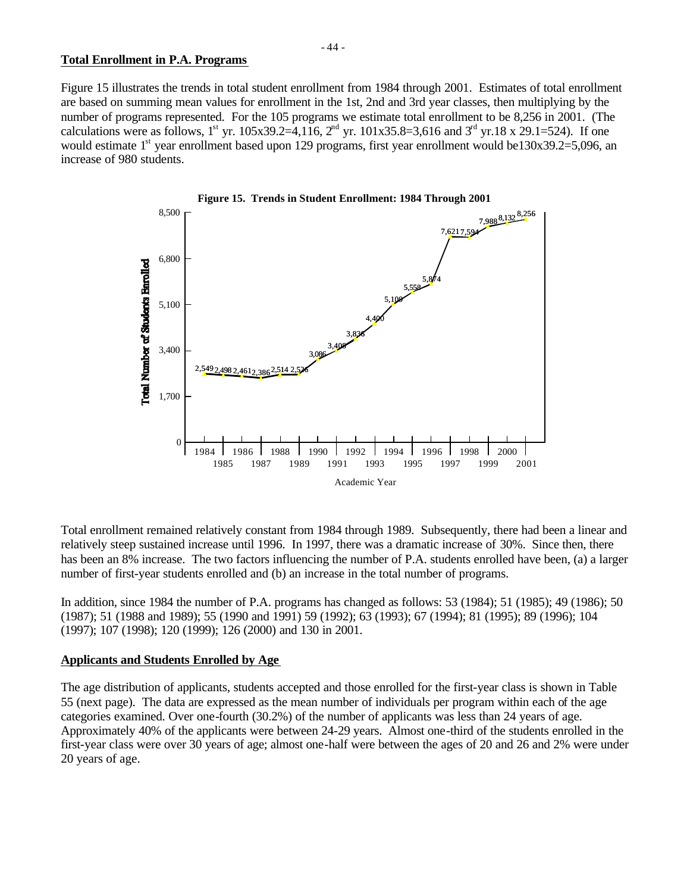## Total Enrollment in P.A. Programs

Figure 15 illustrates the trends in total student enrollment from 1984 through 2001. Estimates of total enrollment are based on summing mean values for enrollment in the 1st, 2nd and 3rd year classes, then multiplying by the number of programs represented. For the 105 programs we estimate total enrollment to be 8,256 in 2001. (The calculations were as follows, 1st yr. 105x39.2=4,116, 2nd yr. 101x35.8=3,616 and 3rd yr.18 x 29.1=524). If one would estimate 1st year enrollment based upon 129 programs, first year enrollment would be130x39.2=5,096, an increase of 980 students.

**Figure 15. Trends in Student Enrollment: 1984 Through 2001**

| Academic Year | Total Number of Students Enrolled |
|---|---|
| 1984 | 2,549 |
| 1985 | 2,498 |
| 1986 | 2,461 |
| 1987 | 2,386 |
| 1988 | 2,514 |
| 1989 | 2,526 |
| 1990 | 3,086 |
| 1991 | 3,408 |
| 1992 | 3,836 |
| 1993 | 4,400 |
| 1994 | 5,109 |
| 1995 | 5,558 |
| 1996 | 5,874 |
| 1997 | 7,621 |
| 1998 | 7,594 |
| 1999 | 7,988 |
| 2000 | 8,132 |
| 2001 | 8,256 |

Total enrollment remained relatively constant from 1984 through 1989. Subsequently, there had been a linear and relatively steep sustained increase until 1996. In 1997, there was a dramatic increase of 30%. Since then, there has been an 8% increase. The two factors influencing the number of P.A. students enrolled have been, (a) a larger number of first-year students enrolled and (b) an increase in the total number of programs.

In addition, since 1984 the number of P.A. programs has changed as follows: 53 (1984); 51 (1985); 49 (1986); 50 (1987); 51 (1988 and 1989); 55 (1990 and 1991) 59 (1992); 63 (1993); 67 (1994); 81 (1995); 89 (1996); 104 (1997); 107 (1998); 120 (1999); 126 (2000) and 130 in 2001.

## Applicants and Students Enrolled by Age

The age distribution of applicants, students accepted and those enrolled for the first-year class is shown in Table 55 (next page). The data are expressed as the mean number of individuals per program within each of the age categories examined. Over one-fourth (30.2%) of the number of applicants was less than 24 years of age. Approximately 40% of the applicants were between 24-29 years. Almost one-third of the students enrolled in the first-year class were over 30 years of age; almost one-half were between the ages of 20 and 26 and 2% were under 20 years of age.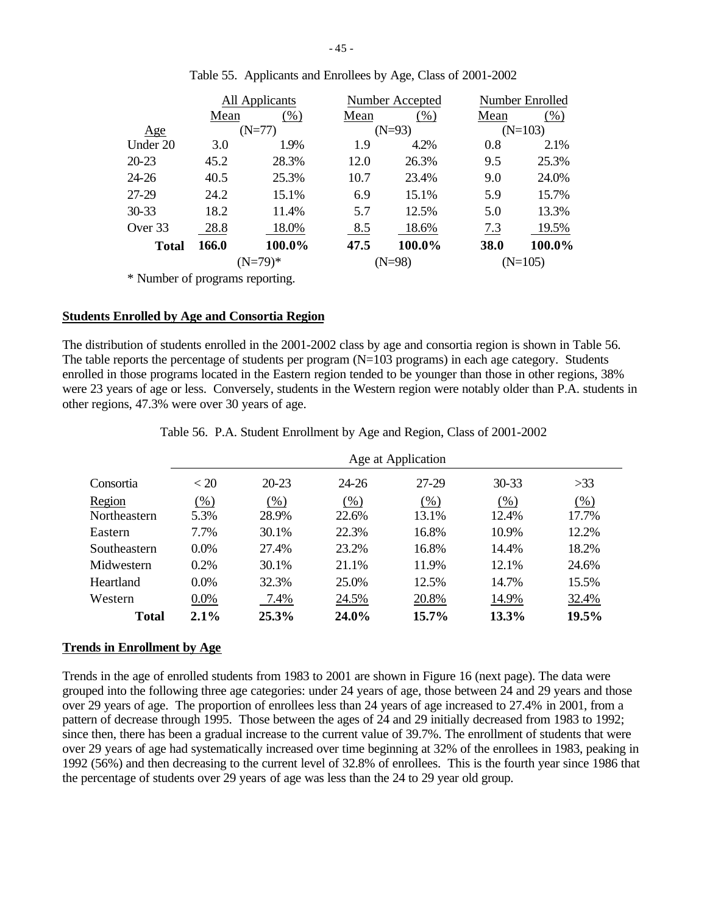Table 55. Applicants and Enrollees by Age, Class of 2001-2002

| | All Applicants | | Number Accepted | | Number Enrolled | |
|---|---|---|---|---|---|---|
| | Mean | (%) | Mean | (%) | Mean | (%) |
| Age | (N=77) | | (N=93) | | (N=103) | |
| Under 20 | 3.0 | 1.9% | 1.9 | 4.2% | 0.8 | 2.1% |
| 20-23 | 45.2 | 28.3% | 12.0 | 26.3% | 9.5 | 25.3% |
| 24-26 | 40.5 | 25.3% | 10.7 | 23.4% | 9.0 | 24.0% |
| 27-29 | 24.2 | 15.1% | 6.9 | 15.1% | 5.9 | 15.7% |
| 30-33 | 18.2 | 11.4% | 5.7 | 12.5% | 5.0 | 13.3% |
| Over 33 | 28.8 | 18.0% | 8.5 | 18.6% | 7.3 | 19.5% |
| **Total** | **166.0** | **100.0%** | **47.5** | **100.0%** | **38.0** | **100.0%** |
| | (N=79)* | | (N=98) | | (N=105) | |

* Number of programs reporting.

## Students Enrolled by Age and Consortia Region

The distribution of students enrolled in the 2001-2002 class by age and consortia region is shown in Table 56. The table reports the percentage of students per program (N=103 programs) in each age category. Students enrolled in those programs located in the Eastern region tended to be younger than those in other regions, 38% were 23 years of age or less. Conversely, students in the Western region were notably older than P.A. students in other regions, 47.3% were over 30 years of age.

Table 56. P.A. Student Enrollment by Age and Region, Class of 2001-2002

| | Age at Application | | | | | |
|---|---|---|---|---|---|---|
| Consortia | < 20 | 20-23 | 24-26 | 27-29 | 30-33 | >33 |
| Region | (%) | (%) | (%) | (%) | (%) | (%) |
| Northeastern | 5.3% | 28.9% | 22.6% | 13.1% | 12.4% | 17.7% |
| Eastern | 7.7% | 30.1% | 22.3% | 16.8% | 10.9% | 12.2% |
| Southeastern | 0.0% | 27.4% | 23.2% | 16.8% | 14.4% | 18.2% |
| Midwestern | 0.2% | 30.1% | 21.1% | 11.9% | 12.1% | 24.6% |
| Heartland | 0.0% | 32.3% | 25.0% | 12.5% | 14.7% | 15.5% |
| Western | 0.0% | 7.4% | 24.5% | 20.8% | 14.9% | 32.4% |
| **Total** | **2.1%** | **25.3%** | **24.0%** | **15.7%** | **13.3%** | **19.5%** |

## Trends in Enrollment by Age

Trends in the age of enrolled students from 1983 to 2001 are shown in Figure 16 (next page). The data were grouped into the following three age categories: under 24 years of age, those between 24 and 29 years and those over 29 years of age. The proportion of enrollees less than 24 years of age increased to 27.4% in 2001, from a pattern of decrease through 1995. Those between the ages of 24 and 29 initially decreased from 1983 to 1992; since then, there has been a gradual increase to the current value of 39.7%. The enrollment of students that were over 29 years of age had systematically increased over time beginning at 32% of the enrollees in 1983, peaking in 1992 (56%) and then decreasing to the current level of 32.8% of enrollees. This is the fourth year since 1986 that the percentage of students over 29 years of age was less than the 24 to 29 year old group.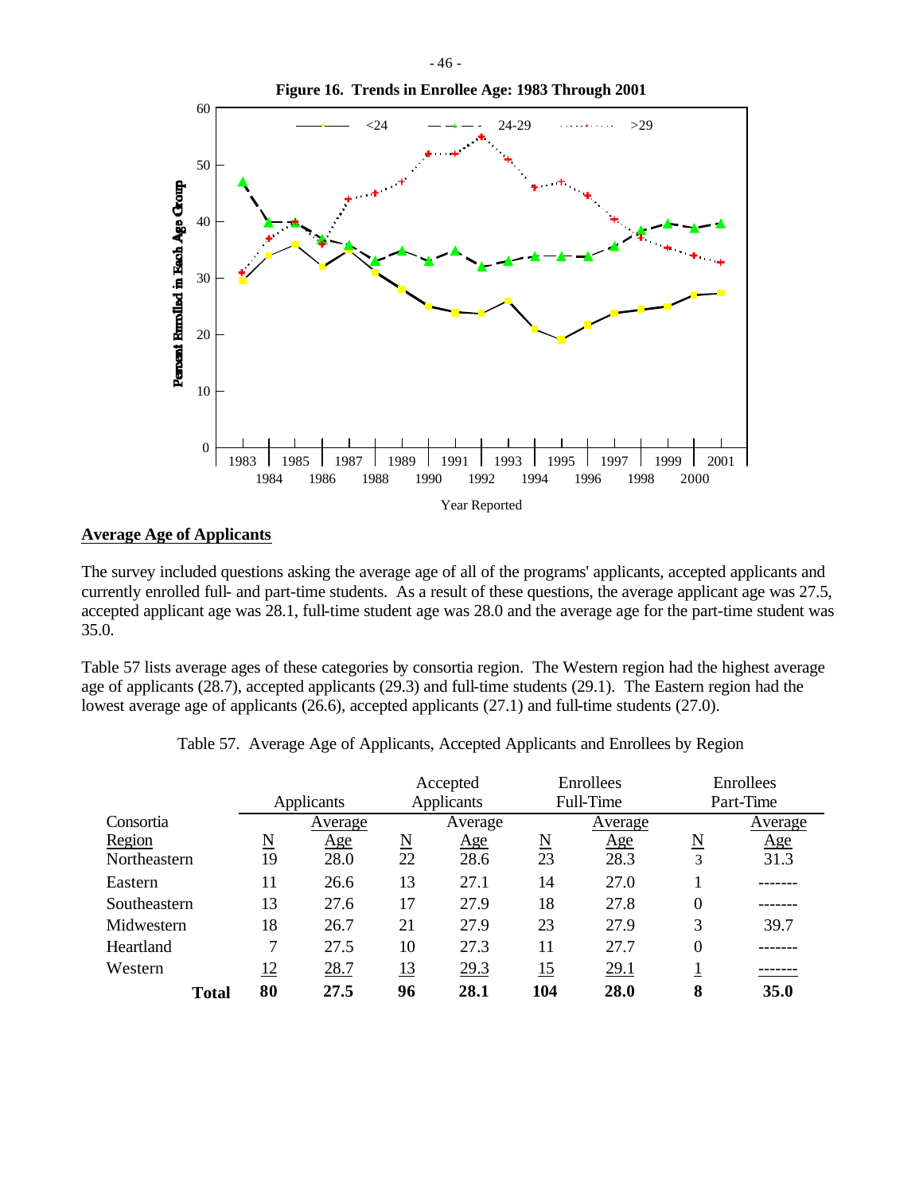**Figure 16. Trends in Enrollee Age: 1983 Through 2001**

## Average Age of Applicants

The survey included questions asking the average age of all of the programs' applicants, accepted applicants and currently enrolled full- and part-time students. As a result of these questions, the average applicant age was 27.5, accepted applicant age was 28.1, full-time student age was 28.0 and the average age for the part-time student was 35.0.

Table 57 lists average ages of these categories by consortia region. The Western region had the highest average age of applicants (28.7), accepted applicants (29.3) and full-time students (29.1). The Eastern region had the lowest average age of applicants (26.6), accepted applicants (27.1) and full-time students (27.0).

Table 57. Average Age of Applicants, Accepted Applicants and Enrollees by Region

| Consortia Region | Applicants | | Accepted Applicants | | Enrollees Full-Time | | Enrollees Part-Time | |
|---|---|---|---|---|---|---|---|---|
| | N | Average Age | N | Average Age | N | Average Age | N | Average Age |
| Northeastern | 19 | 28.0 | 22 | 28.6 | 23 | 28.3 | 3 | 31.3 |
| Eastern | 11 | 26.6 | 13 | 27.1 | 14 | 27.0 | 1 | ------- |
| Southeastern | 13 | 27.6 | 17 | 27.9 | 18 | 27.8 | 0 | ------- |
| Midwestern | 18 | 26.7 | 21 | 27.9 | 23 | 27.9 | 3 | 39.7 |
| Heartland | 7 | 27.5 | 10 | 27.3 | 11 | 27.7 | 0 | ------- |
| Western | 12 | 28.7 | 13 | 29.3 | 15 | 29.1 | 1 | ------- |
| **Total** | **80** | **27.5** | **96** | **28.1** | **104** | **28.0** | **8** | **35.0** |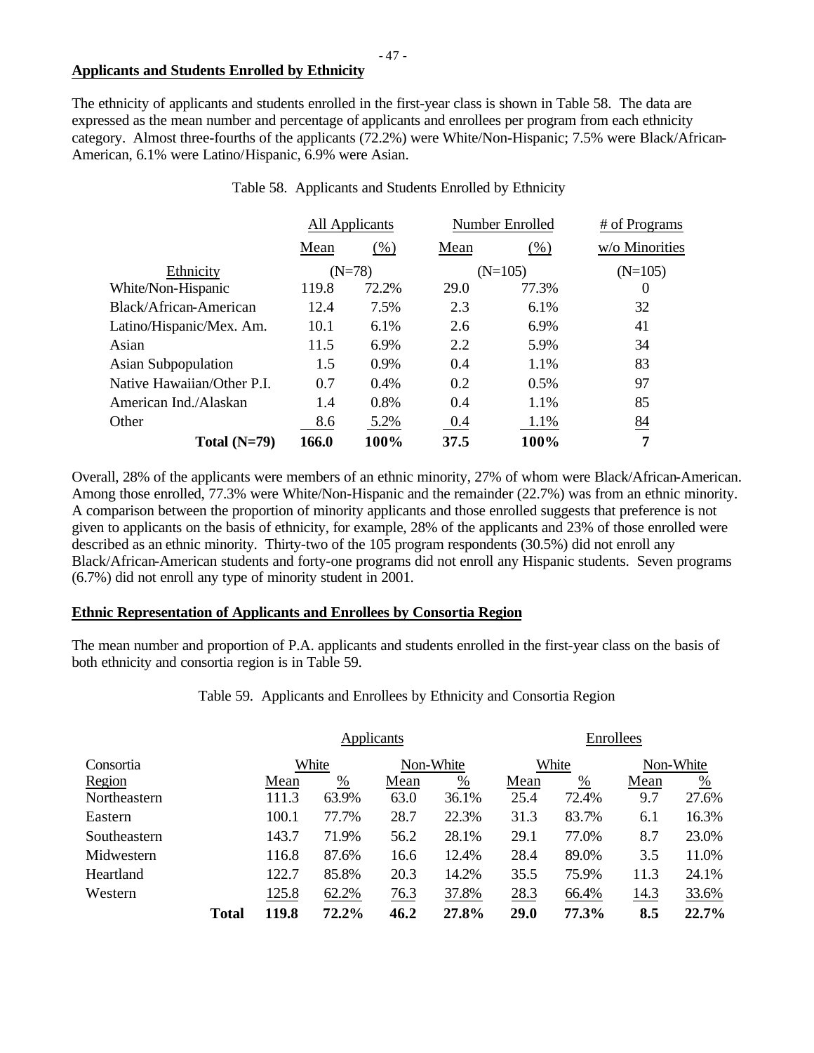## Applicants and Students Enrolled by Ethnicity

The ethnicity of applicants and students enrolled in the first-year class is shown in Table 58. The data are expressed as the mean number and percentage of applicants and enrollees per program from each ethnicity category. Almost three-fourths of the applicants (72.2%) were White/Non-Hispanic; 7.5% were Black/African-American, 6.1% were Latino/Hispanic, 6.9% were Asian.

Table 58. Applicants and Students Enrolled by Ethnicity

| | All Applicants | | Number Enrolled | | # of Programs |
|---|---|---|---|---|---|
| | Mean | (%) | Mean | (%) | w/o Minorities |
| Ethnicity | (N=78) | | (N=105) | | (N=105) |
| White/Non-Hispanic | 119.8 | 72.2% | 29.0 | 77.3% | 0 |
| Black/African-American | 12.4 | 7.5% | 2.3 | 6.1% | 32 |
| Latino/Hispanic/Mex. Am. | 10.1 | 6.1% | 2.6 | 6.9% | 41 |
| Asian | 11.5 | 6.9% | 2.2 | 5.9% | 34 |
| Asian Subpopulation | 1.5 | 0.9% | 0.4 | 1.1% | 83 |
| Native Hawaiian/Other P.I. | 0.7 | 0.4% | 0.2 | 0.5% | 97 |
| American Ind./Alaskan | 1.4 | 0.8% | 0.4 | 1.1% | 85 |
| Other | 8.6 | 5.2% | 0.4 | 1.1% | 84 |
| **Total (N=79)** | **166.0** | **100%** | **37.5** | **100%** | **7** |

Overall, 28% of the applicants were members of an ethnic minority, 27% of whom were Black/African-American. Among those enrolled, 77.3% were White/Non-Hispanic and the remainder (22.7%) was from an ethnic minority. A comparison between the proportion of minority applicants and those enrolled suggests that preference is not given to applicants on the basis of ethnicity, for example, 28% of the applicants and 23% of those enrolled were described as an ethnic minority. Thirty-two of the 105 program respondents (30.5%) did not enroll any Black/African-American students and forty-one programs did not enroll any Hispanic students. Seven programs (6.7%) did not enroll any type of minority student in 2001.

## Ethnic Representation of Applicants and Enrollees by Consortia Region

The mean number and proportion of P.A. applicants and students enrolled in the first-year class on the basis of both ethnicity and consortia region is in Table 59.

Table 59. Applicants and Enrollees by Ethnicity and Consortia Region

| | Applicants | | | | Enrollees | | | |
|---|---|---|---|---|---|---|---|---|
| Consortia | White | | Non-White | | White | | Non-White | |
| Region | Mean | % | Mean | % | Mean | % | Mean | % |
| Northeastern | 111.3 | 63.9% | 63.0 | 36.1% | 25.4 | 72.4% | 9.7 | 27.6% |
| Eastern | 100.1 | 77.7% | 28.7 | 22.3% | 31.3 | 83.7% | 6.1 | 16.3% |
| Southeastern | 143.7 | 71.9% | 56.2 | 28.1% | 29.1 | 77.0% | 8.7 | 23.0% |
| Midwestern | 116.8 | 87.6% | 16.6 | 12.4% | 28.4 | 89.0% | 3.5 | 11.0% |
| Heartland | 122.7 | 85.8% | 20.3 | 14.2% | 35.5 | 75.9% | 11.3 | 24.1% |
| Western | 125.8 | 62.2% | 76.3 | 37.8% | 28.3 | 66.4% | 14.3 | 33.6% |
| **Total** | **119.8** | **72.2%** | **46.2** | **27.8%** | **29.0** | **77.3%** | **8.5** | **22.7%** |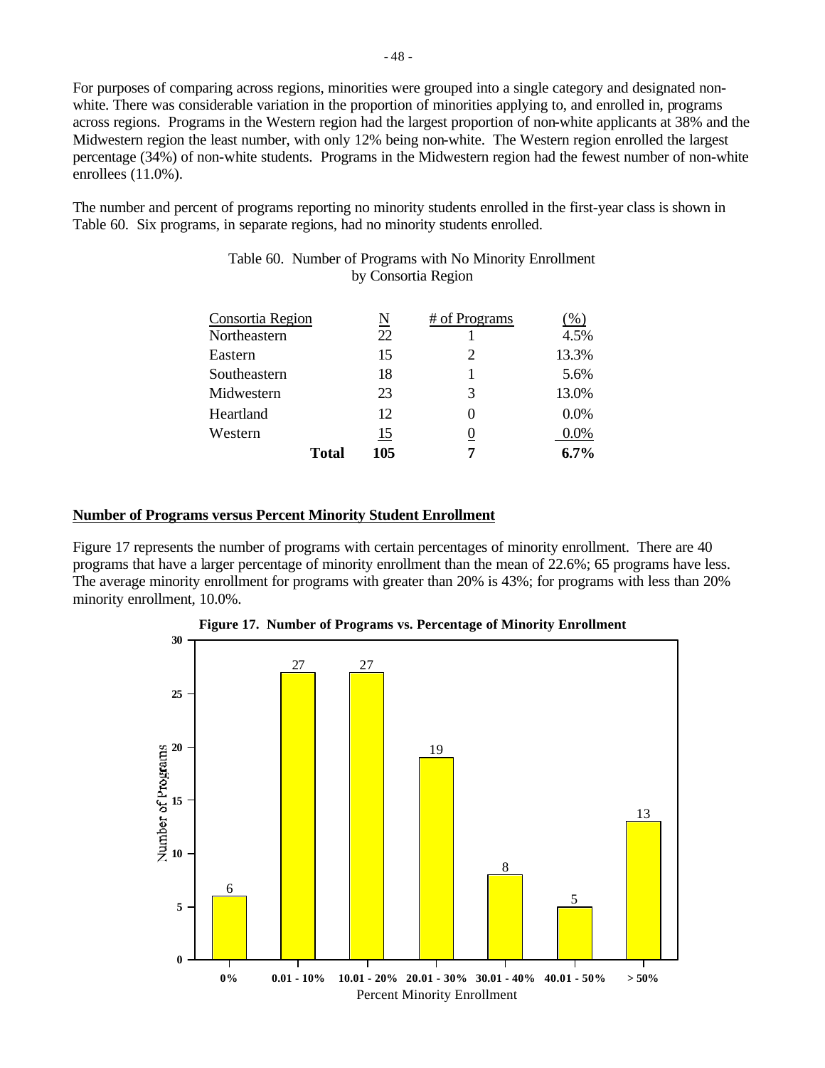For purposes of comparing across regions, minorities were grouped into a single category and designated non-white. There was considerable variation in the proportion of minorities applying to, and enrolled in, programs across regions. Programs in the Western region had the largest proportion of non-white applicants at 38% and the Midwestern region the least number, with only 12% being non-white. The Western region enrolled the largest percentage (34%) of non-white students. Programs in the Midwestern region had the fewest number of non-white enrollees (11.0%).

The number and percent of programs reporting no minority students enrolled in the first-year class is shown in Table 60. Six programs, in separate regions, had no minority students enrolled.

Table 60. Number of Programs with No Minority Enrollment by Consortia Region

| Consortia Region | N | # of Programs | (%) |
|---|---|---|---|
| Northeastern | 22 | 1 | 4.5% |
| Eastern | 15 | 2 | 13.3% |
| Southeastern | 18 | 1 | 5.6% |
| Midwestern | 23 | 3 | 13.0% |
| Heartland | 12 | 0 | 0.0% |
| Western | 15 | 0 | 0.0% |
| **Total** | **105** | **7** | **6.7%** |

## Number of Programs versus Percent Minority Student Enrollment

Figure 17 represents the number of programs with certain percentages of minority enrollment. There are 40 programs that have a larger percentage of minority enrollment than the mean of 22.6%; 65 programs have less. The average minority enrollment for programs with greater than 20% is 43%; for programs with less than 20% minority enrollment, 10.0%.

**Figure 17. Number of Programs vs. Percentage of Minority Enrollment**

| Percent Minority Enrollment | Number of Programs |
|---|---|
| 0% | 6 |
| 0.01 - 10% | 27 |
| 10.01 - 20% | 27 |
| 20.01 - 30% | 19 |
| 30.01 - 40% | 8 |
| 40.01 - 50% | 5 |
| > 50% | 13 |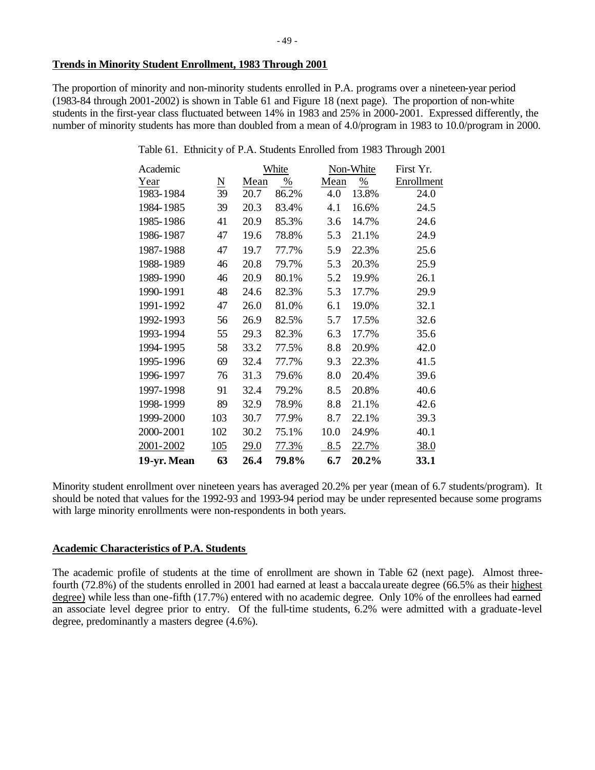**Trends in Minority Student Enrollment, 1983 Through 2001**

The proportion of minority and non-minority students enrolled in P.A. programs over a nineteen-year period (1983-84 through 2001-2002) is shown in Table 61 and Figure 18 (next page). The proportion of non-white students in the first-year class fluctuated between 14% in 1983 and 25% in 2000-2001. Expressed differently, the number of minority students has more than doubled from a mean of 4.0/program in 1983 to 10.0/program in 2000.

Table 61. Ethnicity of P.A. Students Enrolled from 1983 Through 2001

| Academic | | White | | Non-White | | First Yr. |
|---|---|---|---|---|---|---|
| Year | N | Mean | % | Mean | % | Enrollment |
| 1983-1984 | 39 | 20.7 | 86.2% | 4.0 | 13.8% | 24.0 |
| 1984-1985 | 39 | 20.3 | 83.4% | 4.1 | 16.6% | 24.5 |
| 1985-1986 | 41 | 20.9 | 85.3% | 3.6 | 14.7% | 24.6 |
| 1986-1987 | 47 | 19.6 | 78.8% | 5.3 | 21.1% | 24.9 |
| 1987-1988 | 47 | 19.7 | 77.7% | 5.9 | 22.3% | 25.6 |
| 1988-1989 | 46 | 20.8 | 79.7% | 5.3 | 20.3% | 25.9 |
| 1989-1990 | 46 | 20.9 | 80.1% | 5.2 | 19.9% | 26.1 |
| 1990-1991 | 48 | 24.6 | 82.3% | 5.3 | 17.7% | 29.9 |
| 1991-1992 | 47 | 26.0 | 81.0% | 6.1 | 19.0% | 32.1 |
| 1992-1993 | 56 | 26.9 | 82.5% | 5.7 | 17.5% | 32.6 |
| 1993-1994 | 55 | 29.3 | 82.3% | 6.3 | 17.7% | 35.6 |
| 1994-1995 | 58 | 33.2 | 77.5% | 8.8 | 20.9% | 42.0 |
| 1995-1996 | 69 | 32.4 | 77.7% | 9.3 | 22.3% | 41.5 |
| 1996-1997 | 76 | 31.3 | 79.6% | 8.0 | 20.4% | 39.6 |
| 1997-1998 | 91 | 32.4 | 79.2% | 8.5 | 20.8% | 40.6 |
| 1998-1999 | 89 | 32.9 | 78.9% | 8.8 | 21.1% | 42.6 |
| 1999-2000 | 103 | 30.7 | 77.9% | 8.7 | 22.1% | 39.3 |
| 2000-2001 | 102 | 30.2 | 75.1% | 10.0 | 24.9% | 40.1 |
| 2001-2002 | 105 | 29.0 | 77.3% | 8.5 | 22.7% | 38.0 |
| **19-yr. Mean** | **63** | **26.4** | **79.8%** | **6.7** | **20.2%** | **33.1** |

Minority student enrollment over nineteen years has averaged 20.2% per year (mean of 6.7 students/program). It should be noted that values for the 1992-93 and 1993-94 period may be under represented because some programs with large minority enrollments were non-respondents in both years.

**Academic Characteristics of P.A. Students**

The academic profile of students at the time of enrollment are shown in Table 62 (next page). Almost three-fourth (72.8%) of the students enrolled in 2001 had earned at least a baccalaureate degree (66.5% as their highest degree) while less than one-fifth (17.7%) entered with no academic degree. Only 10% of the enrollees had earned an associate level degree prior to entry. Of the full-time students, 6.2% were admitted with a graduate-level degree, predominantly a masters degree (4.6%).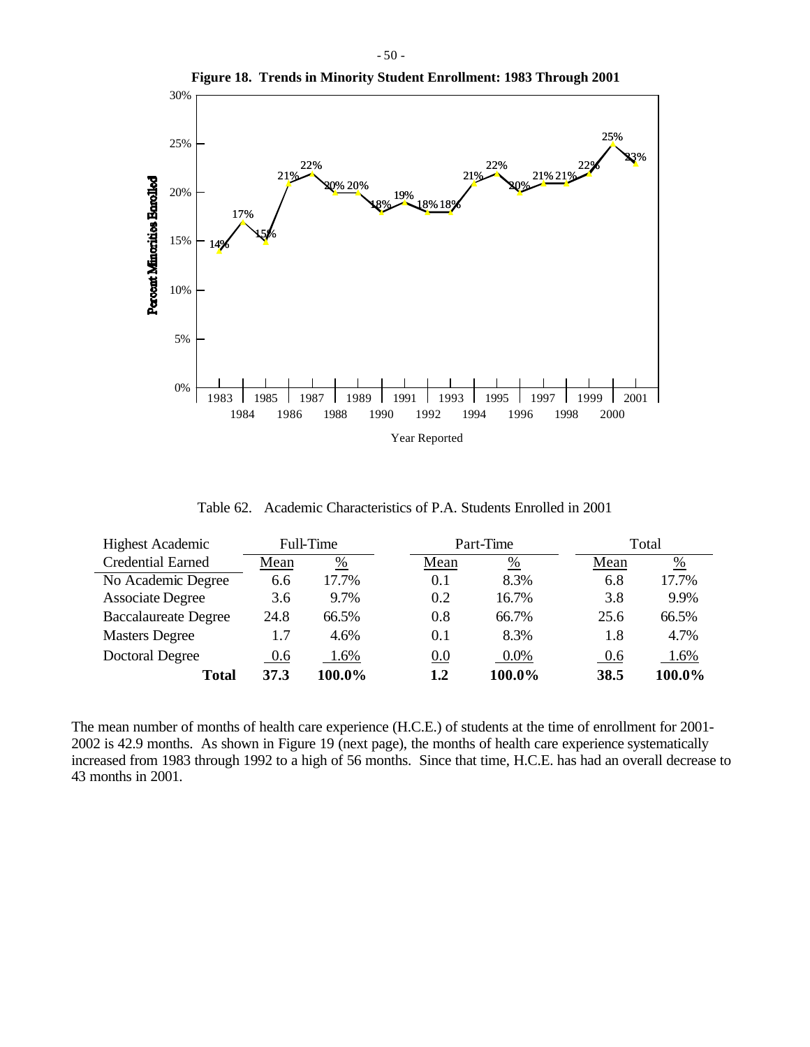**Figure 18. Trends in Minority Student Enrollment: 1983 Through 2001**

| Year Reported | Percent Minorities Enrolled |
|---|---|
| 1983 | 14% |
| 1984 | 17% |
| 1985 | 15% |
| 1986 | 21% |
| 1987 | 22% |
| 1988 | 20% |
| 1989 | 20% |
| 1990 | 18% |
| 1991 | 19% |
| 1992 | 18% |
| 1993 | 18% |
| 1994 | 21% |
| 1995 | 22% |
| 1996 | 20% |
| 1997 | 21% |
| 1998 | 21% |
| 1999 | 22% |
| 2000 | 25% |
| 2001 | 23% |

Table 62. Academic Characteristics of P.A. Students Enrolled in 2001

| Highest Academic Credential Earned | Full-Time | | Part-Time | | Total | |
|---|---|---|---|---|---|---|
| | Mean | % | Mean | % | Mean | % |
| No Academic Degree | 6.6 | 17.7% | 0.1 | 8.3% | 6.8 | 17.7% |
| Associate Degree | 3.6 | 9.7% | 0.2 | 16.7% | 3.8 | 9.9% |
| Baccalaureate Degree | 24.8 | 66.5% | 0.8 | 66.7% | 25.6 | 66.5% |
| Masters Degree | 1.7 | 4.6% | 0.1 | 8.3% | 1.8 | 4.7% |
| Doctoral Degree | 0.6 | 1.6% | 0.0 | 0.0% | 0.6 | 1.6% |
| **Total** | **37.3** | **100.0%** | **1.2** | **100.0%** | **38.5** | **100.0%** |

The mean number of months of health care experience (H.C.E.) of students at the time of enrollment for 2001-2002 is 42.9 months. As shown in Figure 19 (next page), the months of health care experience systematically increased from 1983 through 1992 to a high of 56 months. Since that time, H.C.E. has had an overall decrease to 43 months in 2001.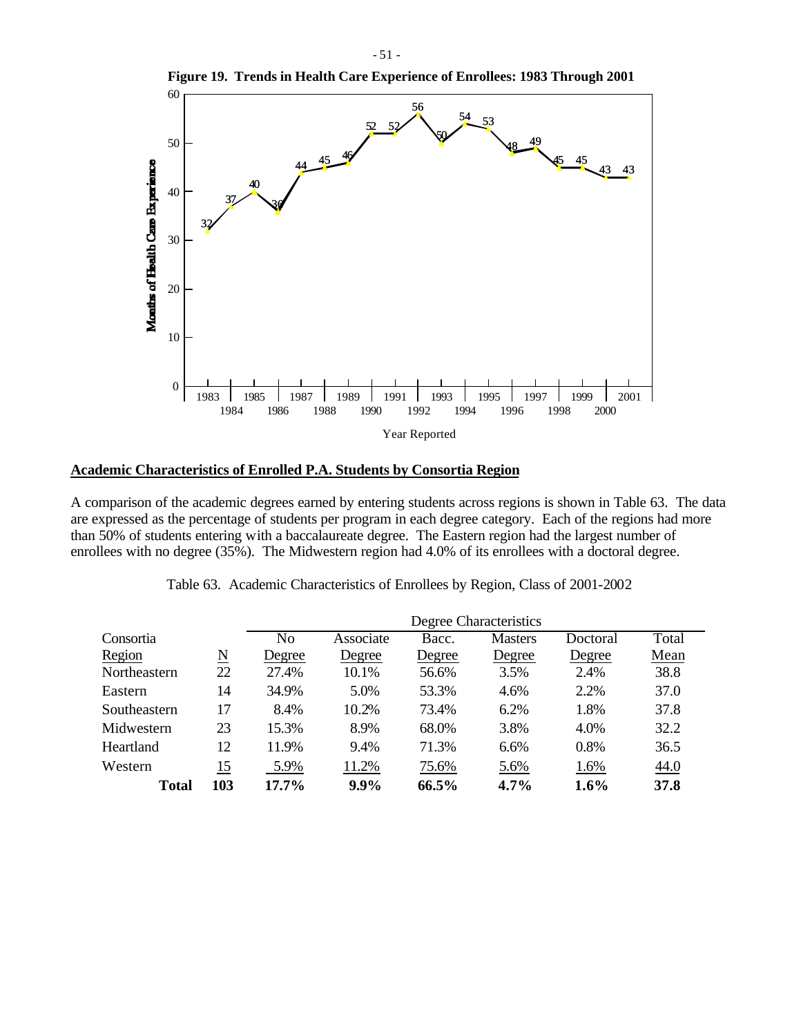**Figure 19. Trends in Health Care Experience of Enrollees: 1983 Through 2001**

## Academic Characteristics of Enrolled P.A. Students by Consortia Region

A comparison of the academic degrees earned by entering students across regions is shown in Table 63. The data are expressed as the percentage of students per program in each degree category. Each of the regions had more than 50% of students entering with a baccalaureate degree. The Eastern region had the largest number of enrollees with no degree (35%). The Midwestern region had 4.0% of its enrollees with a doctoral degree.

Table 63. Academic Characteristics of Enrollees by Region, Class of 2001-2002

| Consortia Region | N | No Degree | Associate Degree | Bacc. Degree | Masters Degree | Doctoral Degree | Total Mean |
|---|---|---|---|---|---|---|---|
| Northeastern | 22 | 27.4% | 10.1% | 56.6% | 3.5% | 2.4% | 38.8 |
| Eastern | 14 | 34.9% | 5.0% | 53.3% | 4.6% | 2.2% | 37.0 |
| Southeastern | 17 | 8.4% | 10.2% | 73.4% | 6.2% | 1.8% | 37.8 |
| Midwestern | 23 | 15.3% | 8.9% | 68.0% | 3.8% | 4.0% | 32.2 |
| Heartland | 12 | 11.9% | 9.4% | 71.3% | 6.6% | 0.8% | 36.5 |
| Western | 15 | 5.9% | 11.2% | 75.6% | 5.6% | 1.6% | 44.0 |
| **Total** | **103** | **17.7%** | **9.9%** | **66.5%** | **4.7%** | **1.6%** | **37.8** |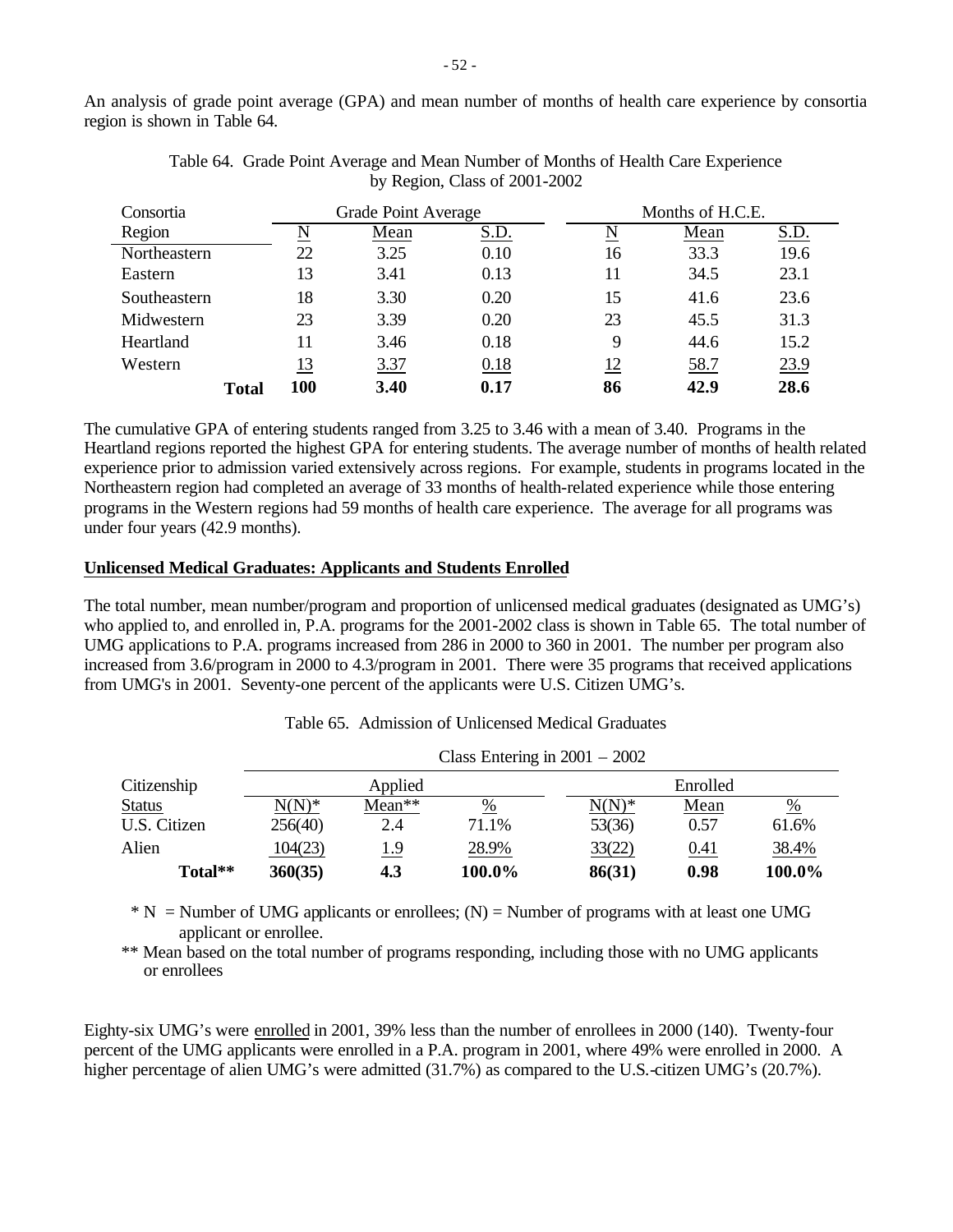An analysis of grade point average (GPA) and mean number of months of health care experience by consortia region is shown in Table 64.

Table 64. Grade Point Average and Mean Number of Months of Health Care Experience by Region, Class of 2001-2002

| Consortia | Grade Point Average | | | Months of H.C.E. | | |
|---|---|---|---|---|---|---|
| Region | N | Mean | S.D. | N | Mean | S.D. |
| Northeastern | 22 | 3.25 | 0.10 | 16 | 33.3 | 19.6 |
| Eastern | 13 | 3.41 | 0.13 | 11 | 34.5 | 23.1 |
| Southeastern | 18 | 3.30 | 0.20 | 15 | 41.6 | 23.6 |
| Midwestern | 23 | 3.39 | 0.20 | 23 | 45.5 | 31.3 |
| Heartland | 11 | 3.46 | 0.18 | 9 | 44.6 | 15.2 |
| Western | 13 | 3.37 | 0.18 | 12 | 58.7 | 23.9 |
| **Total** | **100** | **3.40** | **0.17** | **86** | **42.9** | **28.6** |

The cumulative GPA of entering students ranged from 3.25 to 3.46 with a mean of 3.40. Programs in the Heartland regions reported the highest GPA for entering students. The average number of months of health related experience prior to admission varied extensively across regions. For example, students in programs located in the Northeastern region had completed an average of 33 months of health-related experience while those entering programs in the Western regions had 59 months of health care experience. The average for all programs was under four years (42.9 months).

**Unlicensed Medical Graduates: Applicants and Students Enrolled**

The total number, mean number/program and proportion of unlicensed medical graduates (designated as UMG's) who applied to, and enrolled in, P.A. programs for the 2001-2002 class is shown in Table 65. The total number of UMG applications to P.A. programs increased from 286 in 2000 to 360 in 2001. The number per program also increased from 3.6/program in 2000 to 4.3/program in 2001. There were 35 programs that received applications from UMG's in 2001. Seventy-one percent of the applicants were U.S. Citizen UMG's.

Table 65. Admission of Unlicensed Medical Graduates

| | Class Entering in 2001 – 2002 | | | | | |
|---|---|---|---|---|---|---|
| Citizenship | Applied | | | Enrolled | | |
| Status | N(N)* | Mean** | % | N(N)* | Mean | % |
| U.S. Citizen | 256(40) | 2.4 | 71.1% | 53(36) | 0.57 | 61.6% |
| Alien | 104(23) | 1.9 | 28.9% | 33(22) | 0.41 | 38.4% |
| **Total**** | **360(35)** | **4.3** | **100.0%** | **86(31)** | **0.98** | **100.0%** |

\* N = Number of UMG applicants or enrollees; (N) = Number of programs with at least one UMG applicant or enrollee.

** Mean based on the total number of programs responding, including those with no UMG applicants or enrollees

Eighty-six UMG's were enrolled in 2001, 39% less than the number of enrollees in 2000 (140). Twenty-four percent of the UMG applicants were enrolled in a P.A. program in 2001, where 49% were enrolled in 2000. A higher percentage of alien UMG's were admitted (31.7%) as compared to the U.S.-citizen UMG's (20.7%).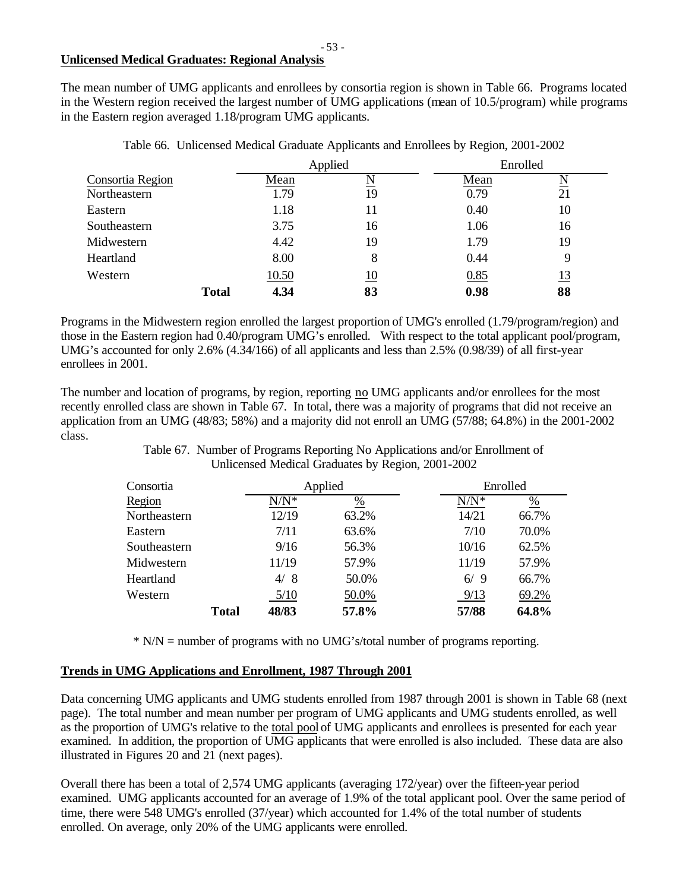## Unlicensed Medical Graduates: Regional Analysis

The mean number of UMG applicants and enrollees by consortia region is shown in Table 66. Programs located in the Western region received the largest number of UMG applications (mean of 10.5/program) while programs in the Eastern region averaged 1.18/program UMG applicants.

Table 66. Unlicensed Medical Graduate Applicants and Enrollees by Region, 2001-2002

| Consortia Region | Applied | | Enrolled | |
|---|---|---|---|---|
| | Mean | N | Mean | N |
| Northeastern | 1.79 | 19 | 0.79 | 21 |
| Eastern | 1.18 | 11 | 0.40 | 10 |
| Southeastern | 3.75 | 16 | 1.06 | 16 |
| Midwestern | 4.42 | 19 | 1.79 | 19 |
| Heartland | 8.00 | 8 | 0.44 | 9 |
| Western | 10.50 | 10 | 0.85 | 13 |
| **Total** | **4.34** | **83** | **0.98** | **88** |

Programs in the Midwestern region enrolled the largest proportion of UMG's enrolled (1.79/program/region) and those in the Eastern region had 0.40/program UMG's enrolled. With respect to the total applicant pool/program, UMG's accounted for only 2.6% (4.34/166) of all applicants and less than 2.5% (0.98/39) of all first-year enrollees in 2001.

The number and location of programs, by region, reporting no UMG applicants and/or enrollees for the most recently enrolled class are shown in Table 67. In total, there was a majority of programs that did not receive an application from an UMG (48/83; 58%) and a majority did not enroll an UMG (57/88; 64.8%) in the 2001-2002 class.

Table 67. Number of Programs Reporting No Applications and/or Enrollment of Unlicensed Medical Graduates by Region, 2001-2002

| Consortia Region | Applied | | Enrolled | |
|---|---|---|---|---|
| | N/N* | % | N/N* | % |
| Northeastern | 12/19 | 63.2% | 14/21 | 66.7% |
| Eastern | 7/11 | 63.6% | 7/10 | 70.0% |
| Southeastern | 9/16 | 56.3% | 10/16 | 62.5% |
| Midwestern | 11/19 | 57.9% | 11/19 | 57.9% |
| Heartland | 4/ 8 | 50.0% | 6/ 9 | 66.7% |
| Western | 5/10 | 50.0% | 9/13 | 69.2% |
| **Total** | **48/83** | **57.8%** | **57/88** | **64.8%** |

* N/N = number of programs with no UMG's/total number of programs reporting.

## Trends in UMG Applications and Enrollment, 1987 Through 2001

Data concerning UMG applicants and UMG students enrolled from 1987 through 2001 is shown in Table 68 (next page). The total number and mean number per program of UMG applicants and UMG students enrolled, as well as the proportion of UMG's relative to the total pool of UMG applicants and enrollees is presented for each year examined. In addition, the proportion of UMG applicants that were enrolled is also included. These data are also illustrated in Figures 20 and 21 (next pages).

Overall there has been a total of 2,574 UMG applicants (averaging 172/year) over the fifteen-year period examined. UMG applicants accounted for an average of 1.9% of the total applicant pool. Over the same period of time, there were 548 UMG's enrolled (37/year) which accounted for 1.4% of the total number of students enrolled. On average, only 20% of the UMG applicants were enrolled.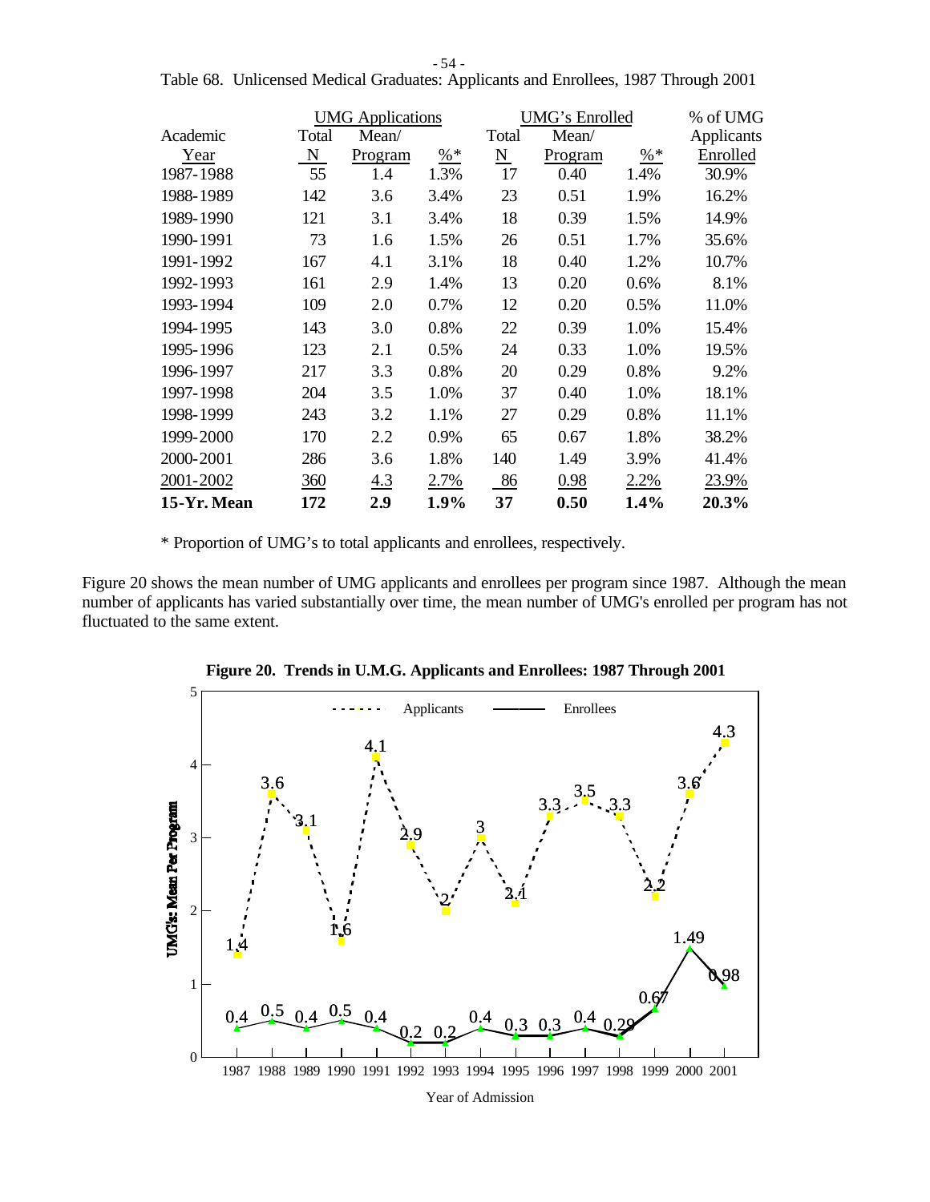Table 68. Unlicensed Medical Graduates: Applicants and Enrollees, 1987 Through 2001

| | UMG Applications | | | UMG's Enrolled | | | % of UMG |
|---|---|---|---|---|---|---|---|
| Academic Year | Total N | Mean/ Program | %* | Total N | Mean/ Program | %* | Applicants Enrolled |
| 1987-1988 | 55 | 1.4 | 1.3% | 17 | 0.40 | 1.4% | 30.9% |
| 1988-1989 | 142 | 3.6 | 3.4% | 23 | 0.51 | 1.9% | 16.2% |
| 1989-1990 | 121 | 3.1 | 3.4% | 18 | 0.39 | 1.5% | 14.9% |
| 1990-1991 | 73 | 1.6 | 1.5% | 26 | 0.51 | 1.7% | 35.6% |
| 1991-1992 | 167 | 4.1 | 3.1% | 18 | 0.40 | 1.2% | 10.7% |
| 1992-1993 | 161 | 2.9 | 1.4% | 13 | 0.20 | 0.6% | 8.1% |
| 1993-1994 | 109 | 2.0 | 0.7% | 12 | 0.20 | 0.5% | 11.0% |
| 1994-1995 | 143 | 3.0 | 0.8% | 22 | 0.39 | 1.0% | 15.4% |
| 1995-1996 | 123 | 2.1 | 0.5% | 24 | 0.33 | 1.0% | 19.5% |
| 1996-1997 | 217 | 3.3 | 0.8% | 20 | 0.29 | 0.8% | 9.2% |
| 1997-1998 | 204 | 3.5 | 1.0% | 37 | 0.40 | 1.0% | 18.1% |
| 1998-1999 | 243 | 3.2 | 1.1% | 27 | 0.29 | 0.8% | 11.1% |
| 1999-2000 | 170 | 2.2 | 0.9% | 65 | 0.67 | 1.8% | 38.2% |
| 2000-2001 | 286 | 3.6 | 1.8% | 140 | 1.49 | 3.9% | 41.4% |
| 2001-2002 | 360 | 4.3 | 2.7% | 86 | 0.98 | 2.2% | 23.9% |
| **15-Yr. Mean** | **172** | **2.9** | **1.9%** | **37** | **0.50** | **1.4%** | **20.3%** |

\* Proportion of UMG's to total applicants and enrollees, respectively.

Figure 20 shows the mean number of UMG applicants and enrollees per program since 1987. Although the mean number of applicants has varied substantially over time, the mean number of UMG's enrolled per program has not fluctuated to the same extent.

**Figure 20. Trends in U.M.G. Applicants and Enrollees: 1987 Through 2001**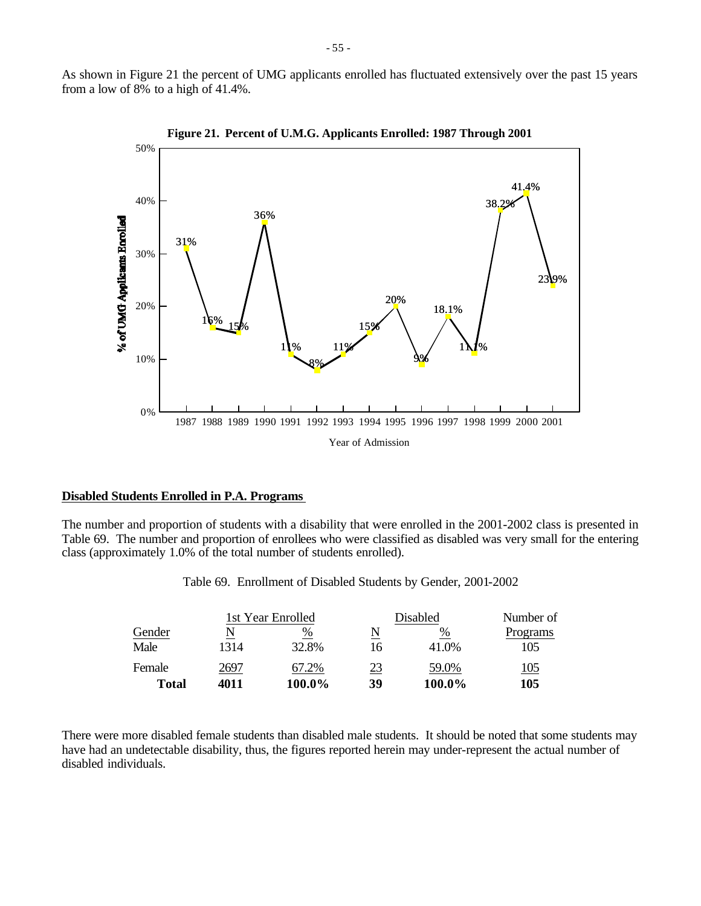As shown in Figure 21 the percent of UMG applicants enrolled has fluctuated extensively over the past 15 years from a low of 8% to a high of 41.4%.

**Figure 21. Percent of U.M.G. Applicants Enrolled: 1987 Through 2001**

| Year of Admission | % of UMG Applicants Enrolled |
|---|---|
| 1987 | 31% |
| 1988 | 16% |
| 1989 | 15% |
| 1990 | 36% |
| 1991 | 11% |
| 1992 | 8% |
| 1993 | 11% |
| 1994 | 15% |
| 1995 | 20% |
| 1996 | 9% |
| 1997 | 18.1% |
| 1998 | 11.1% |
| 1999 | 38.2% |
| 2000 | 41.4% |
| 2001 | 23.9% |

## Disabled Students Enrolled in P.A. Programs

The number and proportion of students with a disability that were enrolled in the 2001-2002 class is presented in Table 69. The number and proportion of enrollees who were classified as disabled was very small for the entering class (approximately 1.0% of the total number of students enrolled).

Table 69. Enrollment of Disabled Students by Gender, 2001-2002

| | 1st Year Enrolled | | Disabled | | Number of |
|---|---|---|---|---|---|
| Gender | N | % | N | % | Programs |
| Male | 1314 | 32.8% | 16 | 41.0% | 105 |
| Female | 2697 | 67.2% | 23 | 59.0% | 105 |
| **Total** | **4011** | **100.0%** | **39** | **100.0%** | **105** |

There were more disabled female students than disabled male students. It should be noted that some students may have had an undetectable disability, thus, the figures reported herein may under-represent the actual number of disabled individuals.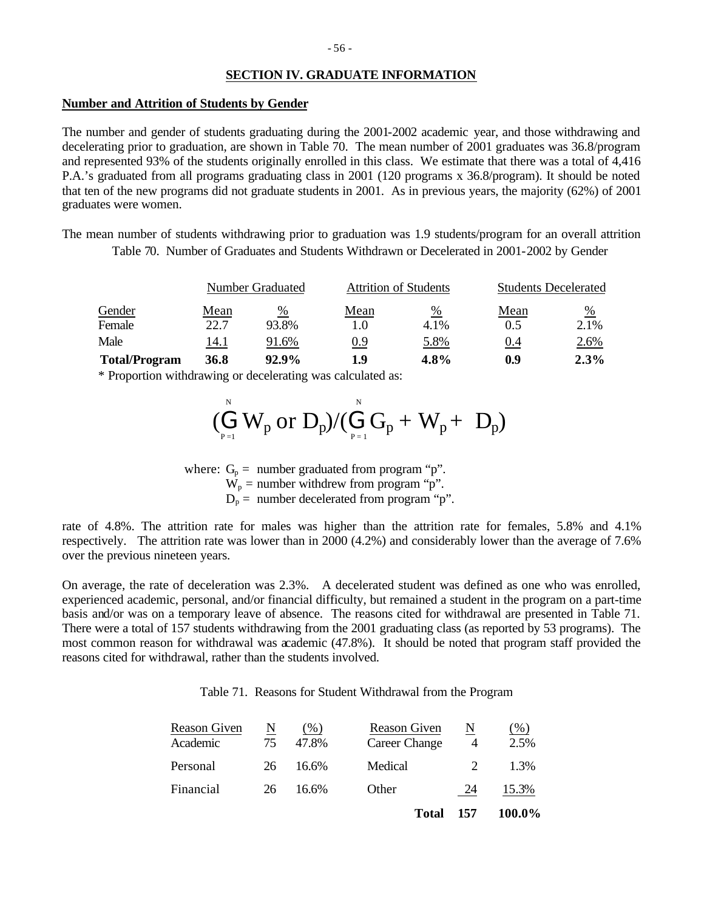## SECTION IV. GRADUATE INFORMATION

### Number and Attrition of Students by Gender

The number and gender of students graduating during the 2001-2002 academic year, and those withdrawing and decelerating prior to graduation, are shown in Table 70. The mean number of 2001 graduates was 36.8/program and represented 93% of the students originally enrolled in this class. We estimate that there was a total of 4,416 P.A.'s graduated from all programs graduating class in 2001 (120 programs x 36.8/program). It should be noted that ten of the new programs did not graduate students in 2001. As in previous years, the majority (62%) of 2001 graduates were women.

The mean number of students withdrawing prior to graduation was 1.9 students/program for an overall attrition rate of 4.8%. The attrition rate for males was higher than the attrition rate for females, 5.8% and 4.1% respectively. The attrition rate was lower than in 2000 (4.2%) and considerably lower than the average of 7.6% over the previous nineteen years.

Table 70. Number of Graduates and Students Withdrawn or Decelerated in 2001-2002 by Gender

| | Number Graduated | | Attrition of Students | | Students Decelerated | |
|---|---|---|---|---|---|---|
| Gender | Mean | % | Mean | % | Mean | % |
| Female | 22.7 | 93.8% | 1.0 | 4.1% | 0.5 | 2.1% |
| Male | 14.1 | 91.6% | 0.9 | 5.8% | 0.4 | 2.6% |
| **Total/Program** | **36.8** | **92.9%** | **1.9** | **4.8%** | **0.9** | **2.3%** |

\* Proportion withdrawing or decelerating was calculated as:

$$\left(\sum_{P=1}^{N} W_p \text{ or } D_p\right)/\left(\sum_{P=1}^{N} G_p + W_p + D_p\right)$$

where: $G_p$ = number graduated from program "p".
$W_p$ = number withdrew from program "p".
$D_p$ = number decelerated from program "p".

On average, the rate of deceleration was 2.3%. A decelerated student was defined as one who was enrolled, experienced academic, personal, and/or financial difficulty, but remained a student in the program on a part-time basis and/or was on a temporary leave of absence. The reasons cited for withdrawal are presented in Table 71. There were a total of 157 students withdrawing from the 2001 graduating class (as reported by 53 programs). The most common reason for withdrawal was academic (47.8%). It should be noted that program staff provided the reasons cited for withdrawal, rather than the students involved.

Table 71. Reasons for Student Withdrawal from the Program

| Reason Given | N | (%) | Reason Given | N | (%) |
|---|---|---|---|---|---|
| Academic | 75 | 47.8% | Career Change | 4 | 2.5% |
| Personal | 26 | 16.6% | Medical | 2 | 1.3% |
| Financial | 26 | 16.6% | Other | 24 | 15.3% |
| | | | **Total** | **157** | **100.0%** |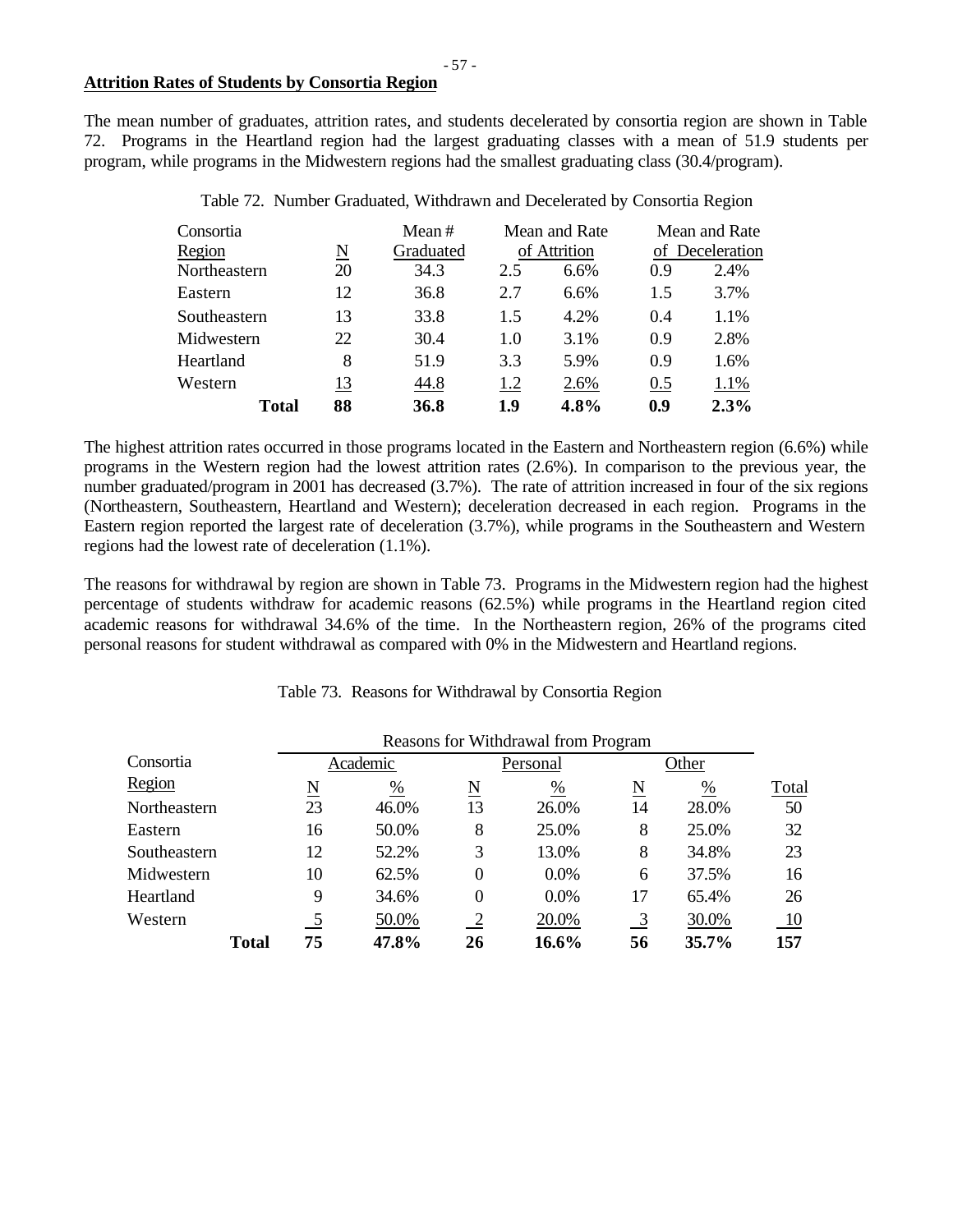## Attrition Rates of Students by Consortia Region

The mean number of graduates, attrition rates, and students decelerated by consortia region are shown in Table 72. Programs in the Heartland region had the largest graduating classes with a mean of 51.9 students per program, while programs in the Midwestern regions had the smallest graduating class (30.4/program).

Table 72. Number Graduated, Withdrawn and Decelerated by Consortia Region

| Consortia Region | N | Mean # Graduated | Mean and Rate of Attrition | | Mean and Rate of Deceleration | |
|---|---|---|---|---|---|---|
| Northeastern | 20 | 34.3 | 2.5 | 6.6% | 0.9 | 2.4% |
| Eastern | 12 | 36.8 | 2.7 | 6.6% | 1.5 | 3.7% |
| Southeastern | 13 | 33.8 | 1.5 | 4.2% | 0.4 | 1.1% |
| Midwestern | 22 | 30.4 | 1.0 | 3.1% | 0.9 | 2.8% |
| Heartland | 8 | 51.9 | 3.3 | 5.9% | 0.9 | 1.6% |
| Western | 13 | 44.8 | 1.2 | 2.6% | 0.5 | 1.1% |
| **Total** | **88** | **36.8** | **1.9** | **4.8%** | **0.9** | **2.3%** |

The highest attrition rates occurred in those programs located in the Eastern and Northeastern region (6.6%) while programs in the Western region had the lowest attrition rates (2.6%). In comparison to the previous year, the number graduated/program in 2001 has decreased (3.7%). The rate of attrition increased in four of the six regions (Northeastern, Southeastern, Heartland and Western); deceleration decreased in each region. Programs in the Eastern region reported the largest rate of deceleration (3.7%), while programs in the Southeastern and Western regions had the lowest rate of deceleration (1.1%).

The reasons for withdrawal by region are shown in Table 73. Programs in the Midwestern region had the highest percentage of students withdraw for academic reasons (62.5%) while programs in the Heartland region cited academic reasons for withdrawal 34.6% of the time. In the Northeastern region, 26% of the programs cited personal reasons for student withdrawal as compared with 0% in the Midwestern and Heartland regions.

Table 73. Reasons for Withdrawal by Consortia Region

| Consortia Region | Reasons for Withdrawal from Program | | | | | | |
|---|---|---|---|---|---|---|---|
| | Academic | | Personal | | Other | | |
| | N | % | N | % | N | % | Total |
| Northeastern | 23 | 46.0% | 13 | 26.0% | 14 | 28.0% | 50 |
| Eastern | 16 | 50.0% | 8 | 25.0% | 8 | 25.0% | 32 |
| Southeastern | 12 | 52.2% | 3 | 13.0% | 8 | 34.8% | 23 |
| Midwestern | 10 | 62.5% | 0 | 0.0% | 6 | 37.5% | 16 |
| Heartland | 9 | 34.6% | 0 | 0.0% | 17 | 65.4% | 26 |
| Western | 5 | 50.0% | 2 | 20.0% | 3 | 30.0% | 10 |
| **Total** | **75** | **47.8%** | **26** | **16.6%** | **56** | **35.7%** | **157** |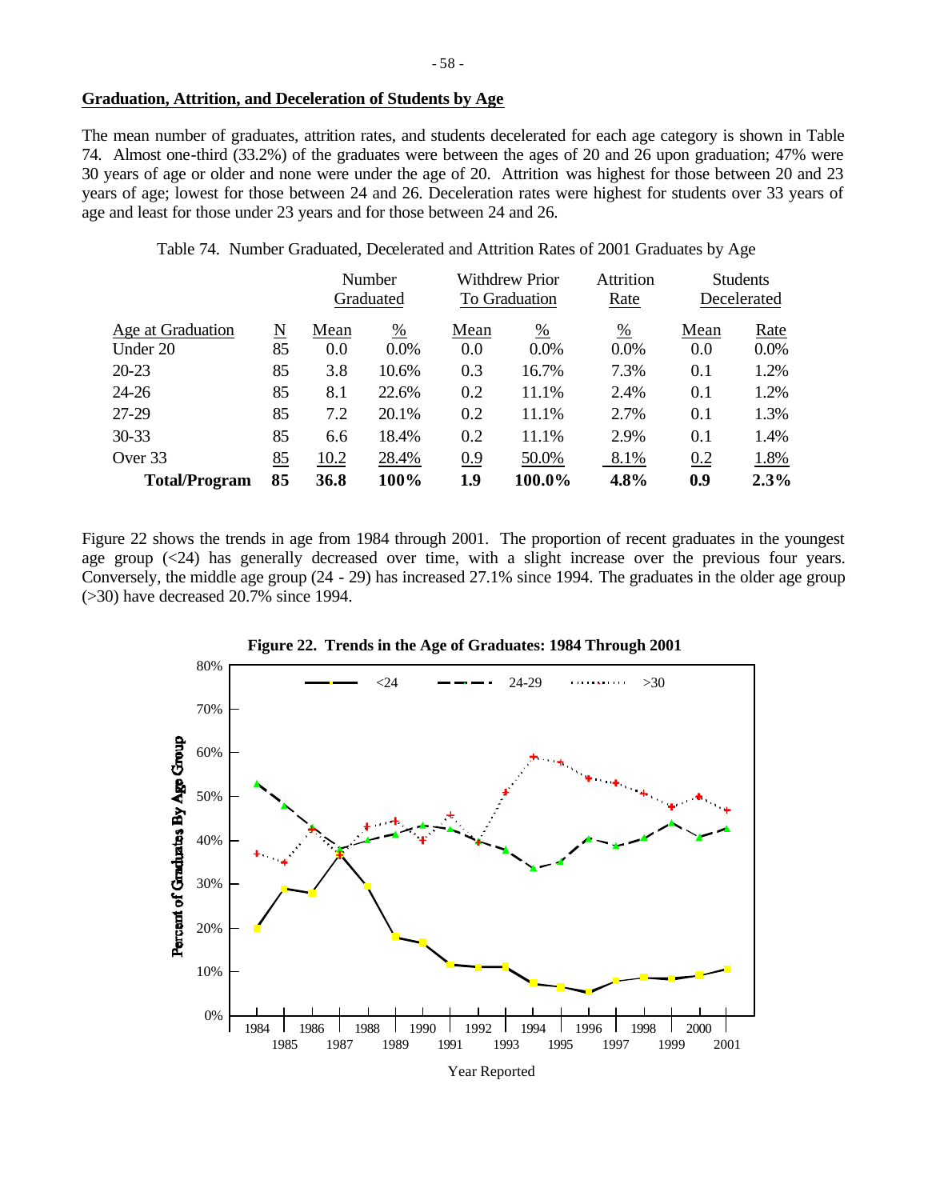## Graduation, Attrition, and Deceleration of Students by Age

The mean number of graduates, attrition rates, and students decelerated for each age category is shown in Table 74. Almost one-third (33.2%) of the graduates were between the ages of 20 and 26 upon graduation; 47% were 30 years of age or older and none were under the age of 20. Attrition was highest for those between 20 and 23 years of age; lowest for those between 24 and 26. Deceleration rates were highest for students over 33 years of age and least for those under 23 years and for those between 24 and 26.

Table 74. Number Graduated, Decelerated and Attrition Rates of 2001 Graduates by Age

| | | Number Graduated | | Withdrew Prior To Graduation | | Attrition Rate | Students Decelerated | |
|---|---|---|---|---|---|---|---|---|
| Age at Graduation | N | Mean | % | Mean | % | % | Mean | Rate |
| Under 20 | 85 | 0.0 | 0.0% | 0.0 | 0.0% | 0.0% | 0.0 | 0.0% |
| 20-23 | 85 | 3.8 | 10.6% | 0.3 | 16.7% | 7.3% | 0.1 | 1.2% |
| 24-26 | 85 | 8.1 | 22.6% | 0.2 | 11.1% | 2.4% | 0.1 | 1.2% |
| 27-29 | 85 | 7.2 | 20.1% | 0.2 | 11.1% | 2.7% | 0.1 | 1.3% |
| 30-33 | 85 | 6.6 | 18.4% | 0.2 | 11.1% | 2.9% | 0.1 | 1.4% |
| Over 33 | 85 | 10.2 | 28.4% | 0.9 | 50.0% | 8.1% | 0.2 | 1.8% |
| **Total/Program** | **85** | **36.8** | **100%** | **1.9** | **100.0%** | **4.8%** | **0.9** | **2.3%** |

Figure 22 shows the trends in age from 1984 through 2001. The proportion of recent graduates in the youngest age group (<24) has generally decreased over time, with a slight increase over the previous four years. Conversely, the middle age group (24 - 29) has increased 27.1% since 1994. The graduates in the older age group (>30) have decreased 20.7% since 1994.

**Figure 22. Trends in the Age of Graduates: 1984 Through 2001**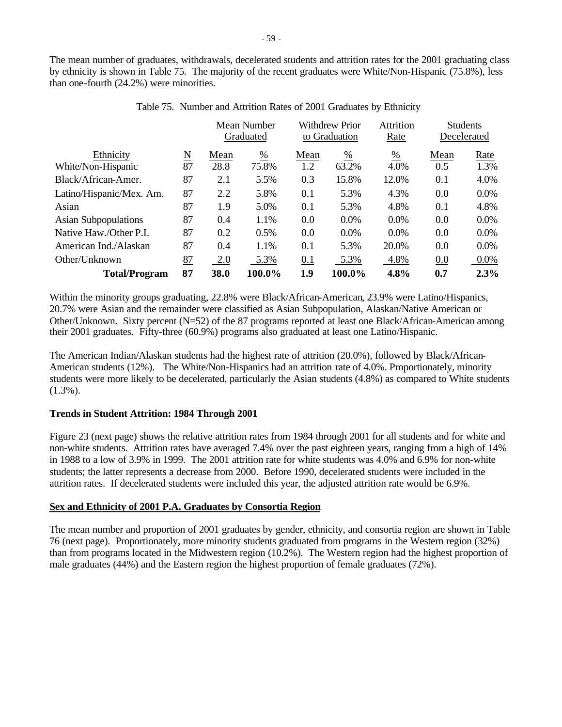The mean number of graduates, withdrawals, decelerated students and attrition rates for the 2001 graduating class by ethnicity is shown in Table 75. The majority of the recent graduates were White/Non-Hispanic (75.8%), less than one-fourth (24.2%) were minorities.

Table 75. Number and Attrition Rates of 2001 Graduates by Ethnicity

| | | Mean Number Graduated | | Withdrew Prior to Graduation | | Attrition Rate | Students Decelerated | |
|---|---|---|---|---|---|---|---|---|
| Ethnicity | N | Mean | % | Mean | % | % | Mean | Rate |
| White/Non-Hispanic | 87 | 28.8 | 75.8% | 1.2 | 63.2% | 4.0% | 0.5 | 1.3% |
| Black/African-Amer. | 87 | 2.1 | 5.5% | 0.3 | 15.8% | 12.0% | 0.1 | 4.0% |
| Latino/Hispanic/Mex. Am. | 87 | 2.2 | 5.8% | 0.1 | 5.3% | 4.3% | 0.0 | 0.0% |
| Asian | 87 | 1.9 | 5.0% | 0.1 | 5.3% | 4.8% | 0.1 | 4.8% |
| Asian Subpopulations | 87 | 0.4 | 1.1% | 0.0 | 0.0% | 0.0% | 0.0 | 0.0% |
| Native Haw./Other P.I. | 87 | 0.2 | 0.5% | 0.0 | 0.0% | 0.0% | 0.0 | 0.0% |
| American Ind./Alaskan | 87 | 0.4 | 1.1% | 0.1 | 5.3% | 20.0% | 0.0 | 0.0% |
| Other/Unknown | 87 | 2.0 | 5.3% | 0.1 | 5.3% | 4.8% | 0.0 | 0.0% |
| **Total/Program** | **87** | **38.0** | **100.0%** | **1.9** | **100.0%** | **4.8%** | **0.7** | **2.3%** |

Within the minority groups graduating, 22.8% were Black/African-American, 23.9% were Latino/Hispanics, 20.7% were Asian and the remainder were classified as Asian Subpopulation, Alaskan/Native American or Other/Unknown. Sixty percent (N=52) of the 87 programs reported at least one Black/African-American among their 2001 graduates. Fifty-three (60.9%) programs also graduated at least one Latino/Hispanic.

The American Indian/Alaskan students had the highest rate of attrition (20.0%), followed by Black/African-American students (12%). The White/Non-Hispanics had an attrition rate of 4.0%. Proportionately, minority students were more likely to be decelerated, particularly the Asian students (4.8%) as compared to White students (1.3%).

## Trends in Student Attrition: 1984 Through 2001

Figure 23 (next page) shows the relative attrition rates from 1984 through 2001 for all students and for white and non-white students. Attrition rates have averaged 7.4% over the past eighteen years, ranging from a high of 14% in 1988 to a low of 3.9% in 1999. The 2001 attrition rate for white students was 4.0% and 6.9% for non-white students; the latter represents a decrease from 2000. Before 1990, decelerated students were included in the attrition rates. If decelerated students were included this year, the adjusted attrition rate would be 6.9%.

## Sex and Ethnicity of 2001 P.A. Graduates by Consortia Region

The mean number and proportion of 2001 graduates by gender, ethnicity, and consortia region are shown in Table 76 (next page). Proportionately, more minority students graduated from programs in the Western region (32%) than from programs located in the Midwestern region (10.2%). The Western region had the highest proportion of male graduates (44%) and the Eastern region the highest proportion of female graduates (72%).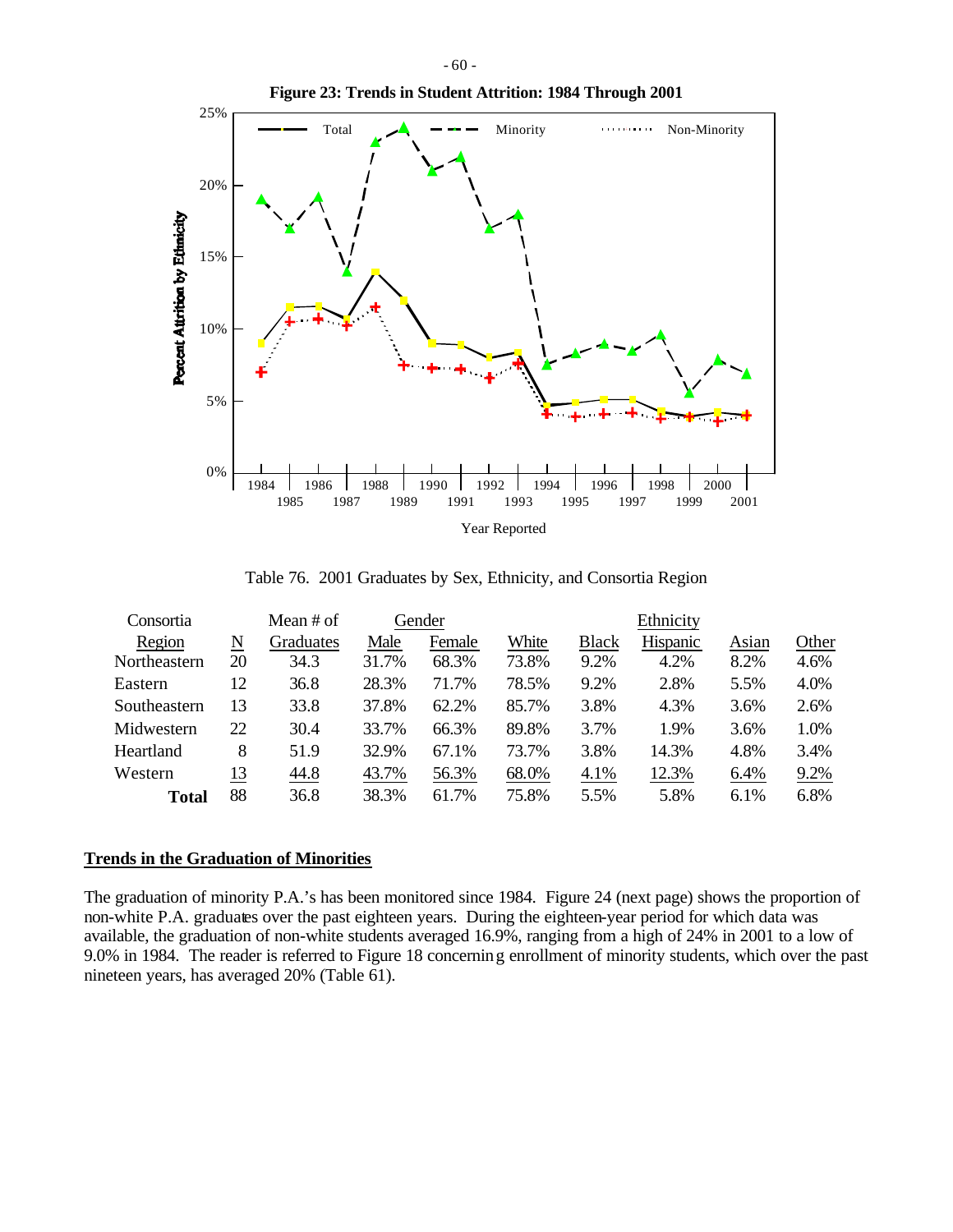**Figure 23: Trends in Student Attrition: 1984 Through 2001**

Table 76. 2001 Graduates by Sex, Ethnicity, and Consortia Region

| Consortia Region | N | Mean # of Graduates | Gender | | Ethnicity | | | | |
|---|---|---|---|---|---|---|---|---|---|
| | | | Male | Female | White | Black | Hispanic | Asian | Other |
| Northeastern | 20 | 34.3 | 31.7% | 68.3% | 73.8% | 9.2% | 4.2% | 8.2% | 4.6% |
| Eastern | 12 | 36.8 | 28.3% | 71.7% | 78.5% | 9.2% | 2.8% | 5.5% | 4.0% |
| Southeastern | 13 | 33.8 | 37.8% | 62.2% | 85.7% | 3.8% | 4.3% | 3.6% | 2.6% |
| Midwestern | 22 | 30.4 | 33.7% | 66.3% | 89.8% | 3.7% | 1.9% | 3.6% | 1.0% |
| Heartland | 8 | 51.9 | 32.9% | 67.1% | 73.7% | 3.8% | 14.3% | 4.8% | 3.4% |
| Western | 13 | 44.8 | 43.7% | 56.3% | 68.0% | 4.1% | 12.3% | 6.4% | 9.2% |
| **Total** | 88 | 36.8 | 38.3% | 61.7% | 75.8% | 5.5% | 5.8% | 6.1% | 6.8% |

## Trends in the Graduation of Minorities

The graduation of minority P.A.'s has been monitored since 1984. Figure 24 (next page) shows the proportion of non-white P.A. graduates over the past eighteen years. During the eighteen-year period for which data was available, the graduation of non-white students averaged 16.9%, ranging from a high of 24% in 2001 to a low of 9.0% in 1984. The reader is referred to Figure 18 concerning enrollment of minority students, which over the past nineteen years, has averaged 20% (Table 61).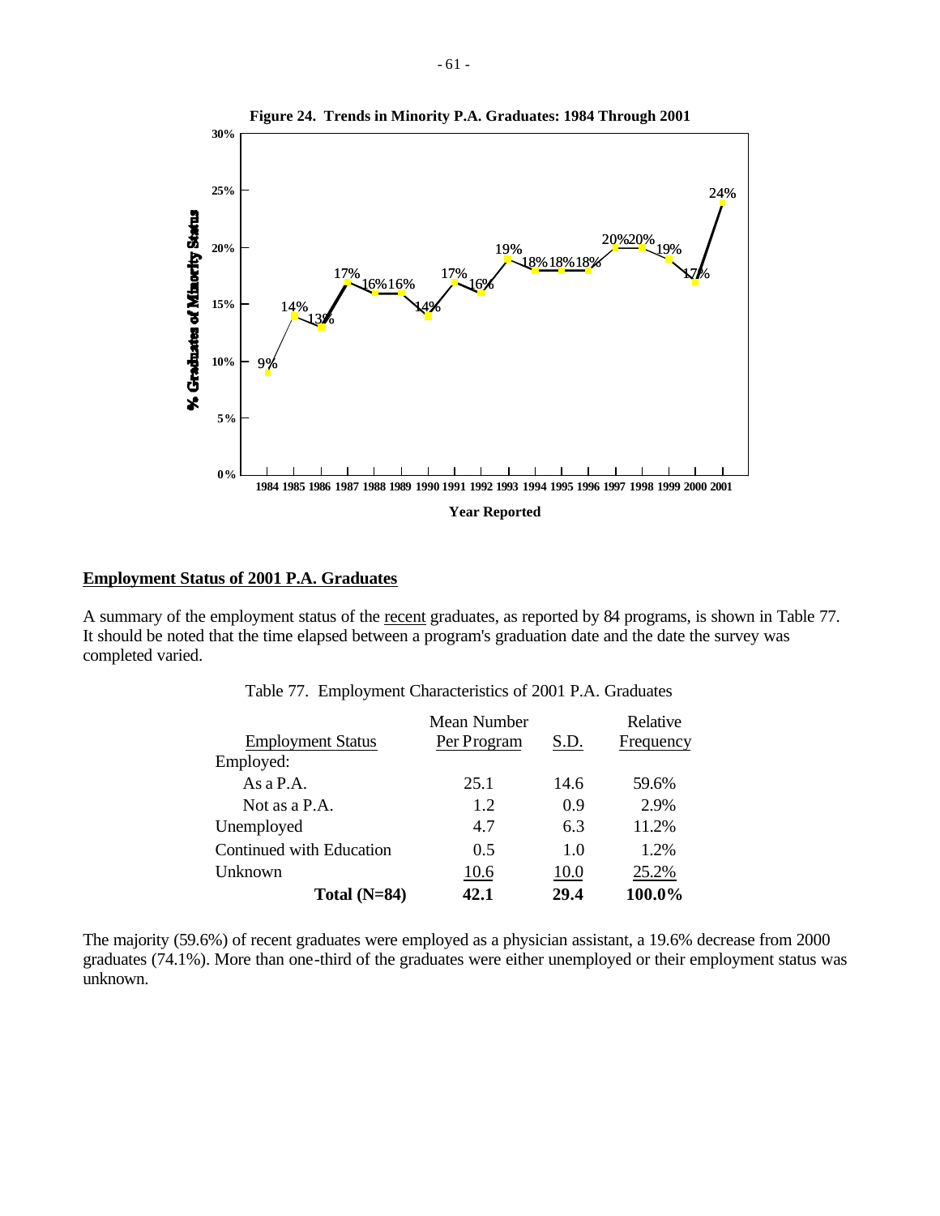**Figure 24. Trends in Minority P.A. Graduates: 1984 Through 2001**

| Year Reported | % Graduates of Minority Status |
|---|---|
| 1984 | 9% |
| 1985 | 14% |
| 1986 | 13% |
| 1987 | 17% |
| 1988 | 16% |
| 1989 | 16% |
| 1990 | 14% |
| 1991 | 17% |
| 1992 | 16% |
| 1993 | 19% |
| 1994 | 18% |
| 1995 | 18% |
| 1996 | 18% |
| 1997 | 20% |
| 1998 | 20% |
| 1999 | 19% |
| 2000 | 17% |
| 2001 | 24% |

## Employment Status of 2001 P.A. Graduates

A summary of the employment status of the recent graduates, as reported by 84 programs, is shown in Table 77. It should be noted that the time elapsed between a program's graduation date and the date the survey was completed varied.

Table 77. Employment Characteristics of 2001 P.A. Graduates

| Employment Status | Mean Number Per Program | S.D. | Relative Frequency |
|---|---|---|---|
| Employed: | | | |
| As a P.A. | 25.1 | 14.6 | 59.6% |
| Not as a P.A. | 1.2 | 0.9 | 2.9% |
| Unemployed | 4.7 | 6.3 | 11.2% |
| Continued with Education | 0.5 | 1.0 | 1.2% |
| Unknown | 10.6 | 10.0 | 25.2% |
| **Total (N=84)** | **42.1** | **29.4** | **100.0%** |

The majority (59.6%) of recent graduates were employed as a physician assistant, a 19.6% decrease from 2000 graduates (74.1%). More than one-third of the graduates were either unemployed or their employment status was unknown.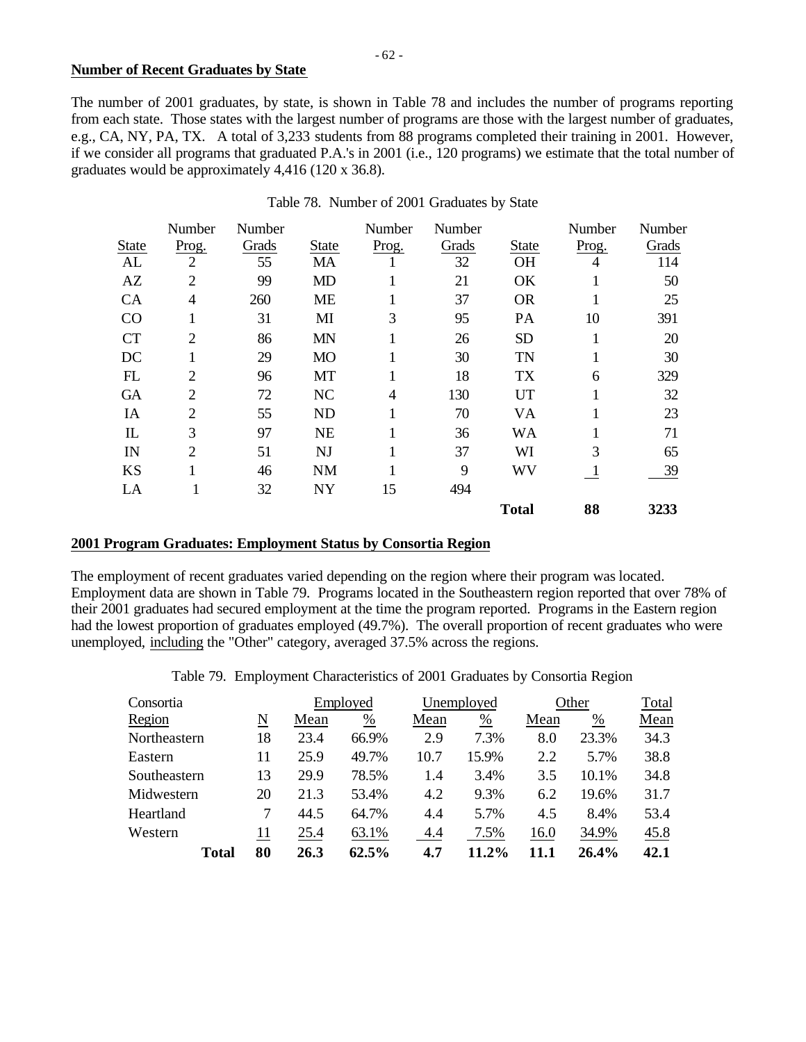## Number of Recent Graduates by State

The number of 2001 graduates, by state, is shown in Table 78 and includes the number of programs reporting from each state. Those states with the largest number of programs are those with the largest number of graduates, e.g., CA, NY, PA, TX. A total of 3,233 students from 88 programs completed their training in 2001. However, if we consider all programs that graduated P.A.'s in 2001 (i.e., 120 programs) we estimate that the total number of graduates would be approximately 4,416 (120 x 36.8).

Table 78. Number of 2001 Graduates by State

| State | Number Prog. | Number Grads | State | Number Prog. | Number Grads | State | Number Prog. | Number Grads |
|---|---|---|---|---|---|---|---|---|
| AL | 2 | 55 | MA | 1 | 32 | OH | 4 | 114 |
| AZ | 2 | 99 | MD | 1 | 21 | OK | 1 | 50 |
| CA | 4 | 260 | ME | 1 | 37 | OR | 1 | 25 |
| CO | 1 | 31 | MI | 3 | 95 | PA | 10 | 391 |
| CT | 2 | 86 | MN | 1 | 26 | SD | 1 | 20 |
| DC | 1 | 29 | MO | 1 | 30 | TN | 1 | 30 |
| FL | 2 | 96 | MT | 1 | 18 | TX | 6 | 329 |
| GA | 2 | 72 | NC | 4 | 130 | UT | 1 | 32 |
| IA | 2 | 55 | ND | 1 | 70 | VA | 1 | 23 |
| IL | 3 | 97 | NE | 1 | 36 | WA | 1 | 71 |
| IN | 2 | 51 | NJ | 1 | 37 | WI | 3 | 65 |
| KS | 1 | 46 | NM | 1 | 9 | WV | 1 | 39 |
| LA | 1 | 32 | NY | 15 | 494 | | | |
| | | | | | | **Total** | **88** | **3233** |

## 2001 Program Graduates: Employment Status by Consortia Region

The employment of recent graduates varied depending on the region where their program was located. Employment data are shown in Table 79. Programs located in the Southeastern region reported that over 78% of their 2001 graduates had secured employment at the time the program reported. Programs in the Eastern region had the lowest proportion of graduates employed (49.7%). The overall proportion of recent graduates who were unemployed, including the "Other" category, averaged 37.5% across the regions.

Table 79. Employment Characteristics of 2001 Graduates by Consortia Region

| Consortia Region | N | Employed Mean | Employed % | Unemployed Mean | Unemployed % | Other Mean | Other % | Total Mean |
|---|---|---|---|---|---|---|---|---|
| Northeastern | 18 | 23.4 | 66.9% | 2.9 | 7.3% | 8.0 | 23.3% | 34.3 |
| Eastern | 11 | 25.9 | 49.7% | 10.7 | 15.9% | 2.2 | 5.7% | 38.8 |
| Southeastern | 13 | 29.9 | 78.5% | 1.4 | 3.4% | 3.5 | 10.1% | 34.8 |
| Midwestern | 20 | 21.3 | 53.4% | 4.2 | 9.3% | 6.2 | 19.6% | 31.7 |
| Heartland | 7 | 44.5 | 64.7% | 4.4 | 5.7% | 4.5 | 8.4% | 53.4 |
| Western | 11 | 25.4 | 63.1% | 4.4 | 7.5% | 16.0 | 34.9% | 45.8 |
| **Total** | **80** | **26.3** | **62.5%** | **4.7** | **11.2%** | **11.1** | **26.4%** | **42.1** |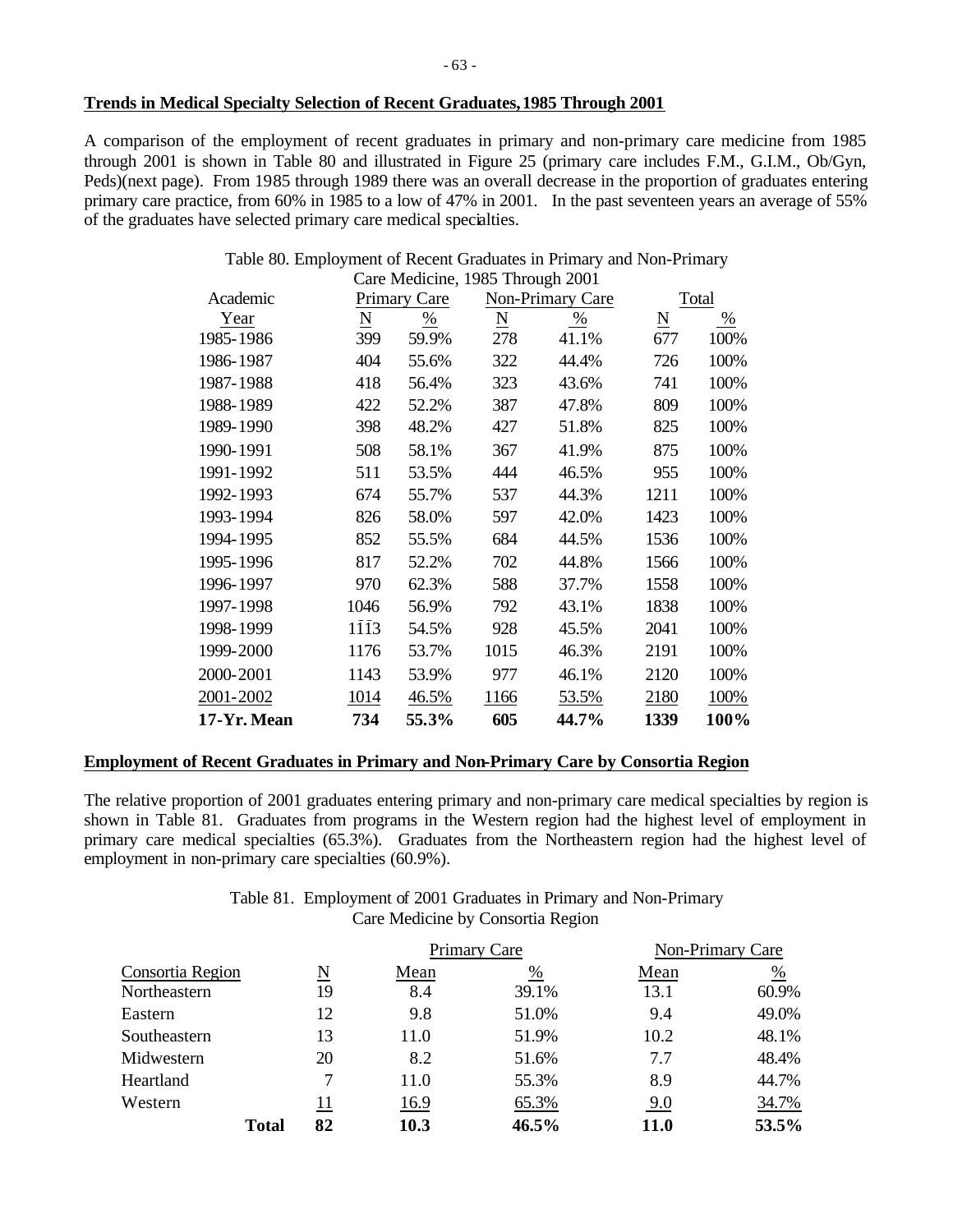**Trends in Medical Specialty Selection of Recent Graduates, 1985 Through 2001**

A comparison of the employment of recent graduates in primary and non-primary care medicine from 1985 through 2001 is shown in Table 80 and illustrated in Figure 25 (primary care includes F.M., G.I.M., Ob/Gyn, Peds)(next page). From 1985 through 1989 there was an overall decrease in the proportion of graduates entering primary care practice, from 60% in 1985 to a low of 47% in 2001. In the past seventeen years an average of 55% of the graduates have selected primary care medical specialties.

Table 80. Employment of Recent Graduates in Primary and Non-Primary Care Medicine, 1985 Through 2001

| Academic Year | Primary Care N | Primary Care % | Non-Primary Care N | Non-Primary Care % | Total N | Total % |
|---|---|---|---|---|---|---|
| 1985-1986 | 399 | 59.9% | 278 | 41.1% | 677 | 100% |
| 1986-1987 | 404 | 55.6% | 322 | 44.4% | 726 | 100% |
| 1987-1988 | 418 | 56.4% | 323 | 43.6% | 741 | 100% |
| 1988-1989 | 422 | 52.2% | 387 | 47.8% | 809 | 100% |
| 1989-1990 | 398 | 48.2% | 427 | 51.8% | 825 | 100% |
| 1990-1991 | 508 | 58.1% | 367 | 41.9% | 875 | 100% |
| 1991-1992 | 511 | 53.5% | 444 | 46.5% | 955 | 100% |
| 1992-1993 | 674 | 55.7% | 537 | 44.3% | 1211 | 100% |
| 1993-1994 | 826 | 58.0% | 597 | 42.0% | 1423 | 100% |
| 1994-1995 | 852 | 55.5% | 684 | 44.5% | 1536 | 100% |
| 1995-1996 | 817 | 52.2% | 702 | 44.8% | 1566 | 100% |
| 1996-1997 | 970 | 62.3% | 588 | 37.7% | 1558 | 100% |
| 1997-1998 | 1046 | 56.9% | 792 | 43.1% | 1838 | 100% |
| 1998-1999 | 1113 | 54.5% | 928 | 45.5% | 2041 | 100% |
| 1999-2000 | 1176 | 53.7% | 1015 | 46.3% | 2191 | 100% |
| 2000-2001 | 1143 | 53.9% | 977 | 46.1% | 2120 | 100% |
| 2001-2002 | 1014 | 46.5% | 1166 | 53.5% | 2180 | 100% |
| **17-Yr. Mean** | **734** | **55.3%** | **605** | **44.7%** | **1339** | **100%** |

**Employment of Recent Graduates in Primary and Non-Primary Care by Consortia Region**

The relative proportion of 2001 graduates entering primary and non-primary care medical specialties by region is shown in Table 81. Graduates from programs in the Western region had the highest level of employment in primary care medical specialties (65.3%). Graduates from the Northeastern region had the highest level of employment in non-primary care specialties (60.9%).

Table 81. Employment of 2001 Graduates in Primary and Non-Primary Care Medicine by Consortia Region

| Consortia Region | N | Primary Care Mean | Primary Care % | Non-Primary Care Mean | Non-Primary Care % |
|---|---|---|---|---|---|
| Northeastern | 19 | 8.4 | 39.1% | 13.1 | 60.9% |
| Eastern | 12 | 9.8 | 51.0% | 9.4 | 49.0% |
| Southeastern | 13 | 11.0 | 51.9% | 10.2 | 48.1% |
| Midwestern | 20 | 8.2 | 51.6% | 7.7 | 48.4% |
| Heartland | 7 | 11.0 | 55.3% | 8.9 | 44.7% |
| Western | 11 | 16.9 | 65.3% | 9.0 | 34.7% |
| **Total** | **82** | **10.3** | **46.5%** | **11.0** | **53.5%** |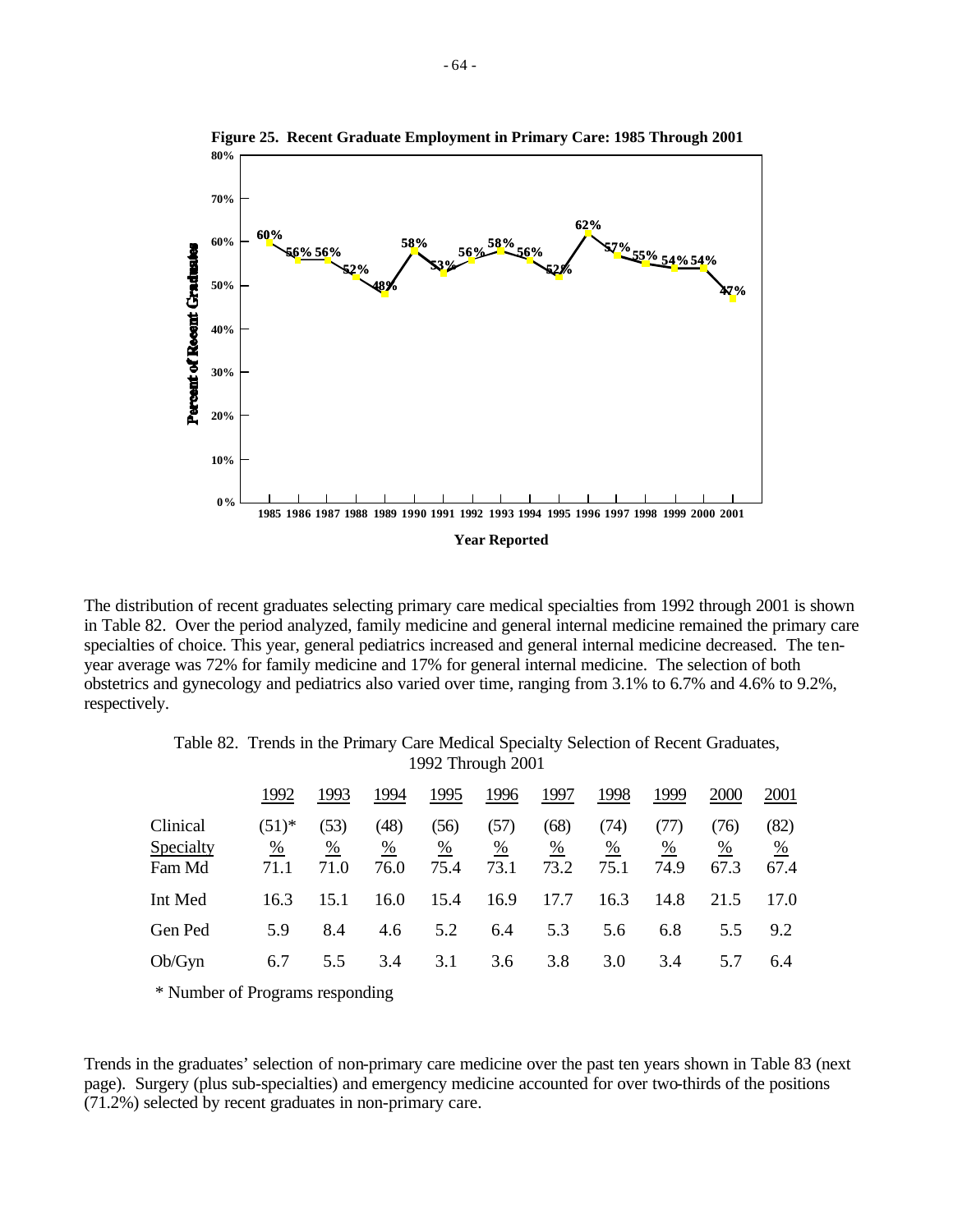**Figure 25. Recent Graduate Employment in Primary Care: 1985 Through 2001**

| Year Reported | 1985 | 1986 | 1987 | 1988 | 1989 | 1990 | 1991 | 1992 | 1993 | 1994 | 1995 | 1996 | 1997 | 1998 | 1999 | 2000 | 2001 |
|---|---|---|---|---|---|---|---|---|---|---|---|---|---|---|---|---|---|
| Percent of Recent Graduates | 60% | 56% | 56% | 52% | 48% | 58% | 53% | 56% | 58% | 56% | 52% | 62% | 57% | 55% | 54% | 54% | 47% |

The distribution of recent graduates selecting primary care medical specialties from 1992 through 2001 is shown in Table 82. Over the period analyzed, family medicine and general internal medicine remained the primary care specialties of choice. This year, general pediatrics increased and general internal medicine decreased. The ten-year average was 72% for family medicine and 17% for general internal medicine. The selection of both obstetrics and gynecology and pediatrics also varied over time, ranging from 3.1% to 6.7% and 4.6% to 9.2%, respectively.

Table 82. Trends in the Primary Care Medical Specialty Selection of Recent Graduates, 1992 Through 2001

| | 1992 | 1993 | 1994 | 1995 | 1996 | 1997 | 1998 | 1999 | 2000 | 2001 |
|---|---|---|---|---|---|---|---|---|---|---|
| Clinical | (51)* | (53) | (48) | (56) | (57) | (68) | (74) | (77) | (76) | (82) |
| Specialty | % | % | % | % | % | % | % | % | % | % |
| Fam Md | 71.1 | 71.0 | 76.0 | 75.4 | 73.1 | 73.2 | 75.1 | 74.9 | 67.3 | 67.4 |
| Int Med | 16.3 | 15.1 | 16.0 | 15.4 | 16.9 | 17.7 | 16.3 | 14.8 | 21.5 | 17.0 |
| Gen Ped | 5.9 | 8.4 | 4.6 | 5.2 | 6.4 | 5.3 | 5.6 | 6.8 | 5.5 | 9.2 |
| Ob/Gyn | 6.7 | 5.5 | 3.4 | 3.1 | 3.6 | 3.8 | 3.0 | 3.4 | 5.7 | 6.4 |

* Number of Programs responding

Trends in the graduates' selection of non-primary care medicine over the past ten years shown in Table 83 (next page). Surgery (plus sub-specialties) and emergency medicine accounted for over two-thirds of the positions (71.2%) selected by recent graduates in non-primary care.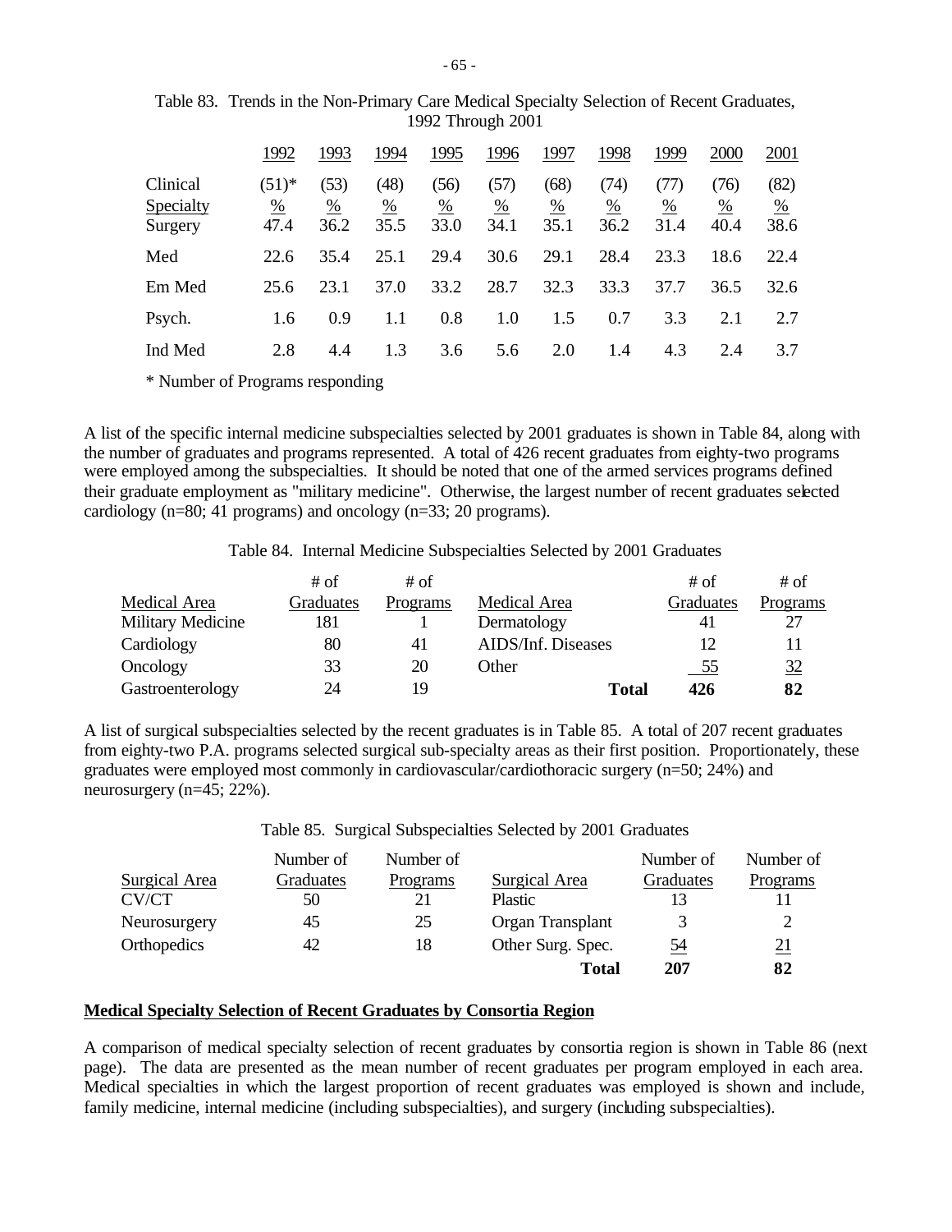Table 83. Trends in the Non-Primary Care Medical Specialty Selection of Recent Graduates, 1992 Through 2001

| Clinical Specialty | 1992 | 1993 | 1994 | 1995 | 1996 | 1997 | 1998 | 1999 | 2000 | 2001 |
|---|---|---|---|---|---|---|---|---|---|---|
| | (51)* | (53) | (48) | (56) | (57) | (68) | (74) | (77) | (76) | (82) |
| | % | % | % | % | % | % | % | % | % | % |
| Surgery | 47.4 | 36.2 | 35.5 | 33.0 | 34.1 | 35.1 | 36.2 | 31.4 | 40.4 | 38.6 |
| Med | 22.6 | 35.4 | 25.1 | 29.4 | 30.6 | 29.1 | 28.4 | 23.3 | 18.6 | 22.4 |
| Em Med | 25.6 | 23.1 | 37.0 | 33.2 | 28.7 | 32.3 | 33.3 | 37.7 | 36.5 | 32.6 |
| Psych. | 1.6 | 0.9 | 1.1 | 0.8 | 1.0 | 1.5 | 0.7 | 3.3 | 2.1 | 2.7 |
| Ind Med | 2.8 | 4.4 | 1.3 | 3.6 | 5.6 | 2.0 | 1.4 | 4.3 | 2.4 | 3.7 |

\* Number of Programs responding

A list of the specific internal medicine subspecialties selected by 2001 graduates is shown in Table 84, along with the number of graduates and programs represented. A total of 426 recent graduates from eighty-two programs were employed among the subspecialties. It should be noted that one of the armed services programs defined their graduate employment as "military medicine". Otherwise, the largest number of recent graduates selected cardiology (n=80; 41 programs) and oncology (n=33; 20 programs).

Table 84. Internal Medicine Subspecialties Selected by 2001 Graduates

| Medical Area | # of Graduates | # of Programs | Medical Area | # of Graduates | # of Programs |
|---|---|---|---|---|---|
| Military Medicine | 181 | 1 | Dermatology | 41 | 27 |
| Cardiology | 80 | 41 | AIDS/Inf. Diseases | 12 | 11 |
| Oncology | 33 | 20 | Other | 55 | 32 |
| Gastroenterology | 24 | 19 | **Total** | **426** | **82** |

A list of surgical subspecialties selected by the recent graduates is in Table 85. A total of 207 recent graduates from eighty-two P.A. programs selected surgical sub-specialty areas as their first position. Proportionately, these graduates were employed most commonly in cardiovascular/cardiothoracic surgery (n=50; 24%) and neurosurgery (n=45; 22%).

Table 85. Surgical Subspecialties Selected by 2001 Graduates

| Surgical Area | Number of Graduates | Number of Programs | Surgical Area | Number of Graduates | Number of Programs |
|---|---|---|---|---|---|
| CV/CT | 50 | 21 | Plastic | 13 | 11 |
| Neurosurgery | 45 | 25 | Organ Transplant | 3 | 2 |
| Orthopedics | 42 | 18 | Other Surg. Spec. | 54 | 21 |
| | | | **Total** | **207** | **82** |

**Medical Specialty Selection of Recent Graduates by Consortia Region**

A comparison of medical specialty selection of recent graduates by consortia region is shown in Table 86 (next page). The data are presented as the mean number of recent graduates per program employed in each area. Medical specialties in which the largest proportion of recent graduates was employed is shown and include, family medicine, internal medicine (including subspecialties), and surgery (including subspecialties).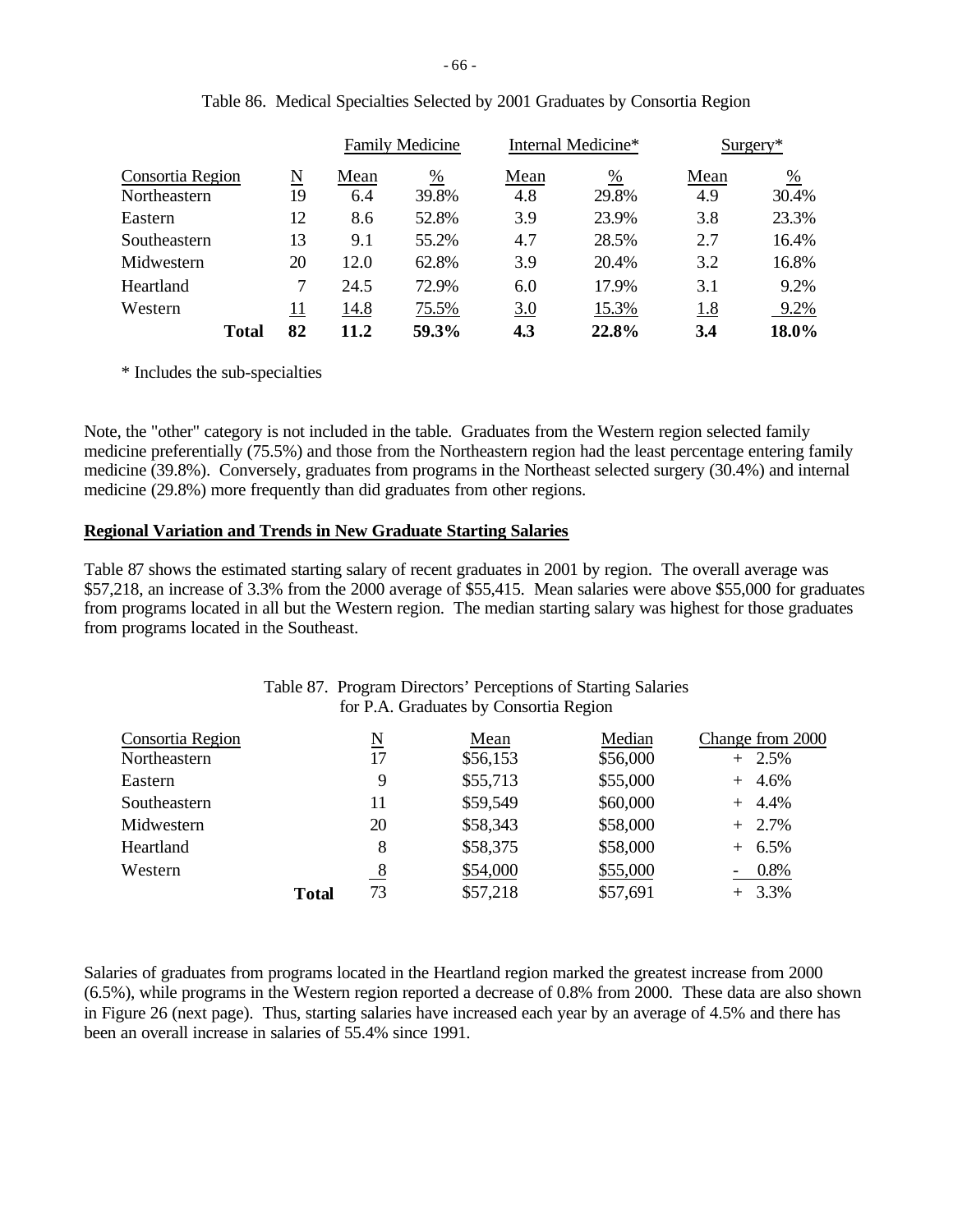Table 86. Medical Specialties Selected by 2001 Graduates by Consortia Region

| | | Family Medicine | | Internal Medicine* | | Surgery* | |
|---|---|---|---|---|---|---|---|
| Consortia Region | N | Mean | % | Mean | % | Mean | % |
| Northeastern | 19 | 6.4 | 39.8% | 4.8 | 29.8% | 4.9 | 30.4% |
| Eastern | 12 | 8.6 | 52.8% | 3.9 | 23.9% | 3.8 | 23.3% |
| Southeastern | 13 | 9.1 | 55.2% | 4.7 | 28.5% | 2.7 | 16.4% |
| Midwestern | 20 | 12.0 | 62.8% | 3.9 | 20.4% | 3.2 | 16.8% |
| Heartland | 7 | 24.5 | 72.9% | 6.0 | 17.9% | 3.1 | 9.2% |
| Western | 11 | 14.8 | 75.5% | 3.0 | 15.3% | 1.8 | 9.2% |
| **Total** | **82** | **11.2** | **59.3%** | **4.3** | **22.8%** | **3.4** | **18.0%** |

\* Includes the sub-specialties

Note, the "other" category is not included in the table. Graduates from the Western region selected family medicine preferentially (75.5%) and those from the Northeastern region had the least percentage entering family medicine (39.8%). Conversely, graduates from programs in the Northeast selected surgery (30.4%) and internal medicine (29.8%) more frequently than did graduates from other regions.

## Regional Variation and Trends in New Graduate Starting Salaries

Table 87 shows the estimated starting salary of recent graduates in 2001 by region. The overall average was $57,218, an increase of 3.3% from the 2000 average of $55,415. Mean salaries were above $55,000 for graduates from programs located in all but the Western region. The median starting salary was highest for those graduates from programs located in the Southeast.

Table 87. Program Directors' Perceptions of Starting Salaries for P.A. Graduates by Consortia Region

| Consortia Region | N | Mean | Median | Change from 2000 |
|---|---|---|---|---|
| Northeastern | 17 | $56,153 | $56,000 | + 2.5% |
| Eastern | 9 | $55,713 | $55,000 | + 4.6% |
| Southeastern | 11 | $59,549 | $60,000 | + 4.4% |
| Midwestern | 20 | $58,343 | $58,000 | + 2.7% |
| Heartland | 8 | $58,375 | $58,000 | + 6.5% |
| Western | 8 | $54,000 | $55,000 | - 0.8% |
| **Total** | 73 | $57,218 | $57,691 | + 3.3% |

Salaries of graduates from programs located in the Heartland region marked the greatest increase from 2000 (6.5%), while programs in the Western region reported a decrease of 0.8% from 2000. These data are also shown in Figure 26 (next page). Thus, starting salaries have increased each year by an average of 4.5% and there has been an overall increase in salaries of 55.4% since 1991.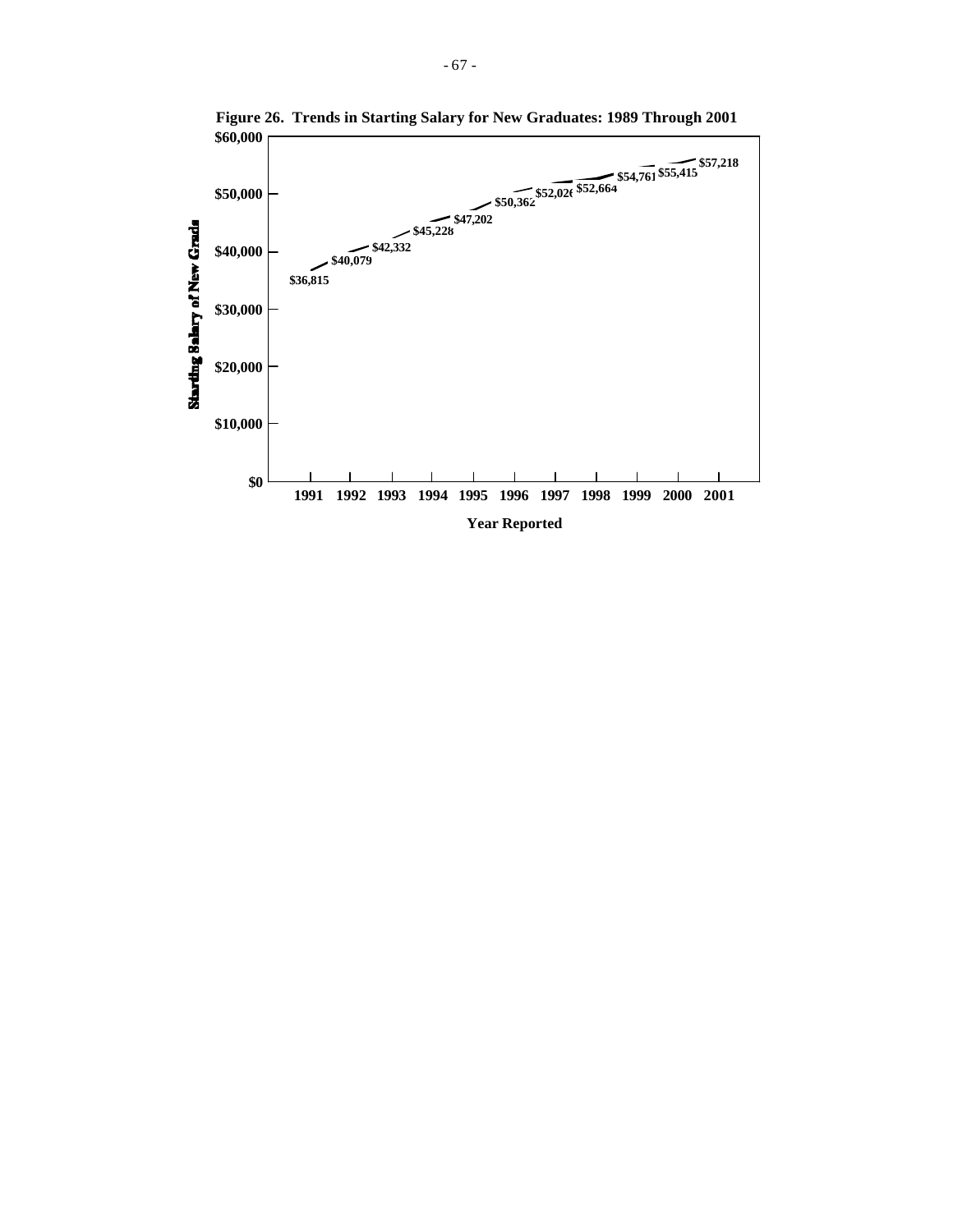**Figure 26. Trends in Starting Salary for New Graduates: 1989 Through 2001**

| Year Reported | Starting Salary of New Grads |
|---|---|
| 1991 | $36,815 |
| 1992 | $40,079 |
| 1993 | $42,332 |
| 1994 | $45,228 |
| 1995 | $47,202 |
| 1996 | $50,362 |
| 1997 | $52,026 |
| 1998 | $52,664 |
| 1999 | $54,761 |
| 2000 | $55,415 |
| 2001 | $57,218 |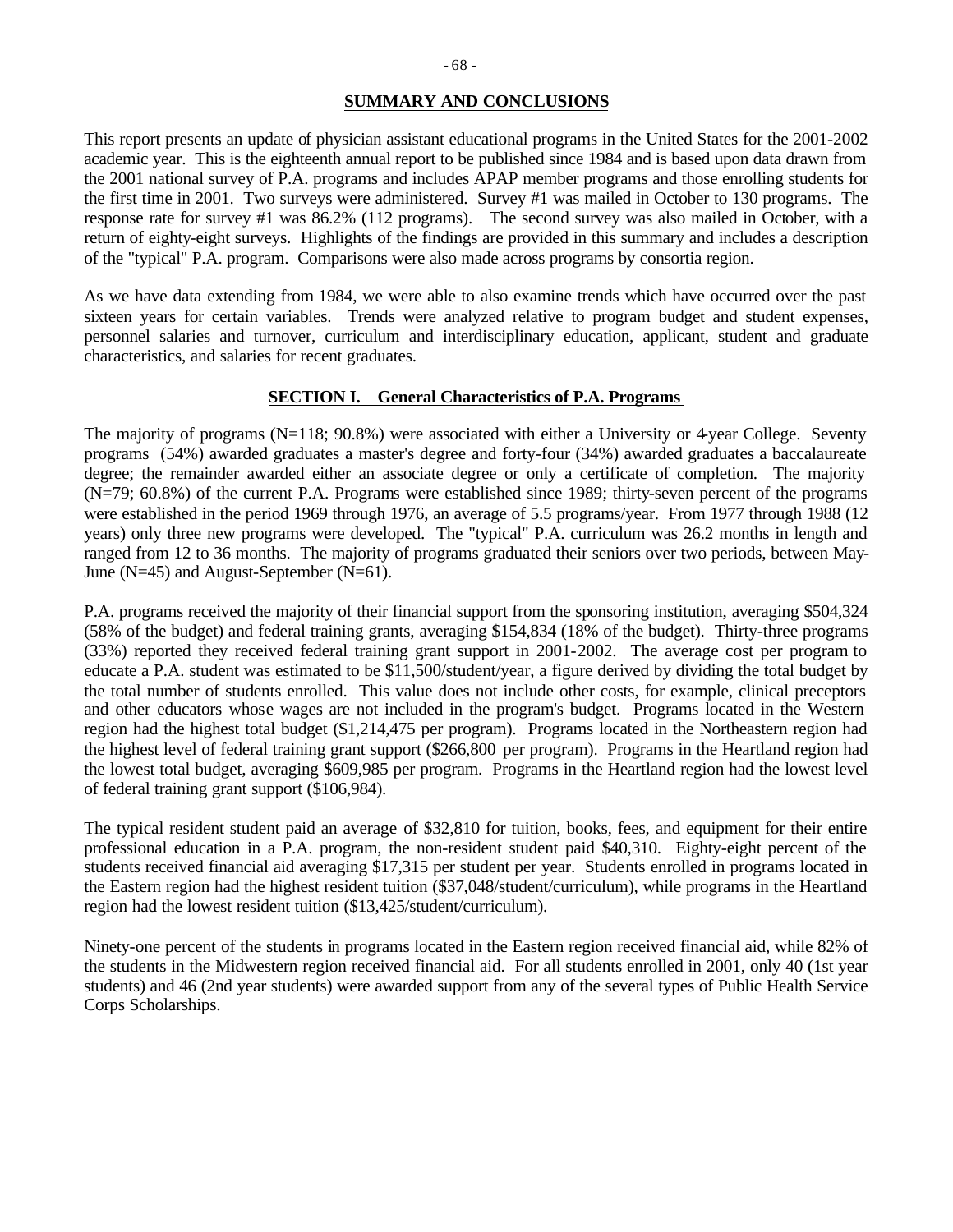## SUMMARY AND CONCLUSIONS

This report presents an update of physician assistant educational programs in the United States for the 2001-2002 academic year. This is the eighteenth annual report to be published since 1984 and is based upon data drawn from the 2001 national survey of P.A. programs and includes APAP member programs and those enrolling students for the first time in 2001. Two surveys were administered. Survey #1 was mailed in October to 130 programs. The response rate for survey #1 was 86.2% (112 programs). The second survey was also mailed in October, with a return of eighty-eight surveys. Highlights of the findings are provided in this summary and includes a description of the "typical" P.A. program. Comparisons were also made across programs by consortia region.

As we have data extending from 1984, we were able to also examine trends which have occurred over the past sixteen years for certain variables. Trends were analyzed relative to program budget and student expenses, personnel salaries and turnover, curriculum and interdisciplinary education, applicant, student and graduate characteristics, and salaries for recent graduates.

### SECTION I. General Characteristics of P.A. Programs

The majority of programs (N=118; 90.8%) were associated with either a University or 4-year College. Seventy programs (54%) awarded graduates a master's degree and forty-four (34%) awarded graduates a baccalaureate degree; the remainder awarded either an associate degree or only a certificate of completion. The majority (N=79; 60.8%) of the current P.A. Programs were established since 1989; thirty-seven percent of the programs were established in the period 1969 through 1976, an average of 5.5 programs/year. From 1977 through 1988 (12 years) only three new programs were developed. The "typical" P.A. curriculum was 26.2 months in length and ranged from 12 to 36 months. The majority of programs graduated their seniors over two periods, between May-June (N=45) and August-September (N=61).

P.A. programs received the majority of their financial support from the sponsoring institution, averaging $504,324 (58% of the budget) and federal training grants, averaging $154,834 (18% of the budget). Thirty-three programs (33%) reported they received federal training grant support in 2001-2002. The average cost per program to educate a P.A. student was estimated to be $11,500/student/year, a figure derived by dividing the total budget by the total number of students enrolled. This value does not include other costs, for example, clinical preceptors and other educators whose wages are not included in the program's budget. Programs located in the Western region had the highest total budget ($1,214,475 per program). Programs located in the Northeastern region had the highest level of federal training grant support ($266,800 per program). Programs in the Heartland region had the lowest total budget, averaging $609,985 per program. Programs in the Heartland region had the lowest level of federal training grant support ($106,984).

The typical resident student paid an average of $32,810 for tuition, books, fees, and equipment for their entire professional education in a P.A. program, the non-resident student paid $40,310. Eighty-eight percent of the students received financial aid averaging $17,315 per student per year. Students enrolled in programs located in the Eastern region had the highest resident tuition ($37,048/student/curriculum), while programs in the Heartland region had the lowest resident tuition ($13,425/student/curriculum).

Ninety-one percent of the students in programs located in the Eastern region received financial aid, while 82% of the students in the Midwestern region received financial aid. For all students enrolled in 2001, only 40 (1st year students) and 46 (2nd year students) were awarded support from any of the several types of Public Health Service Corps Scholarships.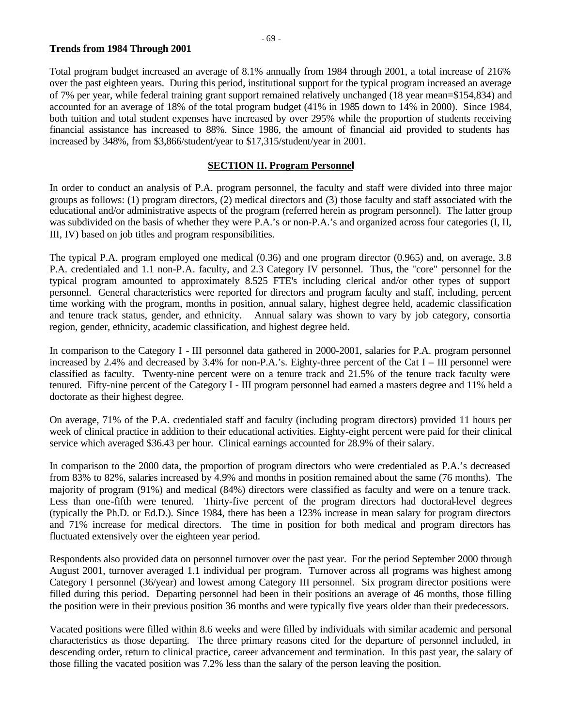**Trends from 1984 Through 2001**

Total program budget increased an average of 8.1% annually from 1984 through 2001, a total increase of 216% over the past eighteen years. During this period, institutional support for the typical program increased an average of 7% per year, while federal training grant support remained relatively unchanged (18 year mean=$154,834) and accounted for an average of 18% of the total program budget (41% in 1985 down to 14% in 2000). Since 1984, both tuition and total student expenses have increased by over 295% while the proportion of students receiving financial assistance has increased to 88%. Since 1986, the amount of financial aid provided to students has increased by 348%, from $3,866/student/year to $17,315/student/year in 2001.

## SECTION II. Program Personnel

In order to conduct an analysis of P.A. program personnel, the faculty and staff were divided into three major groups as follows: (1) program directors, (2) medical directors and (3) those faculty and staff associated with the educational and/or administrative aspects of the program (referred herein as program personnel). The latter group was subdivided on the basis of whether they were P.A.'s or non-P.A.'s and organized across four categories (I, II, III, IV) based on job titles and program responsibilities.

The typical P.A. program employed one medical (0.36) and one program director (0.965) and, on average, 3.8 P.A. credentialed and 1.1 non-P.A. faculty, and 2.3 Category IV personnel. Thus, the "core" personnel for the typical program amounted to approximately 8.525 FTE's including clerical and/or other types of support personnel. General characteristics were reported for directors and program faculty and staff, including, percent time working with the program, months in position, annual salary, highest degree held, academic classification and tenure track status, gender, and ethnicity. Annual salary was shown to vary by job category, consortia region, gender, ethnicity, academic classification, and highest degree held.

In comparison to the Category I - III personnel data gathered in 2000-2001, salaries for P.A. program personnel increased by 2.4% and decreased by 3.4% for non-P.A.'s. Eighty-three percent of the Cat I – III personnel were classified as faculty. Twenty-nine percent were on a tenure track and 21.5% of the tenure track faculty were tenured. Fifty-nine percent of the Category I - III program personnel had earned a masters degree and 11% held a doctorate as their highest degree.

On average, 71% of the P.A. credentialed staff and faculty (including program directors) provided 11 hours per week of clinical practice in addition to their educational activities. Eighty-eight percent were paid for their clinical service which averaged $36.43 per hour. Clinical earnings accounted for 28.9% of their salary.

In comparison to the 2000 data, the proportion of program directors who were credentialed as P.A.'s decreased from 83% to 82%, salaries increased by 4.9% and months in position remained about the same (76 months). The majority of program (91%) and medical (84%) directors were classified as faculty and were on a tenure track. Less than one-fifth were tenured. Thirty-five percent of the program directors had doctoral-level degrees (typically the Ph.D. or Ed.D.). Since 1984, there has been a 123% increase in mean salary for program directors and 71% increase for medical directors. The time in position for both medical and program directors has fluctuated extensively over the eighteen year period.

Respondents also provided data on personnel turnover over the past year. For the period September 2000 through August 2001, turnover averaged 1.1 individual per program. Turnover across all programs was highest among Category I personnel (36/year) and lowest among Category III personnel. Six program director positions were filled during this period. Departing personnel had been in their positions an average of 46 months, those filling the position were in their previous position 36 months and were typically five years older than their predecessors.

Vacated positions were filled within 8.6 weeks and were filled by individuals with similar academic and personal characteristics as those departing. The three primary reasons cited for the departure of personnel included, in descending order, return to clinical practice, career advancement and termination. In this past year, the salary of those filling the vacated position was 7.2% less than the salary of the person leaving the position.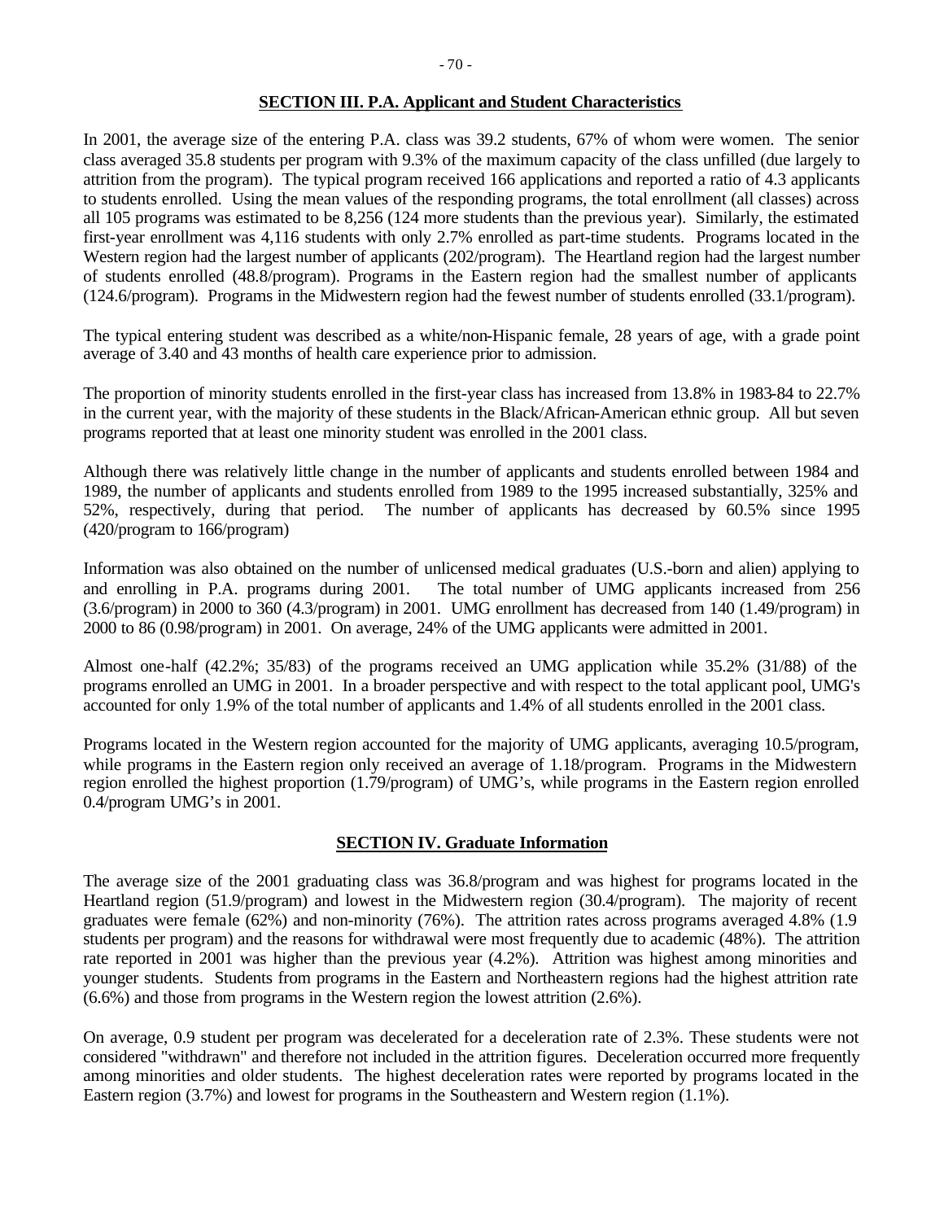## SECTION III. P.A. Applicant and Student Characteristics

In 2001, the average size of the entering P.A. class was 39.2 students, 67% of whom were women. The senior class averaged 35.8 students per program with 9.3% of the maximum capacity of the class unfilled (due largely to attrition from the program). The typical program received 166 applications and reported a ratio of 4.3 applicants to students enrolled. Using the mean values of the responding programs, the total enrollment (all classes) across all 105 programs was estimated to be 8,256 (124 more students than the previous year). Similarly, the estimated first-year enrollment was 4,116 students with only 2.7% enrolled as part-time students. Programs located in the Western region had the largest number of applicants (202/program). The Heartland region had the largest number of students enrolled (48.8/program). Programs in the Eastern region had the smallest number of applicants (124.6/program). Programs in the Midwestern region had the fewest number of students enrolled (33.1/program).

The typical entering student was described as a white/non-Hispanic female, 28 years of age, with a grade point average of 3.40 and 43 months of health care experience prior to admission.

The proportion of minority students enrolled in the first-year class has increased from 13.8% in 1983-84 to 22.7% in the current year, with the majority of these students in the Black/African-American ethnic group. All but seven programs reported that at least one minority student was enrolled in the 2001 class.

Although there was relatively little change in the number of applicants and students enrolled between 1984 and 1989, the number of applicants and students enrolled from 1989 to the 1995 increased substantially, 325% and 52%, respectively, during that period. The number of applicants has decreased by 60.5% since 1995 (420/program to 166/program)

Information was also obtained on the number of unlicensed medical graduates (U.S.-born and alien) applying to and enrolling in P.A. programs during 2001. The total number of UMG applicants increased from 256 (3.6/program) in 2000 to 360 (4.3/program) in 2001. UMG enrollment has decreased from 140 (1.49/program) in 2000 to 86 (0.98/program) in 2001. On average, 24% of the UMG applicants were admitted in 2001.

Almost one-half (42.2%; 35/83) of the programs received an UMG application while 35.2% (31/88) of the programs enrolled an UMG in 2001. In a broader perspective and with respect to the total applicant pool, UMG's accounted for only 1.9% of the total number of applicants and 1.4% of all students enrolled in the 2001 class.

Programs located in the Western region accounted for the majority of UMG applicants, averaging 10.5/program, while programs in the Eastern region only received an average of 1.18/program. Programs in the Midwestern region enrolled the highest proportion (1.79/program) of UMG's, while programs in the Eastern region enrolled 0.4/program UMG's in 2001.

## SECTION IV. Graduate Information

The average size of the 2001 graduating class was 36.8/program and was highest for programs located in the Heartland region (51.9/program) and lowest in the Midwestern region (30.4/program). The majority of recent graduates were female (62%) and non-minority (76%). The attrition rates across programs averaged 4.8% (1.9 students per program) and the reasons for withdrawal were most frequently due to academic (48%). The attrition rate reported in 2001 was higher than the previous year (4.2%). Attrition was highest among minorities and younger students. Students from programs in the Eastern and Northeastern regions had the highest attrition rate (6.6%) and those from programs in the Western region the lowest attrition (2.6%).

On average, 0.9 student per program was decelerated for a deceleration rate of 2.3%. These students were not considered "withdrawn" and therefore not included in the attrition figures. Deceleration occurred more frequently among minorities and older students. The highest deceleration rates were reported by programs located in the Eastern region (3.7%) and lowest for programs in the Southeastern and Western region (1.1%).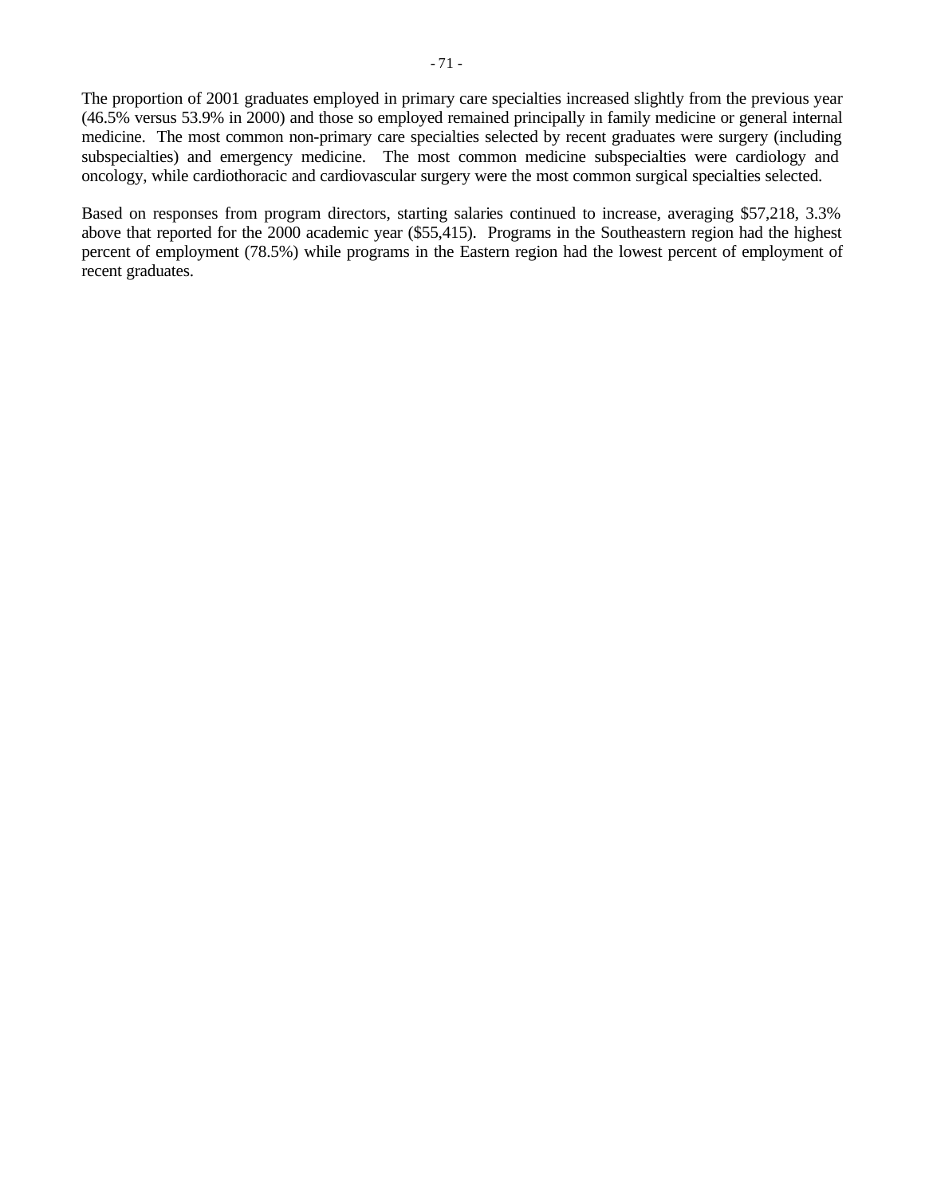The proportion of 2001 graduates employed in primary care specialties increased slightly from the previous year (46.5% versus 53.9% in 2000) and those so employed remained principally in family medicine or general internal medicine. The most common non-primary care specialties selected by recent graduates were surgery (including subspecialties) and emergency medicine. The most common medicine subspecialties were cardiology and oncology, while cardiothoracic and cardiovascular surgery were the most common surgical specialties selected.

Based on responses from program directors, starting salaries continued to increase, averaging $57,218, 3.3% above that reported for the 2000 academic year ($55,415). Programs in the Southeastern region had the highest percent of employment (78.5%) while programs in the Eastern region had the lowest percent of employment of recent graduates.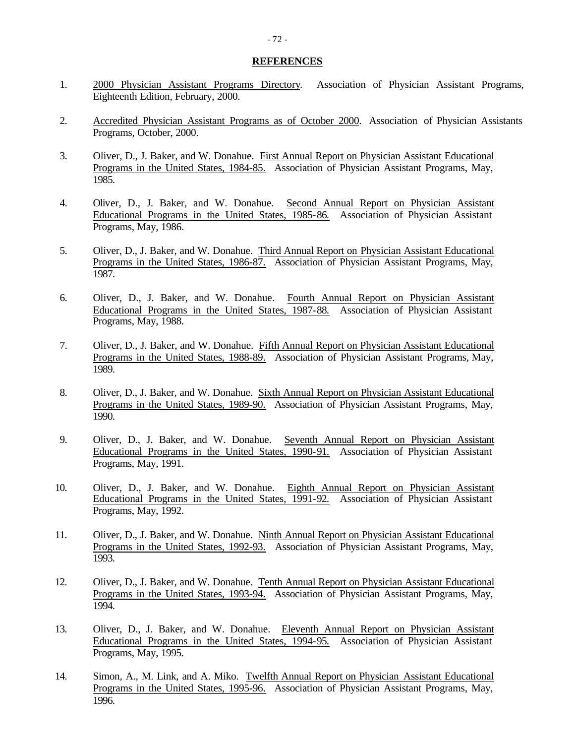## REFERENCES

1. 2000 Physician Assistant Programs Directory. Association of Physician Assistant Programs, Eighteenth Edition, February, 2000.

2. Accredited Physician Assistant Programs as of October 2000. Association of Physician Assistants Programs, October, 2000.

3. Oliver, D., J. Baker, and W. Donahue. First Annual Report on Physician Assistant Educational Programs in the United States, 1984-85. Association of Physician Assistant Programs, May, 1985.

4. Oliver, D., J. Baker, and W. Donahue. Second Annual Report on Physician Assistant Educational Programs in the United States, 1985-86. Association of Physician Assistant Programs, May, 1986.

5. Oliver, D., J. Baker, and W. Donahue. Third Annual Report on Physician Assistant Educational Programs in the United States, 1986-87. Association of Physician Assistant Programs, May, 1987.

6. Oliver, D., J. Baker, and W. Donahue. Fourth Annual Report on Physician Assistant Educational Programs in the United States, 1987-88. Association of Physician Assistant Programs, May, 1988.

7. Oliver, D., J. Baker, and W. Donahue. Fifth Annual Report on Physician Assistant Educational Programs in the United States, 1988-89. Association of Physician Assistant Programs, May, 1989.

8. Oliver, D., J. Baker, and W. Donahue. Sixth Annual Report on Physician Assistant Educational Programs in the United States, 1989-90. Association of Physician Assistant Programs, May, 1990.

9. Oliver, D., J. Baker, and W. Donahue. Seventh Annual Report on Physician Assistant Educational Programs in the United States, 1990-91. Association of Physician Assistant Programs, May, 1991.

10. Oliver, D., J. Baker, and W. Donahue. Eighth Annual Report on Physician Assistant Educational Programs in the United States, 1991-92. Association of Physician Assistant Programs, May, 1992.

11. Oliver, D., J. Baker, and W. Donahue. Ninth Annual Report on Physician Assistant Educational Programs in the United States, 1992-93. Association of Physician Assistant Programs, May, 1993.

12. Oliver, D., J. Baker, and W. Donahue. Tenth Annual Report on Physician Assistant Educational Programs in the United States, 1993-94. Association of Physician Assistant Programs, May, 1994.

13. Oliver, D., J. Baker, and W. Donahue. Eleventh Annual Report on Physician Assistant Educational Programs in the United States, 1994-95. Association of Physician Assistant Programs, May, 1995.

14. Simon, A., M. Link, and A. Miko. Twelfth Annual Report on Physician Assistant Educational Programs in the United States, 1995-96. Association of Physician Assistant Programs, May, 1996.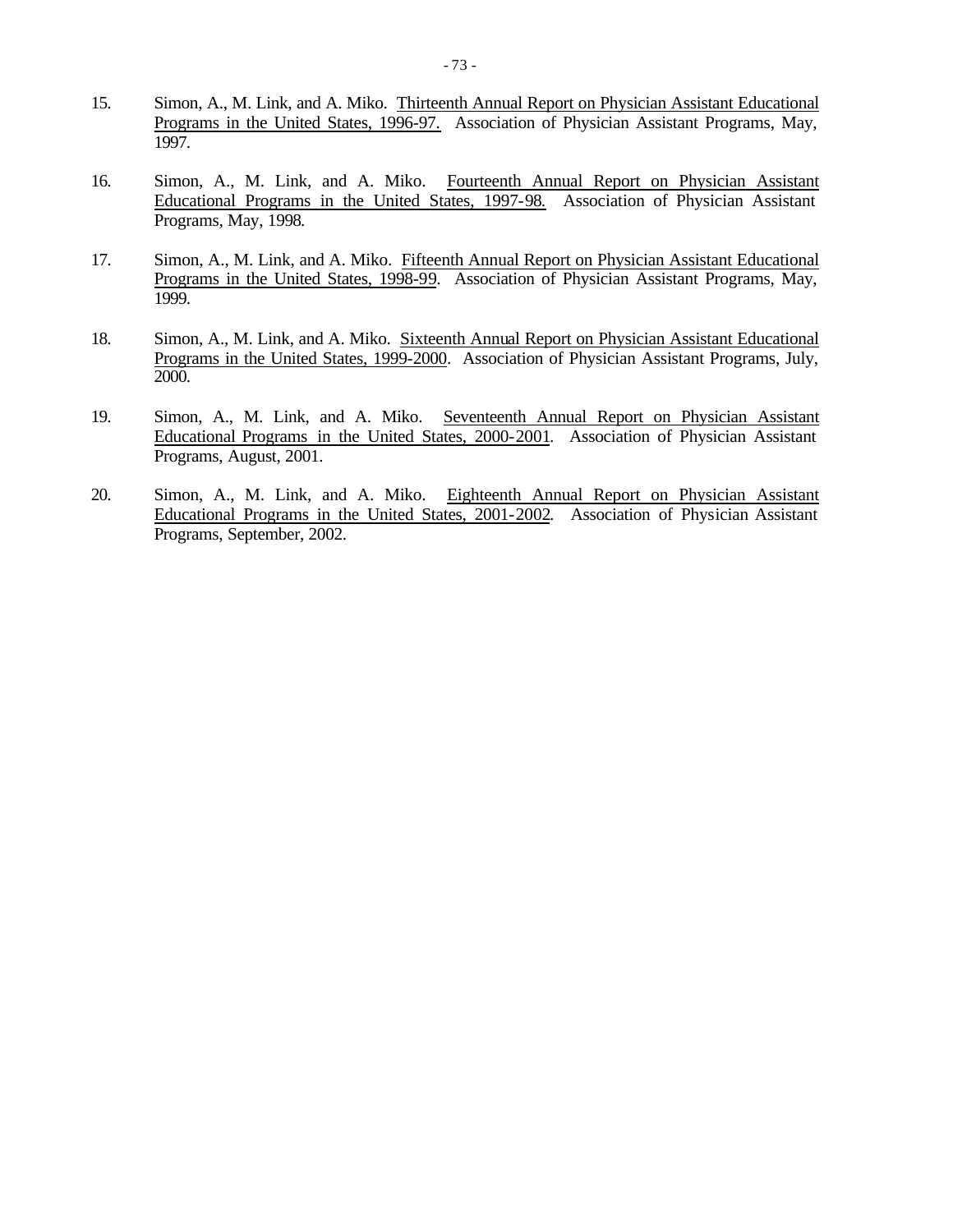15. Simon, A., M. Link, and A. Miko. Thirteenth Annual Report on Physician Assistant Educational Programs in the United States, 1996-97. Association of Physician Assistant Programs, May, 1997.

16. Simon, A., M. Link, and A. Miko. Fourteenth Annual Report on Physician Assistant Educational Programs in the United States, 1997-98. Association of Physician Assistant Programs, May, 1998.

17. Simon, A., M. Link, and A. Miko. Fifteenth Annual Report on Physician Assistant Educational Programs in the United States, 1998-99. Association of Physician Assistant Programs, May, 1999.

18. Simon, A., M. Link, and A. Miko. Sixteenth Annual Report on Physician Assistant Educational Programs in the United States, 1999-2000. Association of Physician Assistant Programs, July, 2000.

19. Simon, A., M. Link, and A. Miko. Seventeenth Annual Report on Physician Assistant Educational Programs in the United States, 2000-2001. Association of Physician Assistant Programs, August, 2001.

20. Simon, A., M. Link, and A. Miko. Eighteenth Annual Report on Physician Assistant Educational Programs in the United States, 2001-2002. Association of Physician Assistant Programs, September, 2002.